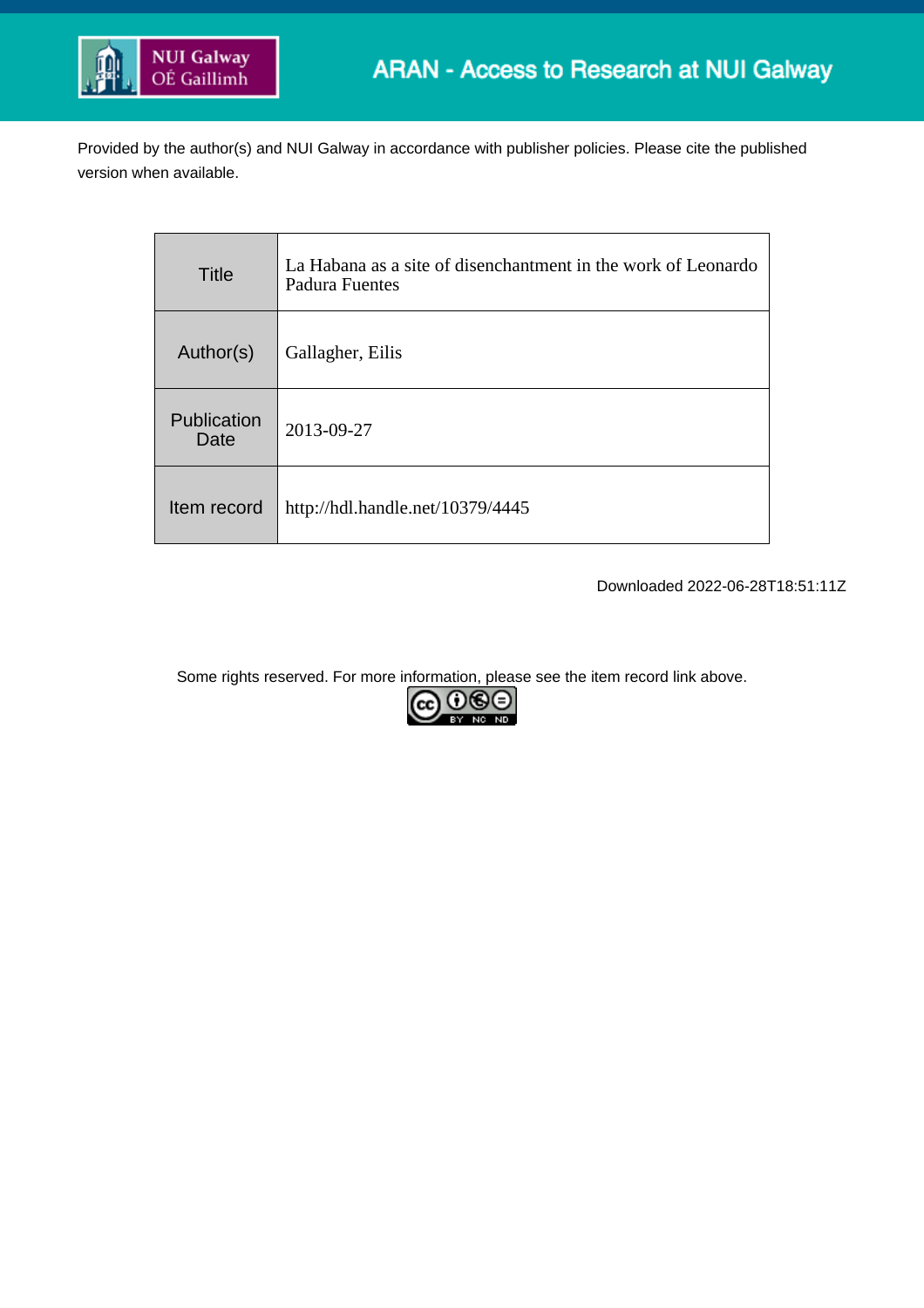ARAN - Access to Research at NUI Galway

Provided by the author(s) and NUI Galway in accordance with publisher policies. Please cite the published version when available.

| | |
|---|---|
| Title | La Habana as a site of disenchantment in the work of Leonardo Padura Fuentes |
| Author(s) | Gallagher, Eilis |
| Publication Date | 2013-09-27 |
| Item record | http://hdl.handle.net/10379/4445 |

Downloaded 2022-06-28T18:51:11Z

Some rights reserved. For more information, please see the item record link above.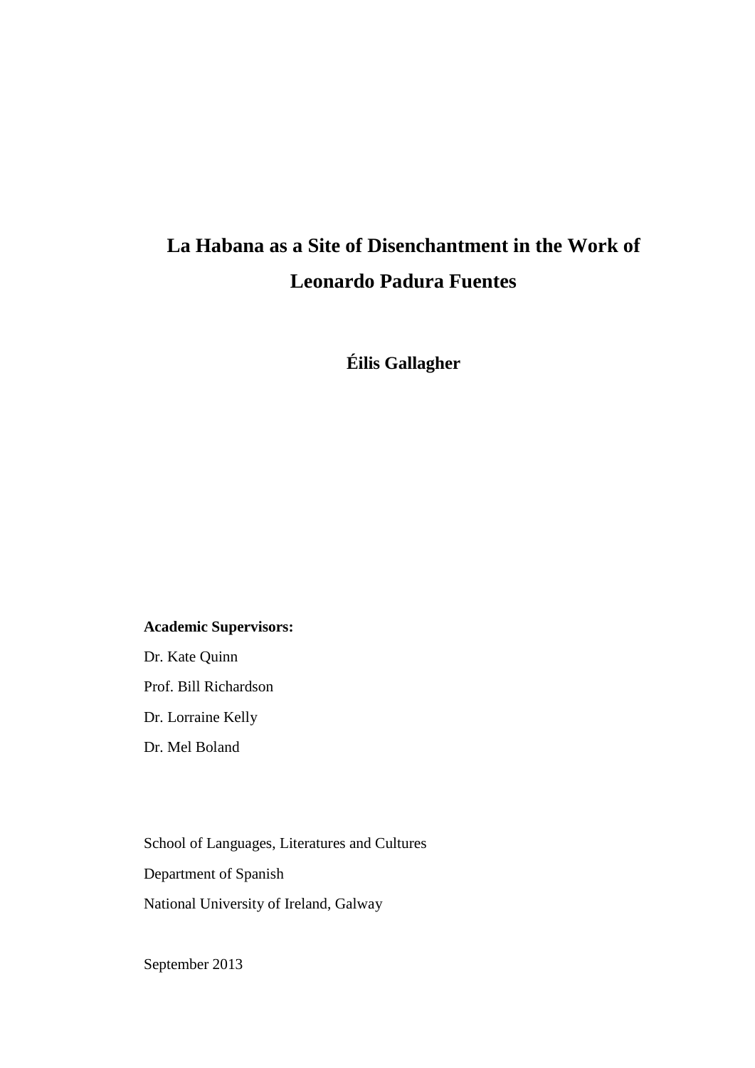# La Habana as a Site of Disenchantment in the Work of Leonardo Padura Fuentes

**Éilis Gallagher**

**Academic Supervisors:**

Dr. Kate Quinn

Prof. Bill Richardson

Dr. Lorraine Kelly

Dr. Mel Boland

School of Languages, Literatures and Cultures

Department of Spanish

National University of Ireland, Galway

September 2013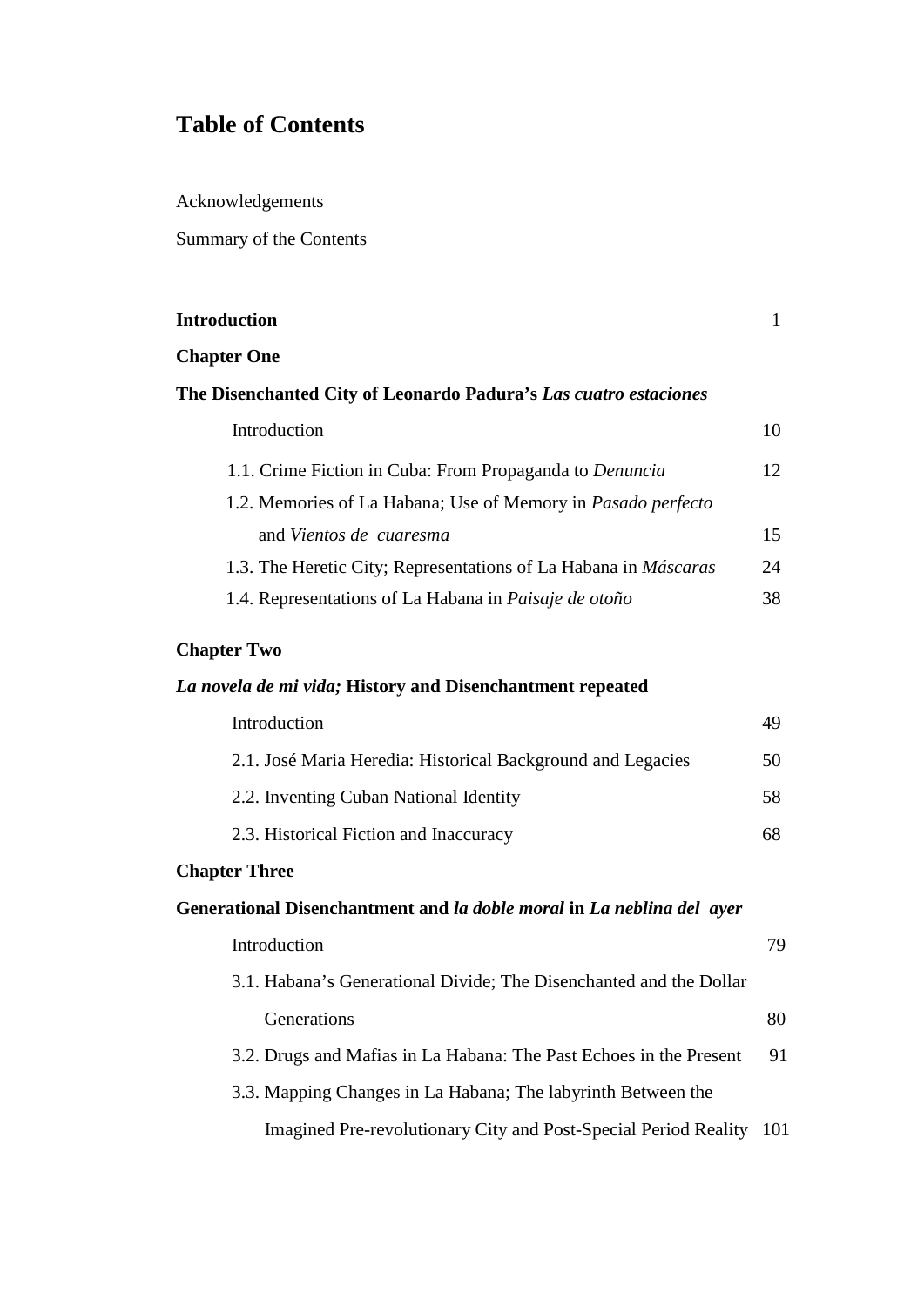# Table of Contents

Acknowledgements

Summary of the Contents

**Introduction** 1

**Chapter One**

**The Disenchanted City of Leonardo Padura's *Las cuatro estaciones***

Introduction 10

1.1. Crime Fiction in Cuba: From Propaganda to *Denuncia* 12

1.2. Memories of La Habana; Use of Memory in *Pasado perfecto* and *Vientos de cuaresma* 15

1.3. The Heretic City; Representations of La Habana in *Máscaras* 24

1.4. Representations of La Habana in *Paisaje de otoño* 38

**Chapter Two**

***La novela de mi vida;* History and Disenchantment repeated**

Introduction 49

2.1. José Maria Heredia: Historical Background and Legacies 50

2.2. Inventing Cuban National Identity 58

2.3. Historical Fiction and Inaccuracy 68

**Chapter Three**

**Generational Disenchantment and *la doble moral* in *La neblina del ayer***

Introduction 79

3.1. Habana's Generational Divide; The Disenchanted and the Dollar Generations 80

3.2. Drugs and Mafias in La Habana: The Past Echoes in the Present 91

3.3. Mapping Changes in La Habana; The labyrinth Between the Imagined Pre-revolutionary City and Post-Special Period Reality 101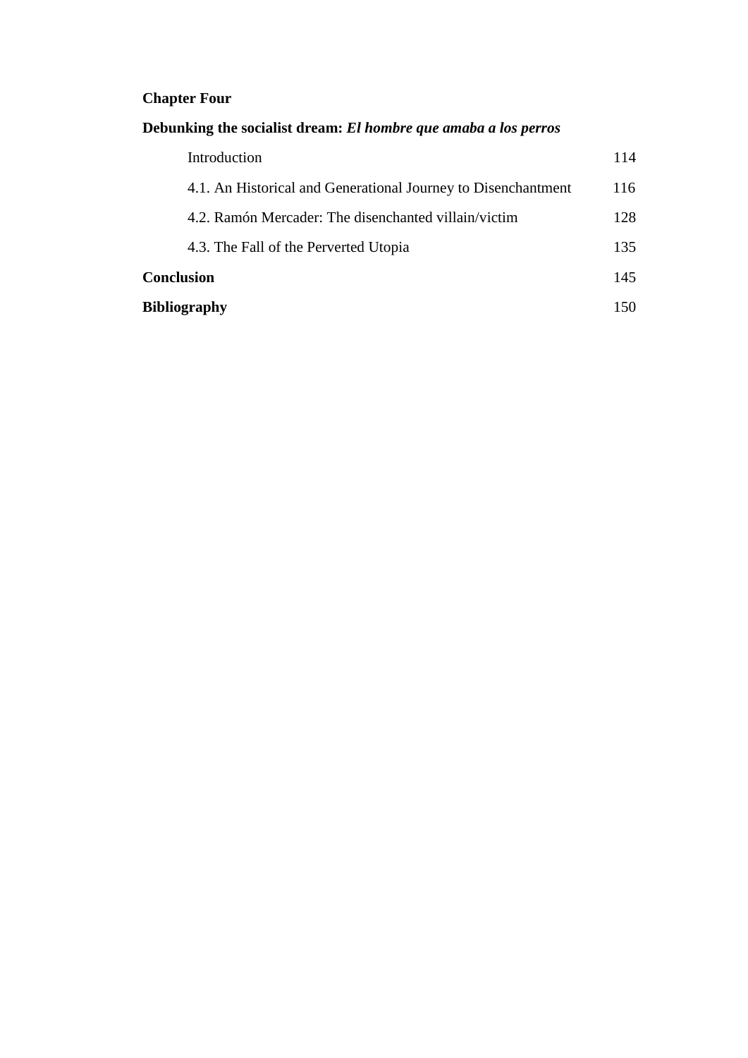**Chapter Four**

**Debunking the socialist dream: *El hombre que amaba a los perros***

| | |
|---|---|
| Introduction | 114 |
| 4.1. An Historical and Generational Journey to Disenchantment | 116 |
| 4.2. Ramón Mercader: The disenchanted villain/victim | 128 |
| 4.3. The Fall of the Perverted Utopia | 135 |
| **Conclusion** | 145 |
| **Bibliography** | 150 |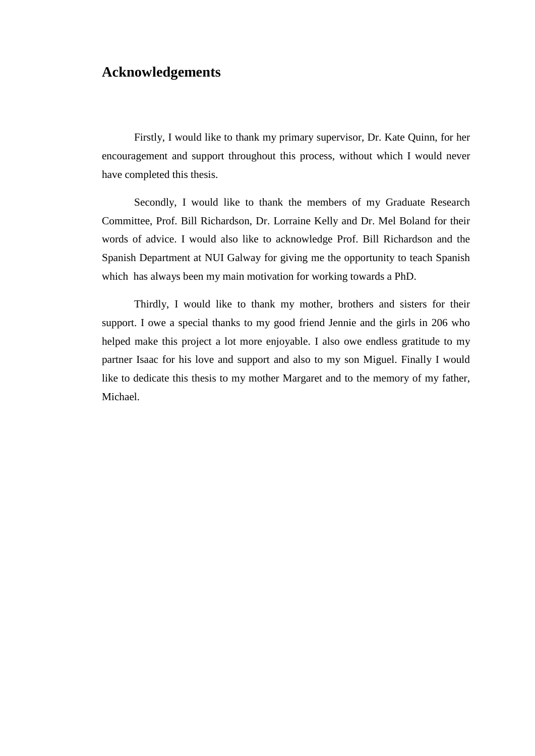# Acknowledgements

Firstly, I would like to thank my primary supervisor, Dr. Kate Quinn, for her encouragement and support throughout this process, without which I would never have completed this thesis.

Secondly, I would like to thank the members of my Graduate Research Committee, Prof. Bill Richardson, Dr. Lorraine Kelly and Dr. Mel Boland for their words of advice. I would also like to acknowledge Prof. Bill Richardson and the Spanish Department at NUI Galway for giving me the opportunity to teach Spanish which has always been my main motivation for working towards a PhD.

Thirdly, I would like to thank my mother, brothers and sisters for their support. I owe a special thanks to my good friend Jennie and the girls in 206 who helped make this project a lot more enjoyable. I also owe endless gratitude to my partner Isaac for his love and support and also to my son Miguel. Finally I would like to dedicate this thesis to my mother Margaret and to the memory of my father, Michael.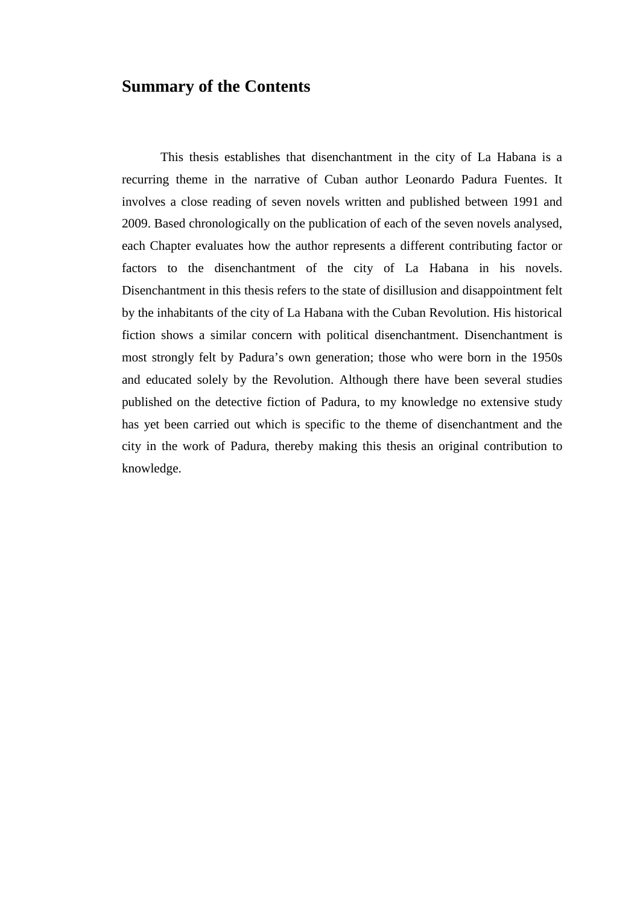# Summary of the Contents

This thesis establishes that disenchantment in the city of La Habana is a recurring theme in the narrative of Cuban author Leonardo Padura Fuentes. It involves a close reading of seven novels written and published between 1991 and 2009. Based chronologically on the publication of each of the seven novels analysed, each Chapter evaluates how the author represents a different contributing factor or factors to the disenchantment of the city of La Habana in his novels. Disenchantment in this thesis refers to the state of disillusion and disappointment felt by the inhabitants of the city of La Habana with the Cuban Revolution. His historical fiction shows a similar concern with political disenchantment. Disenchantment is most strongly felt by Padura's own generation; those who were born in the 1950s and educated solely by the Revolution. Although there have been several studies published on the detective fiction of Padura, to my knowledge no extensive study has yet been carried out which is specific to the theme of disenchantment and the city in the work of Padura, thereby making this thesis an original contribution to knowledge.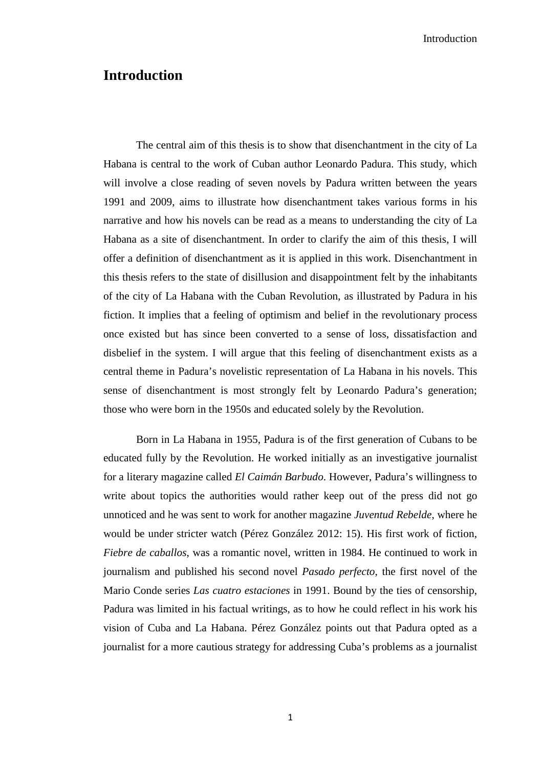# Introduction

The central aim of this thesis is to show that disenchantment in the city of La Habana is central to the work of Cuban author Leonardo Padura. This study, which will involve a close reading of seven novels by Padura written between the years 1991 and 2009, aims to illustrate how disenchantment takes various forms in his narrative and how his novels can be read as a means to understanding the city of La Habana as a site of disenchantment. In order to clarify the aim of this thesis, I will offer a definition of disenchantment as it is applied in this work. Disenchantment in this thesis refers to the state of disillusion and disappointment felt by the inhabitants of the city of La Habana with the Cuban Revolution, as illustrated by Padura in his fiction. It implies that a feeling of optimism and belief in the revolutionary process once existed but has since been converted to a sense of loss, dissatisfaction and disbelief in the system. I will argue that this feeling of disenchantment exists as a central theme in Padura's novelistic representation of La Habana in his novels. This sense of disenchantment is most strongly felt by Leonardo Padura's generation; those who were born in the 1950s and educated solely by the Revolution.

Born in La Habana in 1955, Padura is of the first generation of Cubans to be educated fully by the Revolution. He worked initially as an investigative journalist for a literary magazine called *El Caimán Barbudo*. However, Padura's willingness to write about topics the authorities would rather keep out of the press did not go unnoticed and he was sent to work for another magazine *Juventud Rebelde*, where he would be under stricter watch (Pérez González 2012: 15). His first work of fiction, *Fiebre de caballos*, was a romantic novel, written in 1984. He continued to work in journalism and published his second novel *Pasado perfecto*, the first novel of the Mario Conde series *Las cuatro estaciones* in 1991. Bound by the ties of censorship, Padura was limited in his factual writings, as to how he could reflect in his work his vision of Cuba and La Habana. Pérez González points out that Padura opted as a journalist for a more cautious strategy for addressing Cuba's problems as a journalist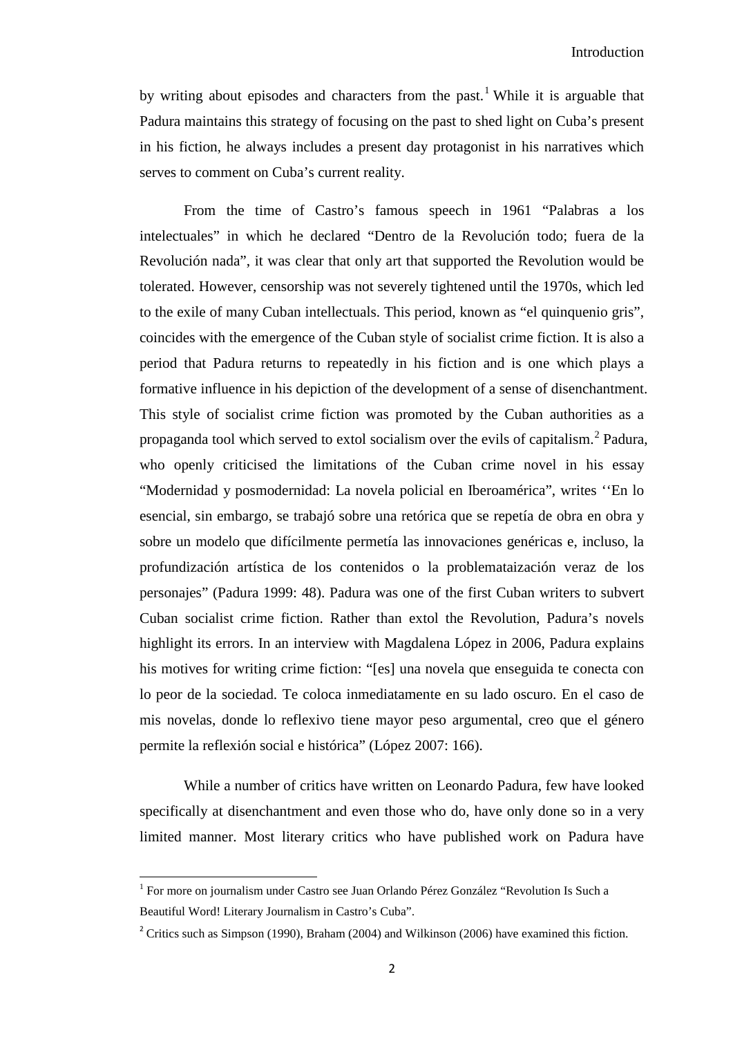by writing about episodes and characters from the past.[1] While it is arguable that Padura maintains this strategy of focusing on the past to shed light on Cuba's present in his fiction, he always includes a present day protagonist in his narratives which serves to comment on Cuba's current reality.

From the time of Castro's famous speech in 1961 "Palabras a los intelectuales" in which he declared "Dentro de la Revolución todo; fuera de la Revolución nada", it was clear that only art that supported the Revolution would be tolerated. However, censorship was not severely tightened until the 1970s, which led to the exile of many Cuban intellectuals. This period, known as "el quinquenio gris", coincides with the emergence of the Cuban style of socialist crime fiction. It is also a period that Padura returns to repeatedly in his fiction and is one which plays a formative influence in his depiction of the development of a sense of disenchantment. This style of socialist crime fiction was promoted by the Cuban authorities as a propaganda tool which served to extol socialism over the evils of capitalism.[2] Padura, who openly criticised the limitations of the Cuban crime novel in his essay "Modernidad y posmodernidad: La novela policial en Iberoamérica", writes ''En lo esencial, sin embargo, se trabajó sobre una retórica que se repetía de obra en obra y sobre un modelo que difícilmente permetía las innovaciones genéricas e, incluso, la profundización artística de los contenidos o la problemataización veraz de los personajes" (Padura 1999: 48). Padura was one of the first Cuban writers to subvert Cuban socialist crime fiction. Rather than extol the Revolution, Padura's novels highlight its errors. In an interview with Magdalena López in 2006, Padura explains his motives for writing crime fiction: "[es] una novela que enseguida te conecta con lo peor de la sociedad. Te coloca inmediatamente en su lado oscuro. En el caso de mis novelas, donde lo reflexivo tiene mayor peso argumental, creo que el género permite la reflexión social e histórica" (López 2007: 166).

While a number of critics have written on Leonardo Padura, few have looked specifically at disenchantment and even those who do, have only done so in a very limited manner. Most literary critics who have published work on Padura have

---

[1] For more on journalism under Castro see Juan Orlando Pérez González "Revolution Is Such a Beautiful Word! Literary Journalism in Castro's Cuba".

[2] Critics such as Simpson (1990), Braham (2004) and Wilkinson (2006) have examined this fiction.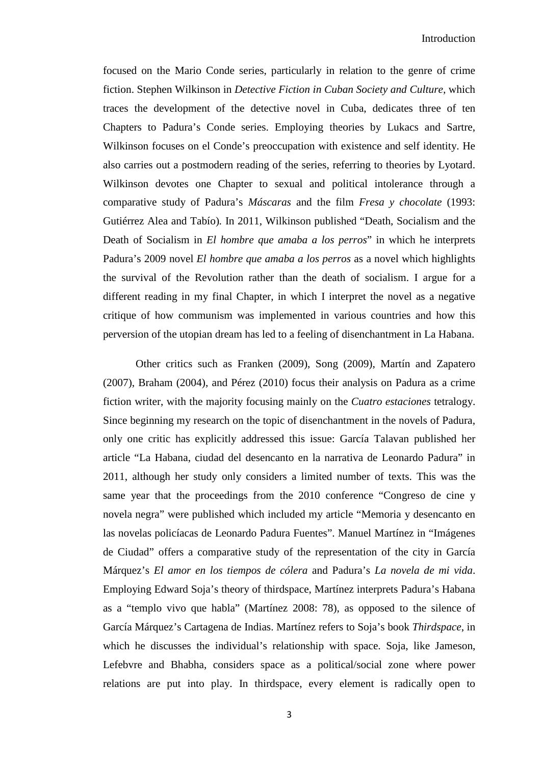focused on the Mario Conde series, particularly in relation to the genre of crime fiction. Stephen Wilkinson in *Detective Fiction in Cuban Society and Culture*, which traces the development of the detective novel in Cuba, dedicates three of ten Chapters to Padura's Conde series. Employing theories by Lukacs and Sartre, Wilkinson focuses on el Conde's preoccupation with existence and self identity. He also carries out a postmodern reading of the series, referring to theories by Lyotard. Wilkinson devotes one Chapter to sexual and political intolerance through a comparative study of Padura's *Máscaras* and the film *Fresa y chocolate* (1993: Gutiérrez Alea and Tabío). In 2011, Wilkinson published "Death, Socialism and the Death of Socialism in *El hombre que amaba a los perros*" in which he interprets Padura's 2009 novel *El hombre que amaba a los perros* as a novel which highlights the survival of the Revolution rather than the death of socialism. I argue for a different reading in my final Chapter, in which I interpret the novel as a negative critique of how communism was implemented in various countries and how this perversion of the utopian dream has led to a feeling of disenchantment in La Habana.

Other critics such as Franken (2009), Song (2009), Martín and Zapatero (2007), Braham (2004), and Pérez (2010) focus their analysis on Padura as a crime fiction writer, with the majority focusing mainly on the *Cuatro estaciones* tetralogy. Since beginning my research on the topic of disenchantment in the novels of Padura, only one critic has explicitly addressed this issue: García Talavan published her article "La Habana, ciudad del desencanto en la narrativa de Leonardo Padura" in 2011, although her study only considers a limited number of texts. This was the same year that the proceedings from the 2010 conference "Congreso de cine y novela negra" were published which included my article "Memoria y desencanto en las novelas policíacas de Leonardo Padura Fuentes". Manuel Martínez in "Imágenes de Ciudad" offers a comparative study of the representation of the city in García Márquez's *El amor en los tiempos de cólera* and Padura's *La novela de mi vida*. Employing Edward Soja's theory of thirdspace, Martínez interprets Padura's Habana as a "templo vivo que habla" (Martínez 2008: 78), as opposed to the silence of García Márquez's Cartagena de Indias. Martínez refers to Soja's book *Thirdspace*, in which he discusses the individual's relationship with space. Soja, like Jameson, Lefebvre and Bhabha, considers space as a political/social zone where power relations are put into play. In thirdspace, every element is radically open to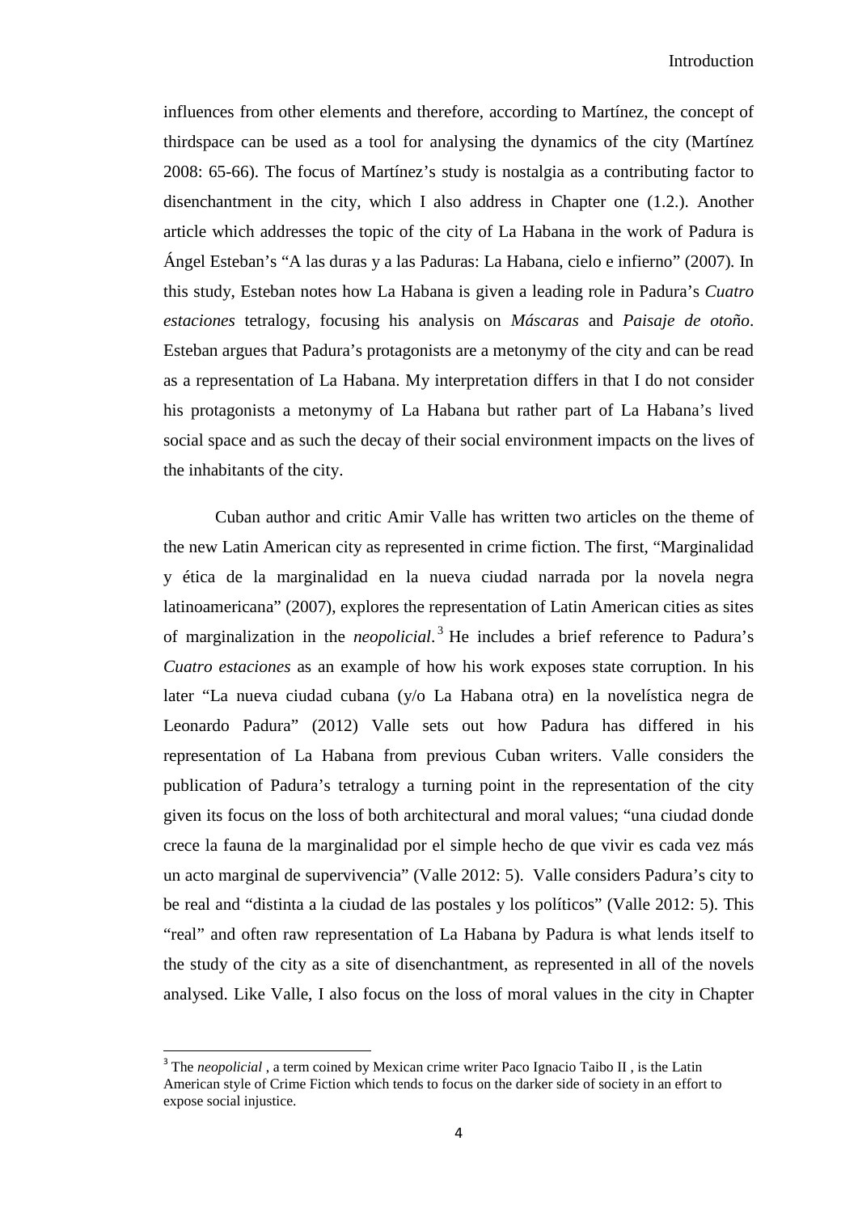influences from other elements and therefore, according to Martínez, the concept of thirdspace can be used as a tool for analysing the dynamics of the city (Martínez 2008: 65-66). The focus of Martínez's study is nostalgia as a contributing factor to disenchantment in the city, which I also address in Chapter one (1.2.). Another article which addresses the topic of the city of La Habana in the work of Padura is Ángel Esteban's "A las duras y a las Paduras: La Habana, cielo e infierno" (2007). In this study, Esteban notes how La Habana is given a leading role in Padura's *Cuatro estaciones* tetralogy, focusing his analysis on *Máscaras* and *Paisaje de otoño*. Esteban argues that Padura's protagonists are a metonymy of the city and can be read as a representation of La Habana. My interpretation differs in that I do not consider his protagonists a metonymy of La Habana but rather part of La Habana's lived social space and as such the decay of their social environment impacts on the lives of the inhabitants of the city.

Cuban author and critic Amir Valle has written two articles on the theme of the new Latin American city as represented in crime fiction. The first, "Marginalidad y ética de la marginalidad en la nueva ciudad narrada por la novela negra latinoamericana" (2007), explores the representation of Latin American cities as sites of marginalization in the *neopolicial*.[3] He includes a brief reference to Padura's *Cuatro estaciones* as an example of how his work exposes state corruption. In his later "La nueva ciudad cubana (y/o La Habana otra) en la novelística negra de Leonardo Padura" (2012) Valle sets out how Padura has differed in his representation of La Habana from previous Cuban writers. Valle considers the publication of Padura's tetralogy a turning point in the representation of the city given its focus on the loss of both architectural and moral values; "una ciudad donde crece la fauna de la marginalidad por el simple hecho de que vivir es cada vez más un acto marginal de supervivencia" (Valle 2012: 5). Valle considers Padura's city to be real and "distinta a la ciudad de las postales y los políticos" (Valle 2012: 5). This "real" and often raw representation of La Habana by Padura is what lends itself to the study of the city as a site of disenchantment, as represented in all of the novels analysed. Like Valle, I also focus on the loss of moral values in the city in Chapter

[3] The *neopolicial* , a term coined by Mexican crime writer Paco Ignacio Taibo II , is the Latin American style of Crime Fiction which tends to focus on the darker side of society in an effort to expose social injustice.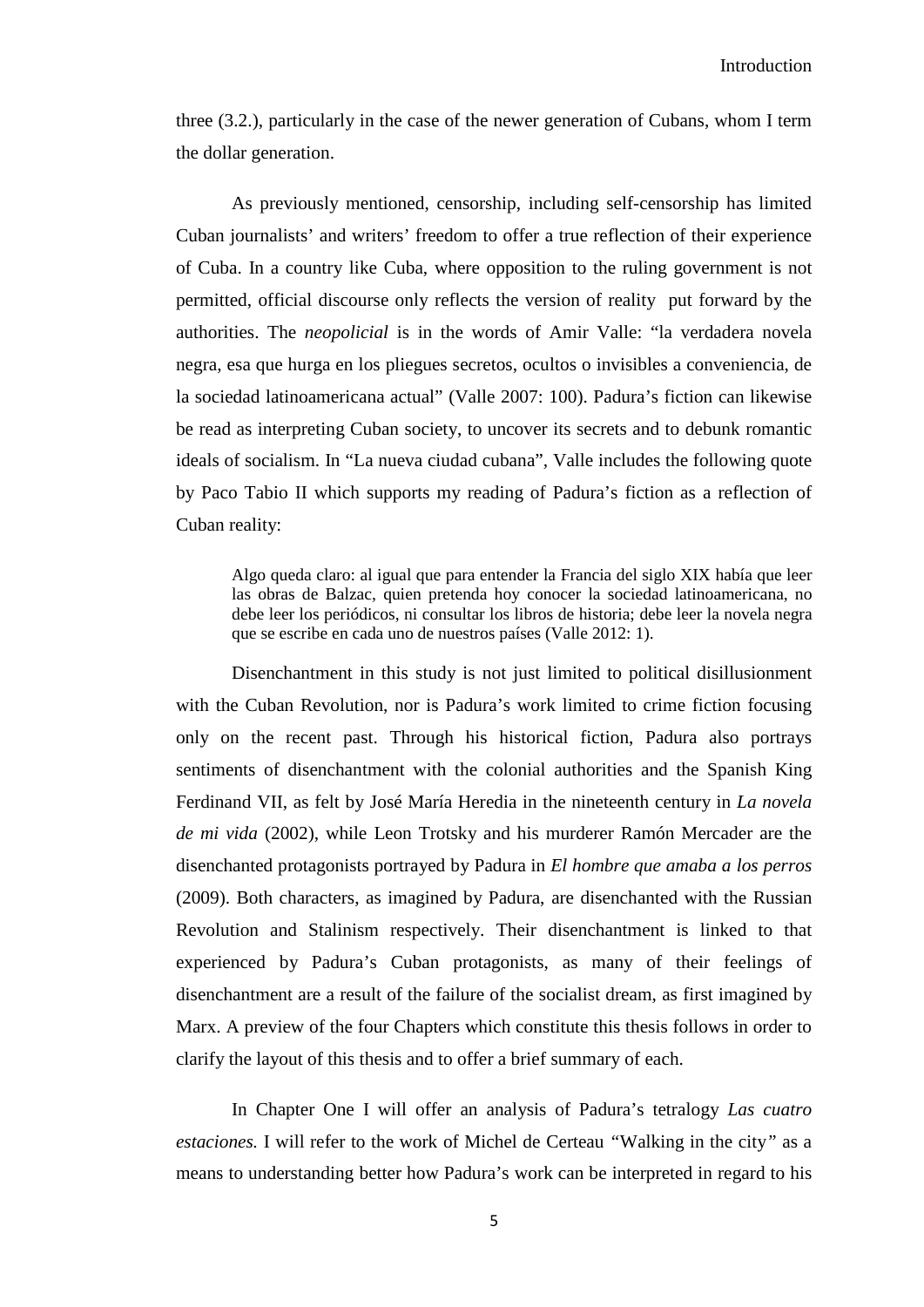three (3.2.), particularly in the case of the newer generation of Cubans, whom I term the dollar generation.

As previously mentioned, censorship, including self-censorship has limited Cuban journalists' and writers' freedom to offer a true reflection of their experience of Cuba. In a country like Cuba, where opposition to the ruling government is not permitted, official discourse only reflects the version of reality put forward by the authorities. The *neopolicial* is in the words of Amir Valle: "la verdadera novela negra, esa que hurga en los pliegues secretos, ocultos o invisibles a conveniencia, de la sociedad latinoamericana actual" (Valle 2007: 100). Padura's fiction can likewise be read as interpreting Cuban society, to uncover its secrets and to debunk romantic ideals of socialism. In "La nueva ciudad cubana", Valle includes the following quote by Paco Tabio II which supports my reading of Padura's fiction as a reflection of Cuban reality:

> Algo queda claro: al igual que para entender la Francia del siglo XIX había que leer las obras de Balzac, quien pretenda hoy conocer la sociedad latinoamericana, no debe leer los periódicos, ni consultar los libros de historia; debe leer la novela negra que se escribe en cada uno de nuestros países (Valle 2012: 1).

Disenchantment in this study is not just limited to political disillusionment with the Cuban Revolution, nor is Padura's work limited to crime fiction focusing only on the recent past. Through his historical fiction, Padura also portrays sentiments of disenchantment with the colonial authorities and the Spanish King Ferdinand VII, as felt by José María Heredia in the nineteenth century in *La novela de mi vida* (2002), while Leon Trotsky and his murderer Ramón Mercader are the disenchanted protagonists portrayed by Padura in *El hombre que amaba a los perros* (2009). Both characters, as imagined by Padura, are disenchanted with the Russian Revolution and Stalinism respectively. Their disenchantment is linked to that experienced by Padura's Cuban protagonists, as many of their feelings of disenchantment are a result of the failure of the socialist dream, as first imagined by Marx. A preview of the four Chapters which constitute this thesis follows in order to clarify the layout of this thesis and to offer a brief summary of each.

In Chapter One I will offer an analysis of Padura's tetralogy *Las cuatro estaciones.* I will refer to the work of Michel de Certeau "Walking in the city" as a means to understanding better how Padura's work can be interpreted in regard to his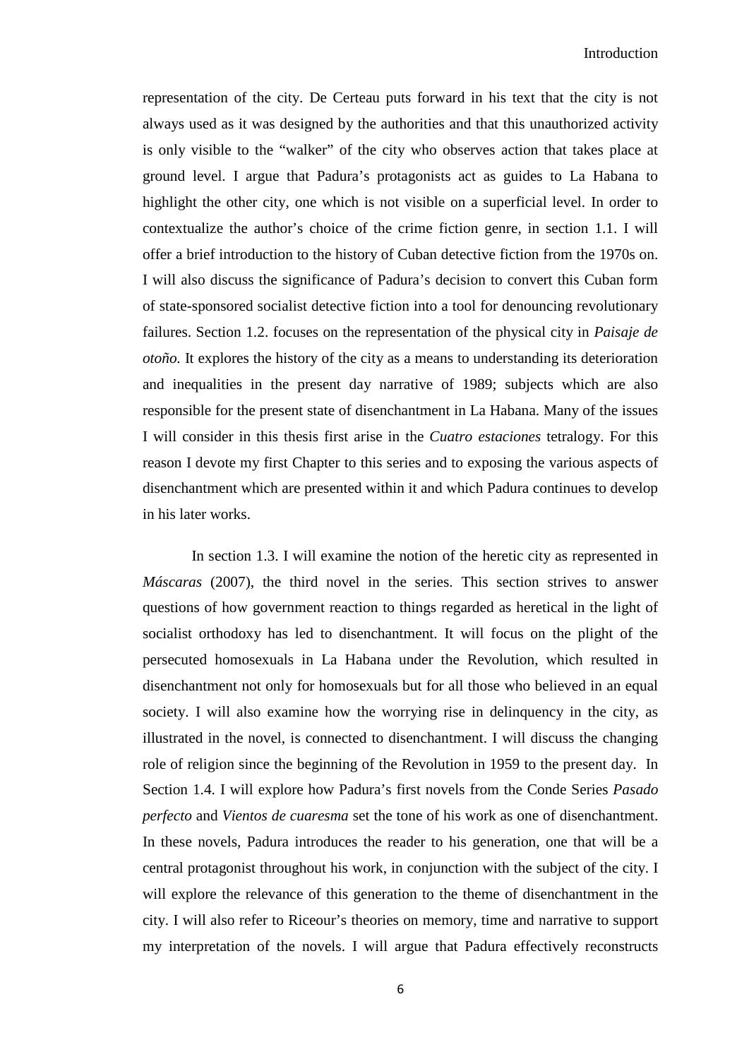representation of the city. De Certeau puts forward in his text that the city is not always used as it was designed by the authorities and that this unauthorized activity is only visible to the "walker" of the city who observes action that takes place at ground level. I argue that Padura's protagonists act as guides to La Habana to highlight the other city, one which is not visible on a superficial level. In order to contextualize the author's choice of the crime fiction genre, in section 1.1. I will offer a brief introduction to the history of Cuban detective fiction from the 1970s on. I will also discuss the significance of Padura's decision to convert this Cuban form of state-sponsored socialist detective fiction into a tool for denouncing revolutionary failures. Section 1.2. focuses on the representation of the physical city in *Paisaje de otoño.* It explores the history of the city as a means to understanding its deterioration and inequalities in the present day narrative of 1989; subjects which are also responsible for the present state of disenchantment in La Habana. Many of the issues I will consider in this thesis first arise in the *Cuatro estaciones* tetralogy. For this reason I devote my first Chapter to this series and to exposing the various aspects of disenchantment which are presented within it and which Padura continues to develop in his later works.

In section 1.3. I will examine the notion of the heretic city as represented in *Máscaras* (2007), the third novel in the series. This section strives to answer questions of how government reaction to things regarded as heretical in the light of socialist orthodoxy has led to disenchantment. It will focus on the plight of the persecuted homosexuals in La Habana under the Revolution, which resulted in disenchantment not only for homosexuals but for all those who believed in an equal society. I will also examine how the worrying rise in delinquency in the city, as illustrated in the novel, is connected to disenchantment. I will discuss the changing role of religion since the beginning of the Revolution in 1959 to the present day. In Section 1.4. I will explore how Padura's first novels from the Conde Series *Pasado perfecto* and *Vientos de cuaresma* set the tone of his work as one of disenchantment. In these novels, Padura introduces the reader to his generation, one that will be a central protagonist throughout his work, in conjunction with the subject of the city. I will explore the relevance of this generation to the theme of disenchantment in the city. I will also refer to Riceour's theories on memory, time and narrative to support my interpretation of the novels. I will argue that Padura effectively reconstructs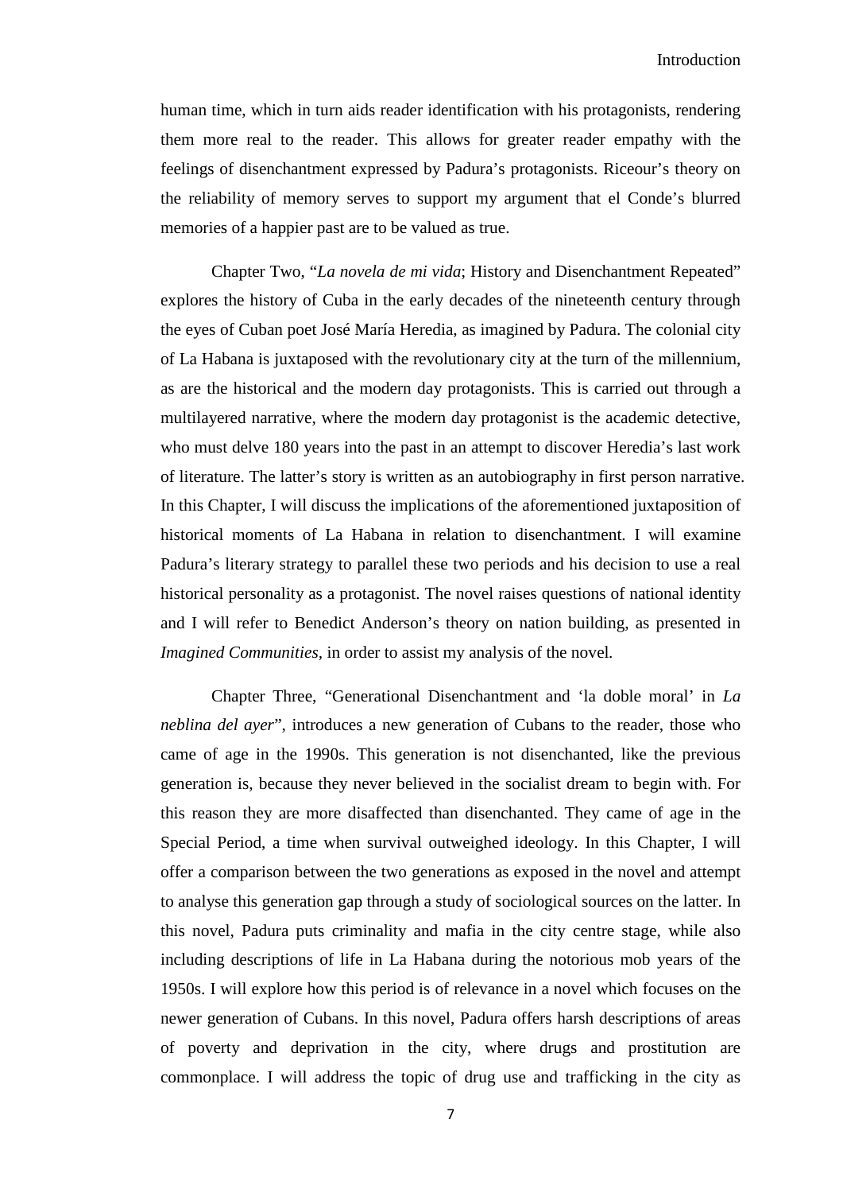human time, which in turn aids reader identification with his protagonists, rendering them more real to the reader. This allows for greater reader empathy with the feelings of disenchantment expressed by Padura's protagonists. Riceour's theory on the reliability of memory serves to support my argument that el Conde's blurred memories of a happier past are to be valued as true.

Chapter Two, "*La novela de mi vida*; History and Disenchantment Repeated" explores the history of Cuba in the early decades of the nineteenth century through the eyes of Cuban poet José María Heredia, as imagined by Padura. The colonial city of La Habana is juxtaposed with the revolutionary city at the turn of the millennium, as are the historical and the modern day protagonists. This is carried out through a multilayered narrative, where the modern day protagonist is the academic detective, who must delve 180 years into the past in an attempt to discover Heredia's last work of literature. The latter's story is written as an autobiography in first person narrative. In this Chapter, I will discuss the implications of the aforementioned juxtaposition of historical moments of La Habana in relation to disenchantment. I will examine Padura's literary strategy to parallel these two periods and his decision to use a real historical personality as a protagonist. The novel raises questions of national identity and I will refer to Benedict Anderson's theory on nation building, as presented in *Imagined Communities*, in order to assist my analysis of the novel.

Chapter Three, "Generational Disenchantment and 'la doble moral' in *La neblina del ayer*", introduces a new generation of Cubans to the reader, those who came of age in the 1990s. This generation is not disenchanted, like the previous generation is, because they never believed in the socialist dream to begin with. For this reason they are more disaffected than disenchanted. They came of age in the Special Period, a time when survival outweighed ideology. In this Chapter, I will offer a comparison between the two generations as exposed in the novel and attempt to analyse this generation gap through a study of sociological sources on the latter. In this novel, Padura puts criminality and mafia in the city centre stage, while also including descriptions of life in La Habana during the notorious mob years of the 1950s. I will explore how this period is of relevance in a novel which focuses on the newer generation of Cubans. In this novel, Padura offers harsh descriptions of areas of poverty and deprivation in the city, where drugs and prostitution are commonplace. I will address the topic of drug use and trafficking in the city as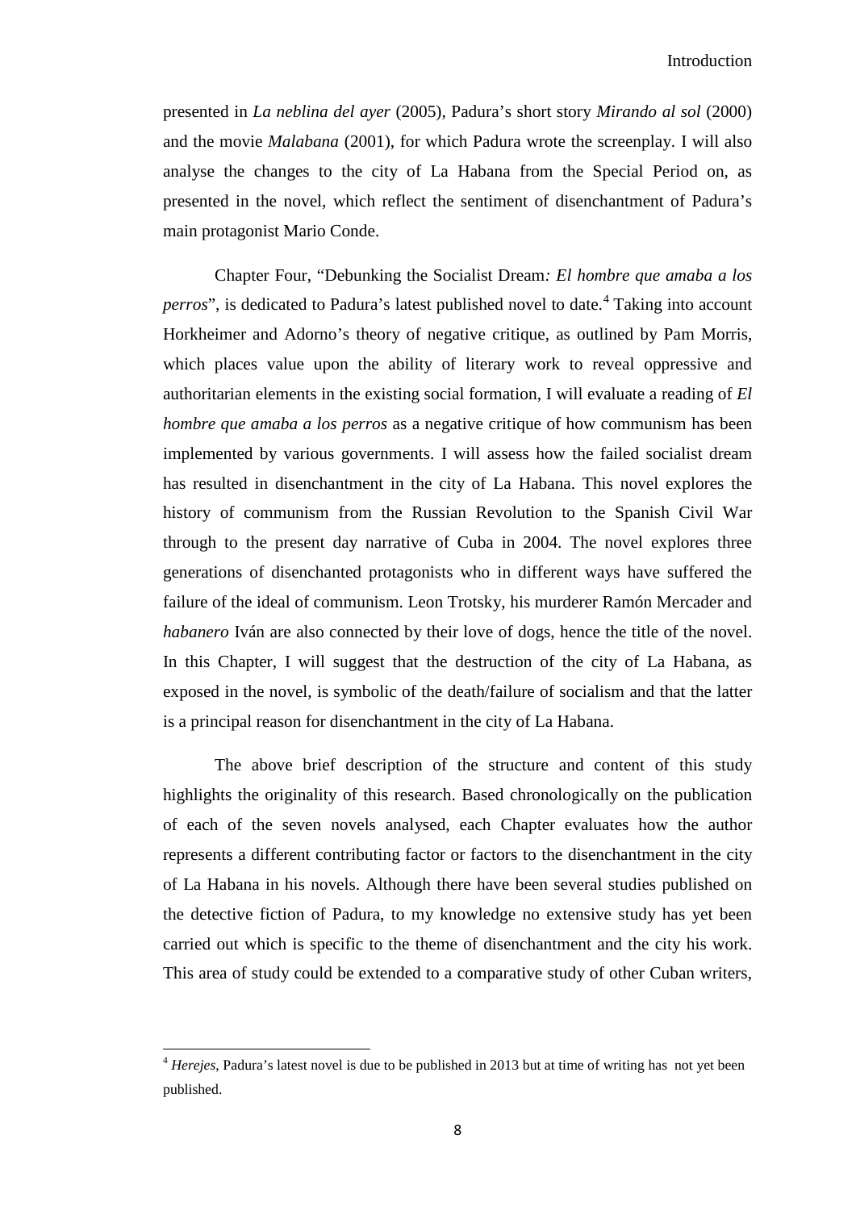presented in *La neblina del ayer* (2005), Padura's short story *Mirando al sol* (2000) and the movie *Malabana* (2001), for which Padura wrote the screenplay. I will also analyse the changes to the city of La Habana from the Special Period on, as presented in the novel, which reflect the sentiment of disenchantment of Padura's main protagonist Mario Conde.

Chapter Four, "Debunking the Socialist Dream*: El hombre que amaba a los perros*", is dedicated to Padura's latest published novel to date.[4] Taking into account Horkheimer and Adorno's theory of negative critique, as outlined by Pam Morris, which places value upon the ability of literary work to reveal oppressive and authoritarian elements in the existing social formation, I will evaluate a reading of *El hombre que amaba a los perros* as a negative critique of how communism has been implemented by various governments. I will assess how the failed socialist dream has resulted in disenchantment in the city of La Habana. This novel explores the history of communism from the Russian Revolution to the Spanish Civil War through to the present day narrative of Cuba in 2004. The novel explores three generations of disenchanted protagonists who in different ways have suffered the failure of the ideal of communism. Leon Trotsky, his murderer Ramón Mercader and *habanero* Iván are also connected by their love of dogs, hence the title of the novel. In this Chapter, I will suggest that the destruction of the city of La Habana, as exposed in the novel, is symbolic of the death/failure of socialism and that the latter is a principal reason for disenchantment in the city of La Habana.

The above brief description of the structure and content of this study highlights the originality of this research. Based chronologically on the publication of each of the seven novels analysed, each Chapter evaluates how the author represents a different contributing factor or factors to the disenchantment in the city of La Habana in his novels. Although there have been several studies published on the detective fiction of Padura, to my knowledge no extensive study has yet been carried out which is specific to the theme of disenchantment and the city his work. This area of study could be extended to a comparative study of other Cuban writers,

---

[4] *Herejes*, Padura's latest novel is due to be published in 2013 but at time of writing has not yet been published.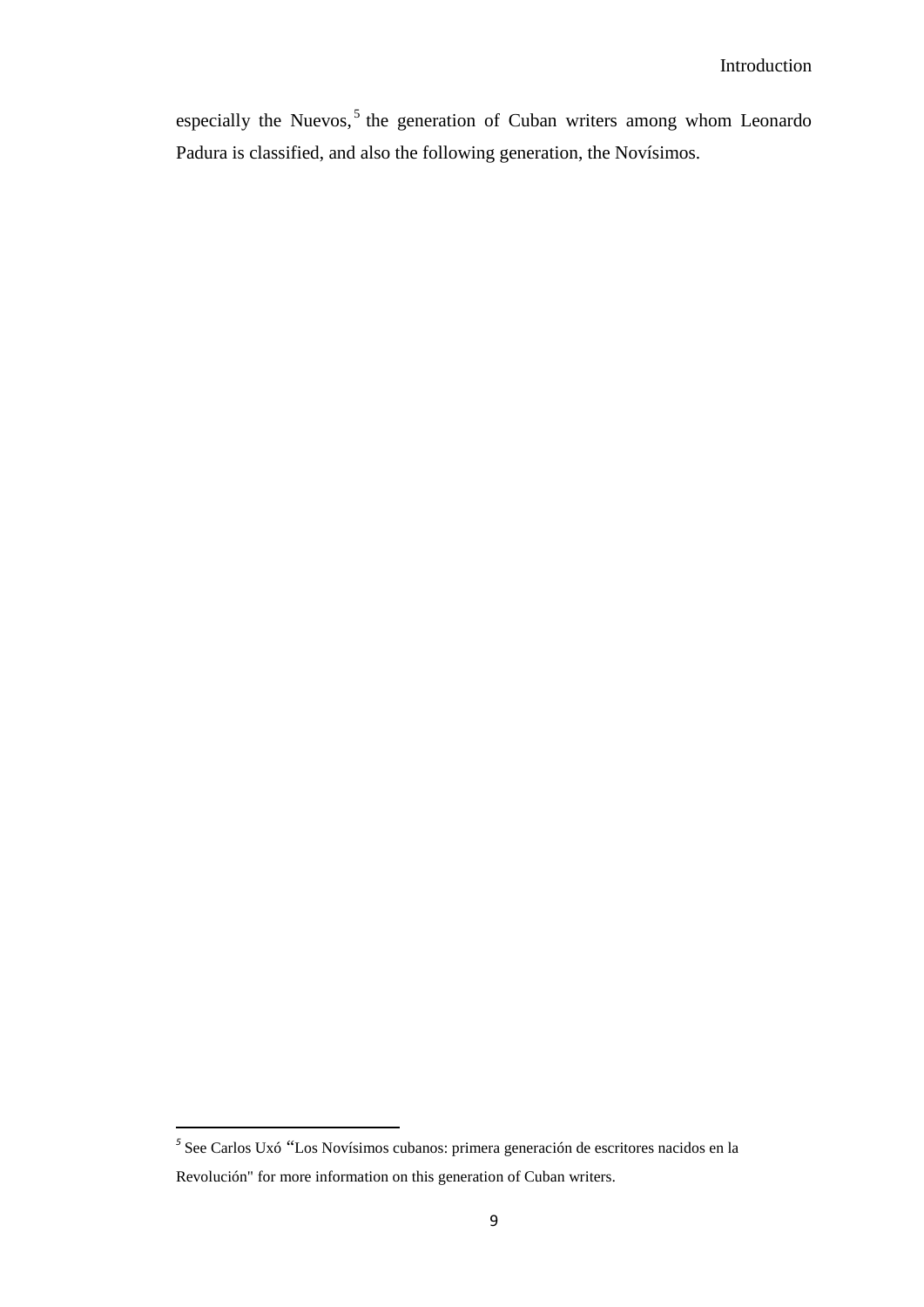especially the Nuevos,[5] the generation of Cuban writers among whom Leonardo Padura is classified, and also the following generation, the Novísimos.

---

[5] See Carlos Uxó "Los Novísimos cubanos: primera generación de escritores nacidos en la Revolución" for more information on this generation of Cuban writers.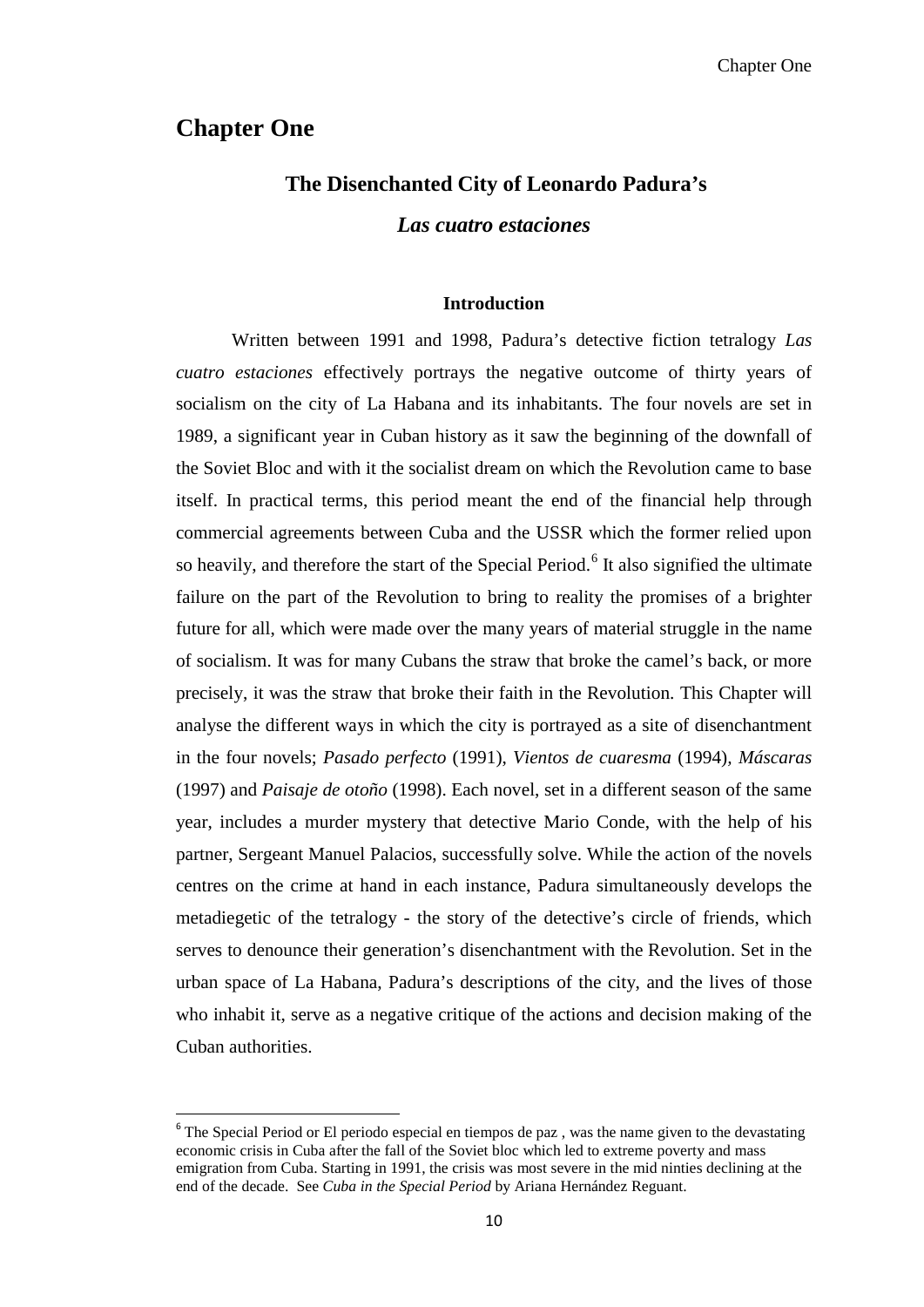# Chapter One

## The Disenchanted City of Leonardo Padura's

## *Las cuatro estaciones*

### Introduction

Written between 1991 and 1998, Padura's detective fiction tetralogy *Las cuatro estaciones* effectively portrays the negative outcome of thirty years of socialism on the city of La Habana and its inhabitants. The four novels are set in 1989, a significant year in Cuban history as it saw the beginning of the downfall of the Soviet Bloc and with it the socialist dream on which the Revolution came to base itself. In practical terms, this period meant the end of the financial help through commercial agreements between Cuba and the USSR which the former relied upon so heavily, and therefore the start of the Special Period.[6] It also signified the ultimate failure on the part of the Revolution to bring to reality the promises of a brighter future for all, which were made over the many years of material struggle in the name of socialism. It was for many Cubans the straw that broke the camel's back, or more precisely, it was the straw that broke their faith in the Revolution. This Chapter will analyse the different ways in which the city is portrayed as a site of disenchantment in the four novels; *Pasado perfecto* (1991), *Vientos de cuaresma* (1994), *Máscaras* (1997) and *Paisaje de otoño* (1998). Each novel, set in a different season of the same year, includes a murder mystery that detective Mario Conde, with the help of his partner, Sergeant Manuel Palacios, successfully solve. While the action of the novels centres on the crime at hand in each instance, Padura simultaneously develops the metadiegetic of the tetralogy - the story of the detective's circle of friends, which serves to denounce their generation's disenchantment with the Revolution. Set in the urban space of La Habana, Padura's descriptions of the city, and the lives of those who inhabit it, serve as a negative critique of the actions and decision making of the Cuban authorities.

---

[6] The Special Period or El periodo especial en tiempos de paz , was the name given to the devastating economic crisis in Cuba after the fall of the Soviet bloc which led to extreme poverty and mass emigration from Cuba. Starting in 1991, the crisis was most severe in the mid ninties declining at the end of the decade. See *Cuba in the Special Period* by Ariana Hernández Reguant.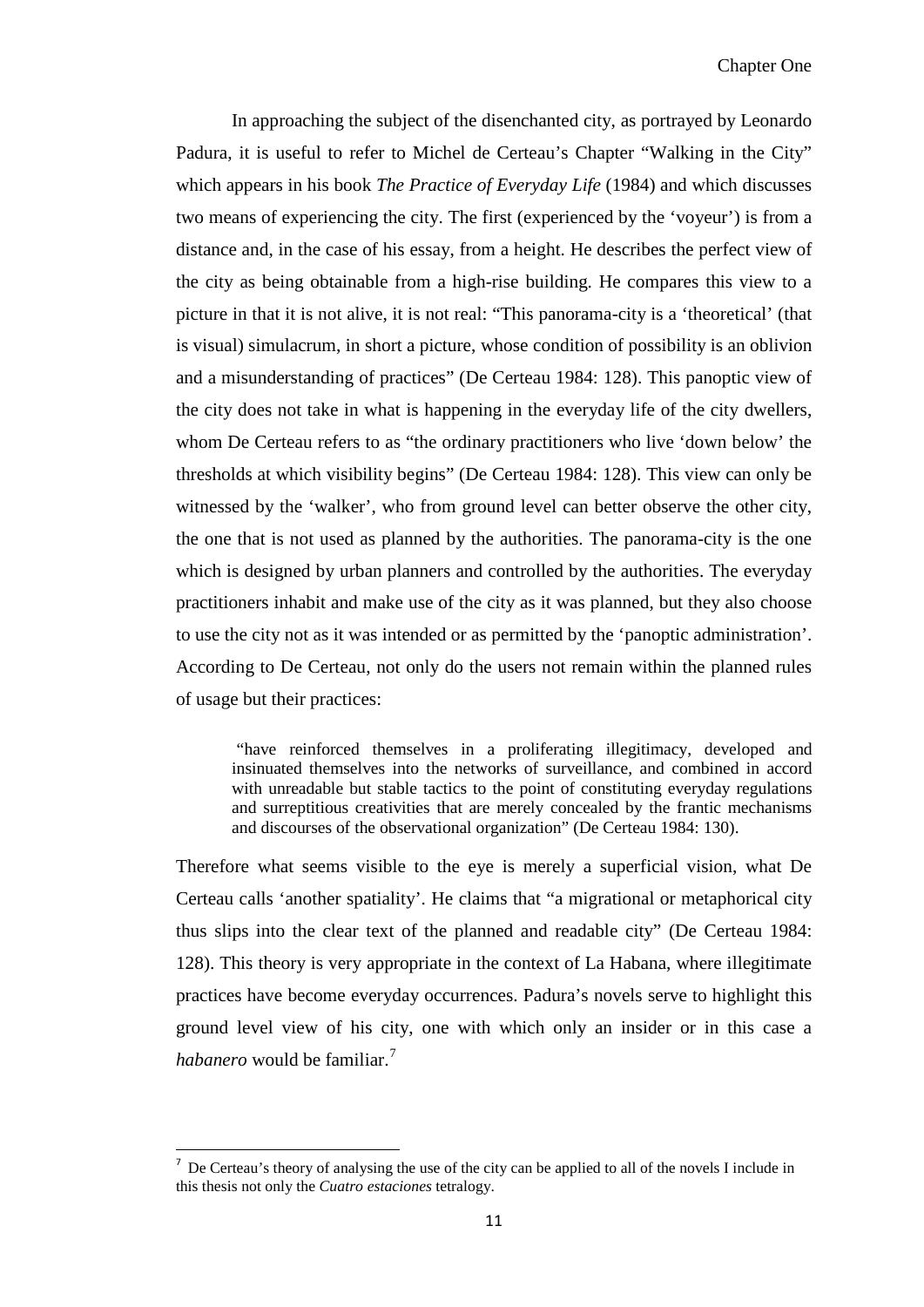In approaching the subject of the disenchanted city, as portrayed by Leonardo Padura, it is useful to refer to Michel de Certeau's Chapter "Walking in the City" which appears in his book *The Practice of Everyday Life* (1984) and which discusses two means of experiencing the city. The first (experienced by the 'voyeur') is from a distance and, in the case of his essay, from a height. He describes the perfect view of the city as being obtainable from a high-rise building. He compares this view to a picture in that it is not alive, it is not real: "This panorama-city is a 'theoretical' (that is visual) simulacrum, in short a picture, whose condition of possibility is an oblivion and a misunderstanding of practices" (De Certeau 1984: 128). This panoptic view of the city does not take in what is happening in the everyday life of the city dwellers, whom De Certeau refers to as "the ordinary practitioners who live 'down below' the thresholds at which visibility begins" (De Certeau 1984: 128). This view can only be witnessed by the 'walker', who from ground level can better observe the other city, the one that is not used as planned by the authorities. The panorama-city is the one which is designed by urban planners and controlled by the authorities. The everyday practitioners inhabit and make use of the city as it was planned, but they also choose to use the city not as it was intended or as permitted by the 'panoptic administration'. According to De Certeau, not only do the users not remain within the planned rules of usage but their practices:

> "have reinforced themselves in a proliferating illegitimacy, developed and insinuated themselves into the networks of surveillance, and combined in accord with unreadable but stable tactics to the point of constituting everyday regulations and surreptitious creativities that are merely concealed by the frantic mechanisms and discourses of the observational organization" (De Certeau 1984: 130).

Therefore what seems visible to the eye is merely a superficial vision, what De Certeau calls 'another spatiality'. He claims that "a migrational or metaphorical city thus slips into the clear text of the planned and readable city" (De Certeau 1984: 128). This theory is very appropriate in the context of La Habana, where illegitimate practices have become everyday occurrences. Padura's novels serve to highlight this ground level view of his city, one with which only an insider or in this case a *habanero* would be familiar.[7]

---

[7] De Certeau's theory of analysing the use of the city can be applied to all of the novels I include in this thesis not only the *Cuatro estaciones* tetralogy.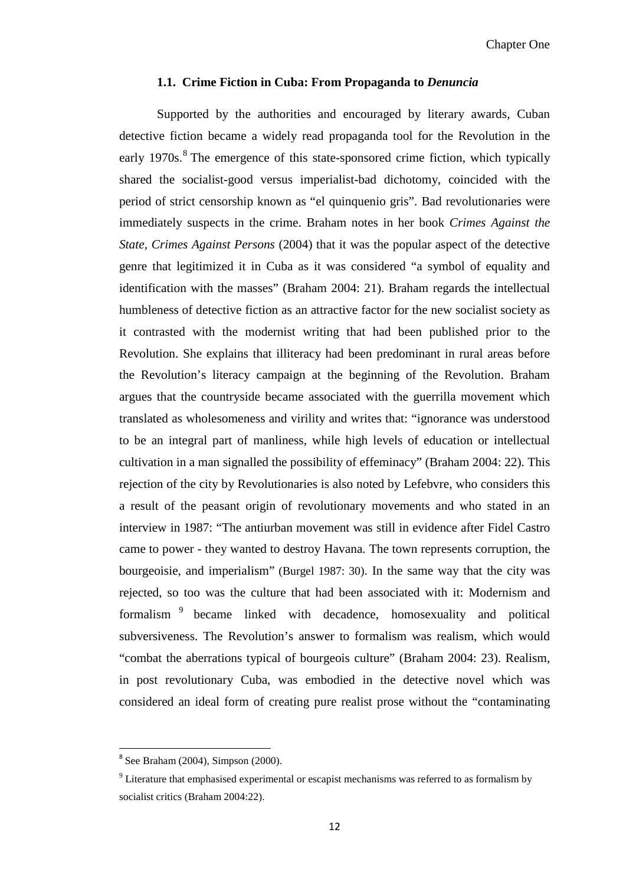### 1.1. Crime Fiction in Cuba: From Propaganda to *Denuncia*

Supported by the authorities and encouraged by literary awards, Cuban detective fiction became a widely read propaganda tool for the Revolution in the early 1970s.[8] The emergence of this state-sponsored crime fiction, which typically shared the socialist-good versus imperialist-bad dichotomy, coincided with the period of strict censorship known as "el quinquenio gris". Bad revolutionaries were immediately suspects in the crime. Braham notes in her book *Crimes Against the State, Crimes Against Persons* (2004) that it was the popular aspect of the detective genre that legitimized it in Cuba as it was considered "a symbol of equality and identification with the masses" (Braham 2004: 21). Braham regards the intellectual humbleness of detective fiction as an attractive factor for the new socialist society as it contrasted with the modernist writing that had been published prior to the Revolution. She explains that illiteracy had been predominant in rural areas before the Revolution's literacy campaign at the beginning of the Revolution. Braham argues that the countryside became associated with the guerrilla movement which translated as wholesomeness and virility and writes that: "ignorance was understood to be an integral part of manliness, while high levels of education or intellectual cultivation in a man signalled the possibility of effeminacy" (Braham 2004: 22). This rejection of the city by Revolutionaries is also noted by Lefebvre, who considers this a result of the peasant origin of revolutionary movements and who stated in an interview in 1987: "The antiurban movement was still in evidence after Fidel Castro came to power - they wanted to destroy Havana. The town represents corruption, the bourgeoisie, and imperialism" (Burgel 1987: 30). In the same way that the city was rejected, so too was the culture that had been associated with it: Modernism and formalism [9] became linked with decadence, homosexuality and political subversiveness. The Revolution's answer to formalism was realism, which would "combat the aberrations typical of bourgeois culture" (Braham 2004: 23). Realism, in post revolutionary Cuba, was embodied in the detective novel which was considered an ideal form of creating pure realist prose without the "contaminating

[8] See Braham (2004), Simpson (2000).

[9] Literature that emphasised experimental or escapist mechanisms was referred to as formalism by socialist critics (Braham 2004:22).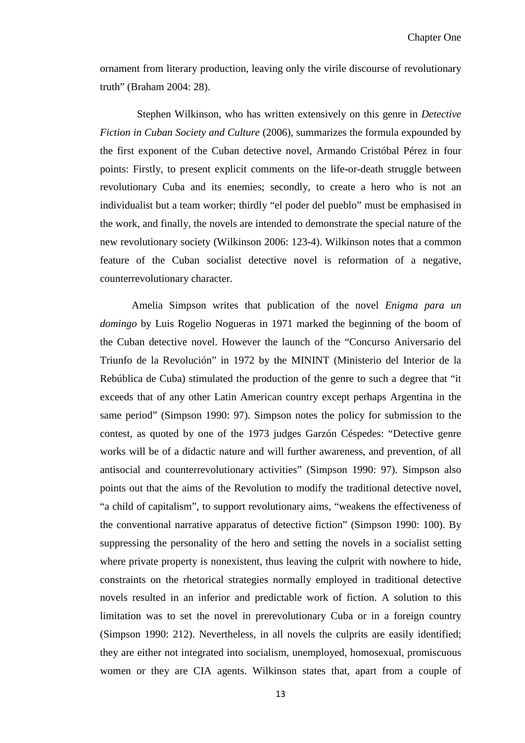ornament from literary production, leaving only the virile discourse of revolutionary truth" (Braham 2004: 28).

Stephen Wilkinson, who has written extensively on this genre in *Detective Fiction in Cuban Society and Culture* (2006), summarizes the formula expounded by the first exponent of the Cuban detective novel, Armando Cristóbal Pérez in four points: Firstly, to present explicit comments on the life-or-death struggle between revolutionary Cuba and its enemies; secondly, to create a hero who is not an individualist but a team worker; thirdly "el poder del pueblo" must be emphasised in the work, and finally, the novels are intended to demonstrate the special nature of the new revolutionary society (Wilkinson 2006: 123-4). Wilkinson notes that a common feature of the Cuban socialist detective novel is reformation of a negative, counterrevolutionary character.

Amelia Simpson writes that publication of the novel *Enigma para un domingo* by Luis Rogelio Nogueras in 1971 marked the beginning of the boom of the Cuban detective novel. However the launch of the "Concurso Aniversario del Triunfo de la Revolución" in 1972 by the MININT (Ministerio del Interior de la Rebública de Cuba) stimulated the production of the genre to such a degree that "it exceeds that of any other Latin American country except perhaps Argentina in the same period" (Simpson 1990: 97). Simpson notes the policy for submission to the contest, as quoted by one of the 1973 judges Garzón Céspedes: "Detective genre works will be of a didactic nature and will further awareness, and prevention, of all antisocial and counterrevolutionary activities" (Simpson 1990: 97). Simpson also points out that the aims of the Revolution to modify the traditional detective novel, "a child of capitalism", to support revolutionary aims, "weakens the effectiveness of the conventional narrative apparatus of detective fiction" (Simpson 1990: 100). By suppressing the personality of the hero and setting the novels in a socialist setting where private property is nonexistent, thus leaving the culprit with nowhere to hide, constraints on the rhetorical strategies normally employed in traditional detective novels resulted in an inferior and predictable work of fiction. A solution to this limitation was to set the novel in prerevolutionary Cuba or in a foreign country (Simpson 1990: 212). Nevertheless, in all novels the culprits are easily identified; they are either not integrated into socialism, unemployed, homosexual, promiscuous women or they are CIA agents. Wilkinson states that, apart from a couple of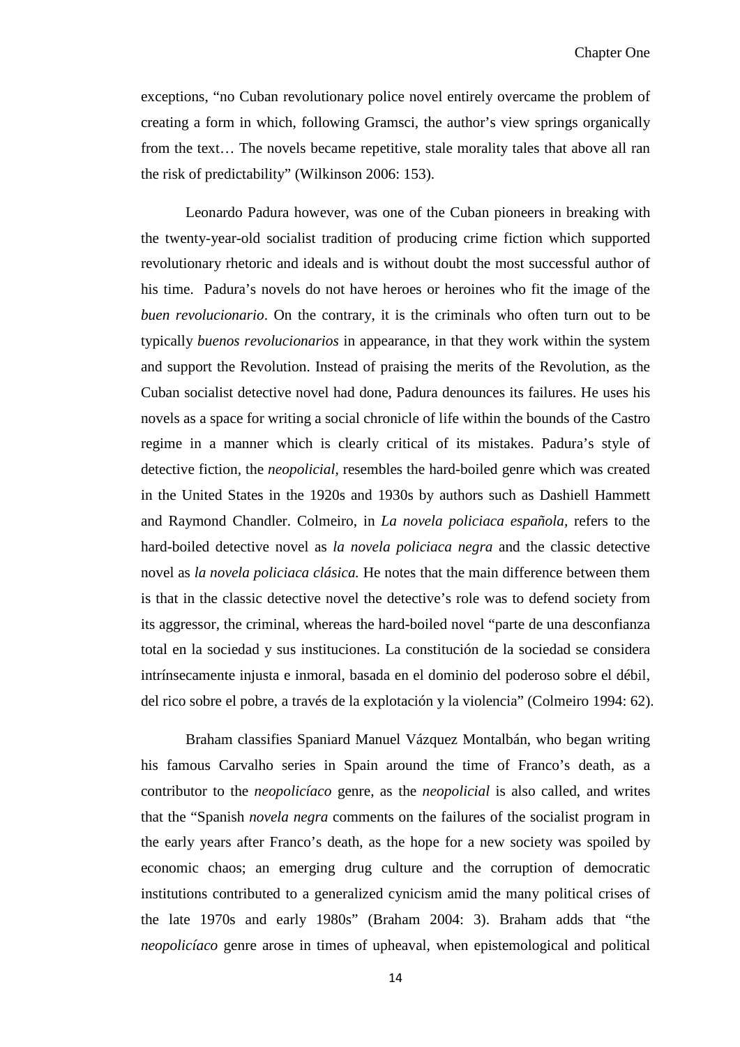exceptions, "no Cuban revolutionary police novel entirely overcame the problem of creating a form in which, following Gramsci, the author's view springs organically from the text… The novels became repetitive, stale morality tales that above all ran the risk of predictability" (Wilkinson 2006: 153).

Leonardo Padura however, was one of the Cuban pioneers in breaking with the twenty-year-old socialist tradition of producing crime fiction which supported revolutionary rhetoric and ideals and is without doubt the most successful author of his time. Padura's novels do not have heroes or heroines who fit the image of the *buen revolucionario*. On the contrary, it is the criminals who often turn out to be typically *buenos revolucionarios* in appearance, in that they work within the system and support the Revolution. Instead of praising the merits of the Revolution, as the Cuban socialist detective novel had done, Padura denounces its failures. He uses his novels as a space for writing a social chronicle of life within the bounds of the Castro regime in a manner which is clearly critical of its mistakes. Padura's style of detective fiction, the *neopolicial,* resembles the hard-boiled genre which was created in the United States in the 1920s and 1930s by authors such as Dashiell Hammett and Raymond Chandler. Colmeiro, in *La novela policiaca española,* refers to the hard-boiled detective novel as *la novela policiaca negra* and the classic detective novel as *la novela policiaca clásica.* He notes that the main difference between them is that in the classic detective novel the detective's role was to defend society from its aggressor, the criminal, whereas the hard-boiled novel "parte de una desconfianza total en la sociedad y sus instituciones. La constitución de la sociedad se considera intrínsecamente injusta e inmoral, basada en el dominio del poderoso sobre el débil, del rico sobre el pobre, a través de la explotación y la violencia" (Colmeiro 1994: 62).

Braham classifies Spaniard Manuel Vázquez Montalbán, who began writing his famous Carvalho series in Spain around the time of Franco's death, as a contributor to the *neopolicíaco* genre, as the *neopolicial* is also called, and writes that the "Spanish *novela negra* comments on the failures of the socialist program in the early years after Franco's death, as the hope for a new society was spoiled by economic chaos; an emerging drug culture and the corruption of democratic institutions contributed to a generalized cynicism amid the many political crises of the late 1970s and early 1980s" (Braham 2004: 3). Braham adds that "the *neopolicíaco* genre arose in times of upheaval, when epistemological and political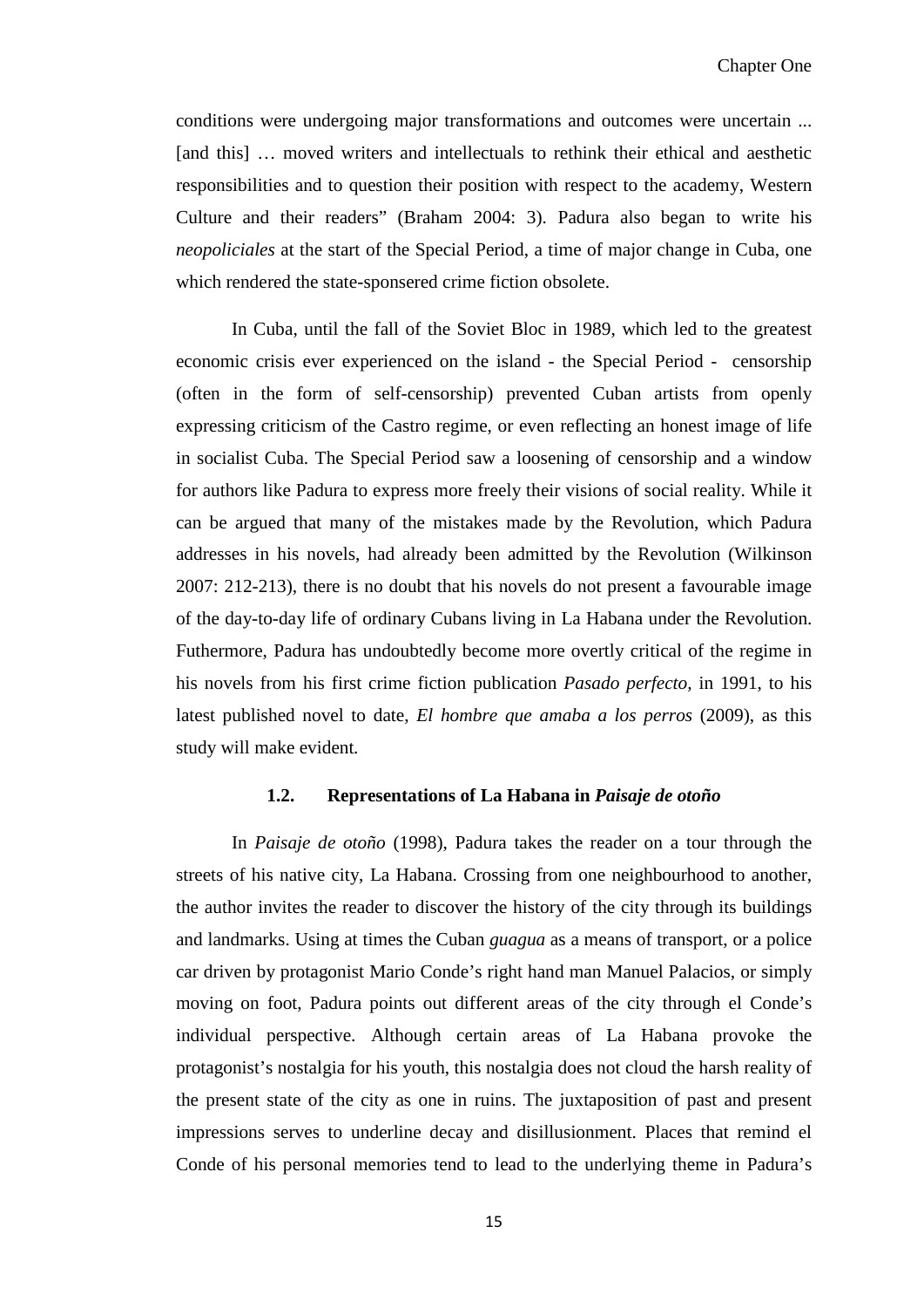conditions were undergoing major transformations and outcomes were uncertain ... [and this] … moved writers and intellectuals to rethink their ethical and aesthetic responsibilities and to question their position with respect to the academy, Western Culture and their readers" (Braham 2004: 3). Padura also began to write his *neopoliciales* at the start of the Special Period, a time of major change in Cuba, one which rendered the state-sponsered crime fiction obsolete.

In Cuba, until the fall of the Soviet Bloc in 1989, which led to the greatest economic crisis ever experienced on the island - the Special Period - censorship (often in the form of self-censorship) prevented Cuban artists from openly expressing criticism of the Castro regime, or even reflecting an honest image of life in socialist Cuba. The Special Period saw a loosening of censorship and a window for authors like Padura to express more freely their visions of social reality. While it can be argued that many of the mistakes made by the Revolution, which Padura addresses in his novels, had already been admitted by the Revolution (Wilkinson 2007: 212-213), there is no doubt that his novels do not present a favourable image of the day-to-day life of ordinary Cubans living in La Habana under the Revolution. Futhermore, Padura has undoubtedly become more overtly critical of the regime in his novels from his first crime fiction publication *Pasado perfecto,* in 1991, to his latest published novel to date, *El hombre que amaba a los perros* (2009), as this study will make evident.

### 1.2. Representations of La Habana in *Paisaje de otoño*

In *Paisaje de otoño* (1998), Padura takes the reader on a tour through the streets of his native city, La Habana. Crossing from one neighbourhood to another, the author invites the reader to discover the history of the city through its buildings and landmarks. Using at times the Cuban *guagua* as a means of transport, or a police car driven by protagonist Mario Conde's right hand man Manuel Palacios, or simply moving on foot, Padura points out different areas of the city through el Conde's individual perspective. Although certain areas of La Habana provoke the protagonist's nostalgia for his youth, this nostalgia does not cloud the harsh reality of the present state of the city as one in ruins. The juxtaposition of past and present impressions serves to underline decay and disillusionment. Places that remind el Conde of his personal memories tend to lead to the underlying theme in Padura's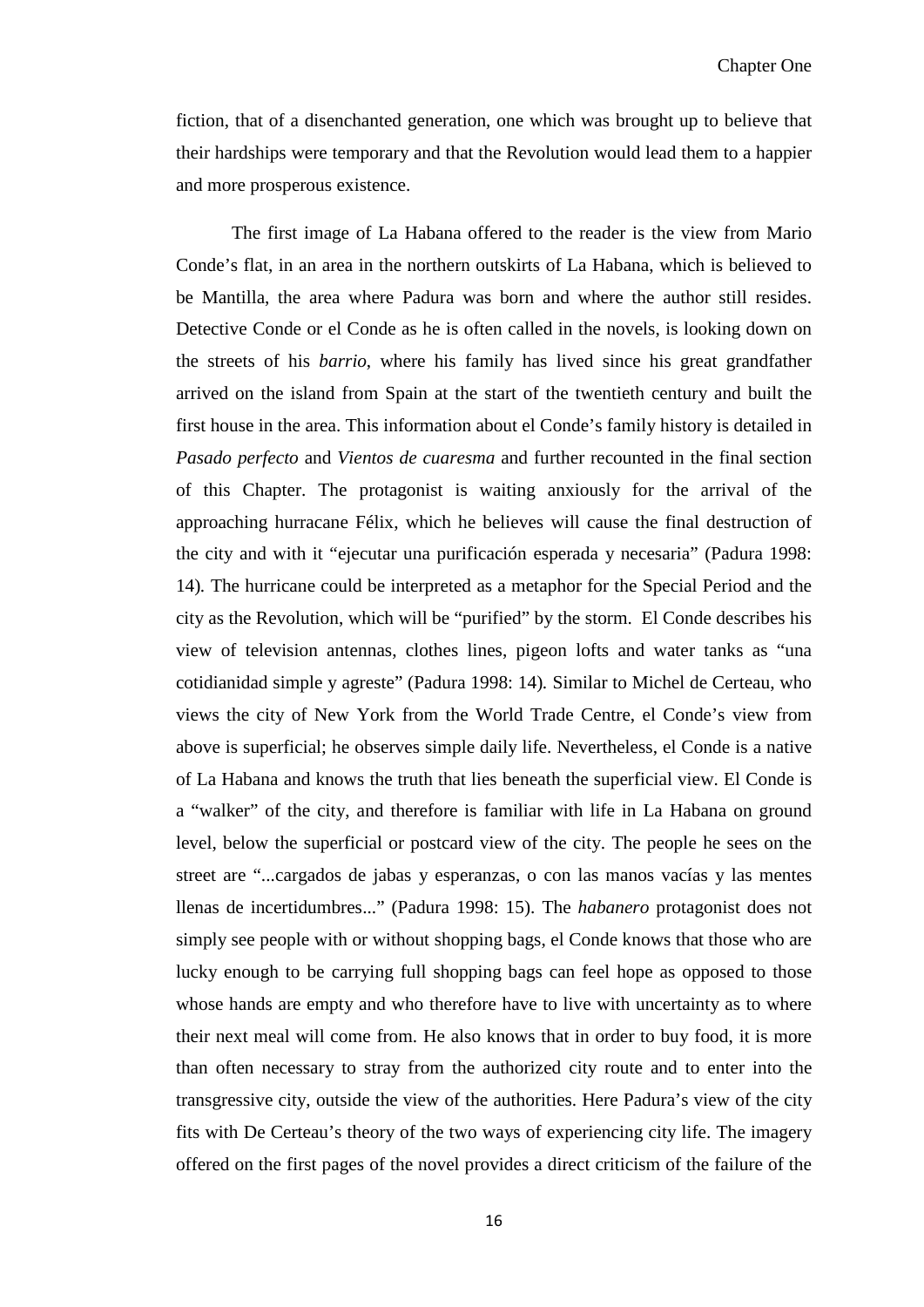fiction, that of a disenchanted generation, one which was brought up to believe that their hardships were temporary and that the Revolution would lead them to a happier and more prosperous existence.

The first image of La Habana offered to the reader is the view from Mario Conde's flat, in an area in the northern outskirts of La Habana, which is believed to be Mantilla, the area where Padura was born and where the author still resides. Detective Conde or el Conde as he is often called in the novels, is looking down on the streets of his *barrio*, where his family has lived since his great grandfather arrived on the island from Spain at the start of the twentieth century and built the first house in the area. This information about el Conde's family history is detailed in *Pasado perfecto* and *Vientos de cuaresma* and further recounted in the final section of this Chapter. The protagonist is waiting anxiously for the arrival of the approaching hurracane Félix, which he believes will cause the final destruction of the city and with it "ejecutar una purificación esperada y necesaria" (Padura 1998: 14). The hurricane could be interpreted as a metaphor for the Special Period and the city as the Revolution, which will be "purified" by the storm. El Conde describes his view of television antennas, clothes lines, pigeon lofts and water tanks as "una cotidianidad simple y agreste" (Padura 1998: 14). Similar to Michel de Certeau, who views the city of New York from the World Trade Centre, el Conde's view from above is superficial; he observes simple daily life. Nevertheless, el Conde is a native of La Habana and knows the truth that lies beneath the superficial view. El Conde is a "walker" of the city, and therefore is familiar with life in La Habana on ground level, below the superficial or postcard view of the city. The people he sees on the street are "...cargados de jabas y esperanzas, o con las manos vacías y las mentes llenas de incertidumbres..." (Padura 1998: 15). The *habanero* protagonist does not simply see people with or without shopping bags, el Conde knows that those who are lucky enough to be carrying full shopping bags can feel hope as opposed to those whose hands are empty and who therefore have to live with uncertainty as to where their next meal will come from. He also knows that in order to buy food, it is more than often necessary to stray from the authorized city route and to enter into the transgressive city, outside the view of the authorities. Here Padura's view of the city fits with De Certeau's theory of the two ways of experiencing city life. The imagery offered on the first pages of the novel provides a direct criticism of the failure of the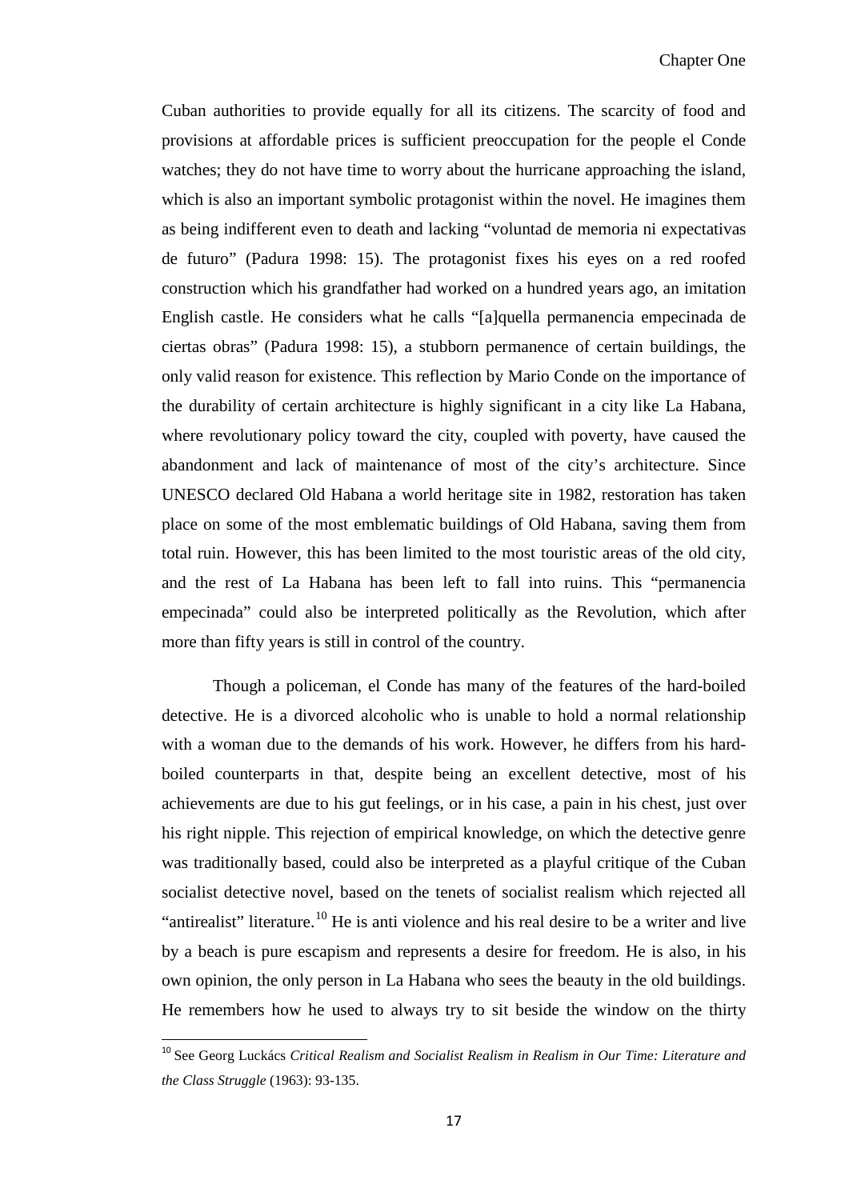Cuban authorities to provide equally for all its citizens. The scarcity of food and provisions at affordable prices is sufficient preoccupation for the people el Conde watches; they do not have time to worry about the hurricane approaching the island, which is also an important symbolic protagonist within the novel. He imagines them as being indifferent even to death and lacking "voluntad de memoria ni expectativas de futuro" (Padura 1998: 15). The protagonist fixes his eyes on a red roofed construction which his grandfather had worked on a hundred years ago, an imitation English castle. He considers what he calls "[a]quella permanencia empecinada de ciertas obras" (Padura 1998: 15), a stubborn permanence of certain buildings, the only valid reason for existence. This reflection by Mario Conde on the importance of the durability of certain architecture is highly significant in a city like La Habana, where revolutionary policy toward the city, coupled with poverty, have caused the abandonment and lack of maintenance of most of the city's architecture. Since UNESCO declared Old Habana a world heritage site in 1982, restoration has taken place on some of the most emblematic buildings of Old Habana, saving them from total ruin. However, this has been limited to the most touristic areas of the old city, and the rest of La Habana has been left to fall into ruins. This "permanencia empecinada" could also be interpreted politically as the Revolution, which after more than fifty years is still in control of the country.

Though a policeman, el Conde has many of the features of the hard-boiled detective. He is a divorced alcoholic who is unable to hold a normal relationship with a woman due to the demands of his work. However, he differs from his hard-boiled counterparts in that, despite being an excellent detective, most of his achievements are due to his gut feelings, or in his case, a pain in his chest, just over his right nipple. This rejection of empirical knowledge, on which the detective genre was traditionally based, could also be interpreted as a playful critique of the Cuban socialist detective novel, based on the tenets of socialist realism which rejected all "antirealist" literature.[10] He is anti violence and his real desire to be a writer and live by a beach is pure escapism and represents a desire for freedom. He is also, in his own opinion, the only person in La Habana who sees the beauty in the old buildings. He remembers how he used to always try to sit beside the window on the thirty

[10] See Georg Luckács *Critical Realism and Socialist Realism in Realism in Our Time: Literature and the Class Struggle* (1963): 93-135.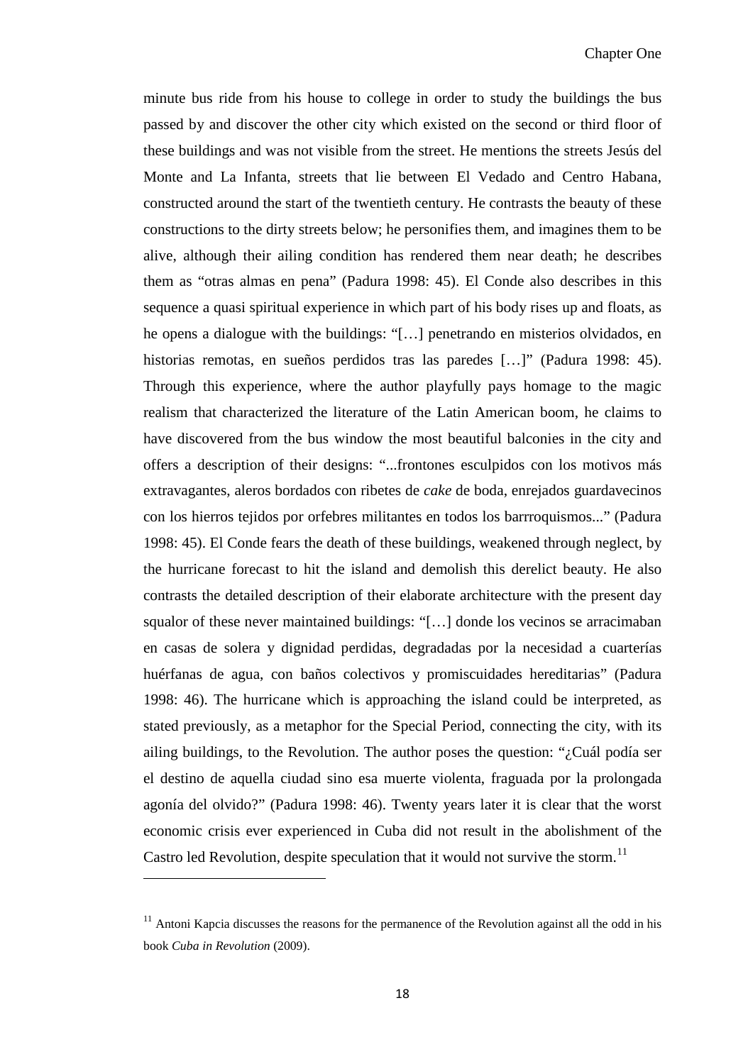minute bus ride from his house to college in order to study the buildings the bus passed by and discover the other city which existed on the second or third floor of these buildings and was not visible from the street. He mentions the streets Jesús del Monte and La Infanta, streets that lie between El Vedado and Centro Habana, constructed around the start of the twentieth century. He contrasts the beauty of these constructions to the dirty streets below; he personifies them, and imagines them to be alive, although their ailing condition has rendered them near death; he describes them as "otras almas en pena" (Padura 1998: 45). El Conde also describes in this sequence a quasi spiritual experience in which part of his body rises up and floats, as he opens a dialogue with the buildings: "[…] penetrando en misterios olvidados, en historias remotas, en sueños perdidos tras las paredes […]" (Padura 1998: 45). Through this experience, where the author playfully pays homage to the magic realism that characterized the literature of the Latin American boom, he claims to have discovered from the bus window the most beautiful balconies in the city and offers a description of their designs: "...frontones esculpidos con los motivos más extravagantes, aleros bordados con ribetes de *cake* de boda, enrejados guardavecinos con los hierros tejidos por orfebres militantes en todos los barrroquismos..." (Padura 1998: 45). El Conde fears the death of these buildings, weakened through neglect, by the hurricane forecast to hit the island and demolish this derelict beauty. He also contrasts the detailed description of their elaborate architecture with the present day squalor of these never maintained buildings: "[…] donde los vecinos se arracimaban en casas de solera y dignidad perdidas, degradadas por la necesidad a cuarterías huérfanas de agua, con baños colectivos y promiscuidades hereditarias" (Padura 1998: 46). The hurricane which is approaching the island could be interpreted, as stated previously, as a metaphor for the Special Period, connecting the city, with its ailing buildings, to the Revolution. The author poses the question: "¿Cuál podía ser el destino de aquella ciudad sino esa muerte violenta, fraguada por la prolongada agonía del olvido?" (Padura 1998: 46). Twenty years later it is clear that the worst economic crisis ever experienced in Cuba did not result in the abolishment of the Castro led Revolution, despite speculation that it would not survive the storm.[11]

[11] Antoni Kapcia discusses the reasons for the permanence of the Revolution against all the odd in his book *Cuba in Revolution* (2009).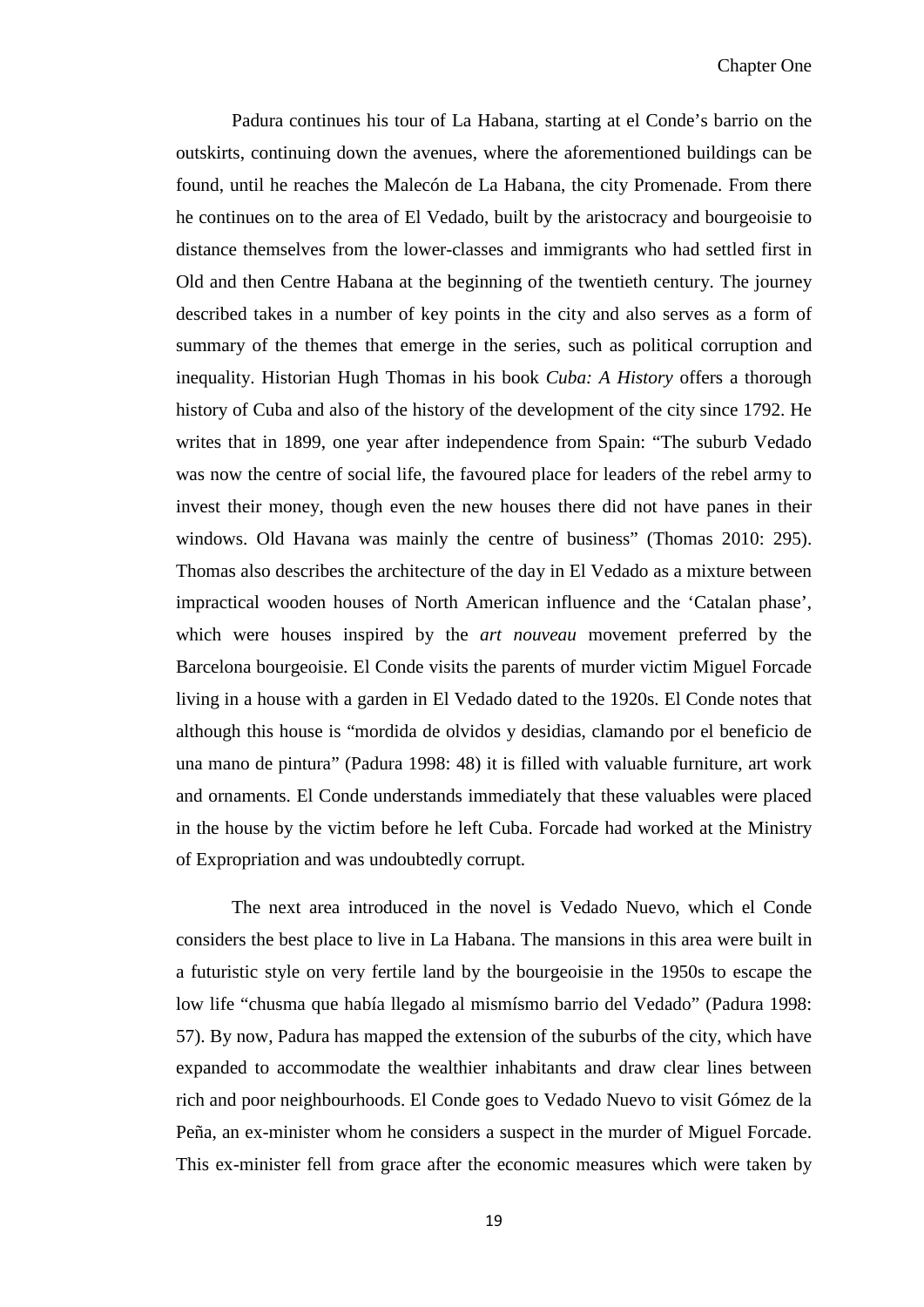Padura continues his tour of La Habana, starting at el Conde's barrio on the outskirts, continuing down the avenues, where the aforementioned buildings can be found, until he reaches the Malecón de La Habana, the city Promenade. From there he continues on to the area of El Vedado, built by the aristocracy and bourgeoisie to distance themselves from the lower-classes and immigrants who had settled first in Old and then Centre Habana at the beginning of the twentieth century. The journey described takes in a number of key points in the city and also serves as a form of summary of the themes that emerge in the series, such as political corruption and inequality. Historian Hugh Thomas in his book *Cuba: A History* offers a thorough history of Cuba and also of the history of the development of the city since 1792. He writes that in 1899, one year after independence from Spain: "The suburb Vedado was now the centre of social life, the favoured place for leaders of the rebel army to invest their money, though even the new houses there did not have panes in their windows. Old Havana was mainly the centre of business" (Thomas 2010: 295). Thomas also describes the architecture of the day in El Vedado as a mixture between impractical wooden houses of North American influence and the 'Catalan phase', which were houses inspired by the *art nouveau* movement preferred by the Barcelona bourgeoisie. El Conde visits the parents of murder victim Miguel Forcade living in a house with a garden in El Vedado dated to the 1920s. El Conde notes that although this house is "mordida de olvidos y desidias, clamando por el beneficio de una mano de pintura" (Padura 1998: 48) it is filled with valuable furniture, art work and ornaments. El Conde understands immediately that these valuables were placed in the house by the victim before he left Cuba. Forcade had worked at the Ministry of Expropriation and was undoubtedly corrupt.

The next area introduced in the novel is Vedado Nuevo, which el Conde considers the best place to live in La Habana. The mansions in this area were built in a futuristic style on very fertile land by the bourgeoisie in the 1950s to escape the low life "chusma que había llegado al mismísmo barrio del Vedado" (Padura 1998: 57). By now, Padura has mapped the extension of the suburbs of the city, which have expanded to accommodate the wealthier inhabitants and draw clear lines between rich and poor neighbourhoods. El Conde goes to Vedado Nuevo to visit Gómez de la Peña, an ex-minister whom he considers a suspect in the murder of Miguel Forcade. This ex-minister fell from grace after the economic measures which were taken by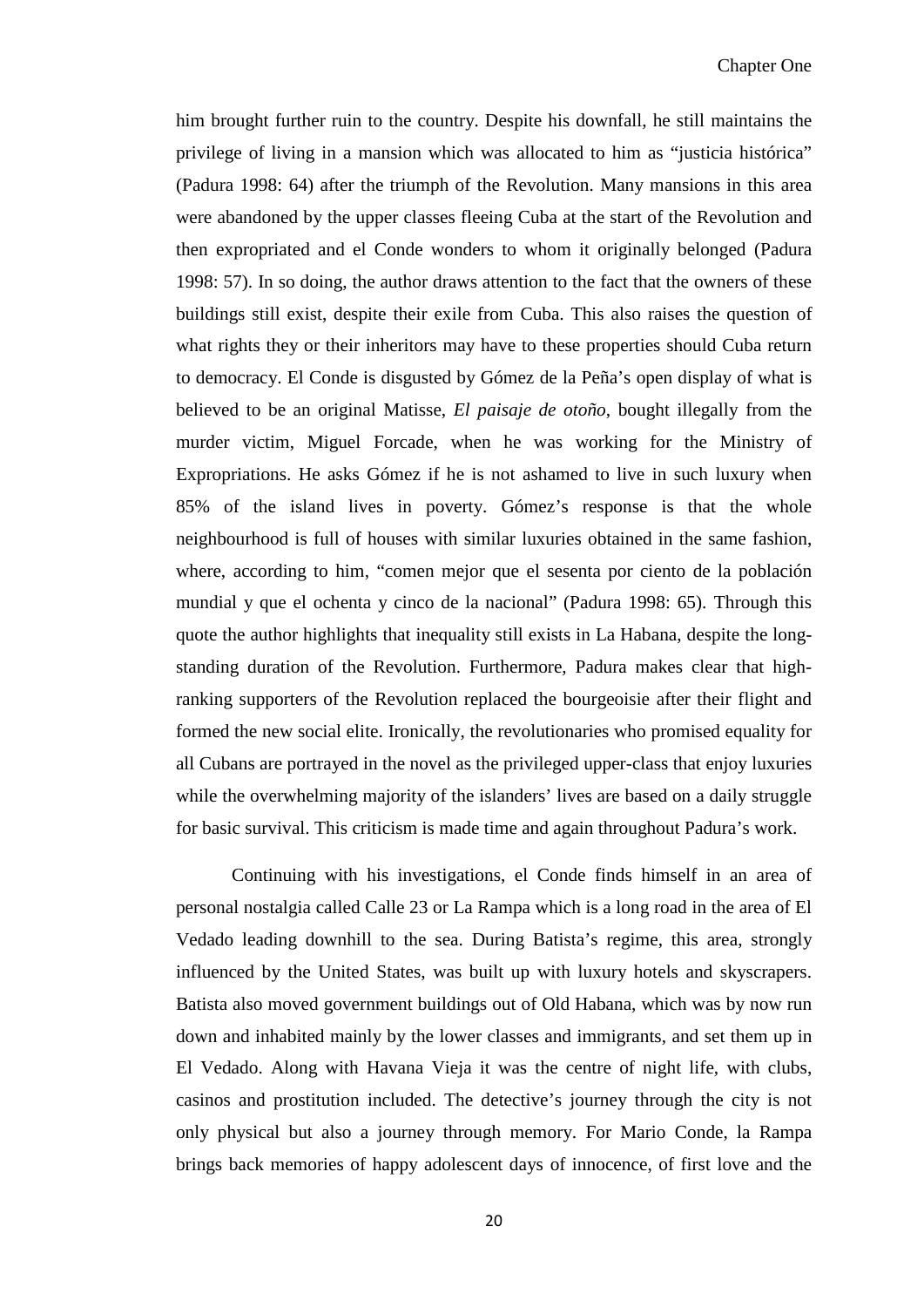him brought further ruin to the country. Despite his downfall, he still maintains the privilege of living in a mansion which was allocated to him as "justicia histórica" (Padura 1998: 64) after the triumph of the Revolution. Many mansions in this area were abandoned by the upper classes fleeing Cuba at the start of the Revolution and then expropriated and el Conde wonders to whom it originally belonged (Padura 1998: 57). In so doing, the author draws attention to the fact that the owners of these buildings still exist, despite their exile from Cuba. This also raises the question of what rights they or their inheritors may have to these properties should Cuba return to democracy. El Conde is disgusted by Gómez de la Peña's open display of what is believed to be an original Matisse, *El paisaje de otoño*, bought illegally from the murder victim, Miguel Forcade, when he was working for the Ministry of Expropriations. He asks Gómez if he is not ashamed to live in such luxury when 85% of the island lives in poverty. Gómez's response is that the whole neighbourhood is full of houses with similar luxuries obtained in the same fashion, where, according to him, "comen mejor que el sesenta por ciento de la población mundial y que el ochenta y cinco de la nacional" (Padura 1998: 65). Through this quote the author highlights that inequality still exists in La Habana, despite the long-standing duration of the Revolution. Furthermore, Padura makes clear that high-ranking supporters of the Revolution replaced the bourgeoisie after their flight and formed the new social elite. Ironically, the revolutionaries who promised equality for all Cubans are portrayed in the novel as the privileged upper-class that enjoy luxuries while the overwhelming majority of the islanders' lives are based on a daily struggle for basic survival. This criticism is made time and again throughout Padura's work.

Continuing with his investigations, el Conde finds himself in an area of personal nostalgia called Calle 23 or La Rampa which is a long road in the area of El Vedado leading downhill to the sea. During Batista's regime, this area, strongly influenced by the United States, was built up with luxury hotels and skyscrapers. Batista also moved government buildings out of Old Habana, which was by now run down and inhabited mainly by the lower classes and immigrants, and set them up in El Vedado. Along with Havana Vieja it was the centre of night life, with clubs, casinos and prostitution included. The detective's journey through the city is not only physical but also a journey through memory. For Mario Conde, la Rampa brings back memories of happy adolescent days of innocence, of first love and the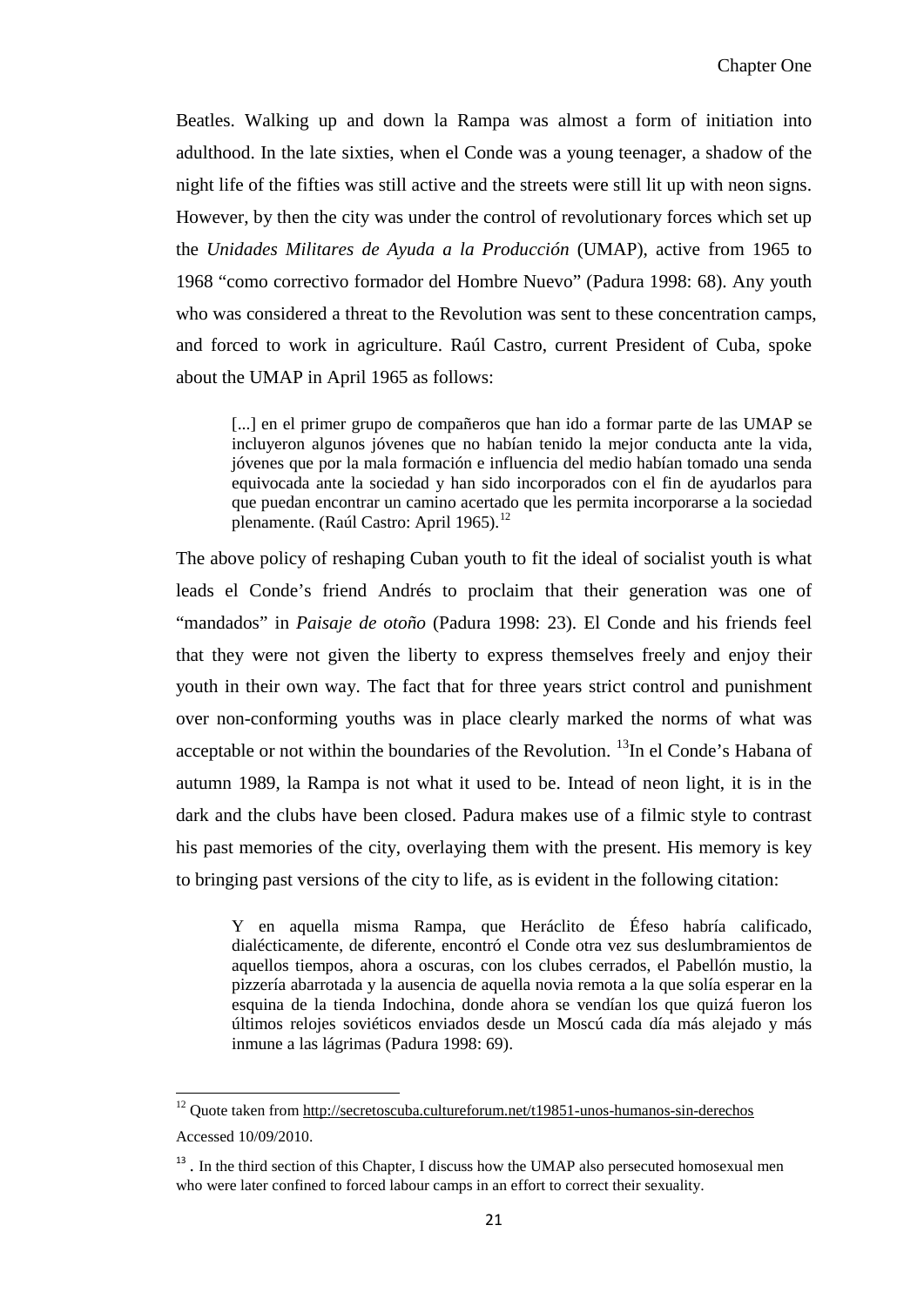Beatles. Walking up and down la Rampa was almost a form of initiation into adulthood. In the late sixties, when el Conde was a young teenager, a shadow of the night life of the fifties was still active and the streets were still lit up with neon signs. However, by then the city was under the control of revolutionary forces which set up the *Unidades Militares de Ayuda a la Producción* (UMAP), active from 1965 to 1968 "como correctivo formador del Hombre Nuevo" (Padura 1998: 68). Any youth who was considered a threat to the Revolution was sent to these concentration camps, and forced to work in agriculture. Raúl Castro, current President of Cuba, spoke about the UMAP in April 1965 as follows:

> [...] en el primer grupo de compañeros que han ido a formar parte de las UMAP se incluyeron algunos jóvenes que no habían tenido la mejor conducta ante la vida, jóvenes que por la mala formación e influencia del medio habían tomado una senda equivocada ante la sociedad y han sido incorporados con el fin de ayudarlos para que puedan encontrar un camino acertado que les permita incorporarse a la sociedad plenamente. (Raúl Castro: April 1965).[12]

The above policy of reshaping Cuban youth to fit the ideal of socialist youth is what leads el Conde's friend Andrés to proclaim that their generation was one of "mandados" in *Paisaje de otoño* (Padura 1998: 23). El Conde and his friends feel that they were not given the liberty to express themselves freely and enjoy their youth in their own way. The fact that for three years strict control and punishment over non-conforming youths was in place clearly marked the norms of what was acceptable or not within the boundaries of the Revolution. [13]In el Conde's Habana of autumn 1989, la Rampa is not what it used to be. Intead of neon light, it is in the dark and the clubs have been closed. Padura makes use of a filmic style to contrast his past memories of the city, overlaying them with the present. His memory is key to bringing past versions of the city to life, as is evident in the following citation:

> Y en aquella misma Rampa, que Heráclito de Éfeso habría calificado, dialécticamente, de diferente, encontró el Conde otra vez sus deslumbramientos de aquellos tiempos, ahora a oscuras, con los clubes cerrados, el Pabellón mustio, la pizzería abarrotada y la ausencia de aquella novia remota a la que solía esperar en la esquina de la tienda Indochina, donde ahora se vendían los que quizá fueron los últimos relojes soviéticos enviados desde un Moscú cada día más alejado y más inmune a las lágrimas (Padura 1998: 69).

---

[12] Quote taken from http://secretoscuba.cultureforum.net/t19851-unos-humanos-sin-derechos Accessed 10/09/2010.

[13] . In the third section of this Chapter, I discuss how the UMAP also persecuted homosexual men who were later confined to forced labour camps in an effort to correct their sexuality.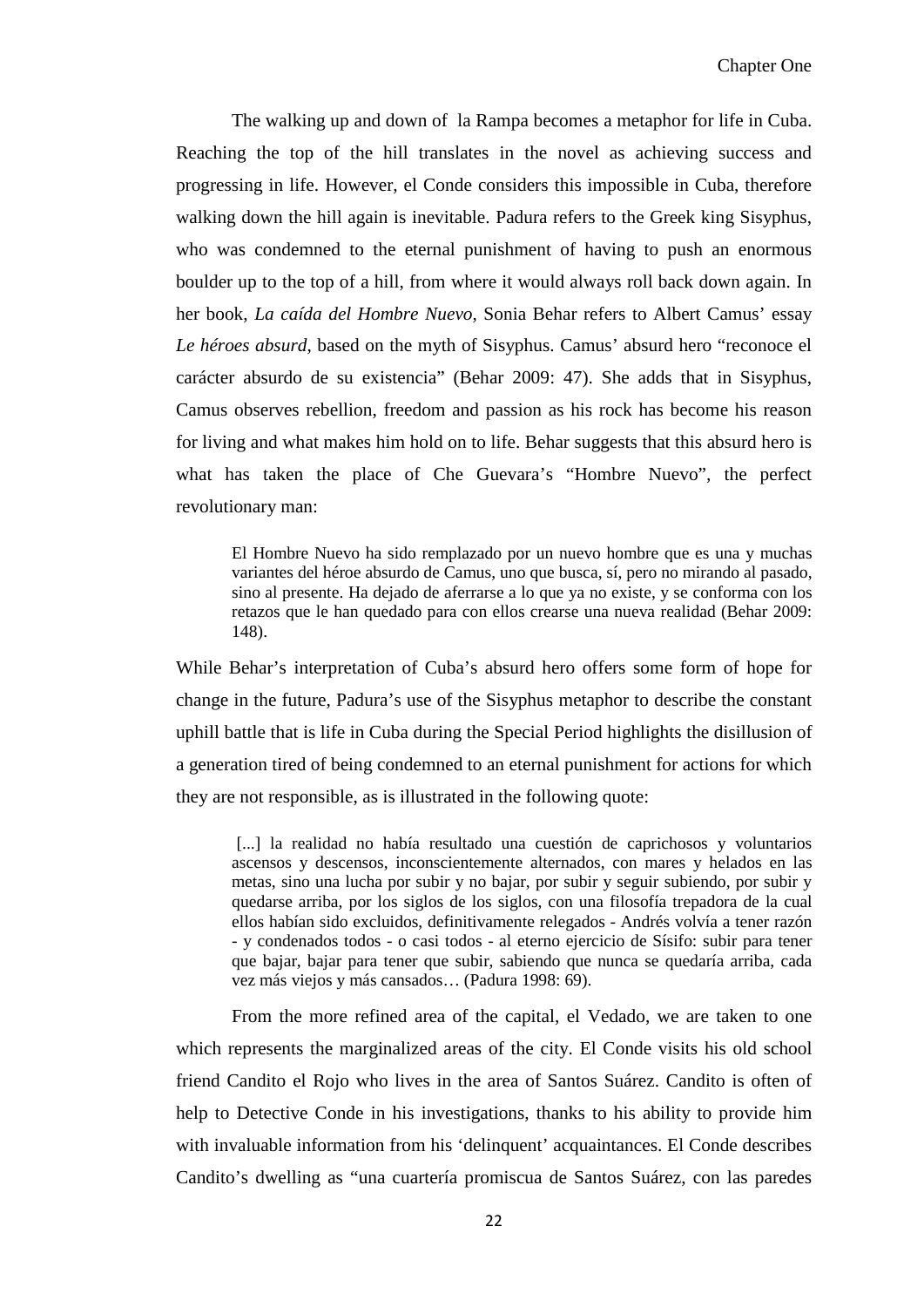The walking up and down of la Rampa becomes a metaphor for life in Cuba. Reaching the top of the hill translates in the novel as achieving success and progressing in life. However, el Conde considers this impossible in Cuba, therefore walking down the hill again is inevitable. Padura refers to the Greek king Sisyphus, who was condemned to the eternal punishment of having to push an enormous boulder up to the top of a hill, from where it would always roll back down again. In her book, *La caída del Hombre Nuevo*, Sonia Behar refers to Albert Camus' essay *Le héroes absurd*, based on the myth of Sisyphus. Camus' absurd hero "reconoce el carácter absurdo de su existencia" (Behar 2009: 47). She adds that in Sisyphus, Camus observes rebellion, freedom and passion as his rock has become his reason for living and what makes him hold on to life. Behar suggests that this absurd hero is what has taken the place of Che Guevara's "Hombre Nuevo", the perfect revolutionary man:

> El Hombre Nuevo ha sido remplazado por un nuevo hombre que es una y muchas variantes del héroe absurdo de Camus, uno que busca, sí, pero no mirando al pasado, sino al presente. Ha dejado de aferrarse a lo que ya no existe, y se conforma con los retazos que le han quedado para con ellos crearse una nueva realidad (Behar 2009: 148).

While Behar's interpretation of Cuba's absurd hero offers some form of hope for change in the future, Padura's use of the Sisyphus metaphor to describe the constant uphill battle that is life in Cuba during the Special Period highlights the disillusion of a generation tired of being condemned to an eternal punishment for actions for which they are not responsible, as is illustrated in the following quote:

> [...] la realidad no había resultado una cuestión de caprichosos y voluntarios ascensos y descensos, inconscientemente alternados, con mares y helados en las metas, sino una lucha por subir y no bajar, por subir y seguir subiendo, por subir y quedarse arriba, por los siglos de los siglos, con una filosofía trepadora de la cual ellos habían sido excluidos, definitivamente relegados - Andrés volvía a tener razón - y condenados todos - o casi todos - al eterno ejercicio de Sísifo: subir para tener que bajar, bajar para tener que subir, sabiendo que nunca se quedaría arriba, cada vez más viejos y más cansados… (Padura 1998: 69).

From the more refined area of the capital, el Vedado, we are taken to one which represents the marginalized areas of the city. El Conde visits his old school friend Candito el Rojo who lives in the area of Santos Suárez. Candito is often of help to Detective Conde in his investigations, thanks to his ability to provide him with invaluable information from his 'delinquent' acquaintances. El Conde describes Candito's dwelling as "una cuartería promiscua de Santos Suárez, con las paredes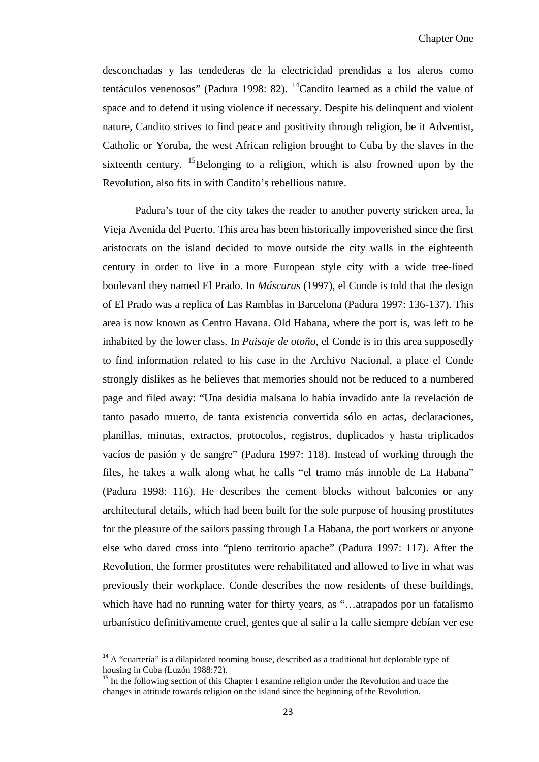desconchadas y las tendederas de la electricidad prendidas a los aleros como tentáculos venenosos" (Padura 1998: 82). [14]Candito learned as a child the value of space and to defend it using violence if necessary. Despite his delinquent and violent nature, Candito strives to find peace and positivity through religion, be it Adventist, Catholic or Yoruba, the west African religion brought to Cuba by the slaves in the sixteenth century. [15]Belonging to a religion, which is also frowned upon by the Revolution, also fits in with Candito's rebellious nature.

Padura's tour of the city takes the reader to another poverty stricken area, la Vieja Avenida del Puerto. This area has been historically impoverished since the first aristocrats on the island decided to move outside the city walls in the eighteenth century in order to live in a more European style city with a wide tree-lined boulevard they named El Prado. In *Máscaras* (1997), el Conde is told that the design of El Prado was a replica of Las Ramblas in Barcelona (Padura 1997: 136-137). This area is now known as Centro Havana. Old Habana, where the port is, was left to be inhabited by the lower class. In *Paisaje de otoño*, el Conde is in this area supposedly to find information related to his case in the Archivo Nacional, a place el Conde strongly dislikes as he believes that memories should not be reduced to a numbered page and filed away: "Una desidia malsana lo había invadido ante la revelación de tanto pasado muerto, de tanta existencia convertida sólo en actas, declaraciones, planillas, minutas, extractos, protocolos, registros, duplicados y hasta triplicados vacíos de pasión y de sangre" (Padura 1997: 118). Instead of working through the files, he takes a walk along what he calls "el tramo más innoble de La Habana" (Padura 1998: 116). He describes the cement blocks without balconies or any architectural details, which had been built for the sole purpose of housing prostitutes for the pleasure of the sailors passing through La Habana, the port workers or anyone else who dared cross into "pleno territorio apache" (Padura 1997: 117). After the Revolution, the former prostitutes were rehabilitated and allowed to live in what was previously their workplace. Conde describes the now residents of these buildings, which have had no running water for thirty years, as "…atrapados por un fatalismo urbanístico definitivamente cruel, gentes que al salir a la calle siempre debían ver ese

[14] A "cuartería" is a dilapidated rooming house, described as a traditional but deplorable type of housing in Cuba (Luzón 1988:72).

[15] In the following section of this Chapter I examine religion under the Revolution and trace the changes in attitude towards religion on the island since the beginning of the Revolution.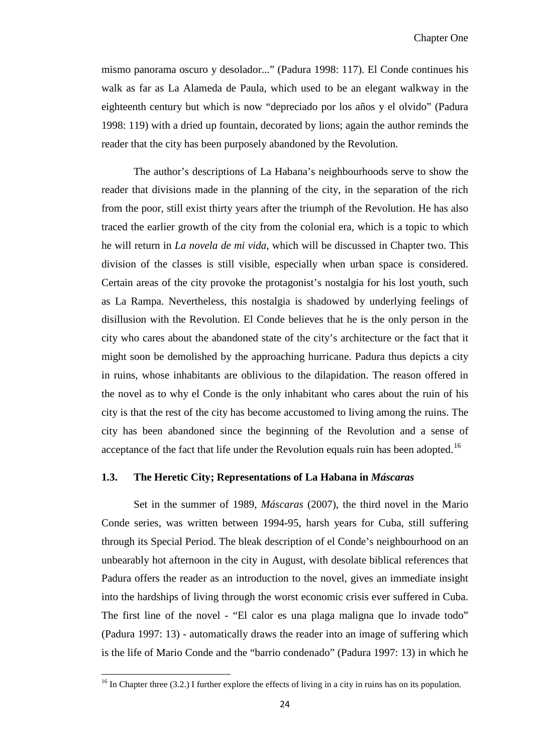mismo panorama oscuro y desolador..." (Padura 1998: 117). El Conde continues his walk as far as La Alameda de Paula, which used to be an elegant walkway in the eighteenth century but which is now "depreciado por los años y el olvido" (Padura 1998: 119) with a dried up fountain, decorated by lions; again the author reminds the reader that the city has been purposely abandoned by the Revolution.

The author's descriptions of La Habana's neighbourhoods serve to show the reader that divisions made in the planning of the city, in the separation of the rich from the poor, still exist thirty years after the triumph of the Revolution. He has also traced the earlier growth of the city from the colonial era, which is a topic to which he will return in *La novela de mi vida*, which will be discussed in Chapter two. This division of the classes is still visible, especially when urban space is considered. Certain areas of the city provoke the protagonist's nostalgia for his lost youth, such as La Rampa. Nevertheless, this nostalgia is shadowed by underlying feelings of disillusion with the Revolution. El Conde believes that he is the only person in the city who cares about the abandoned state of the city's architecture or the fact that it might soon be demolished by the approaching hurricane. Padura thus depicts a city in ruins, whose inhabitants are oblivious to the dilapidation. The reason offered in the novel as to why el Conde is the only inhabitant who cares about the ruin of his city is that the rest of the city has become accustomed to living among the ruins. The city has been abandoned since the beginning of the Revolution and a sense of acceptance of the fact that life under the Revolution equals ruin has been adopted.[16]

### 1.3. The Heretic City; Representations of La Habana in *Máscaras*

Set in the summer of 1989, *Máscaras* (2007), the third novel in the Mario Conde series, was written between 1994-95, harsh years for Cuba, still suffering through its Special Period. The bleak description of el Conde's neighbourhood on an unbearably hot afternoon in the city in August, with desolate biblical references that Padura offers the reader as an introduction to the novel, gives an immediate insight into the hardships of living through the worst economic crisis ever suffered in Cuba. The first line of the novel - "El calor es una plaga maligna que lo invade todo" (Padura 1997: 13) - automatically draws the reader into an image of suffering which is the life of Mario Conde and the "barrio condenado" (Padura 1997: 13) in which he

[16] In Chapter three (3.2.) I further explore the effects of living in a city in ruins has on its population.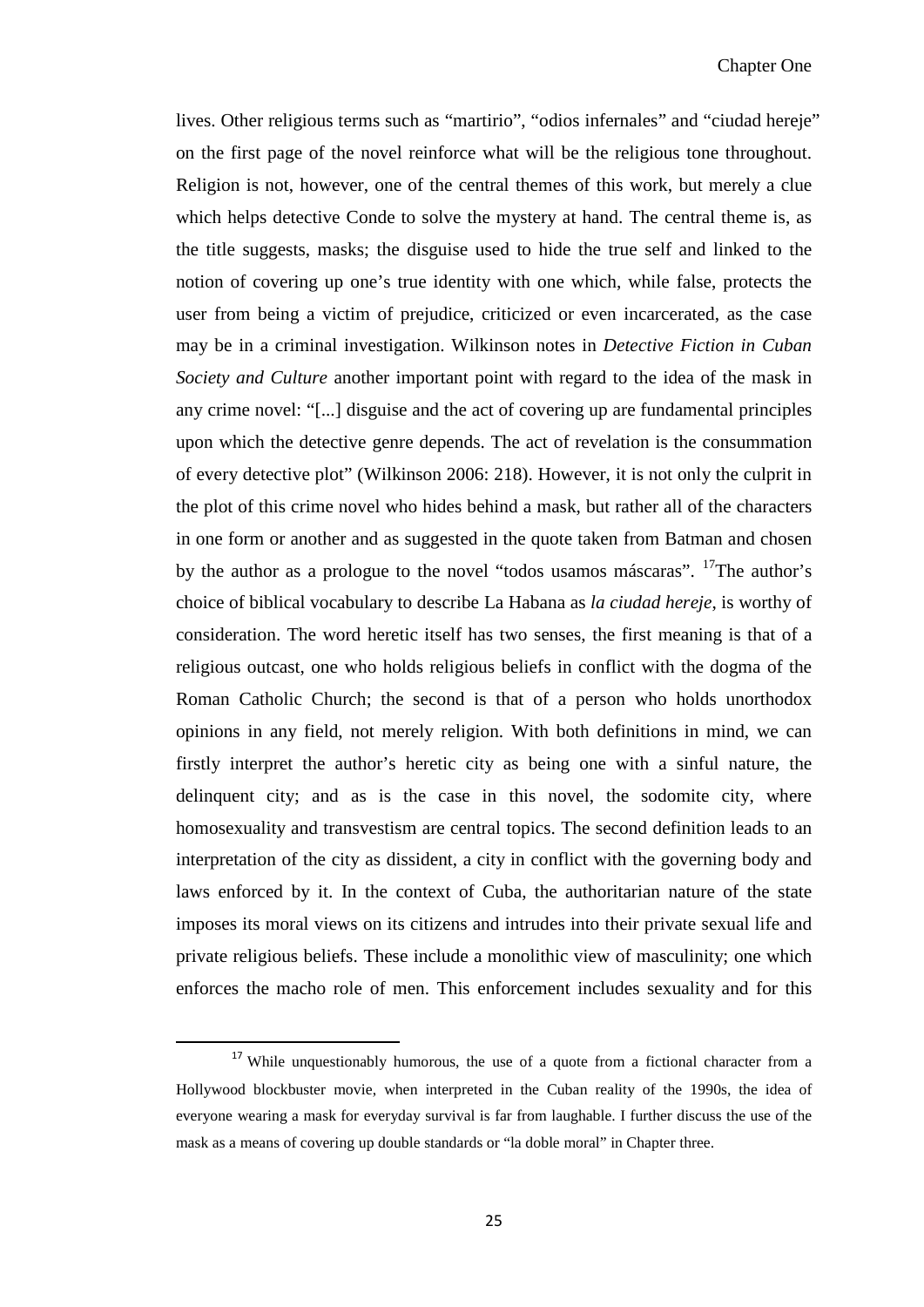lives. Other religious terms such as "martirio", "odios infernales" and "ciudad hereje" on the first page of the novel reinforce what will be the religious tone throughout. Religion is not, however, one of the central themes of this work, but merely a clue which helps detective Conde to solve the mystery at hand. The central theme is, as the title suggests, masks; the disguise used to hide the true self and linked to the notion of covering up one's true identity with one which, while false, protects the user from being a victim of prejudice, criticized or even incarcerated, as the case may be in a criminal investigation. Wilkinson notes in *Detective Fiction in Cuban Society and Culture* another important point with regard to the idea of the mask in any crime novel: "[...] disguise and the act of covering up are fundamental principles upon which the detective genre depends. The act of revelation is the consummation of every detective plot" (Wilkinson 2006: 218). However, it is not only the culprit in the plot of this crime novel who hides behind a mask, but rather all of the characters in one form or another and as suggested in the quote taken from Batman and chosen by the author as a prologue to the novel "todos usamos máscaras". [17]The author's choice of biblical vocabulary to describe La Habana as *la ciudad hereje*, is worthy of consideration. The word heretic itself has two senses, the first meaning is that of a religious outcast, one who holds religious beliefs in conflict with the dogma of the Roman Catholic Church; the second is that of a person who holds unorthodox opinions in any field, not merely religion. With both definitions in mind, we can firstly interpret the author's heretic city as being one with a sinful nature, the delinquent city; and as is the case in this novel, the sodomite city, where homosexuality and transvestism are central topics. The second definition leads to an interpretation of the city as dissident, a city in conflict with the governing body and laws enforced by it. In the context of Cuba, the authoritarian nature of the state imposes its moral views on its citizens and intrudes into their private sexual life and private religious beliefs. These include a monolithic view of masculinity; one which enforces the macho role of men. This enforcement includes sexuality and for this

[17] While unquestionably humorous, the use of a quote from a fictional character from a Hollywood blockbuster movie, when interpreted in the Cuban reality of the 1990s, the idea of everyone wearing a mask for everyday survival is far from laughable. I further discuss the use of the mask as a means of covering up double standards or "la doble moral" in Chapter three.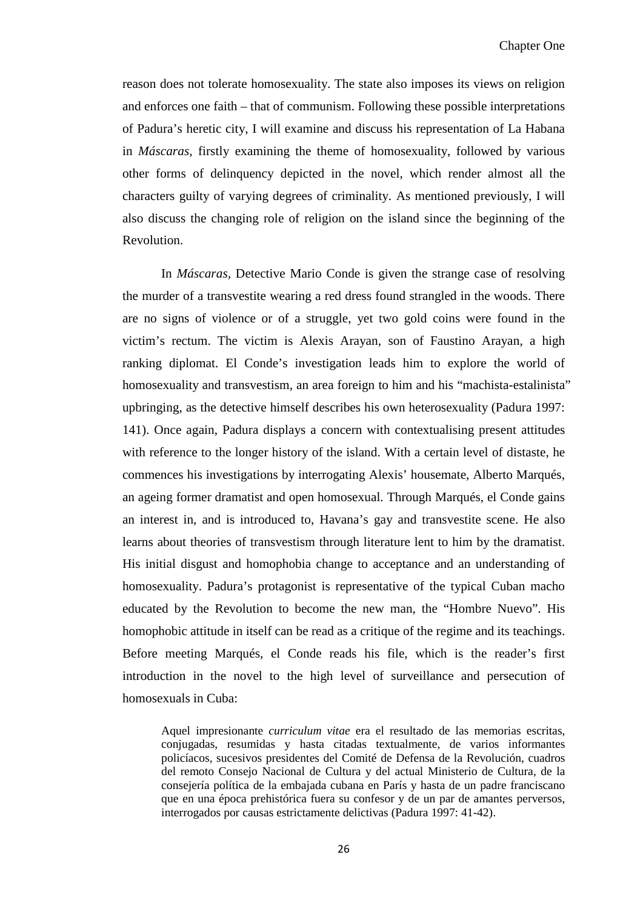reason does not tolerate homosexuality. The state also imposes its views on religion and enforces one faith – that of communism. Following these possible interpretations of Padura's heretic city, I will examine and discuss his representation of La Habana in *Máscaras*, firstly examining the theme of homosexuality, followed by various other forms of delinquency depicted in the novel, which render almost all the characters guilty of varying degrees of criminality. As mentioned previously, I will also discuss the changing role of religion on the island since the beginning of the Revolution.

In *Máscaras*, Detective Mario Conde is given the strange case of resolving the murder of a transvestite wearing a red dress found strangled in the woods. There are no signs of violence or of a struggle, yet two gold coins were found in the victim's rectum. The victim is Alexis Arayan, son of Faustino Arayan, a high ranking diplomat. El Conde's investigation leads him to explore the world of homosexuality and transvestism, an area foreign to him and his "machista-estalinista" upbringing, as the detective himself describes his own heterosexuality (Padura 1997: 141). Once again, Padura displays a concern with contextualising present attitudes with reference to the longer history of the island. With a certain level of distaste, he commences his investigations by interrogating Alexis' housemate, Alberto Marqués, an ageing former dramatist and open homosexual. Through Marqués, el Conde gains an interest in, and is introduced to, Havana's gay and transvestite scene. He also learns about theories of transvestism through literature lent to him by the dramatist. His initial disgust and homophobia change to acceptance and an understanding of homosexuality. Padura's protagonist is representative of the typical Cuban macho educated by the Revolution to become the new man, the "Hombre Nuevo". His homophobic attitude in itself can be read as a critique of the regime and its teachings. Before meeting Marqués, el Conde reads his file, which is the reader's first introduction in the novel to the high level of surveillance and persecution of homosexuals in Cuba:

> Aquel impresionante *curriculum vitae* era el resultado de las memorias escritas, conjugadas, resumidas y hasta citadas textualmente, de varios informantes policíacos, sucesivos presidentes del Comité de Defensa de la Revolución, cuadros del remoto Consejo Nacional de Cultura y del actual Ministerio de Cultura, de la consejería política de la embajada cubana en París y hasta de un padre franciscano que en una época prehistórica fuera su confesor y de un par de amantes perversos, interrogados por causas estrictamente delictivas (Padura 1997: 41-42).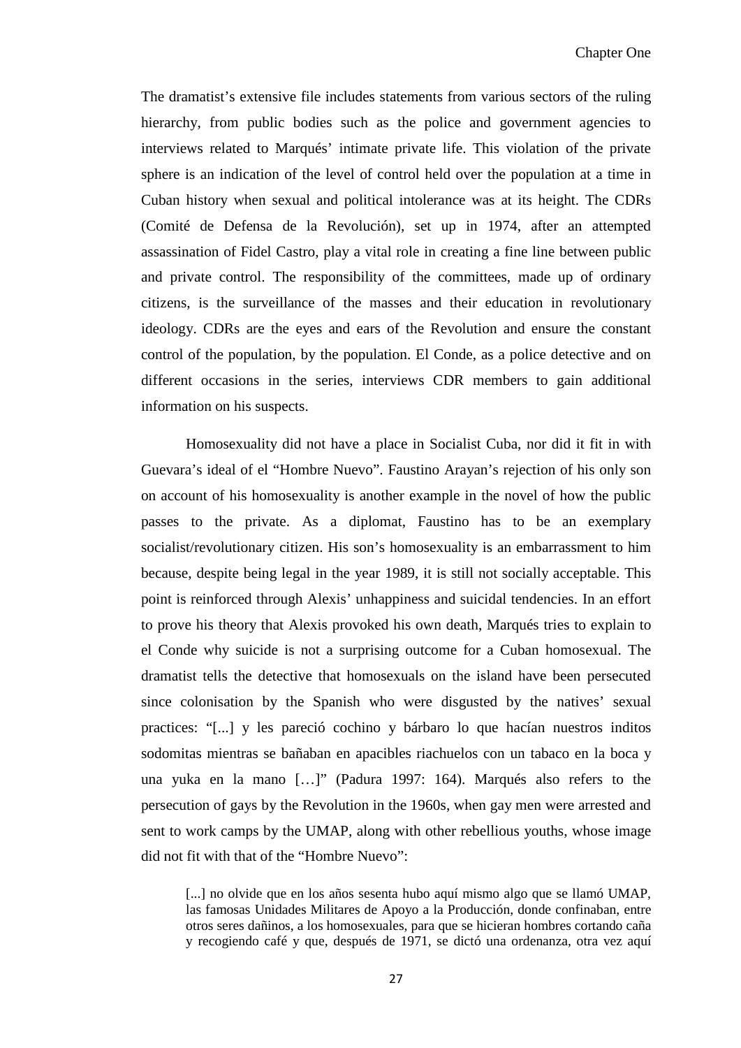The dramatist's extensive file includes statements from various sectors of the ruling hierarchy, from public bodies such as the police and government agencies to interviews related to Marqués' intimate private life. This violation of the private sphere is an indication of the level of control held over the population at a time in Cuban history when sexual and political intolerance was at its height. The CDRs (Comité de Defensa de la Revolución), set up in 1974, after an attempted assassination of Fidel Castro, play a vital role in creating a fine line between public and private control. The responsibility of the committees, made up of ordinary citizens, is the surveillance of the masses and their education in revolutionary ideology. CDRs are the eyes and ears of the Revolution and ensure the constant control of the population, by the population. El Conde, as a police detective and on different occasions in the series, interviews CDR members to gain additional information on his suspects.

Homosexuality did not have a place in Socialist Cuba, nor did it fit in with Guevara's ideal of el "Hombre Nuevo". Faustino Arayan's rejection of his only son on account of his homosexuality is another example in the novel of how the public passes to the private. As a diplomat, Faustino has to be an exemplary socialist/revolutionary citizen. His son's homosexuality is an embarrassment to him because, despite being legal in the year 1989, it is still not socially acceptable. This point is reinforced through Alexis' unhappiness and suicidal tendencies. In an effort to prove his theory that Alexis provoked his own death, Marqués tries to explain to el Conde why suicide is not a surprising outcome for a Cuban homosexual. The dramatist tells the detective that homosexuals on the island have been persecuted since colonisation by the Spanish who were disgusted by the natives' sexual practices: "[...] y les pareció cochino y bárbaro lo que hacían nuestros inditos sodomitas mientras se bañaban en apacibles riachuelos con un tabaco en la boca y una yuka en la mano […]" (Padura 1997: 164). Marqués also refers to the persecution of gays by the Revolution in the 1960s, when gay men were arrested and sent to work camps by the UMAP, along with other rebellious youths, whose image did not fit with that of the "Hombre Nuevo":

> [...] no olvide que en los años sesenta hubo aquí mismo algo que se llamó UMAP, las famosas Unidades Militares de Apoyo a la Producción, donde confinaban, entre otros seres dañinos, a los homosexuales, para que se hicieran hombres cortando caña y recogiendo café y que, después de 1971, se dictó una ordenanza, otra vez aquí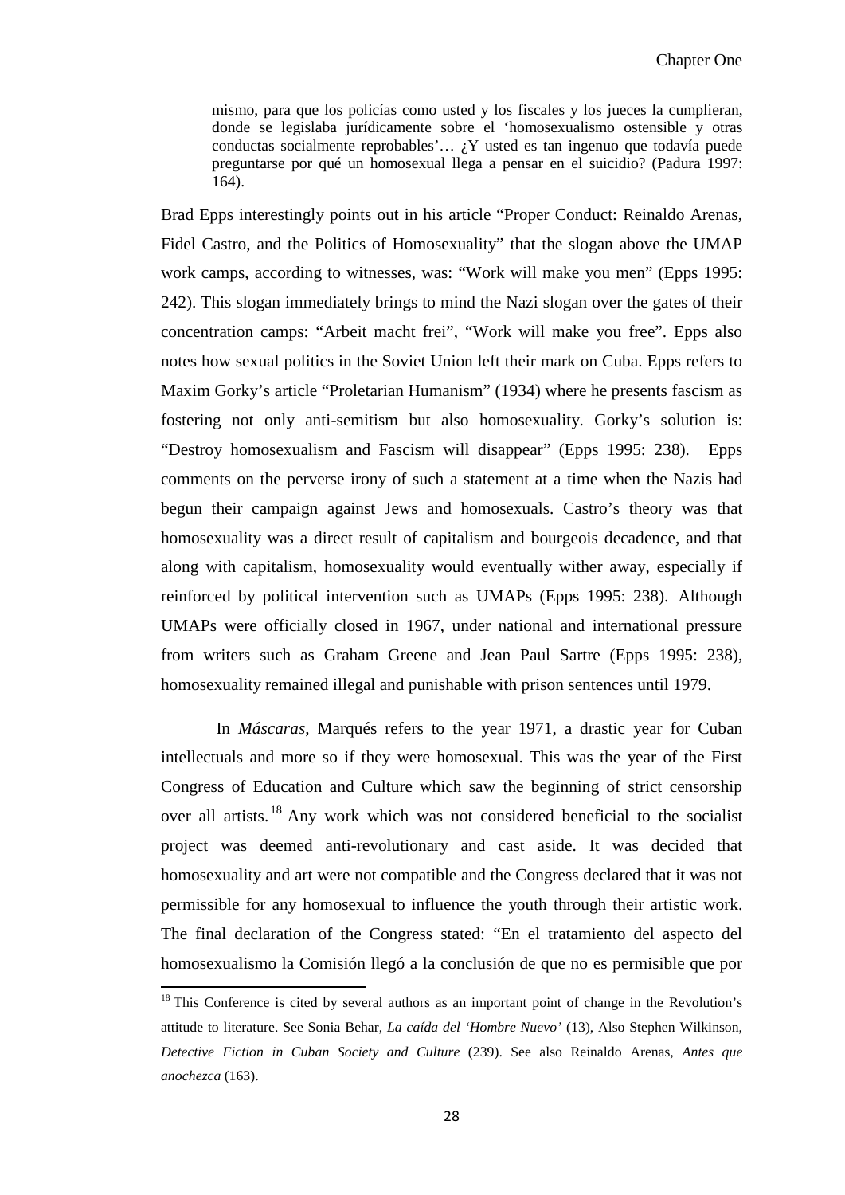> mismo, para que los policías como usted y los fiscales y los jueces la cumplieran, donde se legislaba jurídicamente sobre el 'homosexualismo ostensible y otras conductas socialmente reprobables'… ¿Y usted es tan ingenuo que todavía puede preguntarse por qué un homosexual llega a pensar en el suicidio? (Padura 1997: 164).

Brad Epps interestingly points out in his article "Proper Conduct: Reinaldo Arenas, Fidel Castro, and the Politics of Homosexuality" that the slogan above the UMAP work camps, according to witnesses, was: "Work will make you men" (Epps 1995: 242). This slogan immediately brings to mind the Nazi slogan over the gates of their concentration camps: "Arbeit macht frei", "Work will make you free". Epps also notes how sexual politics in the Soviet Union left their mark on Cuba. Epps refers to Maxim Gorky's article "Proletarian Humanism" (1934) where he presents fascism as fostering not only anti-semitism but also homosexuality. Gorky's solution is: "Destroy homosexualism and Fascism will disappear" (Epps 1995: 238). Epps comments on the perverse irony of such a statement at a time when the Nazis had begun their campaign against Jews and homosexuals. Castro's theory was that homosexuality was a direct result of capitalism and bourgeois decadence, and that along with capitalism, homosexuality would eventually wither away, especially if reinforced by political intervention such as UMAPs (Epps 1995: 238). Although UMAPs were officially closed in 1967, under national and international pressure from writers such as Graham Greene and Jean Paul Sartre (Epps 1995: 238), homosexuality remained illegal and punishable with prison sentences until 1979.

In *Máscaras*, Marqués refers to the year 1971, a drastic year for Cuban intellectuals and more so if they were homosexual. This was the year of the First Congress of Education and Culture which saw the beginning of strict censorship over all artists.[18] Any work which was not considered beneficial to the socialist project was deemed anti-revolutionary and cast aside. It was decided that homosexuality and art were not compatible and the Congress declared that it was not permissible for any homosexual to influence the youth through their artistic work. The final declaration of the Congress stated: "En el tratamiento del aspecto del homosexualismo la Comisión llegó a la conclusión de que no es permisible que por

[18] This Conference is cited by several authors as an important point of change in the Revolution's attitude to literature. See Sonia Behar, *La caída del 'Hombre Nuevo'* (13), Also Stephen Wilkinson, *Detective Fiction in Cuban Society and Culture* (239). See also Reinaldo Arenas, *Antes que anochezca* (163).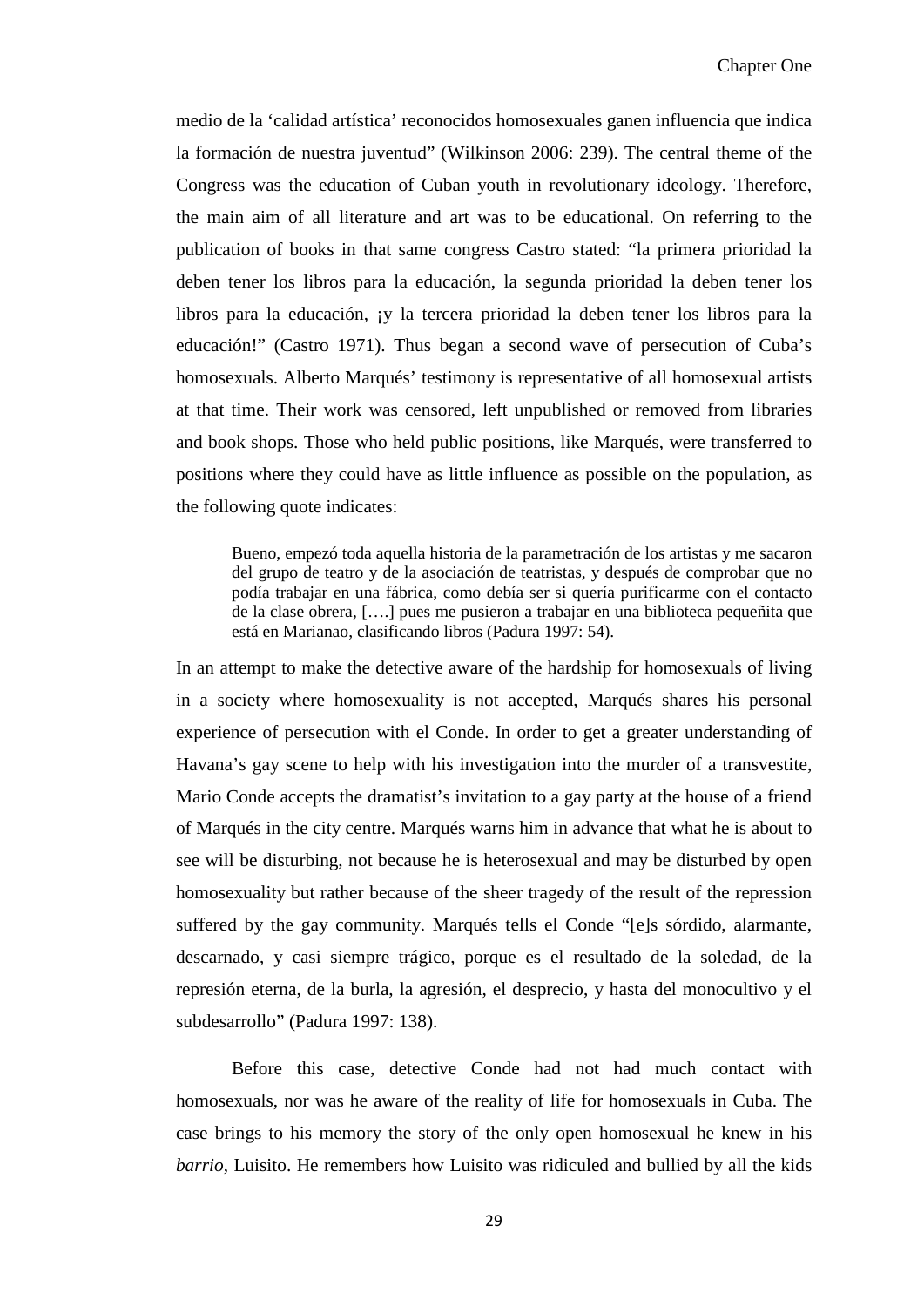medio de la 'calidad artística' reconocidos homosexuales ganen influencia que indica la formación de nuestra juventud" (Wilkinson 2006: 239). The central theme of the Congress was the education of Cuban youth in revolutionary ideology. Therefore, the main aim of all literature and art was to be educational. On referring to the publication of books in that same congress Castro stated: "la primera prioridad la deben tener los libros para la educación, la segunda prioridad la deben tener los libros para la educación, ¡y la tercera prioridad la deben tener los libros para la educación!" (Castro 1971). Thus began a second wave of persecution of Cuba's homosexuals. Alberto Marqués' testimony is representative of all homosexual artists at that time. Their work was censored, left unpublished or removed from libraries and book shops. Those who held public positions, like Marqués, were transferred to positions where they could have as little influence as possible on the population, as the following quote indicates:

> Bueno, empezó toda aquella historia de la parametración de los artistas y me sacaron del grupo de teatro y de la asociación de teatristas, y después de comprobar que no podía trabajar en una fábrica, como debía ser si quería purificarme con el contacto de la clase obrera, [….] pues me pusieron a trabajar en una biblioteca pequeñita que está en Marianao, clasificando libros (Padura 1997: 54).

In an attempt to make the detective aware of the hardship for homosexuals of living in a society where homosexuality is not accepted, Marqués shares his personal experience of persecution with el Conde. In order to get a greater understanding of Havana's gay scene to help with his investigation into the murder of a transvestite, Mario Conde accepts the dramatist's invitation to a gay party at the house of a friend of Marqués in the city centre. Marqués warns him in advance that what he is about to see will be disturbing, not because he is heterosexual and may be disturbed by open homosexuality but rather because of the sheer tragedy of the result of the repression suffered by the gay community. Marqués tells el Conde "[e]s sórdido, alarmante, descarnado, y casi siempre trágico, porque es el resultado de la soledad, de la represión eterna, de la burla, la agresión, el desprecio, y hasta del monocultivo y el subdesarrollo" (Padura 1997: 138).

Before this case, detective Conde had not had much contact with homosexuals, nor was he aware of the reality of life for homosexuals in Cuba. The case brings to his memory the story of the only open homosexual he knew in his *barrio*, Luisito. He remembers how Luisito was ridiculed and bullied by all the kids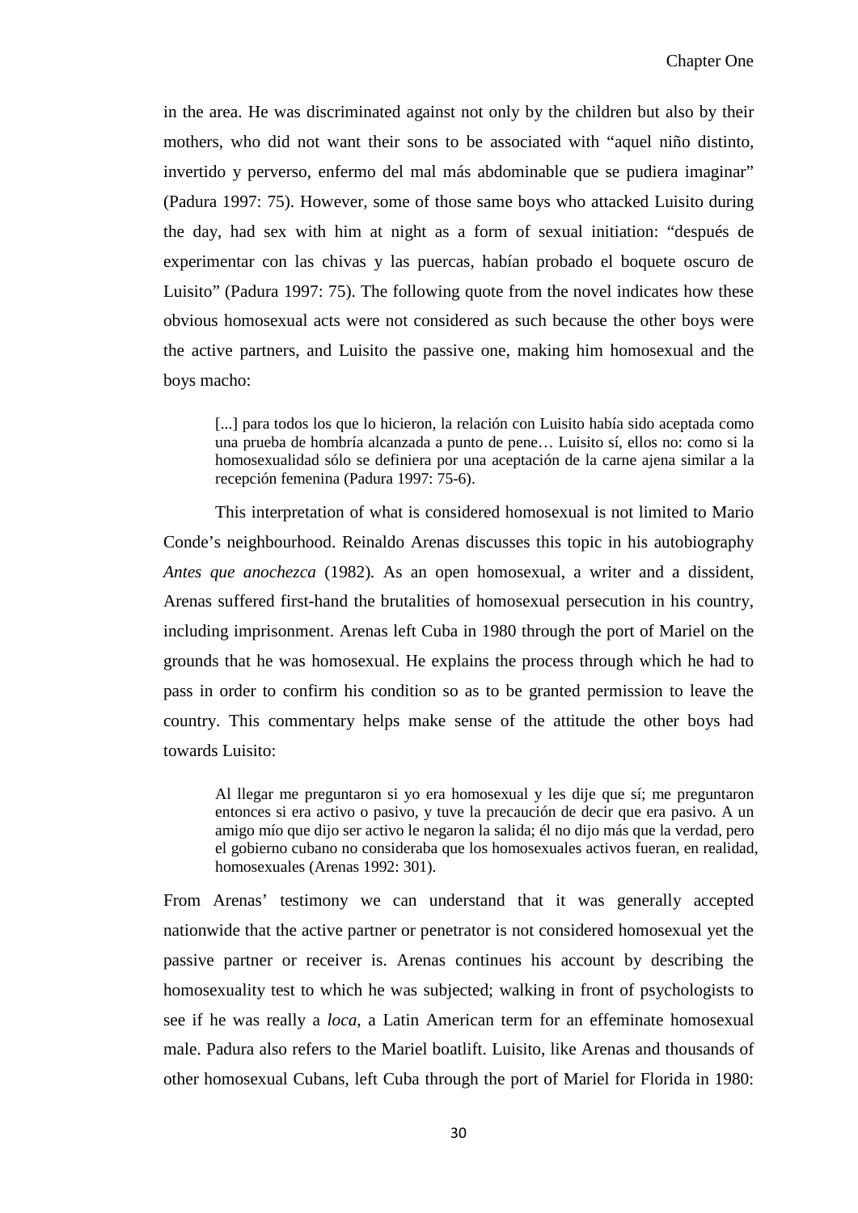in the area. He was discriminated against not only by the children but also by their mothers, who did not want their sons to be associated with "aquel niño distinto, invertido y perverso, enfermo del mal más abdominable que se pudiera imaginar" (Padura 1997: 75). However, some of those same boys who attacked Luisito during the day, had sex with him at night as a form of sexual initiation: "después de experimentar con las chivas y las puercas, habían probado el boquete oscuro de Luisito" (Padura 1997: 75). The following quote from the novel indicates how these obvious homosexual acts were not considered as such because the other boys were the active partners, and Luisito the passive one, making him homosexual and the boys macho:

> [...] para todos los que lo hicieron, la relación con Luisito había sido aceptada como una prueba de hombría alcanzada a punto de pene… Luisito sí, ellos no: como si la homosexualidad sólo se definiera por una aceptación de la carne ajena similar a la recepción femenina (Padura 1997: 75-6).

This interpretation of what is considered homosexual is not limited to Mario Conde's neighbourhood. Reinaldo Arenas discusses this topic in his autobiography *Antes que anochezca* (1982). As an open homosexual, a writer and a dissident, Arenas suffered first-hand the brutalities of homosexual persecution in his country, including imprisonment. Arenas left Cuba in 1980 through the port of Mariel on the grounds that he was homosexual. He explains the process through which he had to pass in order to confirm his condition so as to be granted permission to leave the country. This commentary helps make sense of the attitude the other boys had towards Luisito:

> Al llegar me preguntaron si yo era homosexual y les dije que sí; me preguntaron entonces si era activo o pasivo, y tuve la precaución de decir que era pasivo. A un amigo mío que dijo ser activo le negaron la salida; él no dijo más que la verdad, pero el gobierno cubano no consideraba que los homosexuales activos fueran, en realidad, homosexuales (Arenas 1992: 301).

From Arenas' testimony we can understand that it was generally accepted nationwide that the active partner or penetrator is not considered homosexual yet the passive partner or receiver is. Arenas continues his account by describing the homosexuality test to which he was subjected; walking in front of psychologists to see if he was really a *loca*, a Latin American term for an effeminate homosexual male. Padura also refers to the Mariel boatlift. Luisito, like Arenas and thousands of other homosexual Cubans, left Cuba through the port of Mariel for Florida in 1980: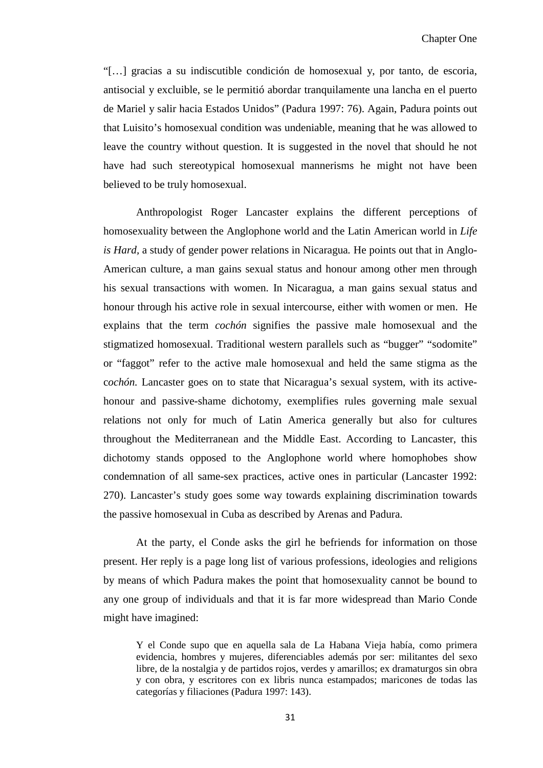"[…] gracias a su indiscutible condición de homosexual y, por tanto, de escoria, antisocial y excluible, se le permitió abordar tranquilamente una lancha en el puerto de Mariel y salir hacia Estados Unidos" (Padura 1997: 76). Again, Padura points out that Luisito's homosexual condition was undeniable, meaning that he was allowed to leave the country without question. It is suggested in the novel that should he not have had such stereotypical homosexual mannerisms he might not have been believed to be truly homosexual.

Anthropologist Roger Lancaster explains the different perceptions of homosexuality between the Anglophone world and the Latin American world in *Life is Hard*, a study of gender power relations in Nicaragua. He points out that in Anglo-American culture, a man gains sexual status and honour among other men through his sexual transactions with women. In Nicaragua, a man gains sexual status and honour through his active role in sexual intercourse, either with women or men. He explains that the term *cochón* signifies the passive male homosexual and the stigmatized homosexual. Traditional western parallels such as "bugger" "sodomite" or "faggot" refer to the active male homosexual and held the same stigma as the c*ochón.* Lancaster goes on to state that Nicaragua's sexual system, with its active-honour and passive-shame dichotomy, exemplifies rules governing male sexual relations not only for much of Latin America generally but also for cultures throughout the Mediterranean and the Middle East. According to Lancaster, this dichotomy stands opposed to the Anglophone world where homophobes show condemnation of all same-sex practices, active ones in particular (Lancaster 1992: 270). Lancaster's study goes some way towards explaining discrimination towards the passive homosexual in Cuba as described by Arenas and Padura.

At the party, el Conde asks the girl he befriends for information on those present. Her reply is a page long list of various professions, ideologies and religions by means of which Padura makes the point that homosexuality cannot be bound to any one group of individuals and that it is far more widespread than Mario Conde might have imagined:

> Y el Conde supo que en aquella sala de La Habana Vieja había, como primera evidencia, hombres y mujeres, diferenciables además por ser: militantes del sexo libre, de la nostalgia y de partidos rojos, verdes y amarillos; ex dramaturgos sin obra y con obra, y escritores con ex libris nunca estampados; maricones de todas las categorías y filiaciones (Padura 1997: 143).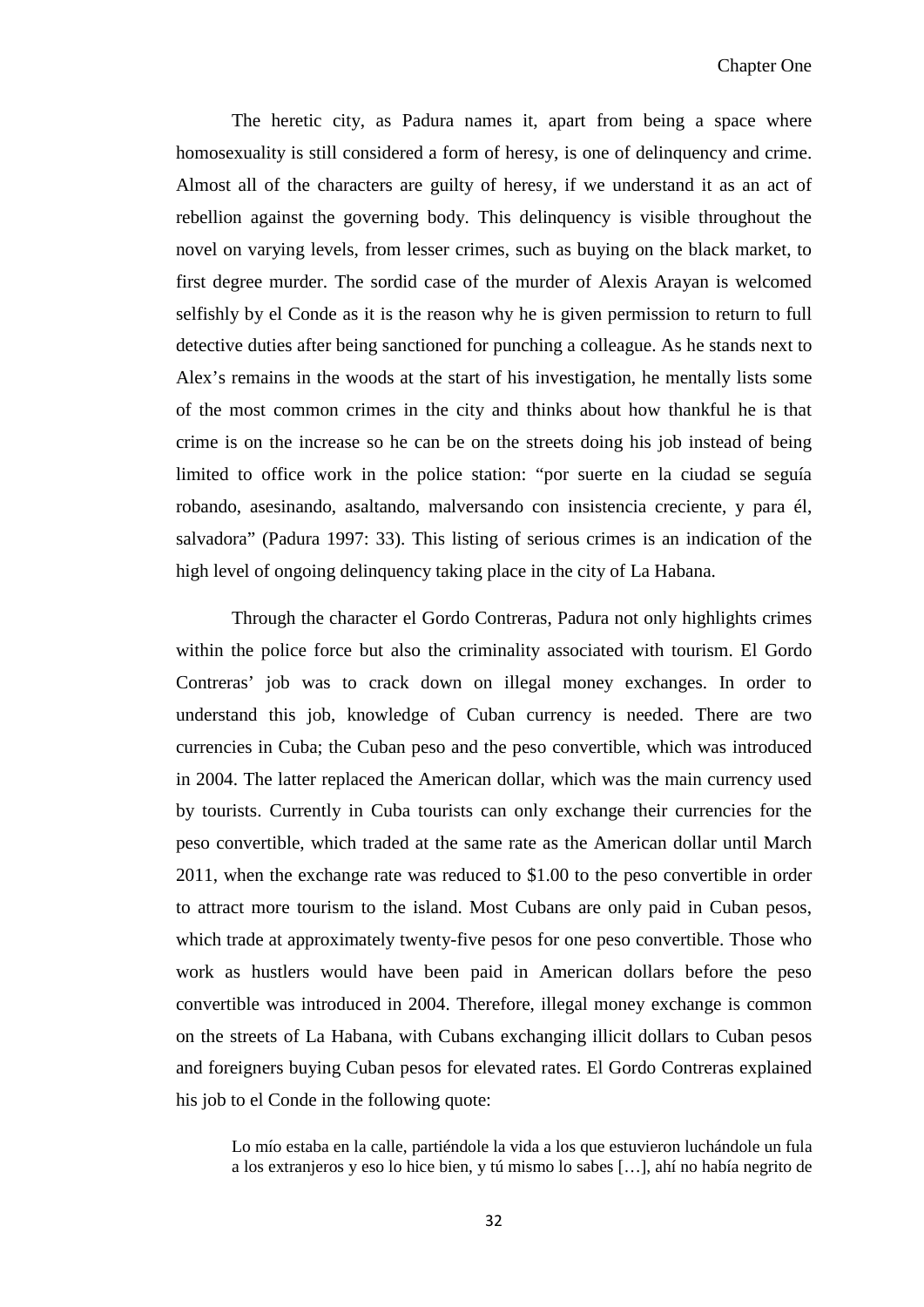The heretic city, as Padura names it, apart from being a space where homosexuality is still considered a form of heresy, is one of delinquency and crime. Almost all of the characters are guilty of heresy, if we understand it as an act of rebellion against the governing body. This delinquency is visible throughout the novel on varying levels, from lesser crimes, such as buying on the black market, to first degree murder. The sordid case of the murder of Alexis Arayan is welcomed selfishly by el Conde as it is the reason why he is given permission to return to full detective duties after being sanctioned for punching a colleague. As he stands next to Alex's remains in the woods at the start of his investigation, he mentally lists some of the most common crimes in the city and thinks about how thankful he is that crime is on the increase so he can be on the streets doing his job instead of being limited to office work in the police station: "por suerte en la ciudad se seguía robando, asesinando, asaltando, malversando con insistencia creciente, y para él, salvadora" (Padura 1997: 33). This listing of serious crimes is an indication of the high level of ongoing delinquency taking place in the city of La Habana.

Through the character el Gordo Contreras, Padura not only highlights crimes within the police force but also the criminality associated with tourism. El Gordo Contreras' job was to crack down on illegal money exchanges. In order to understand this job, knowledge of Cuban currency is needed. There are two currencies in Cuba; the Cuban peso and the peso convertible, which was introduced in 2004. The latter replaced the American dollar, which was the main currency used by tourists. Currently in Cuba tourists can only exchange their currencies for the peso convertible, which traded at the same rate as the American dollar until March 2011, when the exchange rate was reduced to $1.00 to the peso convertible in order to attract more tourism to the island. Most Cubans are only paid in Cuban pesos, which trade at approximately twenty-five pesos for one peso convertible. Those who work as hustlers would have been paid in American dollars before the peso convertible was introduced in 2004. Therefore, illegal money exchange is common on the streets of La Habana, with Cubans exchanging illicit dollars to Cuban pesos and foreigners buying Cuban pesos for elevated rates. El Gordo Contreras explained his job to el Conde in the following quote:

> Lo mío estaba en la calle, partiéndole la vida a los que estuvieron luchándole un fula a los extranjeros y eso lo hice bien, y tú mismo lo sabes […], ahí no había negrito de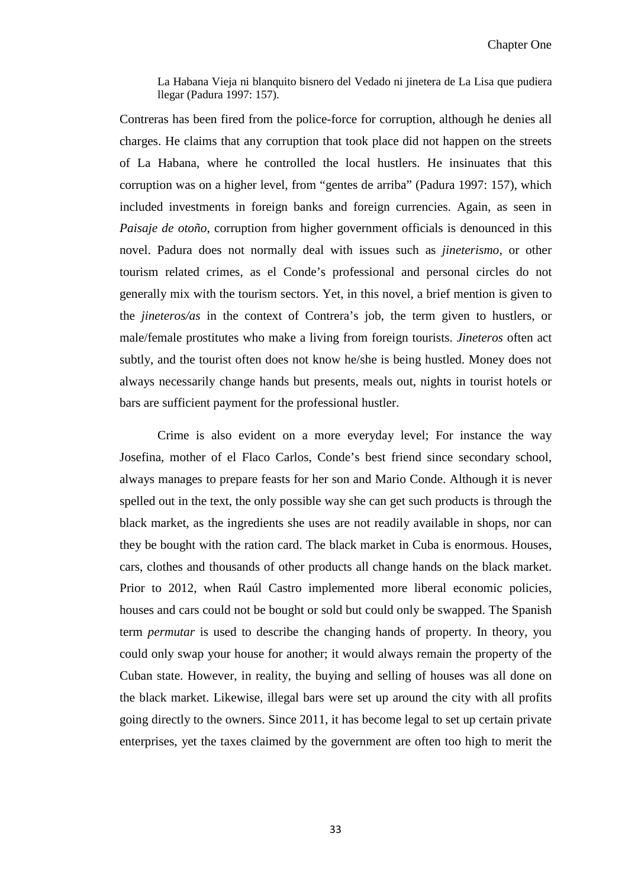> La Habana Vieja ni blanquito bisnero del Vedado ni jinetera de La Lisa que pudiera llegar (Padura 1997: 157).

Contreras has been fired from the police-force for corruption, although he denies all charges. He claims that any corruption that took place did not happen on the streets of La Habana, where he controlled the local hustlers. He insinuates that this corruption was on a higher level, from "gentes de arriba" (Padura 1997: 157), which included investments in foreign banks and foreign currencies. Again, as seen in *Paisaje de otoño*, corruption from higher government officials is denounced in this novel. Padura does not normally deal with issues such as *jineterismo*, or other tourism related crimes, as el Conde's professional and personal circles do not generally mix with the tourism sectors. Yet, in this novel, a brief mention is given to the *jineteros/as* in the context of Contrera's job, the term given to hustlers, or male/female prostitutes who make a living from foreign tourists. *Jineteros* often act subtly, and the tourist often does not know he/she is being hustled. Money does not always necessarily change hands but presents, meals out, nights in tourist hotels or bars are sufficient payment for the professional hustler.

Crime is also evident on a more everyday level; For instance the way Josefina, mother of el Flaco Carlos, Conde's best friend since secondary school, always manages to prepare feasts for her son and Mario Conde. Although it is never spelled out in the text, the only possible way she can get such products is through the black market, as the ingredients she uses are not readily available in shops, nor can they be bought with the ration card. The black market in Cuba is enormous. Houses, cars, clothes and thousands of other products all change hands on the black market. Prior to 2012, when Raúl Castro implemented more liberal economic policies, houses and cars could not be bought or sold but could only be swapped. The Spanish term *permutar* is used to describe the changing hands of property. In theory, you could only swap your house for another; it would always remain the property of the Cuban state. However, in reality, the buying and selling of houses was all done on the black market. Likewise, illegal bars were set up around the city with all profits going directly to the owners. Since 2011, it has become legal to set up certain private enterprises, yet the taxes claimed by the government are often too high to merit the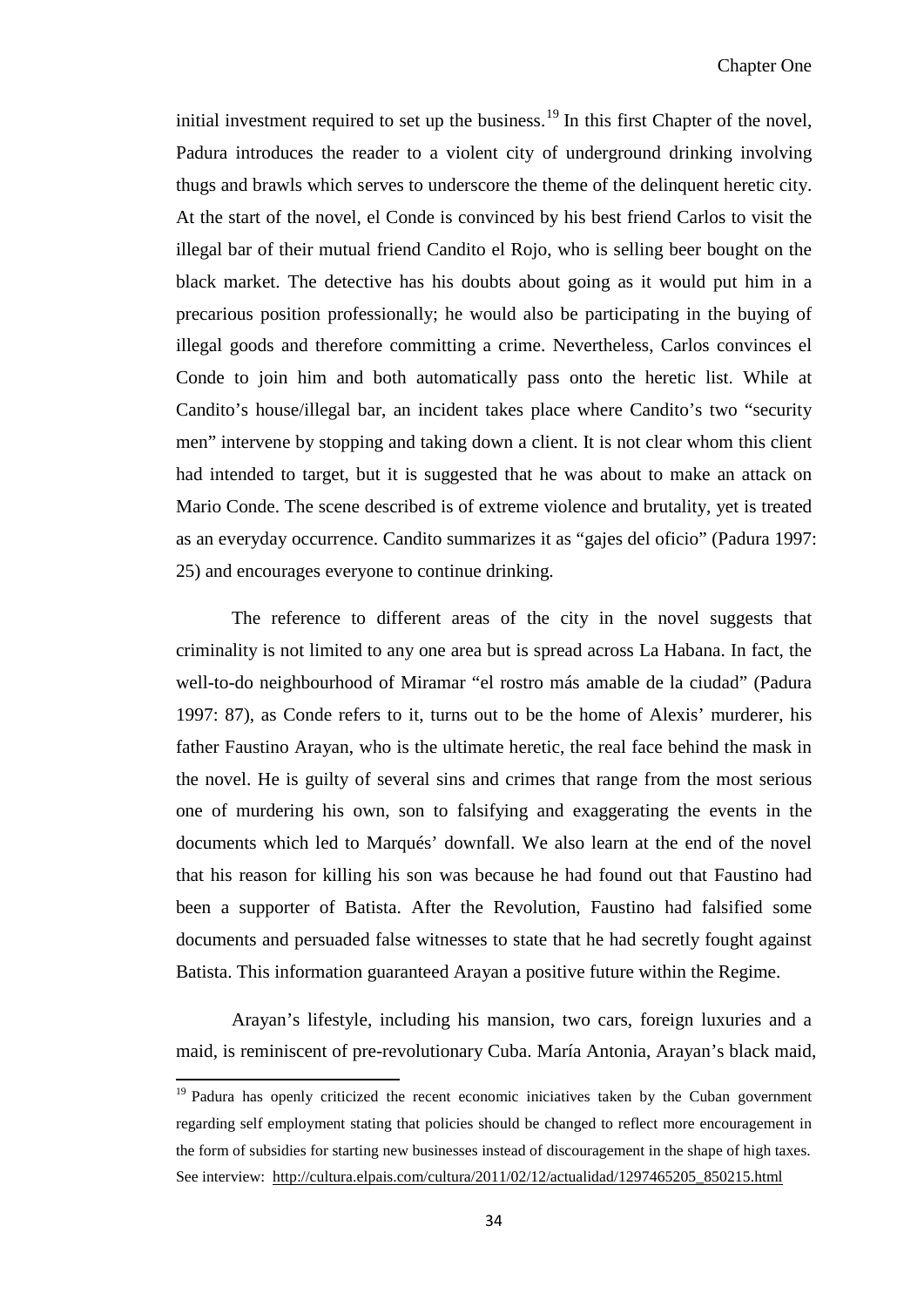initial investment required to set up the business.[19] In this first Chapter of the novel, Padura introduces the reader to a violent city of underground drinking involving thugs and brawls which serves to underscore the theme of the delinquent heretic city. At the start of the novel, el Conde is convinced by his best friend Carlos to visit the illegal bar of their mutual friend Candito el Rojo, who is selling beer bought on the black market. The detective has his doubts about going as it would put him in a precarious position professionally; he would also be participating in the buying of illegal goods and therefore committing a crime. Nevertheless, Carlos convinces el Conde to join him and both automatically pass onto the heretic list. While at Candito's house/illegal bar, an incident takes place where Candito's two "security men" intervene by stopping and taking down a client. It is not clear whom this client had intended to target, but it is suggested that he was about to make an attack on Mario Conde. The scene described is of extreme violence and brutality, yet is treated as an everyday occurrence. Candito summarizes it as "gajes del oficio" (Padura 1997: 25) and encourages everyone to continue drinking.

The reference to different areas of the city in the novel suggests that criminality is not limited to any one area but is spread across La Habana. In fact, the well-to-do neighbourhood of Miramar "el rostro más amable de la ciudad" (Padura 1997: 87), as Conde refers to it, turns out to be the home of Alexis' murderer, his father Faustino Arayan, who is the ultimate heretic, the real face behind the mask in the novel. He is guilty of several sins and crimes that range from the most serious one of murdering his own, son to falsifying and exaggerating the events in the documents which led to Marqués' downfall. We also learn at the end of the novel that his reason for killing his son was because he had found out that Faustino had been a supporter of Batista. After the Revolution, Faustino had falsified some documents and persuaded false witnesses to state that he had secretly fought against Batista. This information guaranteed Arayan a positive future within the Regime.

Arayan's lifestyle, including his mansion, two cars, foreign luxuries and a maid, is reminiscent of pre-revolutionary Cuba. María Antonia, Arayan's black maid,

[19] Padura has openly criticized the recent economic iniciatives taken by the Cuban government regarding self employment stating that policies should be changed to reflect more encouragement in the form of subsidies for starting new businesses instead of discouragement in the shape of high taxes. See interview: http://cultura.elpais.com/cultura/2011/02/12/actualidad/1297465205_850215.html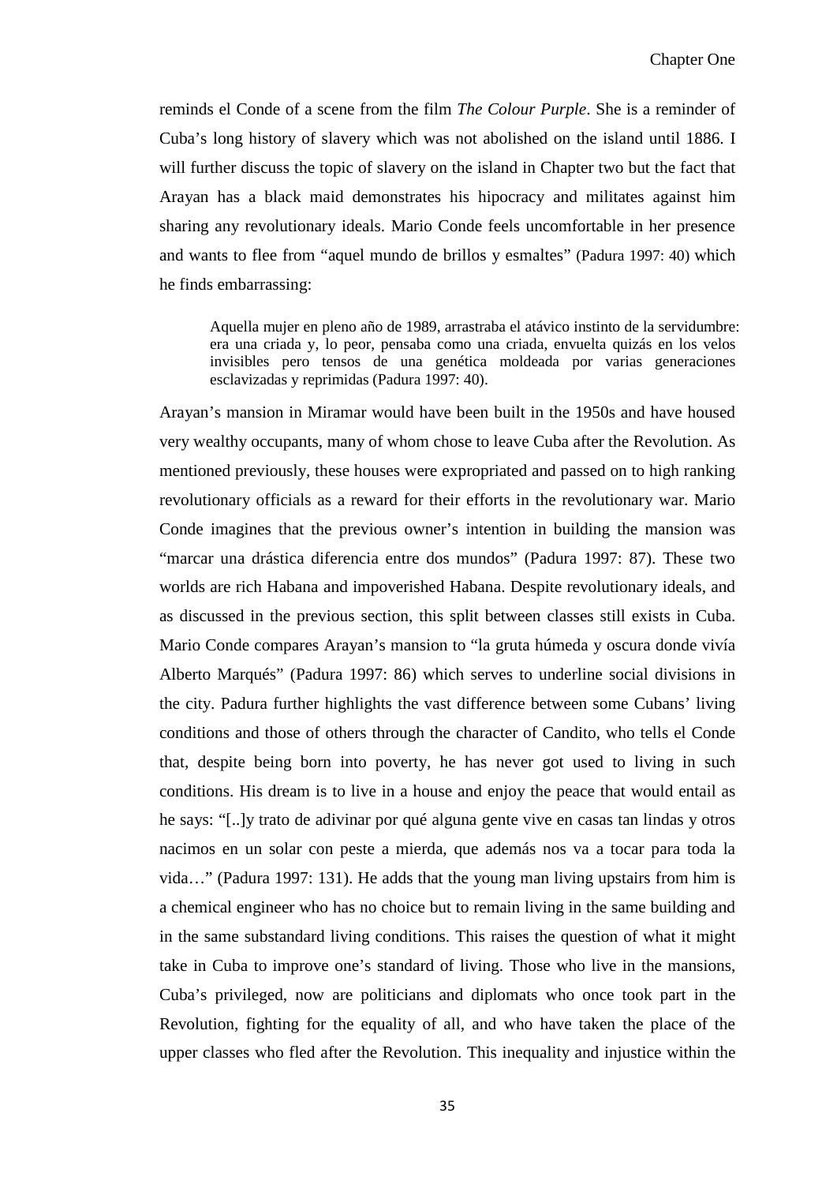reminds el Conde of a scene from the film *The Colour Purple*. She is a reminder of Cuba's long history of slavery which was not abolished on the island until 1886. I will further discuss the topic of slavery on the island in Chapter two but the fact that Arayan has a black maid demonstrates his hipocracy and militates against him sharing any revolutionary ideals. Mario Conde feels uncomfortable in her presence and wants to flee from "aquel mundo de brillos y esmaltes" (Padura 1997: 40) which he finds embarrassing:

> Aquella mujer en pleno año de 1989, arrastraba el atávico instinto de la servidumbre: era una criada y, lo peor, pensaba como una criada, envuelta quizás en los velos invisibles pero tensos de una genética moldeada por varias generaciones esclavizadas y reprimidas (Padura 1997: 40).

Arayan's mansion in Miramar would have been built in the 1950s and have housed very wealthy occupants, many of whom chose to leave Cuba after the Revolution. As mentioned previously, these houses were expropriated and passed on to high ranking revolutionary officials as a reward for their efforts in the revolutionary war. Mario Conde imagines that the previous owner's intention in building the mansion was "marcar una drástica diferencia entre dos mundos" (Padura 1997: 87). These two worlds are rich Habana and impoverished Habana. Despite revolutionary ideals, and as discussed in the previous section, this split between classes still exists in Cuba. Mario Conde compares Arayan's mansion to "la gruta húmeda y oscura donde vivía Alberto Marqués" (Padura 1997: 86) which serves to underline social divisions in the city. Padura further highlights the vast difference between some Cubans' living conditions and those of others through the character of Candito, who tells el Conde that, despite being born into poverty, he has never got used to living in such conditions. His dream is to live in a house and enjoy the peace that would entail as he says: "[..]y trato de adivinar por qué alguna gente vive en casas tan lindas y otros nacimos en un solar con peste a mierda, que además nos va a tocar para toda la vida…" (Padura 1997: 131). He adds that the young man living upstairs from him is a chemical engineer who has no choice but to remain living in the same building and in the same substandard living conditions. This raises the question of what it might take in Cuba to improve one's standard of living. Those who live in the mansions, Cuba's privileged, now are politicians and diplomats who once took part in the Revolution, fighting for the equality of all, and who have taken the place of the upper classes who fled after the Revolution. This inequality and injustice within the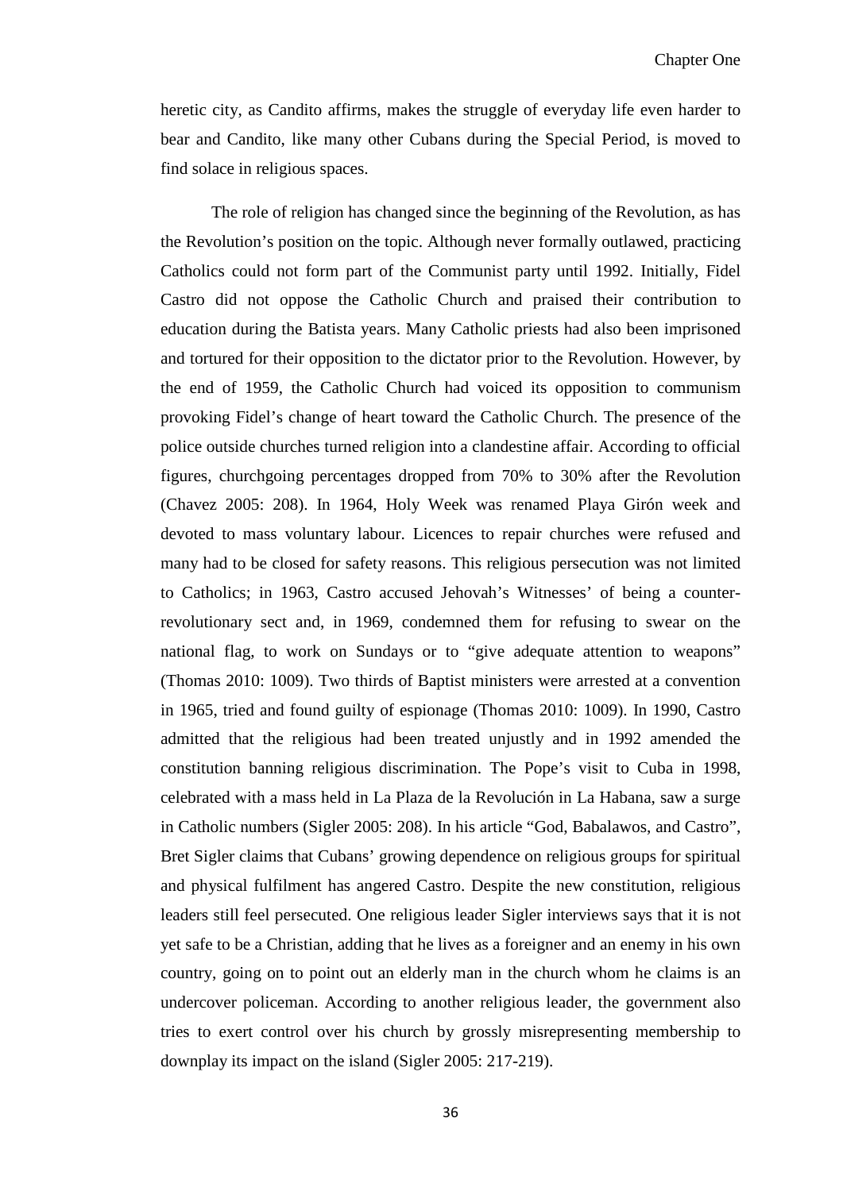heretic city, as Candito affirms, makes the struggle of everyday life even harder to bear and Candito, like many other Cubans during the Special Period, is moved to find solace in religious spaces.

The role of religion has changed since the beginning of the Revolution, as has the Revolution's position on the topic. Although never formally outlawed, practicing Catholics could not form part of the Communist party until 1992. Initially, Fidel Castro did not oppose the Catholic Church and praised their contribution to education during the Batista years. Many Catholic priests had also been imprisoned and tortured for their opposition to the dictator prior to the Revolution. However, by the end of 1959, the Catholic Church had voiced its opposition to communism provoking Fidel's change of heart toward the Catholic Church. The presence of the police outside churches turned religion into a clandestine affair. According to official figures, churchgoing percentages dropped from 70% to 30% after the Revolution (Chavez 2005: 208). In 1964, Holy Week was renamed Playa Girón week and devoted to mass voluntary labour. Licences to repair churches were refused and many had to be closed for safety reasons. This religious persecution was not limited to Catholics; in 1963, Castro accused Jehovah's Witnesses' of being a counter-revolutionary sect and, in 1969, condemned them for refusing to swear on the national flag, to work on Sundays or to "give adequate attention to weapons" (Thomas 2010: 1009). Two thirds of Baptist ministers were arrested at a convention in 1965, tried and found guilty of espionage (Thomas 2010: 1009). In 1990, Castro admitted that the religious had been treated unjustly and in 1992 amended the constitution banning religious discrimination. The Pope's visit to Cuba in 1998, celebrated with a mass held in La Plaza de la Revolución in La Habana, saw a surge in Catholic numbers (Sigler 2005: 208). In his article "God, Babalawos, and Castro", Bret Sigler claims that Cubans' growing dependence on religious groups for spiritual and physical fulfilment has angered Castro. Despite the new constitution, religious leaders still feel persecuted. One religious leader Sigler interviews says that it is not yet safe to be a Christian, adding that he lives as a foreigner and an enemy in his own country, going on to point out an elderly man in the church whom he claims is an undercover policeman. According to another religious leader, the government also tries to exert control over his church by grossly misrepresenting membership to downplay its impact on the island (Sigler 2005: 217-219).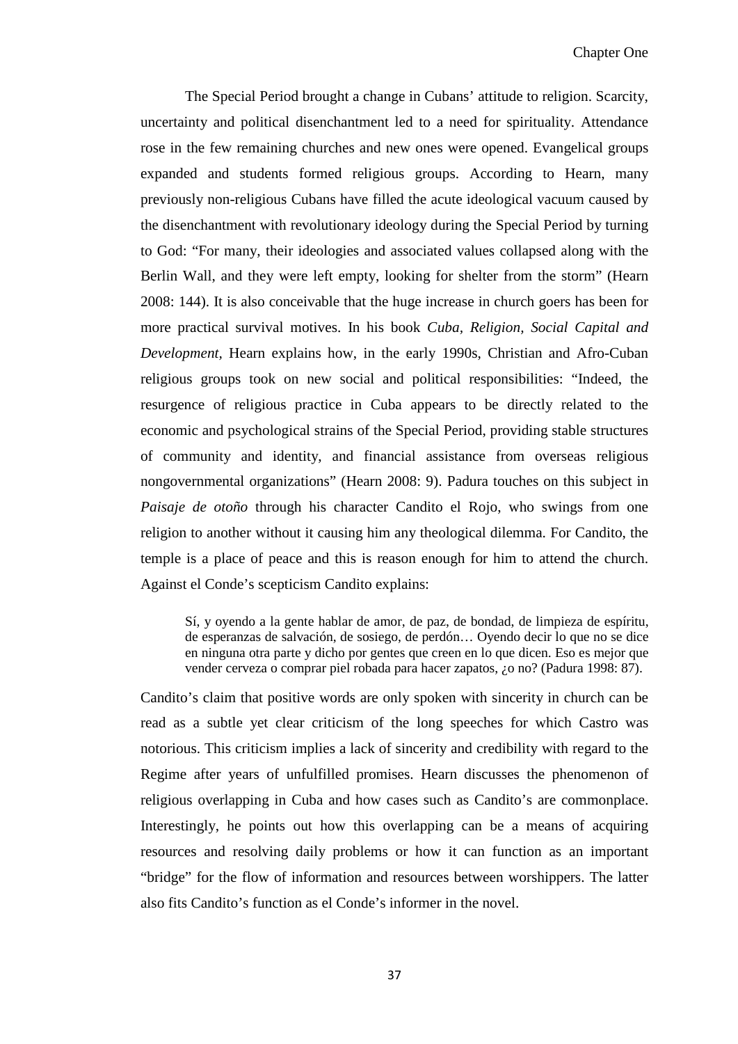The Special Period brought a change in Cubans' attitude to religion. Scarcity, uncertainty and political disenchantment led to a need for spirituality. Attendance rose in the few remaining churches and new ones were opened. Evangelical groups expanded and students formed religious groups. According to Hearn, many previously non-religious Cubans have filled the acute ideological vacuum caused by the disenchantment with revolutionary ideology during the Special Period by turning to God: "For many, their ideologies and associated values collapsed along with the Berlin Wall, and they were left empty, looking for shelter from the storm" (Hearn 2008: 144). It is also conceivable that the huge increase in church goers has been for more practical survival motives. In his book *Cuba, Religion, Social Capital and Development,* Hearn explains how, in the early 1990s, Christian and Afro-Cuban religious groups took on new social and political responsibilities: "Indeed, the resurgence of religious practice in Cuba appears to be directly related to the economic and psychological strains of the Special Period, providing stable structures of community and identity, and financial assistance from overseas religious nongovernmental organizations" (Hearn 2008: 9). Padura touches on this subject in *Paisaje de otoño* through his character Candito el Rojo, who swings from one religion to another without it causing him any theological dilemma. For Candito, the temple is a place of peace and this is reason enough for him to attend the church. Against el Conde's scepticism Candito explains:

> Sí, y oyendo a la gente hablar de amor, de paz, de bondad, de limpieza de espíritu, de esperanzas de salvación, de sosiego, de perdón… Oyendo decir lo que no se dice en ninguna otra parte y dicho por gentes que creen en lo que dicen. Eso es mejor que vender cerveza o comprar piel robada para hacer zapatos, ¿o no? (Padura 1998: 87).

Candito's claim that positive words are only spoken with sincerity in church can be read as a subtle yet clear criticism of the long speeches for which Castro was notorious. This criticism implies a lack of sincerity and credibility with regard to the Regime after years of unfulfilled promises. Hearn discusses the phenomenon of religious overlapping in Cuba and how cases such as Candito's are commonplace. Interestingly, he points out how this overlapping can be a means of acquiring resources and resolving daily problems or how it can function as an important "bridge" for the flow of information and resources between worshippers. The latter also fits Candito's function as el Conde's informer in the novel.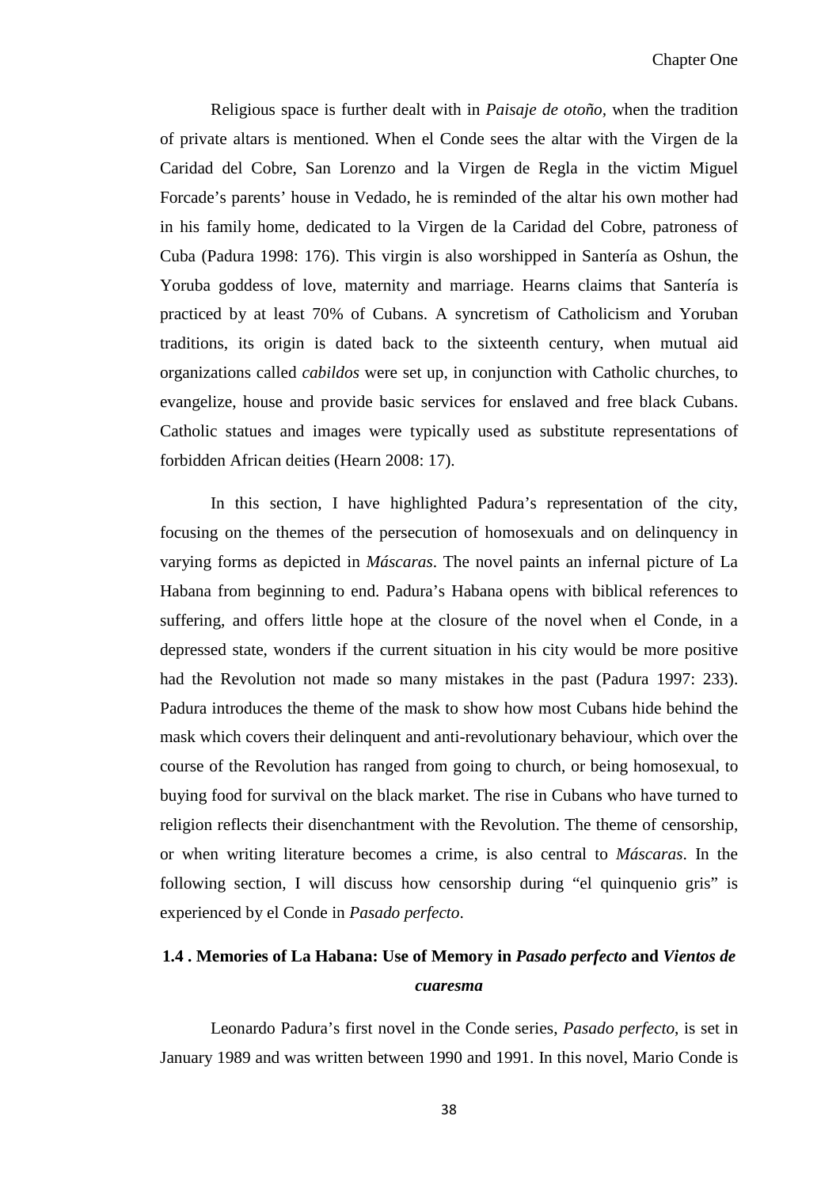Religious space is further dealt with in *Paisaje de otoño*, when the tradition of private altars is mentioned. When el Conde sees the altar with the Virgen de la Caridad del Cobre, San Lorenzo and la Virgen de Regla in the victim Miguel Forcade's parents' house in Vedado, he is reminded of the altar his own mother had in his family home, dedicated to la Virgen de la Caridad del Cobre, patroness of Cuba (Padura 1998: 176). This virgin is also worshipped in Santería as Oshun, the Yoruba goddess of love, maternity and marriage. Hearns claims that Santería is practiced by at least 70% of Cubans. A syncretism of Catholicism and Yoruban traditions, its origin is dated back to the sixteenth century, when mutual aid organizations called *cabildos* were set up, in conjunction with Catholic churches, to evangelize, house and provide basic services for enslaved and free black Cubans. Catholic statues and images were typically used as substitute representations of forbidden African deities (Hearn 2008: 17).

In this section, I have highlighted Padura's representation of the city, focusing on the themes of the persecution of homosexuals and on delinquency in varying forms as depicted in *Máscaras*. The novel paints an infernal picture of La Habana from beginning to end. Padura's Habana opens with biblical references to suffering, and offers little hope at the closure of the novel when el Conde, in a depressed state, wonders if the current situation in his city would be more positive had the Revolution not made so many mistakes in the past (Padura 1997: 233). Padura introduces the theme of the mask to show how most Cubans hide behind the mask which covers their delinquent and anti-revolutionary behaviour, which over the course of the Revolution has ranged from going to church, or being homosexual, to buying food for survival on the black market. The rise in Cubans who have turned to religion reflects their disenchantment with the Revolution. The theme of censorship, or when writing literature becomes a crime, is also central to *Máscaras*. In the following section, I will discuss how censorship during "el quinquenio gris" is experienced by el Conde in *Pasado perfecto*.

### 1.4 . Memories of La Habana: Use of Memory in *Pasado perfecto* and *Vientos de cuaresma*

Leonardo Padura's first novel in the Conde series, *Pasado perfecto*, is set in January 1989 and was written between 1990 and 1991. In this novel, Mario Conde is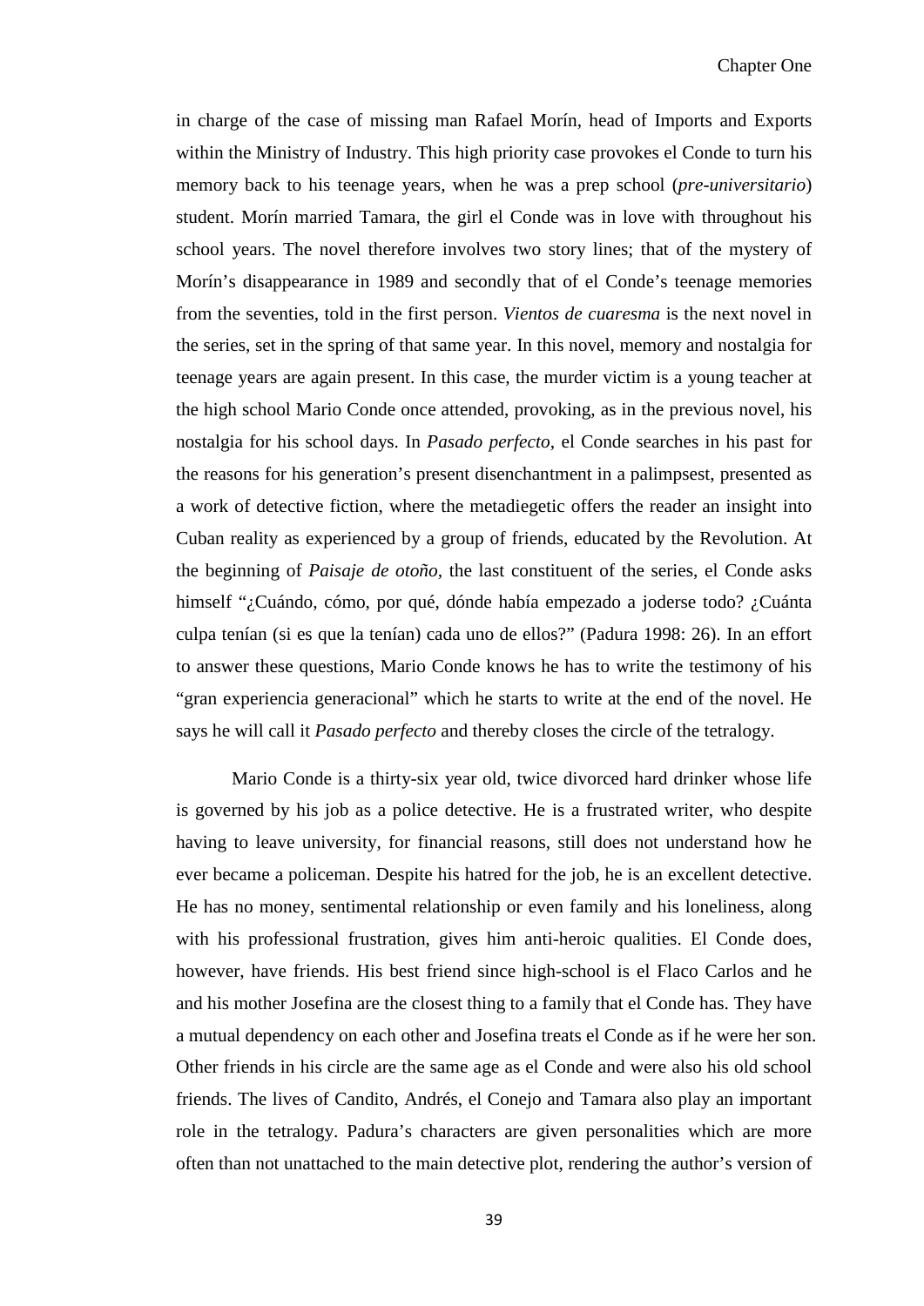in charge of the case of missing man Rafael Morín, head of Imports and Exports within the Ministry of Industry. This high priority case provokes el Conde to turn his memory back to his teenage years, when he was a prep school (*pre-universitario*) student. Morín married Tamara, the girl el Conde was in love with throughout his school years. The novel therefore involves two story lines; that of the mystery of Morín's disappearance in 1989 and secondly that of el Conde's teenage memories from the seventies, told in the first person. *Vientos de cuaresma* is the next novel in the series, set in the spring of that same year. In this novel, memory and nostalgia for teenage years are again present. In this case, the murder victim is a young teacher at the high school Mario Conde once attended, provoking, as in the previous novel, his nostalgia for his school days. In *Pasado perfecto*, el Conde searches in his past for the reasons for his generation's present disenchantment in a palimpsest, presented as a work of detective fiction, where the metadiegetic offers the reader an insight into Cuban reality as experienced by a group of friends, educated by the Revolution. At the beginning of *Paisaje de otoño*, the last constituent of the series, el Conde asks himself "¿Cuándo, cómo, por qué, dónde había empezado a joderse todo? ¿Cuánta culpa tenían (si es que la tenían) cada uno de ellos?" (Padura 1998: 26). In an effort to answer these questions, Mario Conde knows he has to write the testimony of his "gran experiencia generacional" which he starts to write at the end of the novel. He says he will call it *Pasado perfecto* and thereby closes the circle of the tetralogy.

Mario Conde is a thirty-six year old, twice divorced hard drinker whose life is governed by his job as a police detective. He is a frustrated writer, who despite having to leave university, for financial reasons, still does not understand how he ever became a policeman. Despite his hatred for the job, he is an excellent detective. He has no money, sentimental relationship or even family and his loneliness, along with his professional frustration, gives him anti-heroic qualities. El Conde does, however, have friends. His best friend since high-school is el Flaco Carlos and he and his mother Josefina are the closest thing to a family that el Conde has. They have a mutual dependency on each other and Josefina treats el Conde as if he were her son. Other friends in his circle are the same age as el Conde and were also his old school friends. The lives of Candito, Andrés, el Conejo and Tamara also play an important role in the tetralogy. Padura's characters are given personalities which are more often than not unattached to the main detective plot, rendering the author's version of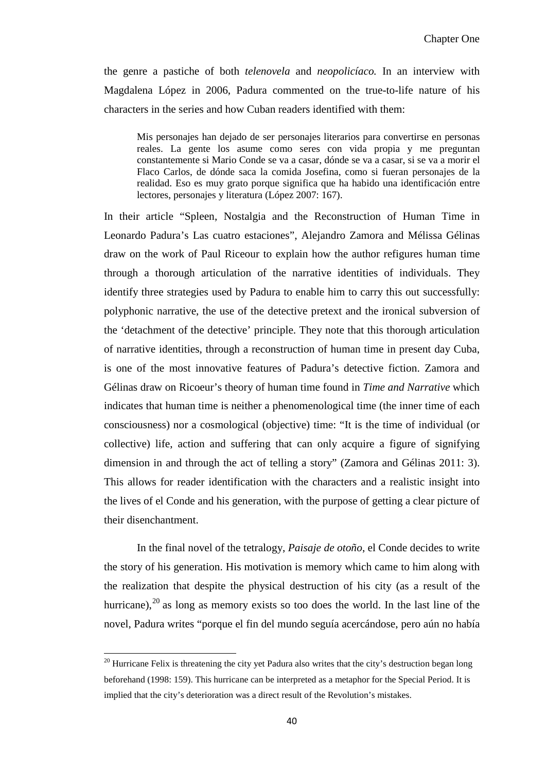the genre a pastiche of both *telenovela* and *neopolicíaco.* In an interview with Magdalena López in 2006, Padura commented on the true-to-life nature of his characters in the series and how Cuban readers identified with them:

> Mis personajes han dejado de ser personajes literarios para convertirse en personas reales. La gente los asume como seres con vida propia y me preguntan constantemente si Mario Conde se va a casar, dónde se va a casar, si se va a morir el Flaco Carlos, de dónde saca la comida Josefina, como si fueran personajes de la realidad. Eso es muy grato porque significa que ha habido una identificación entre lectores, personajes y literatura (López 2007: 167).

In their article "Spleen, Nostalgia and the Reconstruction of Human Time in Leonardo Padura's Las cuatro estaciones", Alejandro Zamora and Mélissa Gélinas draw on the work of Paul Riceour to explain how the author refigures human time through a thorough articulation of the narrative identities of individuals. They identify three strategies used by Padura to enable him to carry this out successfully: polyphonic narrative, the use of the detective pretext and the ironical subversion of the 'detachment of the detective' principle. They note that this thorough articulation of narrative identities, through a reconstruction of human time in present day Cuba, is one of the most innovative features of Padura's detective fiction. Zamora and Gélinas draw on Ricoeur's theory of human time found in *Time and Narrative* which indicates that human time is neither a phenomenological time (the inner time of each consciousness) nor a cosmological (objective) time: "It is the time of individual (or collective) life, action and suffering that can only acquire a figure of signifying dimension in and through the act of telling a story" (Zamora and Gélinas 2011: 3). This allows for reader identification with the characters and a realistic insight into the lives of el Conde and his generation, with the purpose of getting a clear picture of their disenchantment.

In the final novel of the tetralogy, *Paisaje de otoño*, el Conde decides to write the story of his generation. His motivation is memory which came to him along with the realization that despite the physical destruction of his city (as a result of the hurricane),[20] as long as memory exists so too does the world. In the last line of the novel, Padura writes "porque el fin del mundo seguía acercándose, pero aún no había

---

[20] Hurricane Felix is threatening the city yet Padura also writes that the city's destruction began long beforehand (1998: 159). This hurricane can be interpreted as a metaphor for the Special Period. It is implied that the city's deterioration was a direct result of the Revolution's mistakes.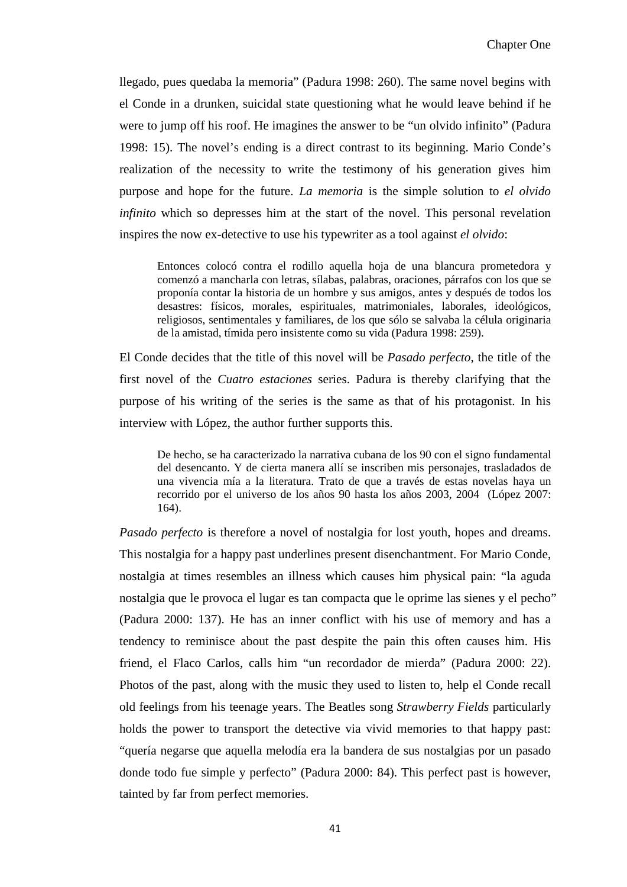llegado, pues quedaba la memoria" (Padura 1998: 260). The same novel begins with el Conde in a drunken, suicidal state questioning what he would leave behind if he were to jump off his roof. He imagines the answer to be "un olvido infinito" (Padura 1998: 15). The novel's ending is a direct contrast to its beginning. Mario Conde's realization of the necessity to write the testimony of his generation gives him purpose and hope for the future. *La memoria* is the simple solution to *el olvido infinito* which so depresses him at the start of the novel. This personal revelation inspires the now ex-detective to use his typewriter as a tool against *el olvido*:

> Entonces colocó contra el rodillo aquella hoja de una blancura prometedora y comenzó a mancharla con letras, sílabas, palabras, oraciones, párrafos con los que se proponía contar la historia de un hombre y sus amigos, antes y después de todos los desastres: físicos, morales, espirituales, matrimoniales, laborales, ideológicos, religiosos, sentimentales y familiares, de los que sólo se salvaba la célula originaria de la amistad, tímida pero insistente como su vida (Padura 1998: 259).

El Conde decides that the title of this novel will be *Pasado perfecto*, the title of the first novel of the *Cuatro estaciones* series. Padura is thereby clarifying that the purpose of his writing of the series is the same as that of his protagonist. In his interview with López, the author further supports this.

> De hecho, se ha caracterizado la narrativa cubana de los 90 con el signo fundamental del desencanto. Y de cierta manera allí se inscriben mis personajes, trasladados de una vivencia mía a la literatura. Trato de que a través de estas novelas haya un recorrido por el universo de los años 90 hasta los años 2003, 2004 (López 2007: 164).

*Pasado perfecto* is therefore a novel of nostalgia for lost youth, hopes and dreams. This nostalgia for a happy past underlines present disenchantment. For Mario Conde, nostalgia at times resembles an illness which causes him physical pain: "la aguda nostalgia que le provoca el lugar es tan compacta que le oprime las sienes y el pecho" (Padura 2000: 137). He has an inner conflict with his use of memory and has a tendency to reminisce about the past despite the pain this often causes him. His friend, el Flaco Carlos, calls him "un recordador de mierda" (Padura 2000: 22). Photos of the past, along with the music they used to listen to, help el Conde recall old feelings from his teenage years. The Beatles song *Strawberry Fields* particularly holds the power to transport the detective via vivid memories to that happy past: "quería negarse que aquella melodía era la bandera de sus nostalgias por un pasado donde todo fue simple y perfecto" (Padura 2000: 84). This perfect past is however, tainted by far from perfect memories.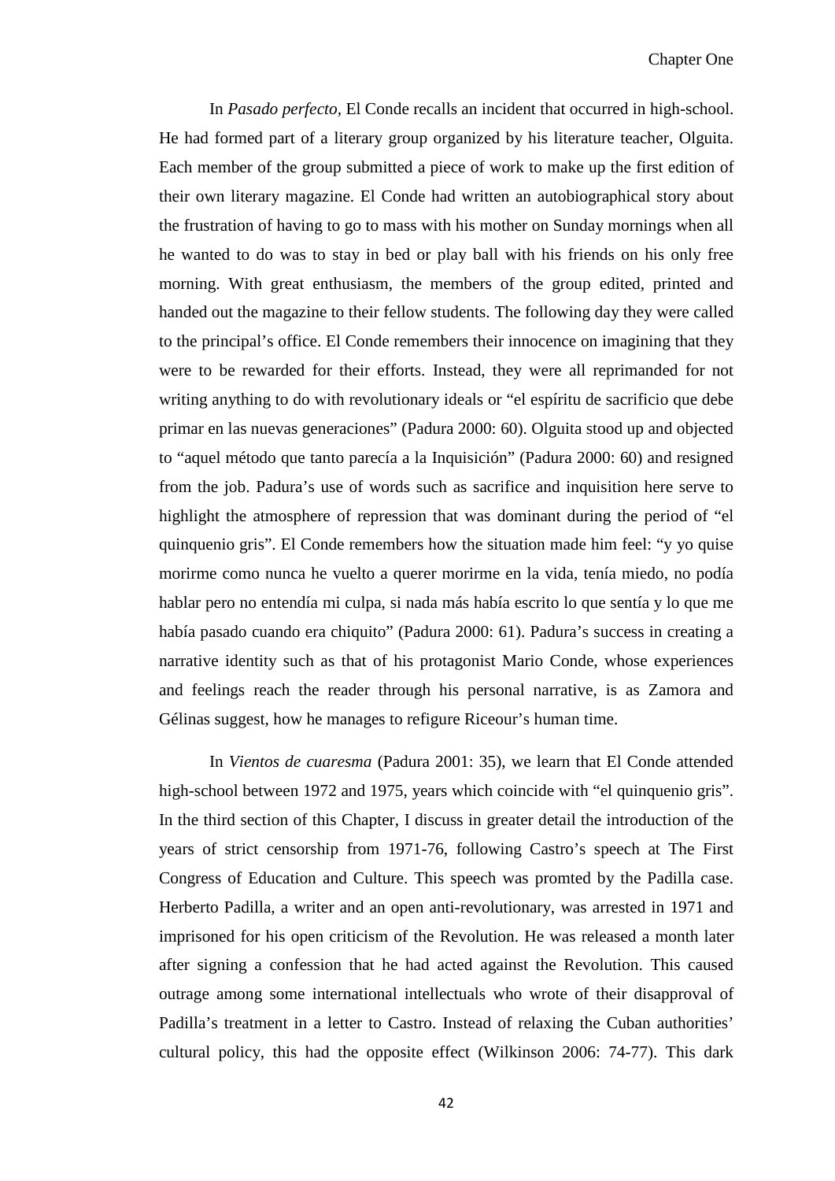In *Pasado perfecto,* El Conde recalls an incident that occurred in high-school. He had formed part of a literary group organized by his literature teacher, Olguita. Each member of the group submitted a piece of work to make up the first edition of their own literary magazine. El Conde had written an autobiographical story about the frustration of having to go to mass with his mother on Sunday mornings when all he wanted to do was to stay in bed or play ball with his friends on his only free morning. With great enthusiasm, the members of the group edited, printed and handed out the magazine to their fellow students. The following day they were called to the principal's office. El Conde remembers their innocence on imagining that they were to be rewarded for their efforts. Instead, they were all reprimanded for not writing anything to do with revolutionary ideals or "el espíritu de sacrificio que debe primar en las nuevas generaciones" (Padura 2000: 60). Olguita stood up and objected to "aquel método que tanto parecía a la Inquisición" (Padura 2000: 60) and resigned from the job. Padura's use of words such as sacrifice and inquisition here serve to highlight the atmosphere of repression that was dominant during the period of "el quinquenio gris". El Conde remembers how the situation made him feel: "y yo quise morirme como nunca he vuelto a querer morirme en la vida, tenía miedo, no podía hablar pero no entendía mi culpa, si nada más había escrito lo que sentía y lo que me había pasado cuando era chiquito" (Padura 2000: 61). Padura's success in creating a narrative identity such as that of his protagonist Mario Conde, whose experiences and feelings reach the reader through his personal narrative, is as Zamora and Gélinas suggest, how he manages to refigure Riceour's human time.

In *Vientos de cuaresma* (Padura 2001: 35), we learn that El Conde attended high-school between 1972 and 1975, years which coincide with "el quinquenio gris". In the third section of this Chapter, I discuss in greater detail the introduction of the years of strict censorship from 1971-76, following Castro's speech at The First Congress of Education and Culture. This speech was promted by the Padilla case. Herberto Padilla, a writer and an open anti-revolutionary, was arrested in 1971 and imprisoned for his open criticism of the Revolution. He was released a month later after signing a confession that he had acted against the Revolution. This caused outrage among some international intellectuals who wrote of their disapproval of Padilla's treatment in a letter to Castro. Instead of relaxing the Cuban authorities' cultural policy, this had the opposite effect (Wilkinson 2006: 74-77). This dark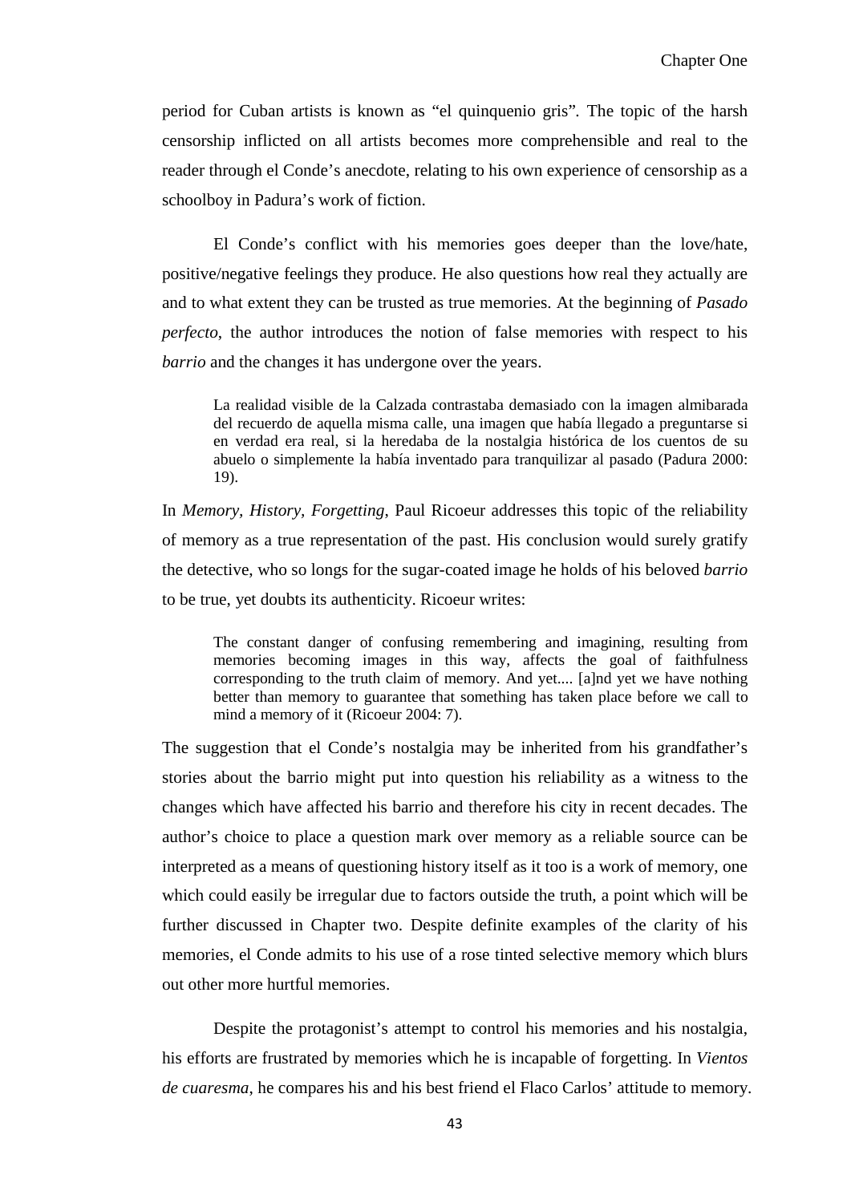period for Cuban artists is known as “el quinquenio gris”. The topic of the harsh censorship inflicted on all artists becomes more comprehensible and real to the reader through el Conde’s anecdote, relating to his own experience of censorship as a schoolboy in Padura’s work of fiction.

El Conde’s conflict with his memories goes deeper than the love/hate, positive/negative feelings they produce. He also questions how real they actually are and to what extent they can be trusted as true memories. At the beginning of *Pasado perfecto*, the author introduces the notion of false memories with respect to his *barrio* and the changes it has undergone over the years.

> La realidad visible de la Calzada contrastaba demasiado con la imagen almibarada del recuerdo de aquella misma calle, una imagen que había llegado a preguntarse si en verdad era real, si la heredaba de la nostalgia histórica de los cuentos de su abuelo o simplemente la había inventado para tranquilizar al pasado (Padura 2000: 19).

In *Memory, History, Forgetting*, Paul Ricoeur addresses this topic of the reliability of memory as a true representation of the past. His conclusion would surely gratify the detective, who so longs for the sugar-coated image he holds of his beloved *barrio* to be true, yet doubts its authenticity. Ricoeur writes:

> The constant danger of confusing remembering and imagining, resulting from memories becoming images in this way, affects the goal of faithfulness corresponding to the truth claim of memory. And yet.... [a]nd yet we have nothing better than memory to guarantee that something has taken place before we call to mind a memory of it (Ricoeur 2004: 7).

The suggestion that el Conde’s nostalgia may be inherited from his grandfather’s stories about the barrio might put into question his reliability as a witness to the changes which have affected his barrio and therefore his city in recent decades. The author’s choice to place a question mark over memory as a reliable source can be interpreted as a means of questioning history itself as it too is a work of memory, one which could easily be irregular due to factors outside the truth, a point which will be further discussed in Chapter two. Despite definite examples of the clarity of his memories, el Conde admits to his use of a rose tinted selective memory which blurs out other more hurtful memories.

Despite the protagonist’s attempt to control his memories and his nostalgia, his efforts are frustrated by memories which he is incapable of forgetting. In *Vientos de cuaresma*, he compares his and his best friend el Flaco Carlos’ attitude to memory.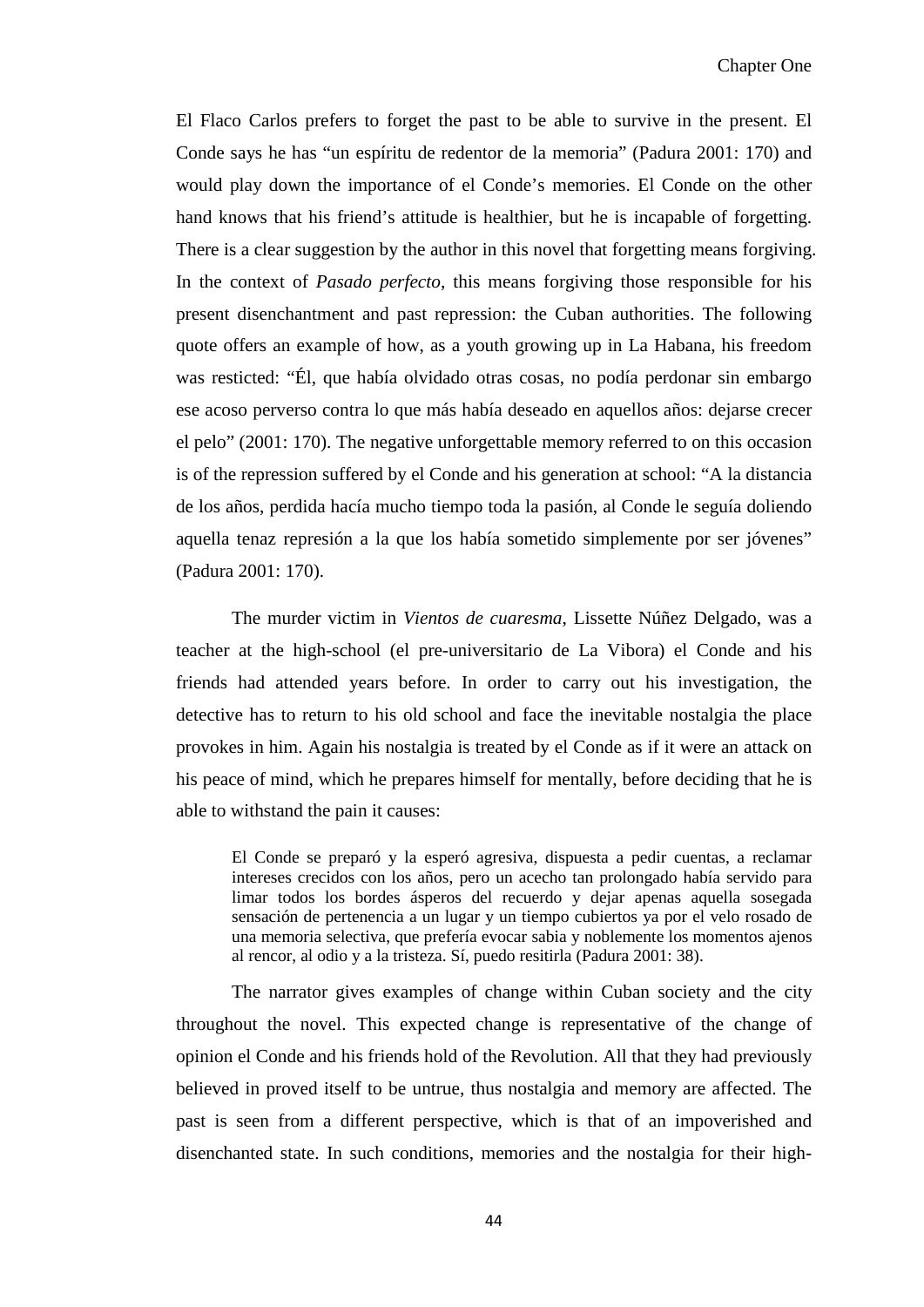El Flaco Carlos prefers to forget the past to be able to survive in the present. El Conde says he has "un espíritu de redentor de la memoria" (Padura 2001: 170) and would play down the importance of el Conde's memories. El Conde on the other hand knows that his friend's attitude is healthier, but he is incapable of forgetting. There is a clear suggestion by the author in this novel that forgetting means forgiving. In the context of *Pasado perfecto*, this means forgiving those responsible for his present disenchantment and past repression: the Cuban authorities. The following quote offers an example of how, as a youth growing up in La Habana, his freedom was resticted: "Él, que había olvidado otras cosas, no podía perdonar sin embargo ese acoso perverso contra lo que más había deseado en aquellos años: dejarse crecer el pelo" (2001: 170). The negative unforgettable memory referred to on this occasion is of the repression suffered by el Conde and his generation at school: "A la distancia de los años, perdida hacía mucho tiempo toda la pasión, al Conde le seguía doliendo aquella tenaz represión a la que los había sometido simplemente por ser jóvenes" (Padura 2001: 170).

The murder victim in *Vientos de cuaresma*, Lissette Núñez Delgado, was a teacher at the high-school (el pre-universitario de La Vibora) el Conde and his friends had attended years before. In order to carry out his investigation, the detective has to return to his old school and face the inevitable nostalgia the place provokes in him. Again his nostalgia is treated by el Conde as if it were an attack on his peace of mind, which he prepares himself for mentally, before deciding that he is able to withstand the pain it causes:

> El Conde se preparó y la esperó agresiva, dispuesta a pedir cuentas, a reclamar intereses crecidos con los años, pero un acecho tan prolongado había servido para limar todos los bordes ásperos del recuerdo y dejar apenas aquella sosegada sensación de pertenencia a un lugar y un tiempo cubiertos ya por el velo rosado de una memoria selectiva, que prefería evocar sabia y noblemente los momentos ajenos al rencor, al odio y a la tristeza. Sí, puedo resitirla (Padura 2001: 38).

The narrator gives examples of change within Cuban society and the city throughout the novel. This expected change is representative of the change of opinion el Conde and his friends hold of the Revolution. All that they had previously believed in proved itself to be untrue, thus nostalgia and memory are affected. The past is seen from a different perspective, which is that of an impoverished and disenchanted state. In such conditions, memories and the nostalgia for their high-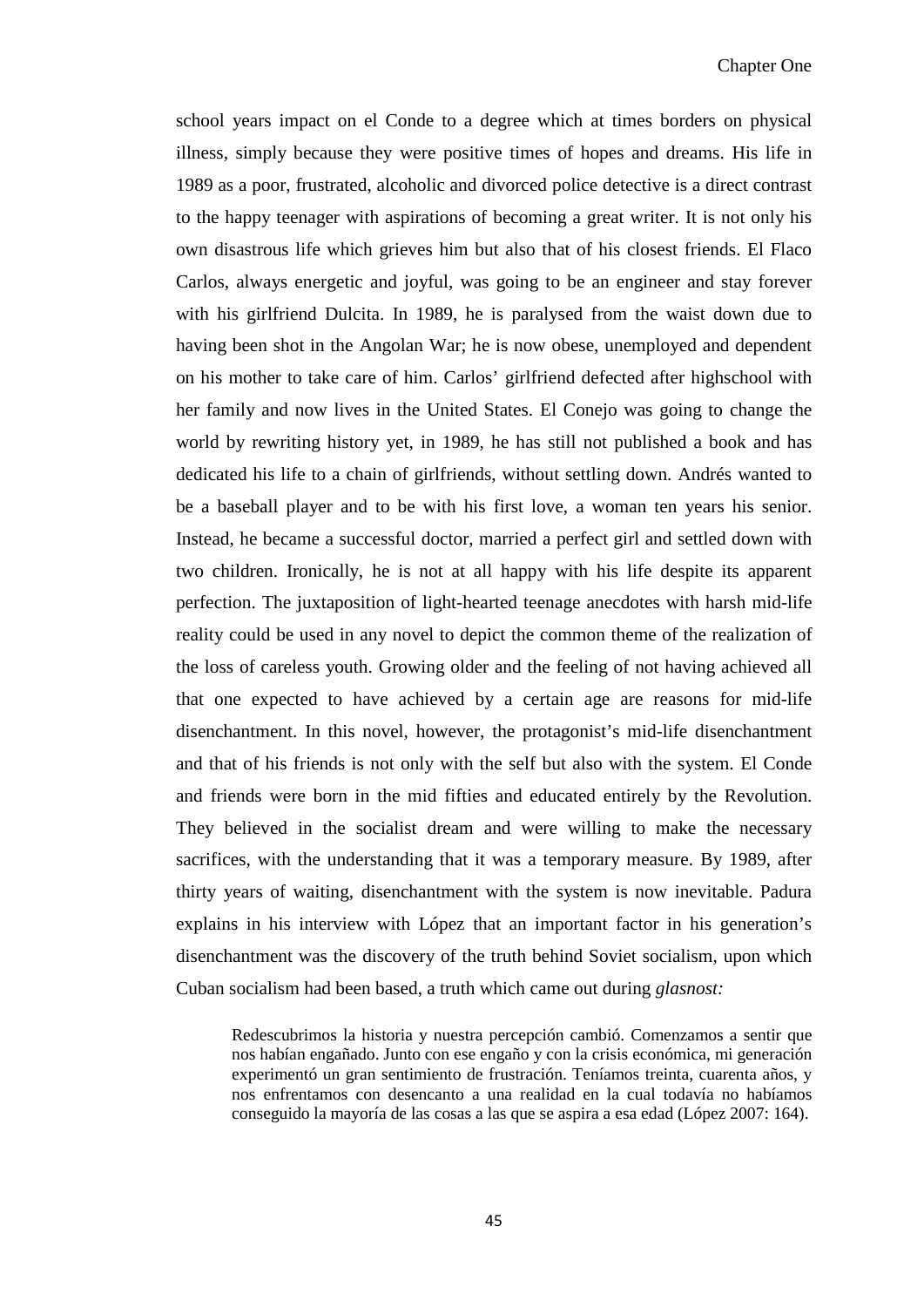school years impact on el Conde to a degree which at times borders on physical illness, simply because they were positive times of hopes and dreams. His life in 1989 as a poor, frustrated, alcoholic and divorced police detective is a direct contrast to the happy teenager with aspirations of becoming a great writer. It is not only his own disastrous life which grieves him but also that of his closest friends. El Flaco Carlos, always energetic and joyful, was going to be an engineer and stay forever with his girlfriend Dulcita. In 1989, he is paralysed from the waist down due to having been shot in the Angolan War; he is now obese, unemployed and dependent on his mother to take care of him. Carlos' girlfriend defected after highschool with her family and now lives in the United States. El Conejo was going to change the world by rewriting history yet, in 1989, he has still not published a book and has dedicated his life to a chain of girlfriends, without settling down. Andrés wanted to be a baseball player and to be with his first love, a woman ten years his senior. Instead, he became a successful doctor, married a perfect girl and settled down with two children. Ironically, he is not at all happy with his life despite its apparent perfection. The juxtaposition of light-hearted teenage anecdotes with harsh mid-life reality could be used in any novel to depict the common theme of the realization of the loss of careless youth. Growing older and the feeling of not having achieved all that one expected to have achieved by a certain age are reasons for mid-life disenchantment. In this novel, however, the protagonist's mid-life disenchantment and that of his friends is not only with the self but also with the system. El Conde and friends were born in the mid fifties and educated entirely by the Revolution. They believed in the socialist dream and were willing to make the necessary sacrifices, with the understanding that it was a temporary measure. By 1989, after thirty years of waiting, disenchantment with the system is now inevitable. Padura explains in his interview with López that an important factor in his generation's disenchantment was the discovery of the truth behind Soviet socialism, upon which Cuban socialism had been based, a truth which came out during *glasnost:*

> Redescubrimos la historia y nuestra percepción cambió. Comenzamos a sentir que nos habían engañado. Junto con ese engaño y con la crisis económica, mi generación experimentó un gran sentimiento de frustración. Teníamos treinta, cuarenta años, y nos enfrentamos con desencanto a una realidad en la cual todavía no habíamos conseguido la mayoría de las cosas a las que se aspira a esa edad (López 2007: 164).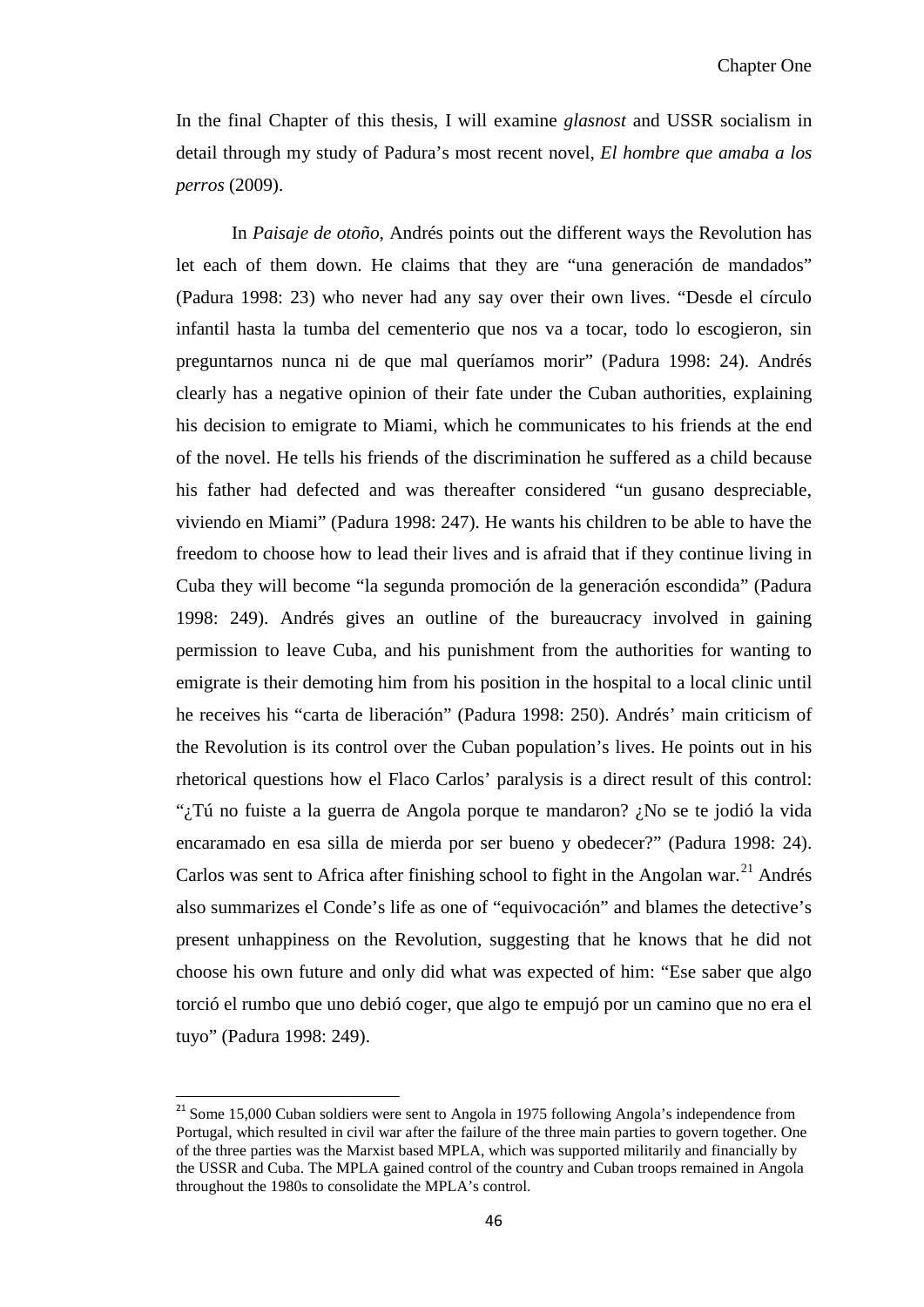In the final Chapter of this thesis, I will examine *glasnost* and USSR socialism in detail through my study of Padura's most recent novel, *El hombre que amaba a los perros* (2009).

In *Paisaje de otoño*, Andrés points out the different ways the Revolution has let each of them down. He claims that they are "una generación de mandados" (Padura 1998: 23) who never had any say over their own lives. "Desde el círculo infantil hasta la tumba del cementerio que nos va a tocar, todo lo escogieron, sin preguntarnos nunca ni de que mal queríamos morir" (Padura 1998: 24). Andrés clearly has a negative opinion of their fate under the Cuban authorities, explaining his decision to emigrate to Miami, which he communicates to his friends at the end of the novel. He tells his friends of the discrimination he suffered as a child because his father had defected and was thereafter considered "un gusano despreciable, viviendo en Miami" (Padura 1998: 247). He wants his children to be able to have the freedom to choose how to lead their lives and is afraid that if they continue living in Cuba they will become "la segunda promoción de la generación escondida" (Padura 1998: 249). Andrés gives an outline of the bureaucracy involved in gaining permission to leave Cuba, and his punishment from the authorities for wanting to emigrate is their demoting him from his position in the hospital to a local clinic until he receives his "carta de liberación" (Padura 1998: 250). Andrés' main criticism of the Revolution is its control over the Cuban population's lives. He points out in his rhetorical questions how el Flaco Carlos' paralysis is a direct result of this control: "¿Tú no fuiste a la guerra de Angola porque te mandaron? ¿No se te jodió la vida encaramado en esa silla de mierda por ser bueno y obedecer?" (Padura 1998: 24). Carlos was sent to Africa after finishing school to fight in the Angolan war.[21] Andrés also summarizes el Conde's life as one of "equivocación" and blames the detective's present unhappiness on the Revolution, suggesting that he knows that he did not choose his own future and only did what was expected of him: "Ese saber que algo torció el rumbo que uno debió coger, que algo te empujó por un camino que no era el tuyo" (Padura 1998: 249).

---

[21] Some 15,000 Cuban soldiers were sent to Angola in 1975 following Angola's independence from Portugal, which resulted in civil war after the failure of the three main parties to govern together. One of the three parties was the Marxist based MPLA, which was supported militarily and financially by the USSR and Cuba. The MPLA gained control of the country and Cuban troops remained in Angola throughout the 1980s to consolidate the MPLA's control.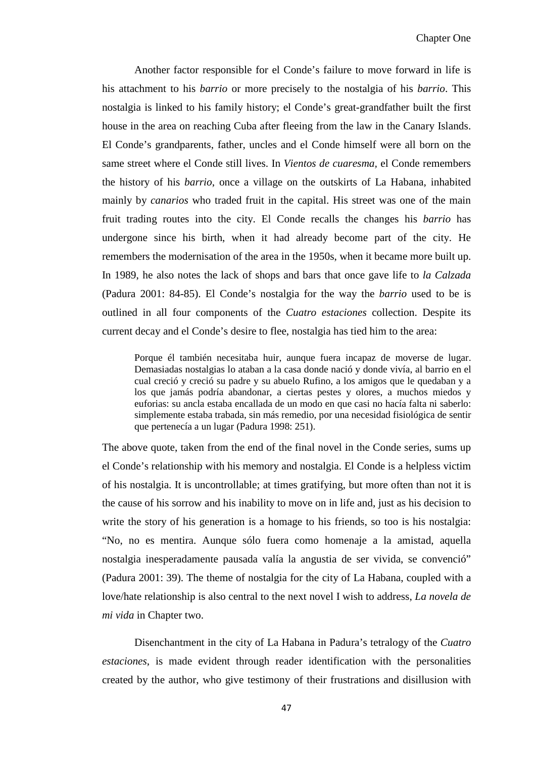Another factor responsible for el Conde's failure to move forward in life is his attachment to his *barrio* or more precisely to the nostalgia of his *barrio*. This nostalgia is linked to his family history; el Conde's great-grandfather built the first house in the area on reaching Cuba after fleeing from the law in the Canary Islands. El Conde's grandparents, father, uncles and el Conde himself were all born on the same street where el Conde still lives. In *Vientos de cuaresma*, el Conde remembers the history of his *barrio*, once a village on the outskirts of La Habana, inhabited mainly by *canarios* who traded fruit in the capital. His street was one of the main fruit trading routes into the city. El Conde recalls the changes his *barrio* has undergone since his birth, when it had already become part of the city. He remembers the modernisation of the area in the 1950s, when it became more built up. In 1989, he also notes the lack of shops and bars that once gave life to *la Calzada* (Padura 2001: 84-85). El Conde's nostalgia for the way the *barrio* used to be is outlined in all four components of the *Cuatro estaciones* collection. Despite its current decay and el Conde's desire to flee, nostalgia has tied him to the area:

> Porque él también necesitaba huir, aunque fuera incapaz de moverse de lugar. Demasiadas nostalgias lo ataban a la casa donde nació y donde vivía, al barrio en el cual creció y creció su padre y su abuelo Rufino, a los amigos que le quedaban y a los que jamás podría abandonar, a ciertas pestes y olores, a muchos miedos y euforias: su ancla estaba encallada de un modo en que casi no hacía falta ni saberlo: simplemente estaba trabada, sin más remedio, por una necesidad fisiológica de sentir que pertenecía a un lugar (Padura 1998: 251).

The above quote, taken from the end of the final novel in the Conde series, sums up el Conde's relationship with his memory and nostalgia. El Conde is a helpless victim of his nostalgia. It is uncontrollable; at times gratifying, but more often than not it is the cause of his sorrow and his inability to move on in life and, just as his decision to write the story of his generation is a homage to his friends, so too is his nostalgia: "No, no es mentira. Aunque sólo fuera como homenaje a la amistad, aquella nostalgia inesperadamente pausada valía la angustia de ser vivida, se convenció" (Padura 2001: 39). The theme of nostalgia for the city of La Habana, coupled with a love/hate relationship is also central to the next novel I wish to address, *La novela de mi vida* in Chapter two.

Disenchantment in the city of La Habana in Padura's tetralogy of the *Cuatro estaciones*, is made evident through reader identification with the personalities created by the author, who give testimony of their frustrations and disillusion with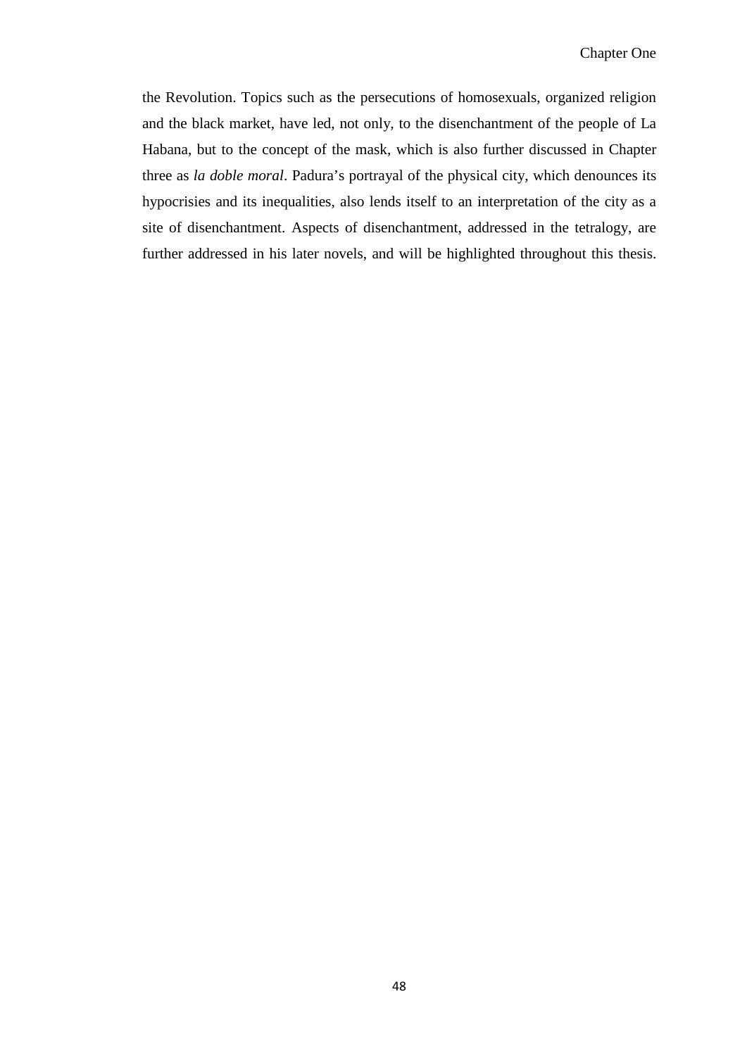the Revolution. Topics such as the persecutions of homosexuals, organized religion and the black market, have led, not only, to the disenchantment of the people of La Habana, but to the concept of the mask, which is also further discussed in Chapter three as *la doble moral*. Padura's portrayal of the physical city, which denounces its hypocrisies and its inequalities, also lends itself to an interpretation of the city as a site of disenchantment. Aspects of disenchantment, addressed in the tetralogy, are further addressed in his later novels, and will be highlighted throughout this thesis.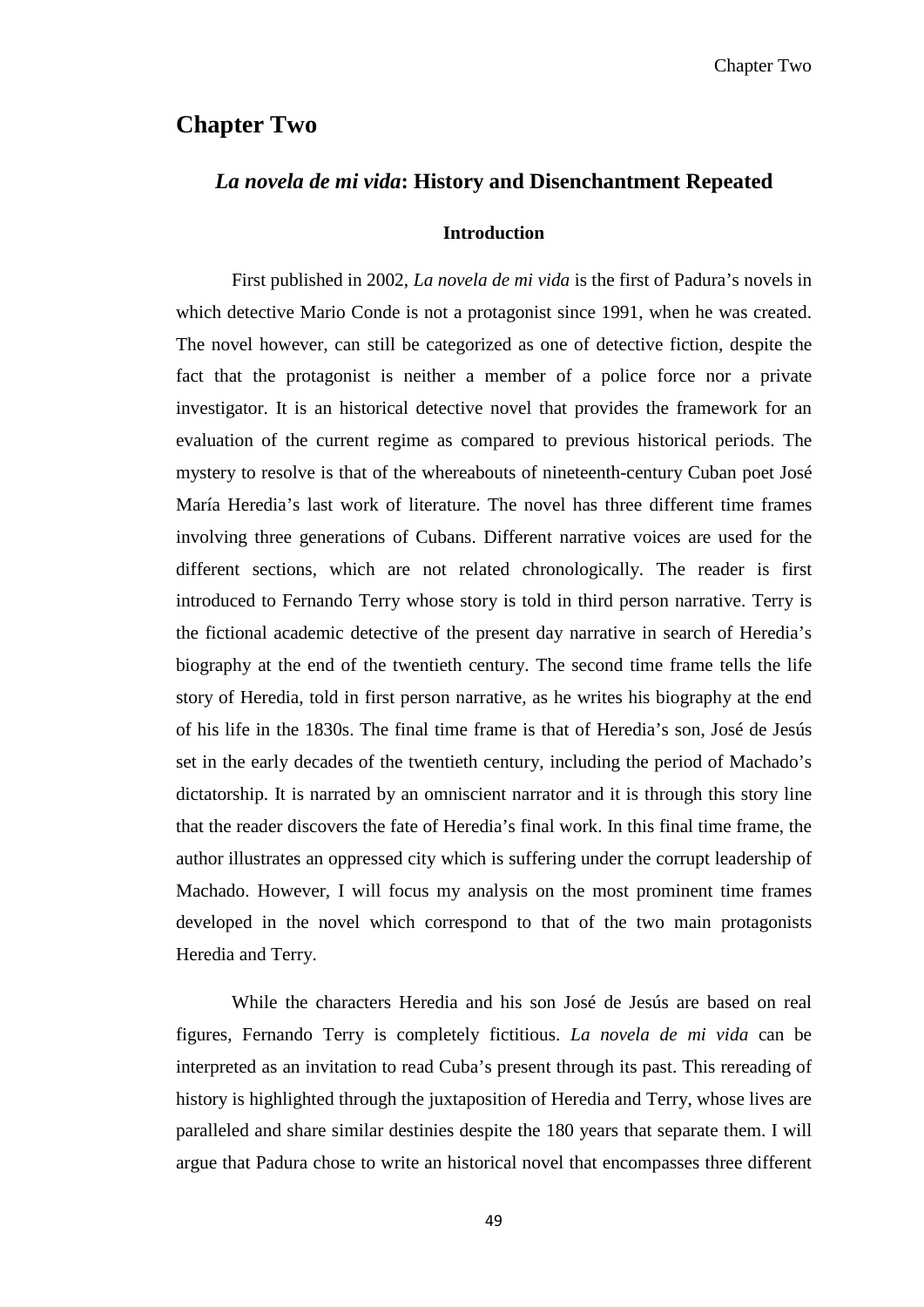# Chapter Two

## *La novela de mi vida*: History and Disenchantment Repeated

### Introduction

First published in 2002, *La novela de mi vida* is the first of Padura's novels in which detective Mario Conde is not a protagonist since 1991, when he was created. The novel however, can still be categorized as one of detective fiction, despite the fact that the protagonist is neither a member of a police force nor a private investigator. It is an historical detective novel that provides the framework for an evaluation of the current regime as compared to previous historical periods. The mystery to resolve is that of the whereabouts of nineteenth-century Cuban poet José María Heredia's last work of literature. The novel has three different time frames involving three generations of Cubans. Different narrative voices are used for the different sections, which are not related chronologically. The reader is first introduced to Fernando Terry whose story is told in third person narrative. Terry is the fictional academic detective of the present day narrative in search of Heredia's biography at the end of the twentieth century. The second time frame tells the life story of Heredia, told in first person narrative, as he writes his biography at the end of his life in the 1830s. The final time frame is that of Heredia's son, José de Jesús set in the early decades of the twentieth century, including the period of Machado's dictatorship. It is narrated by an omniscient narrator and it is through this story line that the reader discovers the fate of Heredia's final work. In this final time frame, the author illustrates an oppressed city which is suffering under the corrupt leadership of Machado. However, I will focus my analysis on the most prominent time frames developed in the novel which correspond to that of the two main protagonists Heredia and Terry.

While the characters Heredia and his son José de Jesús are based on real figures, Fernando Terry is completely fictitious. *La novela de mi vida* can be interpreted as an invitation to read Cuba's present through its past. This rereading of history is highlighted through the juxtaposition of Heredia and Terry, whose lives are paralleled and share similar destinies despite the 180 years that separate them. I will argue that Padura chose to write an historical novel that encompasses three different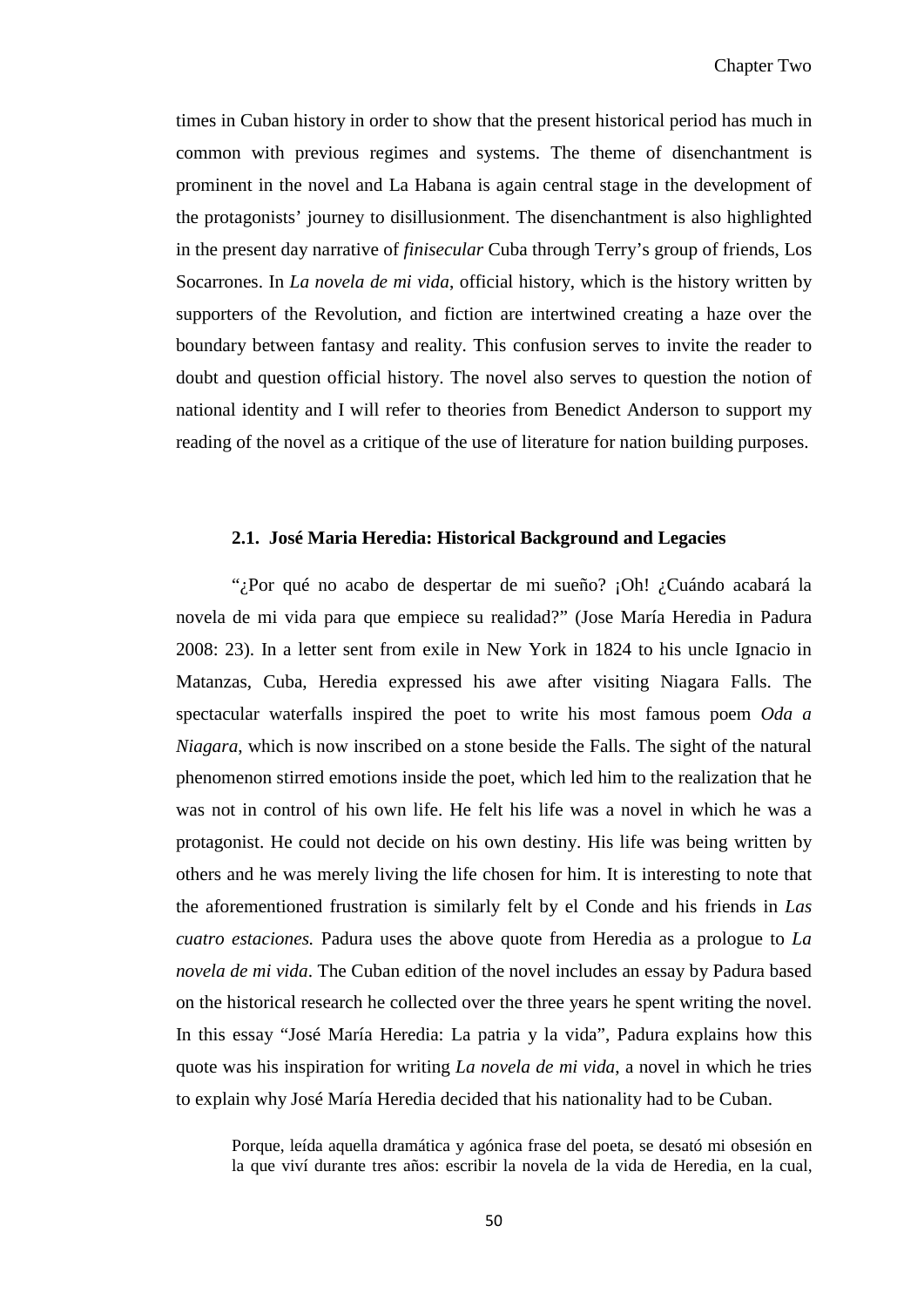times in Cuban history in order to show that the present historical period has much in common with previous regimes and systems. The theme of disenchantment is prominent in the novel and La Habana is again central stage in the development of the protagonists' journey to disillusionment. The disenchantment is also highlighted in the present day narrative of *finisecular* Cuba through Terry's group of friends, Los Socarrones. In *La novela de mi vida*, official history, which is the history written by supporters of the Revolution, and fiction are intertwined creating a haze over the boundary between fantasy and reality. This confusion serves to invite the reader to doubt and question official history. The novel also serves to question the notion of national identity and I will refer to theories from Benedict Anderson to support my reading of the novel as a critique of the use of literature for nation building purposes.

### 2.1. José Maria Heredia: Historical Background and Legacies

"¿Por qué no acabo de despertar de mi sueño? ¡Oh! ¿Cuándo acabará la novela de mi vida para que empiece su realidad?" (Jose María Heredia in Padura 2008: 23). In a letter sent from exile in New York in 1824 to his uncle Ignacio in Matanzas, Cuba, Heredia expressed his awe after visiting Niagara Falls. The spectacular waterfalls inspired the poet to write his most famous poem *Oda a Niagara*, which is now inscribed on a stone beside the Falls. The sight of the natural phenomenon stirred emotions inside the poet, which led him to the realization that he was not in control of his own life. He felt his life was a novel in which he was a protagonist. He could not decide on his own destiny. His life was being written by others and he was merely living the life chosen for him. It is interesting to note that the aforementioned frustration is similarly felt by el Conde and his friends in *Las cuatro estaciones.* Padura uses the above quote from Heredia as a prologue to *La novela de mi vida*. The Cuban edition of the novel includes an essay by Padura based on the historical research he collected over the three years he spent writing the novel. In this essay "José María Heredia: La patria y la vida", Padura explains how this quote was his inspiration for writing *La novela de mi vida*, a novel in which he tries to explain why José María Heredia decided that his nationality had to be Cuban.

> Porque, leída aquella dramática y agónica frase del poeta, se desató mi obsesión en la que viví durante tres años: escribir la novela de la vida de Heredia, en la cual,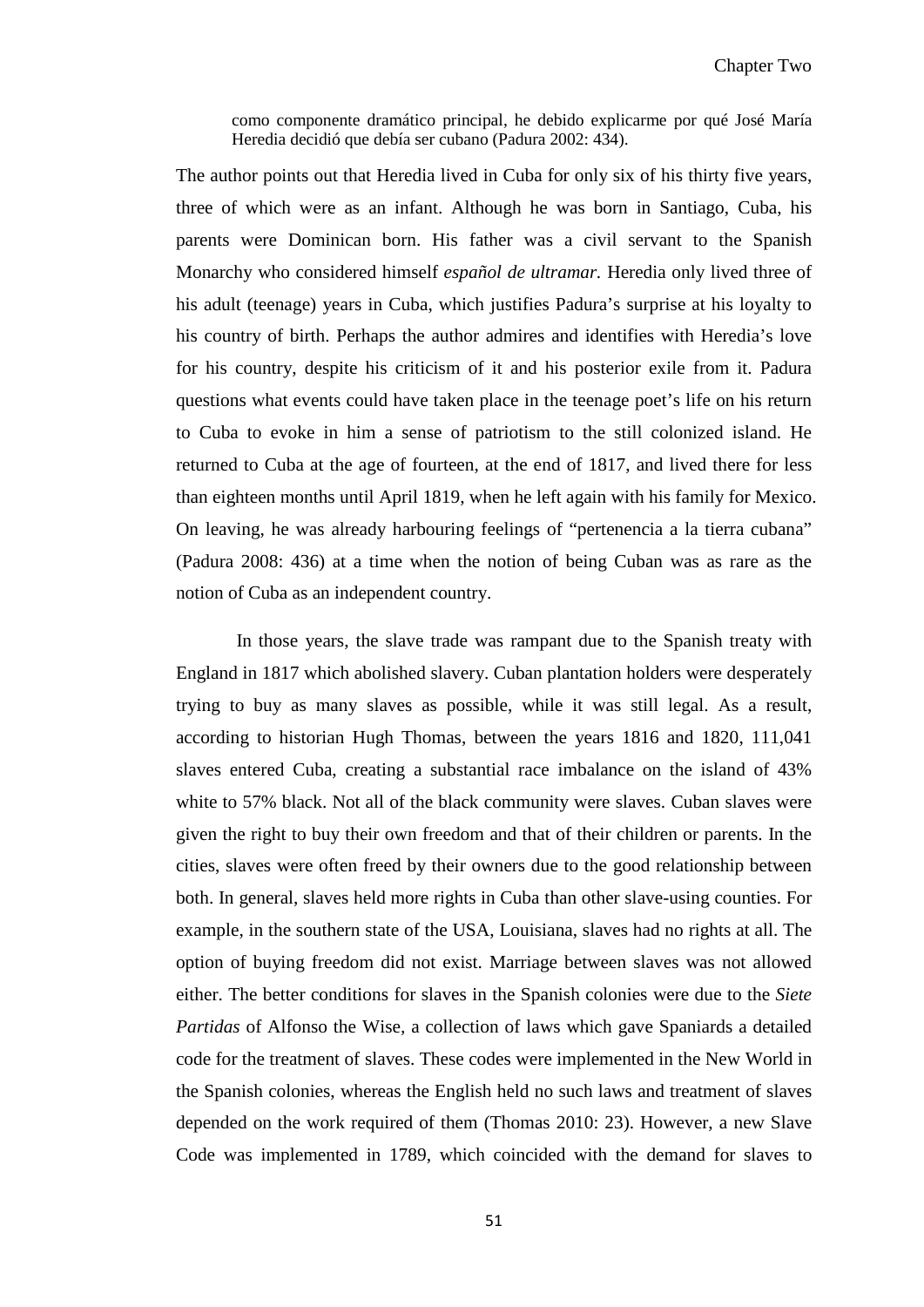> como componente dramático principal, he debido explicarme por qué José María Heredia decidió que debía ser cubano (Padura 2002: 434).

The author points out that Heredia lived in Cuba for only six of his thirty five years, three of which were as an infant. Although he was born in Santiago, Cuba, his parents were Dominican born. His father was a civil servant to the Spanish Monarchy who considered himself *español de ultramar.* Heredia only lived three of his adult (teenage) years in Cuba, which justifies Padura's surprise at his loyalty to his country of birth. Perhaps the author admires and identifies with Heredia's love for his country, despite his criticism of it and his posterior exile from it. Padura questions what events could have taken place in the teenage poet's life on his return to Cuba to evoke in him a sense of patriotism to the still colonized island. He returned to Cuba at the age of fourteen, at the end of 1817, and lived there for less than eighteen months until April 1819, when he left again with his family for Mexico. On leaving, he was already harbouring feelings of "pertenencia a la tierra cubana" (Padura 2008: 436) at a time when the notion of being Cuban was as rare as the notion of Cuba as an independent country.

In those years, the slave trade was rampant due to the Spanish treaty with England in 1817 which abolished slavery. Cuban plantation holders were desperately trying to buy as many slaves as possible, while it was still legal. As a result, according to historian Hugh Thomas, between the years 1816 and 1820, 111,041 slaves entered Cuba, creating a substantial race imbalance on the island of 43% white to 57% black. Not all of the black community were slaves. Cuban slaves were given the right to buy their own freedom and that of their children or parents. In the cities, slaves were often freed by their owners due to the good relationship between both. In general, slaves held more rights in Cuba than other slave-using counties. For example, in the southern state of the USA, Louisiana, slaves had no rights at all. The option of buying freedom did not exist. Marriage between slaves was not allowed either. The better conditions for slaves in the Spanish colonies were due to the *Siete Partidas* of Alfonso the Wise, a collection of laws which gave Spaniards a detailed code for the treatment of slaves. These codes were implemented in the New World in the Spanish colonies, whereas the English held no such laws and treatment of slaves depended on the work required of them (Thomas 2010: 23). However, a new Slave Code was implemented in 1789, which coincided with the demand for slaves to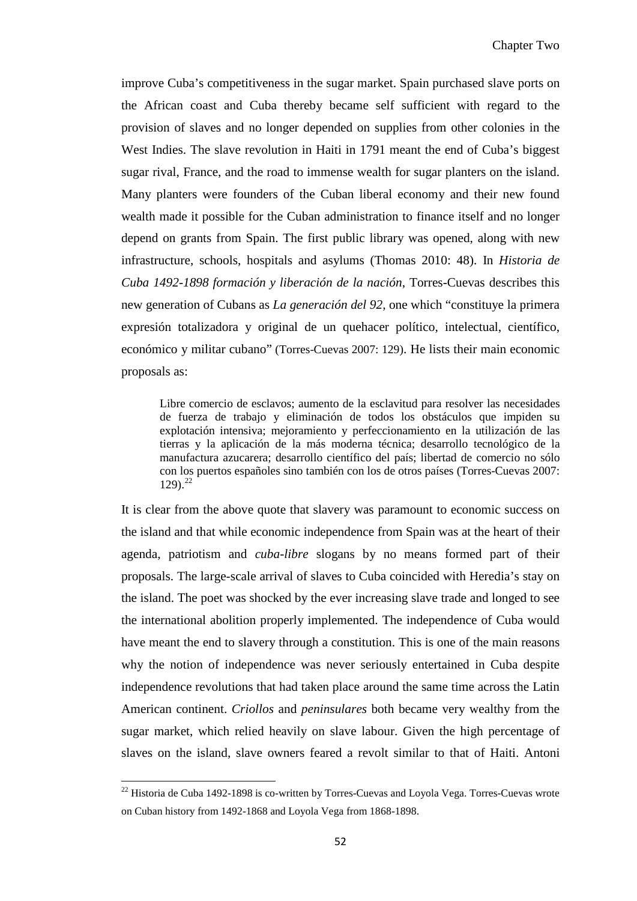improve Cuba's competitiveness in the sugar market. Spain purchased slave ports on the African coast and Cuba thereby became self sufficient with regard to the provision of slaves and no longer depended on supplies from other colonies in the West Indies. The slave revolution in Haiti in 1791 meant the end of Cuba's biggest sugar rival, France, and the road to immense wealth for sugar planters on the island. Many planters were founders of the Cuban liberal economy and their new found wealth made it possible for the Cuban administration to finance itself and no longer depend on grants from Spain. The first public library was opened, along with new infrastructure, schools, hospitals and asylums (Thomas 2010: 48). In *Historia de Cuba 1492-1898 formación y liberación de la nación*, Torres-Cuevas describes this new generation of Cubans as *La generación del 92*, one which "constituye la primera expresión totalizadora y original de un quehacer político, intelectual, científico, económico y militar cubano" (Torres-Cuevas 2007: 129). He lists their main economic proposals as:

> Libre comercio de esclavos; aumento de la esclavitud para resolver las necesidades de fuerza de trabajo y eliminación de todos los obstáculos que impiden su explotación intensiva; mejoramiento y perfeccionamiento en la utilización de las tierras y la aplicación de la más moderna técnica; desarrollo tecnológico de la manufactura azucarera; desarrollo científico del país; libertad de comercio no sólo con los puertos españoles sino también con los de otros países (Torres-Cuevas 2007: 129).[22]

It is clear from the above quote that slavery was paramount to economic success on the island and that while economic independence from Spain was at the heart of their agenda, patriotism and *cuba-libre* slogans by no means formed part of their proposals. The large-scale arrival of slaves to Cuba coincided with Heredia's stay on the island. The poet was shocked by the ever increasing slave trade and longed to see the international abolition properly implemented. The independence of Cuba would have meant the end to slavery through a constitution. This is one of the main reasons why the notion of independence was never seriously entertained in Cuba despite independence revolutions that had taken place around the same time across the Latin American continent. *Criollos* and *peninsulares* both became very wealthy from the sugar market, which relied heavily on slave labour. Given the high percentage of slaves on the island, slave owners feared a revolt similar to that of Haiti. Antoni

[22] Historia de Cuba 1492-1898 is co-written by Torres-Cuevas and Loyola Vega. Torres-Cuevas wrote on Cuban history from 1492-1868 and Loyola Vega from 1868-1898.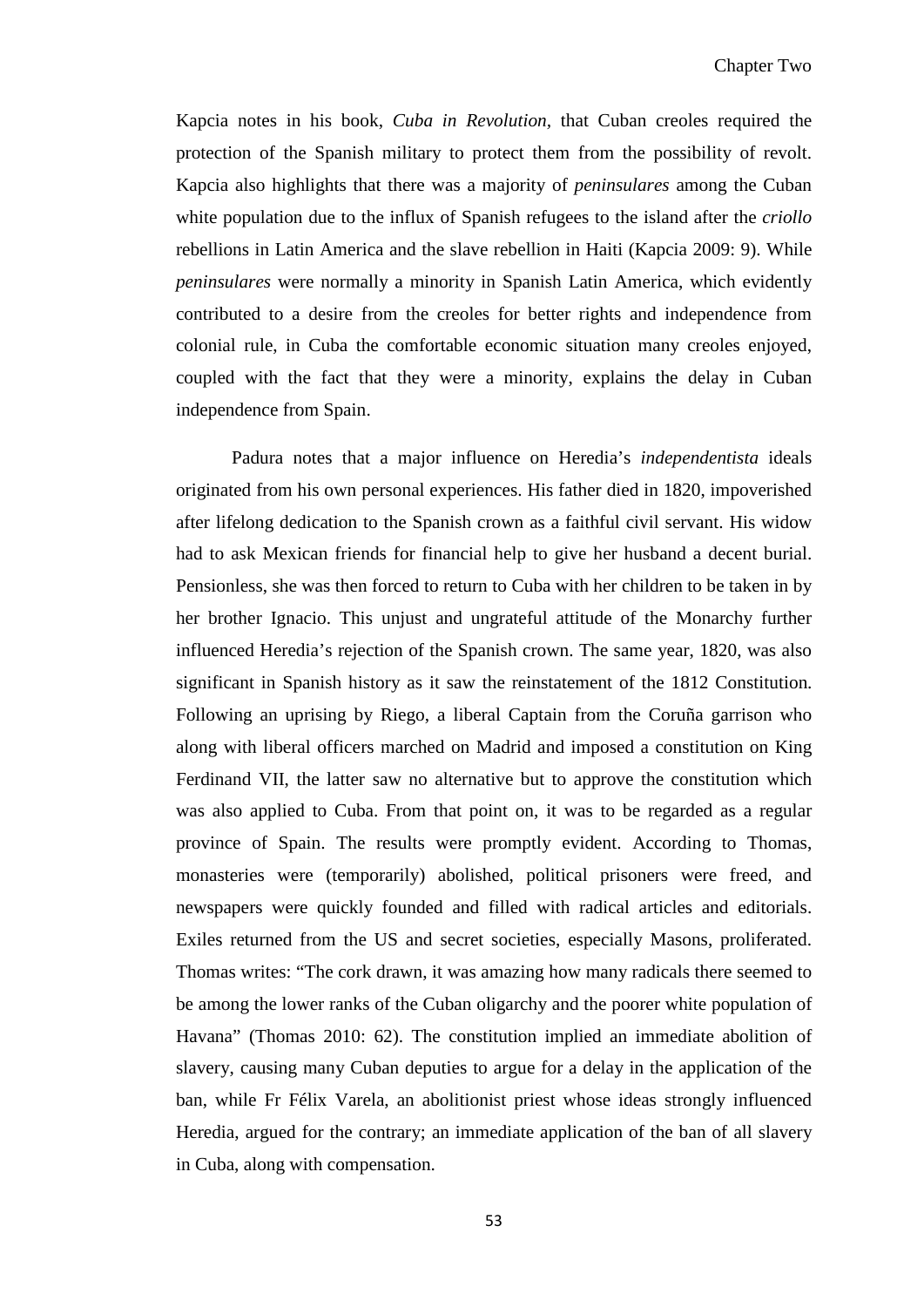Kapcia notes in his book, *Cuba in Revolution,* that Cuban creoles required the protection of the Spanish military to protect them from the possibility of revolt. Kapcia also highlights that there was a majority of *peninsulares* among the Cuban white population due to the influx of Spanish refugees to the island after the *criollo* rebellions in Latin America and the slave rebellion in Haiti (Kapcia 2009: 9). While *peninsulares* were normally a minority in Spanish Latin America, which evidently contributed to a desire from the creoles for better rights and independence from colonial rule, in Cuba the comfortable economic situation many creoles enjoyed, coupled with the fact that they were a minority, explains the delay in Cuban independence from Spain.

Padura notes that a major influence on Heredia's *independentista* ideals originated from his own personal experiences. His father died in 1820, impoverished after lifelong dedication to the Spanish crown as a faithful civil servant. His widow had to ask Mexican friends for financial help to give her husband a decent burial. Pensionless, she was then forced to return to Cuba with her children to be taken in by her brother Ignacio. This unjust and ungrateful attitude of the Monarchy further influenced Heredia's rejection of the Spanish crown. The same year, 1820, was also significant in Spanish history as it saw the reinstatement of the 1812 Constitution. Following an uprising by Riego, a liberal Captain from the Coruña garrison who along with liberal officers marched on Madrid and imposed a constitution on King Ferdinand VII, the latter saw no alternative but to approve the constitution which was also applied to Cuba. From that point on, it was to be regarded as a regular province of Spain. The results were promptly evident. According to Thomas, monasteries were (temporarily) abolished, political prisoners were freed, and newspapers were quickly founded and filled with radical articles and editorials. Exiles returned from the US and secret societies, especially Masons, proliferated. Thomas writes: "The cork drawn, it was amazing how many radicals there seemed to be among the lower ranks of the Cuban oligarchy and the poorer white population of Havana" (Thomas 2010: 62). The constitution implied an immediate abolition of slavery, causing many Cuban deputies to argue for a delay in the application of the ban, while Fr Félix Varela, an abolitionist priest whose ideas strongly influenced Heredia, argued for the contrary; an immediate application of the ban of all slavery in Cuba, along with compensation.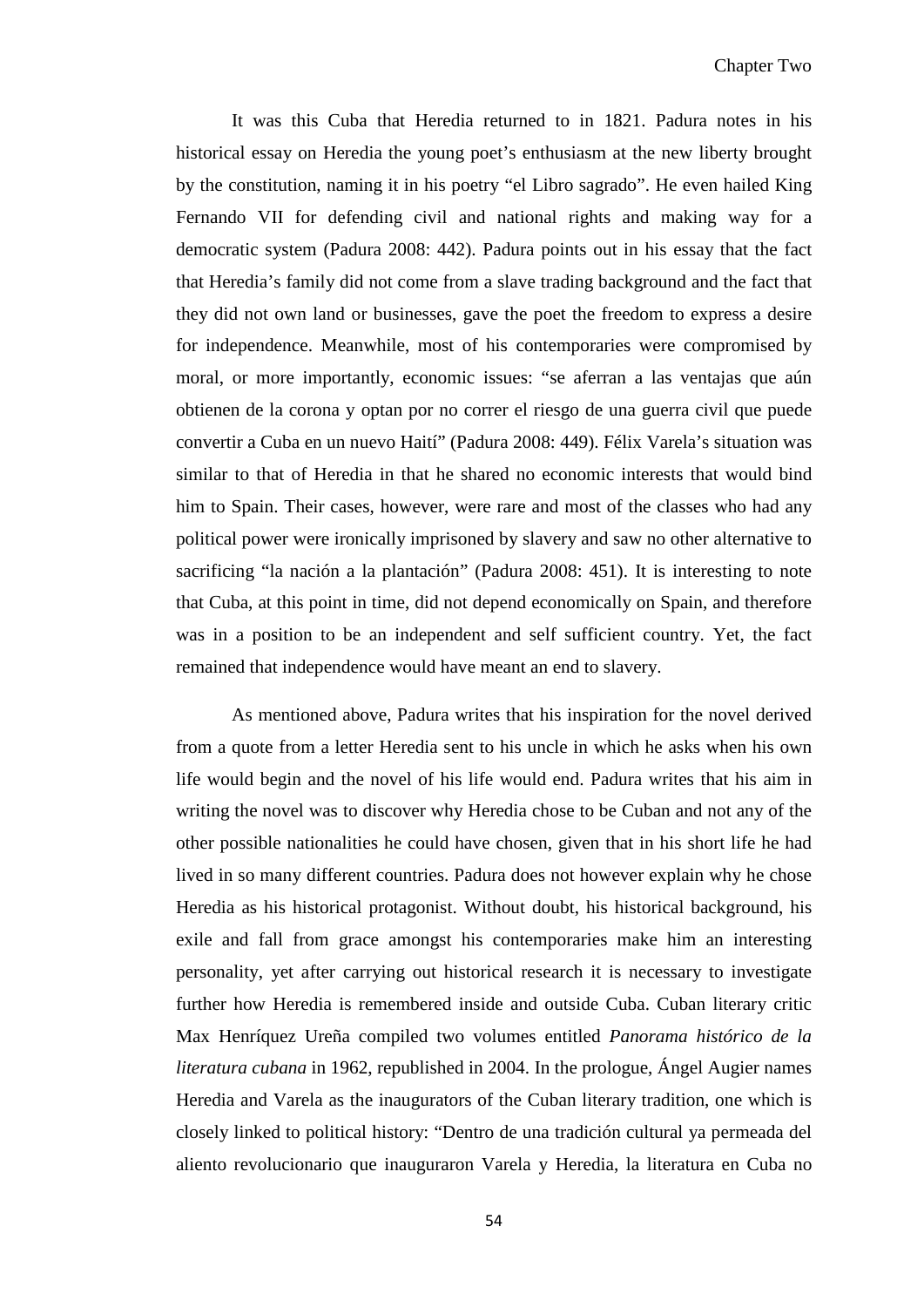It was this Cuba that Heredia returned to in 1821. Padura notes in his historical essay on Heredia the young poet's enthusiasm at the new liberty brought by the constitution, naming it in his poetry "el Libro sagrado". He even hailed King Fernando VII for defending civil and national rights and making way for a democratic system (Padura 2008: 442). Padura points out in his essay that the fact that Heredia's family did not come from a slave trading background and the fact that they did not own land or businesses, gave the poet the freedom to express a desire for independence. Meanwhile, most of his contemporaries were compromised by moral, or more importantly, economic issues: "se aferran a las ventajas que aún obtienen de la corona y optan por no correr el riesgo de una guerra civil que puede convertir a Cuba en un nuevo Haití" (Padura 2008: 449). Félix Varela's situation was similar to that of Heredia in that he shared no economic interests that would bind him to Spain. Their cases, however, were rare and most of the classes who had any political power were ironically imprisoned by slavery and saw no other alternative to sacrificing "la nación a la plantación" (Padura 2008: 451). It is interesting to note that Cuba, at this point in time, did not depend economically on Spain, and therefore was in a position to be an independent and self sufficient country. Yet, the fact remained that independence would have meant an end to slavery.

As mentioned above, Padura writes that his inspiration for the novel derived from a quote from a letter Heredia sent to his uncle in which he asks when his own life would begin and the novel of his life would end. Padura writes that his aim in writing the novel was to discover why Heredia chose to be Cuban and not any of the other possible nationalities he could have chosen, given that in his short life he had lived in so many different countries. Padura does not however explain why he chose Heredia as his historical protagonist. Without doubt, his historical background, his exile and fall from grace amongst his contemporaries make him an interesting personality, yet after carrying out historical research it is necessary to investigate further how Heredia is remembered inside and outside Cuba. Cuban literary critic Max Henríquez Ureña compiled two volumes entitled *Panorama histórico de la literatura cubana* in 1962, republished in 2004. In the prologue, Ángel Augier names Heredia and Varela as the inaugurators of the Cuban literary tradition, one which is closely linked to political history: "Dentro de una tradición cultural ya permeada del aliento revolucionario que inauguraron Varela y Heredia, la literatura en Cuba no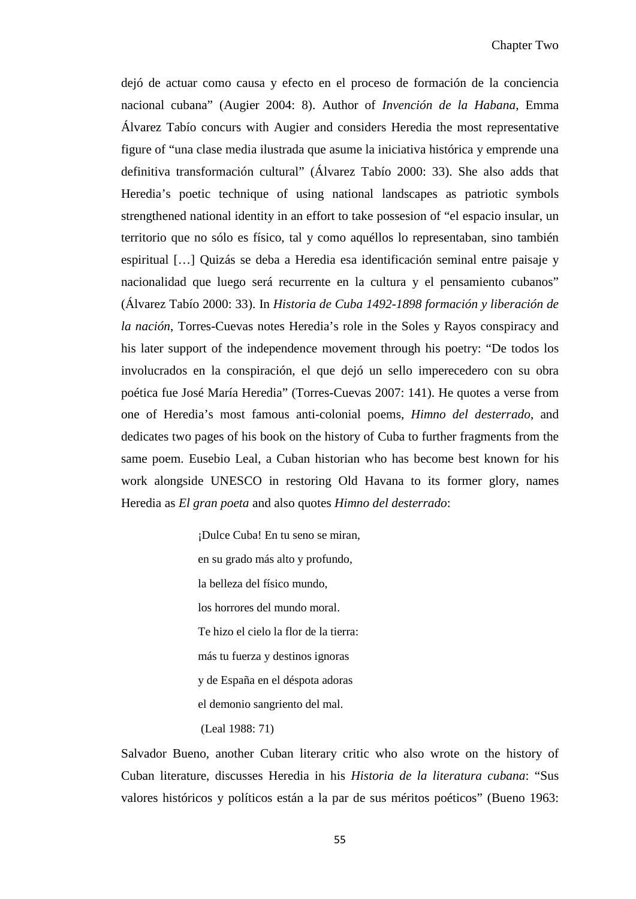dejó de actuar como causa y efecto en el proceso de formación de la conciencia nacional cubana" (Augier 2004: 8). Author of *Invención de la Habana*, Emma Álvarez Tabío concurs with Augier and considers Heredia the most representative figure of "una clase media ilustrada que asume la iniciativa histórica y emprende una definitiva transformación cultural" (Álvarez Tabío 2000: 33). She also adds that Heredia's poetic technique of using national landscapes as patriotic symbols strengthened national identity in an effort to take possesion of "el espacio insular, un territorio que no sólo es físico, tal y como aquéllos lo representaban, sino también espiritual […] Quizás se deba a Heredia esa identificación seminal entre paisaje y nacionalidad que luego será recurrente en la cultura y el pensamiento cubanos" (Álvarez Tabío 2000: 33). In *Historia de Cuba 1492-1898 formación y liberación de la nación*, Torres-Cuevas notes Heredia's role in the Soles y Rayos conspiracy and his later support of the independence movement through his poetry: "De todos los involucrados en la conspiración, el que dejó un sello imperecedero con su obra poética fue José María Heredia" (Torres-Cuevas 2007: 141). He quotes a verse from one of Heredia's most famous anti-colonial poems, *Himno del desterrado*, and dedicates two pages of his book on the history of Cuba to further fragments from the same poem. Eusebio Leal, a Cuban historian who has become best known for his work alongside UNESCO in restoring Old Havana to its former glory, names Heredia as *El gran poeta* and also quotes *Himno del desterrado*:

> ¡Dulce Cuba! En tu seno se miran,
> en su grado más alto y profundo,
> la belleza del físico mundo,
> los horrores del mundo moral.
> Te hizo el cielo la flor de la tierra:
> más tu fuerza y destinos ignoras
> y de España en el déspota adoras
> el demonio sangriento del mal.
> (Leal 1988: 71)

Salvador Bueno, another Cuban literary critic who also wrote on the history of Cuban literature, discusses Heredia in his *Historia de la literatura cubana*: "Sus valores históricos y políticos están a la par de sus méritos poéticos" (Bueno 1963: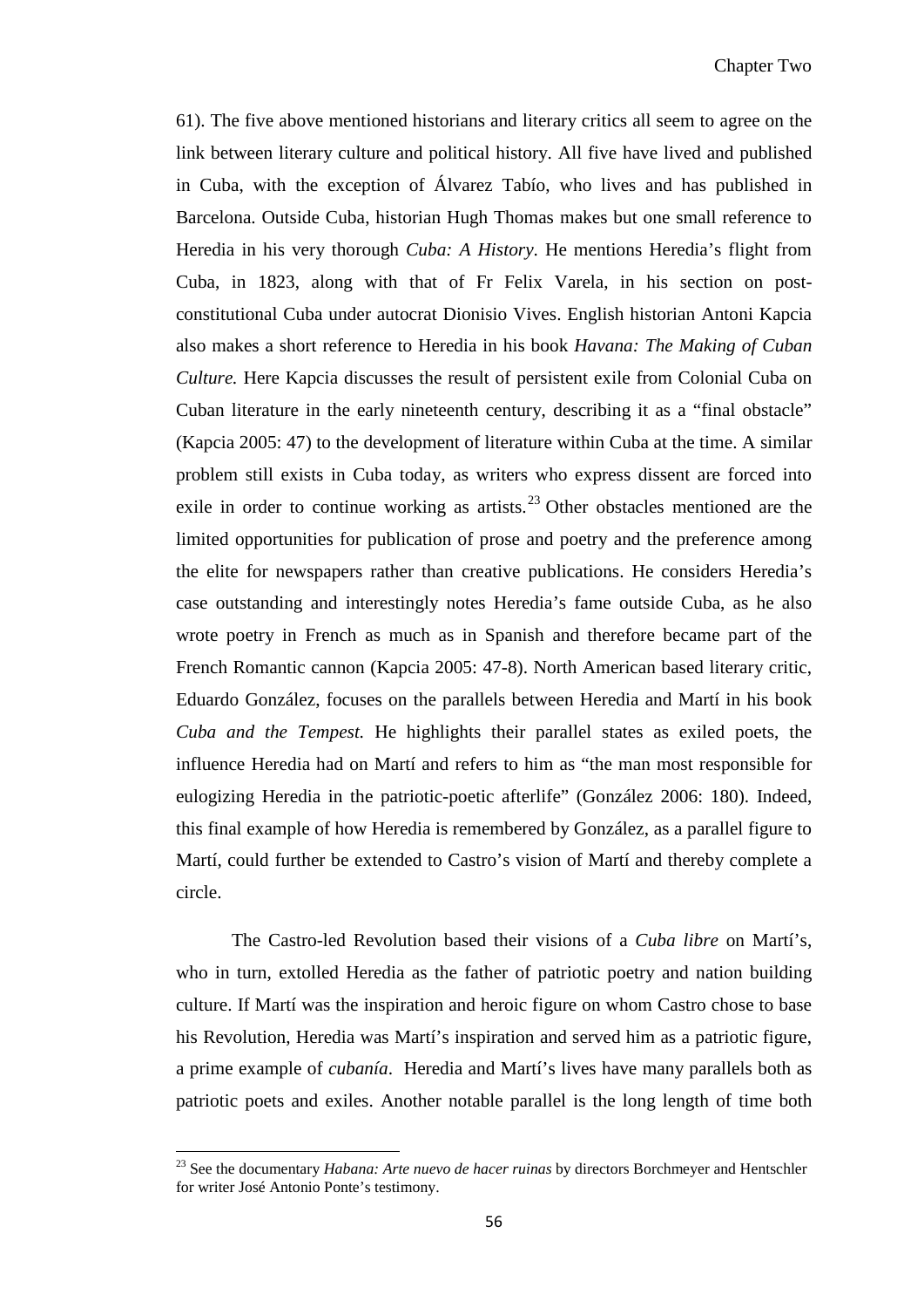61). The five above mentioned historians and literary critics all seem to agree on the link between literary culture and political history. All five have lived and published in Cuba, with the exception of Álvarez Tabío, who lives and has published in Barcelona. Outside Cuba, historian Hugh Thomas makes but one small reference to Heredia in his very thorough *Cuba: A History*. He mentions Heredia's flight from Cuba, in 1823, along with that of Fr Felix Varela, in his section on post-constitutional Cuba under autocrat Dionisio Vives. English historian Antoni Kapcia also makes a short reference to Heredia in his book *Havana: The Making of Cuban Culture.* Here Kapcia discusses the result of persistent exile from Colonial Cuba on Cuban literature in the early nineteenth century, describing it as a "final obstacle" (Kapcia 2005: 47) to the development of literature within Cuba at the time. A similar problem still exists in Cuba today, as writers who express dissent are forced into exile in order to continue working as artists.[23] Other obstacles mentioned are the limited opportunities for publication of prose and poetry and the preference among the elite for newspapers rather than creative publications. He considers Heredia's case outstanding and interestingly notes Heredia's fame outside Cuba, as he also wrote poetry in French as much as in Spanish and therefore became part of the French Romantic cannon (Kapcia 2005: 47-8). North American based literary critic, Eduardo González, focuses on the parallels between Heredia and Martí in his book *Cuba and the Tempest.* He highlights their parallel states as exiled poets, the influence Heredia had on Martí and refers to him as "the man most responsible for eulogizing Heredia in the patriotic-poetic afterlife" (González 2006: 180). Indeed, this final example of how Heredia is remembered by González, as a parallel figure to Martí, could further be extended to Castro's vision of Martí and thereby complete a circle.

The Castro-led Revolution based their visions of a *Cuba libre* on Martí's, who in turn, extolled Heredia as the father of patriotic poetry and nation building culture. If Martí was the inspiration and heroic figure on whom Castro chose to base his Revolution, Heredia was Martí's inspiration and served him as a patriotic figure, a prime example of *cubanía*. Heredia and Martí's lives have many parallels both as patriotic poets and exiles. Another notable parallel is the long length of time both

[23] See the documentary *Habana: Arte nuevo de hacer ruinas* by directors Borchmeyer and Hentschler for writer José Antonio Ponte's testimony.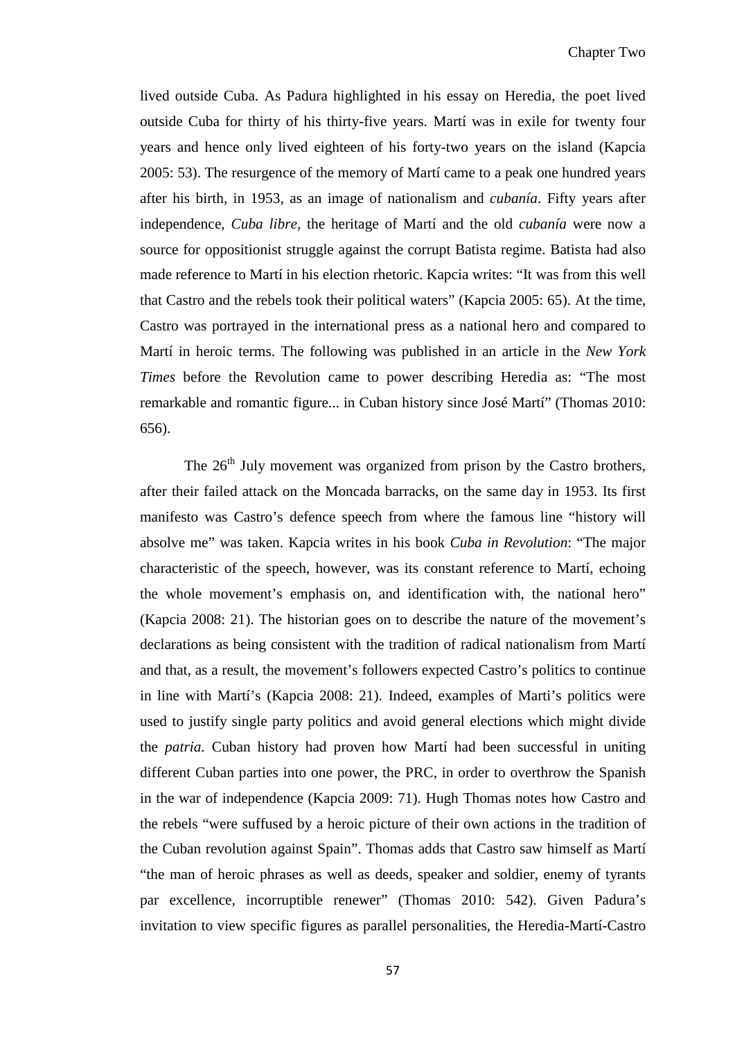lived outside Cuba. As Padura highlighted in his essay on Heredia, the poet lived outside Cuba for thirty of his thirty-five years. Martí was in exile for twenty four years and hence only lived eighteen of his forty-two years on the island (Kapcia 2005: 53). The resurgence of the memory of Martí came to a peak one hundred years after his birth, in 1953, as an image of nationalism and *cubanía*. Fifty years after independence, *Cuba libre*, the heritage of Martí and the old *cubanía* were now a source for oppositionist struggle against the corrupt Batista regime. Batista had also made reference to Martí in his election rhetoric. Kapcia writes: "It was from this well that Castro and the rebels took their political waters" (Kapcia 2005: 65). At the time, Castro was portrayed in the international press as a national hero and compared to Martí in heroic terms. The following was published in an article in the *New York Times* before the Revolution came to power describing Heredia as: "The most remarkable and romantic figure... in Cuban history since José Martí" (Thomas 2010: 656).

The 26th July movement was organized from prison by the Castro brothers, after their failed attack on the Moncada barracks, on the same day in 1953. Its first manifesto was Castro's defence speech from where the famous line "history will absolve me" was taken. Kapcia writes in his book *Cuba in Revolution*: "The major characteristic of the speech, however, was its constant reference to Martí, echoing the whole movement's emphasis on, and identification with, the national hero" (Kapcia 2008: 21). The historian goes on to describe the nature of the movement's declarations as being consistent with the tradition of radical nationalism from Martí and that, as a result, the movement's followers expected Castro's politics to continue in line with Martí's (Kapcia 2008: 21). Indeed, examples of Marti's politics were used to justify single party politics and avoid general elections which might divide the *patria.* Cuban history had proven how Martí had been successful in uniting different Cuban parties into one power, the PRC, in order to overthrow the Spanish in the war of independence (Kapcia 2009: 71). Hugh Thomas notes how Castro and the rebels "were suffused by a heroic picture of their own actions in the tradition of the Cuban revolution against Spain". Thomas adds that Castro saw himself as Martí "the man of heroic phrases as well as deeds, speaker and soldier, enemy of tyrants par excellence, incorruptible renewer" (Thomas 2010: 542). Given Padura's invitation to view specific figures as parallel personalities, the Heredia-Martí-Castro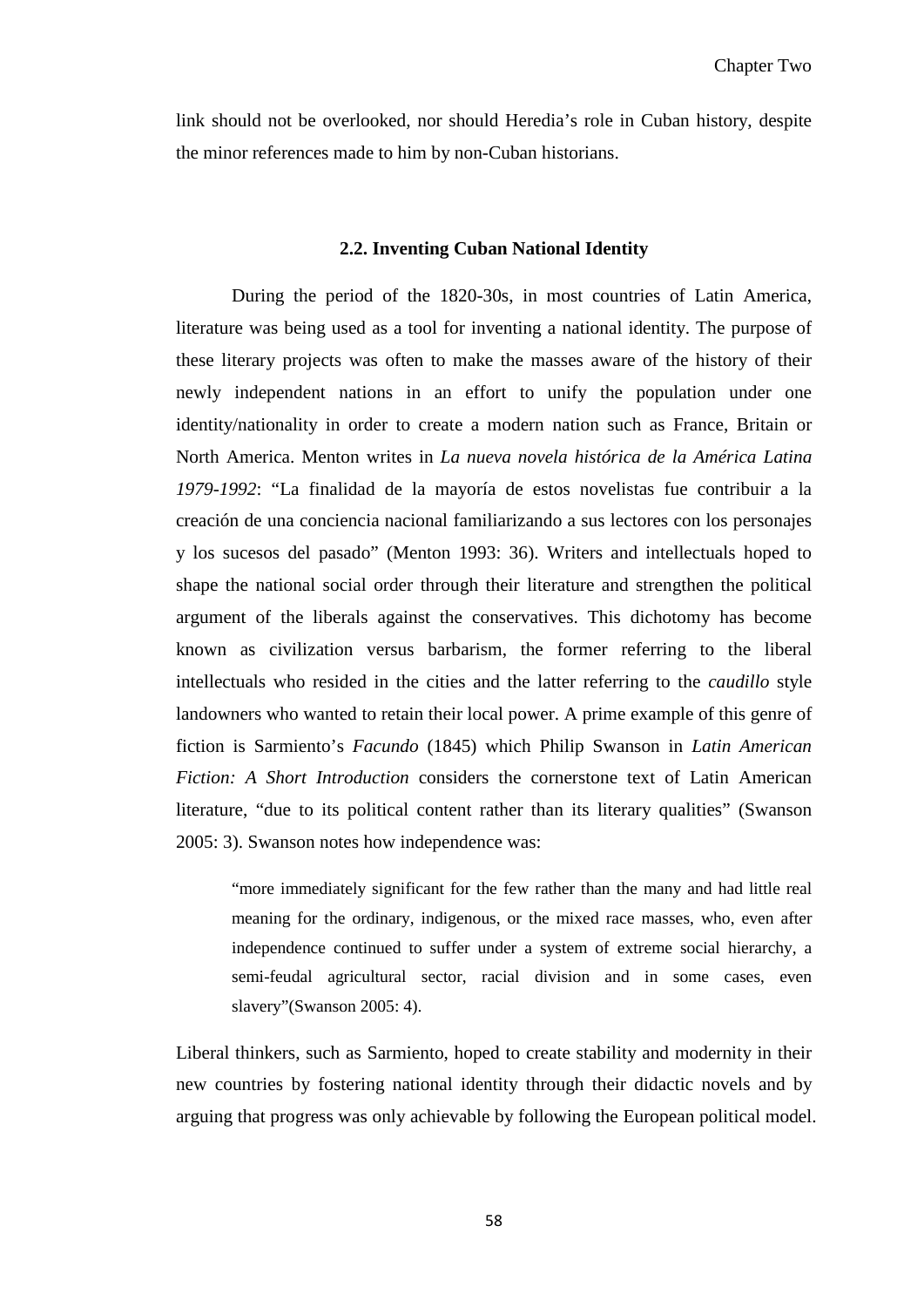link should not be overlooked, nor should Heredia's role in Cuban history, despite the minor references made to him by non-Cuban historians.

### 2.2. Inventing Cuban National Identity

During the period of the 1820-30s, in most countries of Latin America, literature was being used as a tool for inventing a national identity. The purpose of these literary projects was often to make the masses aware of the history of their newly independent nations in an effort to unify the population under one identity/nationality in order to create a modern nation such as France, Britain or North America. Menton writes in *La nueva novela histórica de la América Latina 1979-1992*: "La finalidad de la mayoría de estos novelistas fue contribuir a la creación de una conciencia nacional familiarizando a sus lectores con los personajes y los sucesos del pasado" (Menton 1993: 36). Writers and intellectuals hoped to shape the national social order through their literature and strengthen the political argument of the liberals against the conservatives. This dichotomy has become known as civilization versus barbarism, the former referring to the liberal intellectuals who resided in the cities and the latter referring to the *caudillo* style landowners who wanted to retain their local power. A prime example of this genre of fiction is Sarmiento's *Facundo* (1845) which Philip Swanson in *Latin American Fiction: A Short Introduction* considers the cornerstone text of Latin American literature, "due to its political content rather than its literary qualities" (Swanson 2005: 3). Swanson notes how independence was:

> "more immediately significant for the few rather than the many and had little real meaning for the ordinary, indigenous, or the mixed race masses, who, even after independence continued to suffer under a system of extreme social hierarchy, a semi-feudal agricultural sector, racial division and in some cases, even slavery"(Swanson 2005: 4).

Liberal thinkers, such as Sarmiento, hoped to create stability and modernity in their new countries by fostering national identity through their didactic novels and by arguing that progress was only achievable by following the European political model.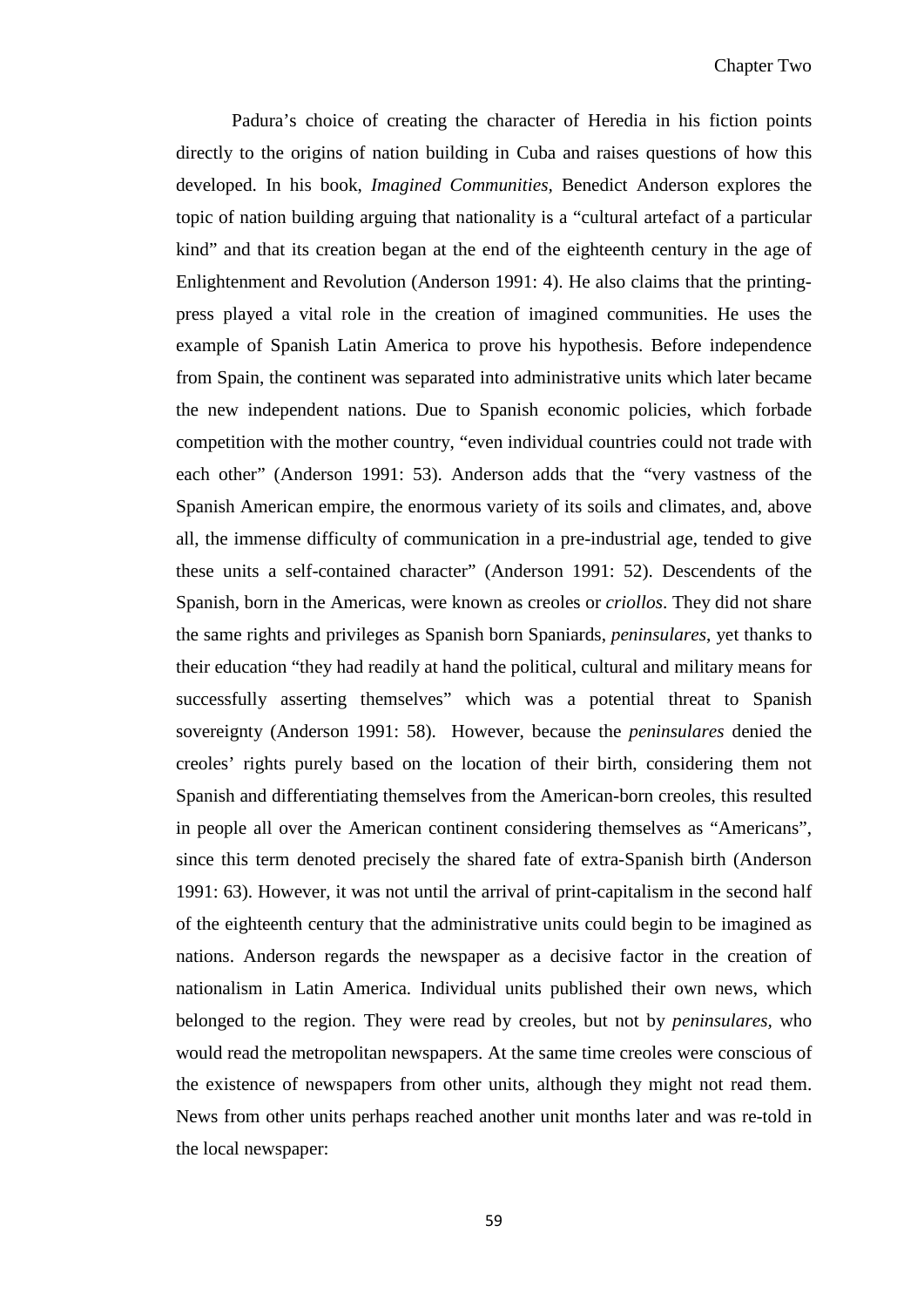Padura's choice of creating the character of Heredia in his fiction points directly to the origins of nation building in Cuba and raises questions of how this developed. In his book, *Imagined Communities*, Benedict Anderson explores the topic of nation building arguing that nationality is a "cultural artefact of a particular kind" and that its creation began at the end of the eighteenth century in the age of Enlightenment and Revolution (Anderson 1991: 4). He also claims that the printing-press played a vital role in the creation of imagined communities. He uses the example of Spanish Latin America to prove his hypothesis. Before independence from Spain, the continent was separated into administrative units which later became the new independent nations. Due to Spanish economic policies, which forbade competition with the mother country, "even individual countries could not trade with each other" (Anderson 1991: 53). Anderson adds that the "very vastness of the Spanish American empire, the enormous variety of its soils and climates, and, above all, the immense difficulty of communication in a pre-industrial age, tended to give these units a self-contained character" (Anderson 1991: 52). Descendents of the Spanish, born in the Americas, were known as creoles or *criollos*. They did not share the same rights and privileges as Spanish born Spaniards, *peninsulares*, yet thanks to their education "they had readily at hand the political, cultural and military means for successfully asserting themselves" which was a potential threat to Spanish sovereignty (Anderson 1991: 58). However, because the *peninsulares* denied the creoles' rights purely based on the location of their birth, considering them not Spanish and differentiating themselves from the American-born creoles, this resulted in people all over the American continent considering themselves as "Americans", since this term denoted precisely the shared fate of extra-Spanish birth (Anderson 1991: 63). However, it was not until the arrival of print-capitalism in the second half of the eighteenth century that the administrative units could begin to be imagined as nations. Anderson regards the newspaper as a decisive factor in the creation of nationalism in Latin America. Individual units published their own news, which belonged to the region. They were read by creoles, but not by *peninsulares*, who would read the metropolitan newspapers. At the same time creoles were conscious of the existence of newspapers from other units, although they might not read them. News from other units perhaps reached another unit months later and was re-told in the local newspaper: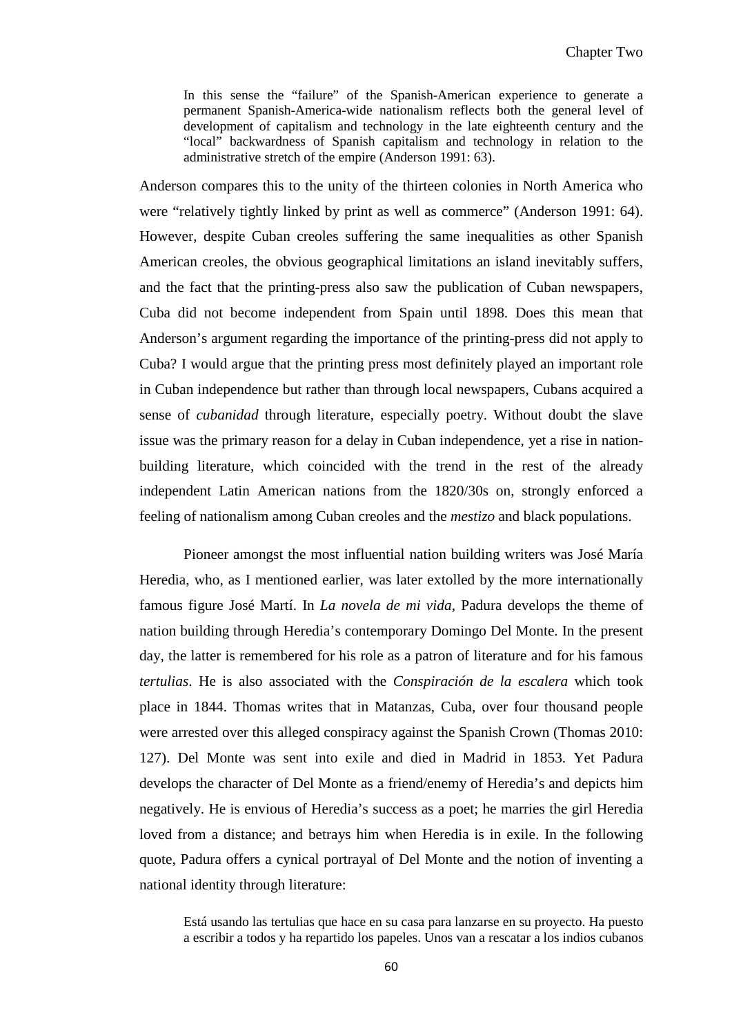> In this sense the "failure" of the Spanish-American experience to generate a permanent Spanish-America-wide nationalism reflects both the general level of development of capitalism and technology in the late eighteenth century and the "local" backwardness of Spanish capitalism and technology in relation to the administrative stretch of the empire (Anderson 1991: 63).

Anderson compares this to the unity of the thirteen colonies in North America who were "relatively tightly linked by print as well as commerce" (Anderson 1991: 64). However, despite Cuban creoles suffering the same inequalities as other Spanish American creoles, the obvious geographical limitations an island inevitably suffers, and the fact that the printing-press also saw the publication of Cuban newspapers, Cuba did not become independent from Spain until 1898. Does this mean that Anderson's argument regarding the importance of the printing-press did not apply to Cuba? I would argue that the printing press most definitely played an important role in Cuban independence but rather than through local newspapers, Cubans acquired a sense of *cubanidad* through literature, especially poetry. Without doubt the slave issue was the primary reason for a delay in Cuban independence, yet a rise in nation-building literature, which coincided with the trend in the rest of the already independent Latin American nations from the 1820/30s on, strongly enforced a feeling of nationalism among Cuban creoles and the *mestizo* and black populations.

Pioneer amongst the most influential nation building writers was José María Heredia, who, as I mentioned earlier, was later extolled by the more internationally famous figure José Martí. In *La novela de mi vida*, Padura develops the theme of nation building through Heredia's contemporary Domingo Del Monte. In the present day, the latter is remembered for his role as a patron of literature and for his famous *tertulias*. He is also associated with the *Conspiración de la escalera* which took place in 1844. Thomas writes that in Matanzas, Cuba, over four thousand people were arrested over this alleged conspiracy against the Spanish Crown (Thomas 2010: 127). Del Monte was sent into exile and died in Madrid in 1853. Yet Padura develops the character of Del Monte as a friend/enemy of Heredia's and depicts him negatively. He is envious of Heredia's success as a poet; he marries the girl Heredia loved from a distance; and betrays him when Heredia is in exile. In the following quote, Padura offers a cynical portrayal of Del Monte and the notion of inventing a national identity through literature:

> Está usando las tertulias que hace en su casa para lanzarse en su proyecto. Ha puesto a escribir a todos y ha repartido los papeles. Unos van a rescatar a los indios cubanos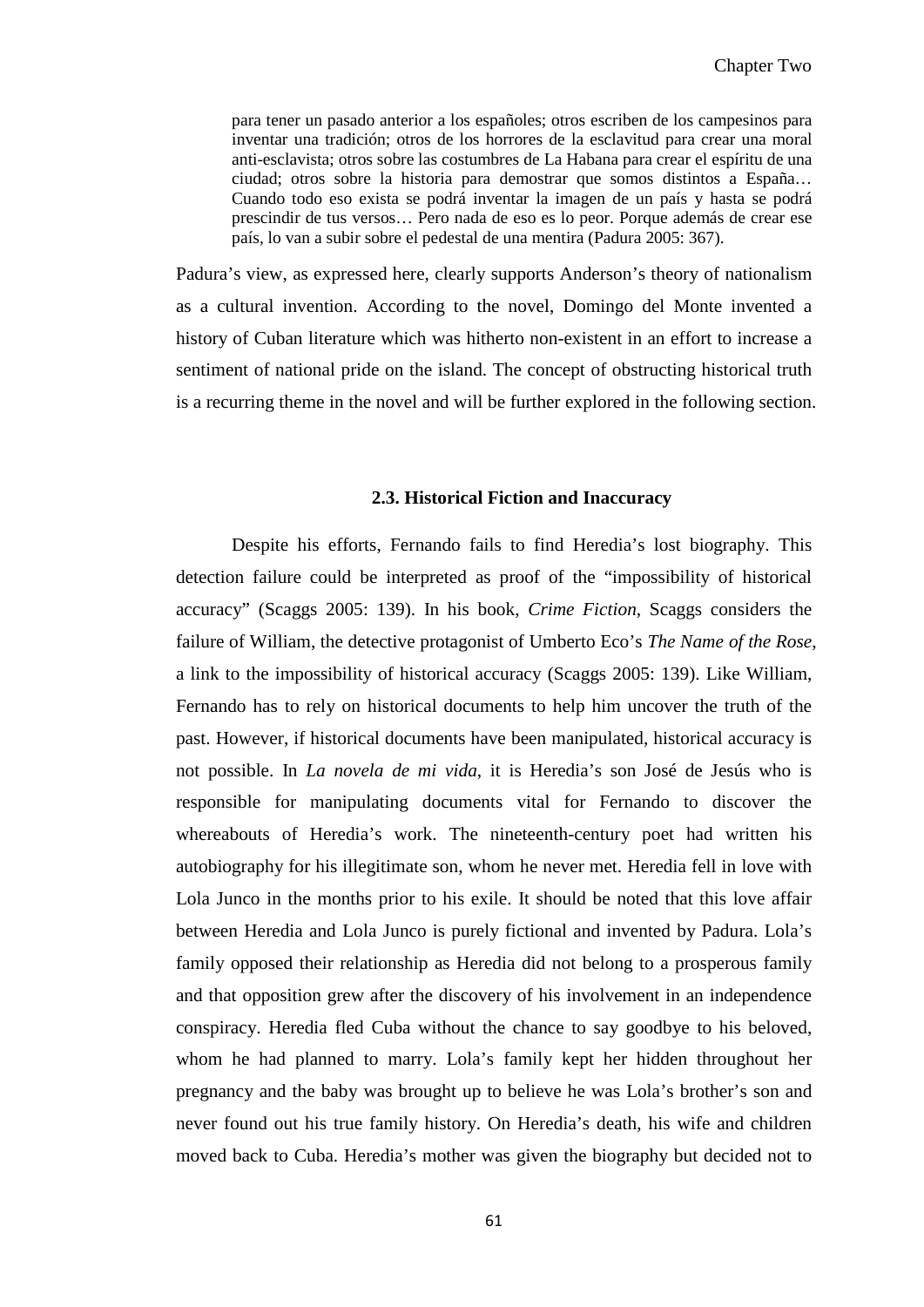> para tener un pasado anterior a los españoles; otros escriben de los campesinos para inventar una tradición; otros de los horrores de la esclavitud para crear una moral anti-esclavista; otros sobre las costumbres de La Habana para crear el espíritu de una ciudad; otros sobre la historia para demostrar que somos distintos a España… Cuando todo eso exista se podrá inventar la imagen de un país y hasta se podrá prescindir de tus versos… Pero nada de eso es lo peor. Porque además de crear ese país, lo van a subir sobre el pedestal de una mentira (Padura 2005: 367).

Padura's view, as expressed here, clearly supports Anderson's theory of nationalism as a cultural invention. According to the novel, Domingo del Monte invented a history of Cuban literature which was hitherto non-existent in an effort to increase a sentiment of national pride on the island. The concept of obstructing historical truth is a recurring theme in the novel and will be further explored in the following section.

### 2.3. Historical Fiction and Inaccuracy

Despite his efforts, Fernando fails to find Heredia's lost biography. This detection failure could be interpreted as proof of the "impossibility of historical accuracy" (Scaggs 2005: 139). In his book, *Crime Fiction*, Scaggs considers the failure of William, the detective protagonist of Umberto Eco's *The Name of the Rose*, a link to the impossibility of historical accuracy (Scaggs 2005: 139). Like William, Fernando has to rely on historical documents to help him uncover the truth of the past. However, if historical documents have been manipulated, historical accuracy is not possible. In *La novela de mi vida*, it is Heredia's son José de Jesús who is responsible for manipulating documents vital for Fernando to discover the whereabouts of Heredia's work. The nineteenth-century poet had written his autobiography for his illegitimate son, whom he never met. Heredia fell in love with Lola Junco in the months prior to his exile. It should be noted that this love affair between Heredia and Lola Junco is purely fictional and invented by Padura. Lola's family opposed their relationship as Heredia did not belong to a prosperous family and that opposition grew after the discovery of his involvement in an independence conspiracy. Heredia fled Cuba without the chance to say goodbye to his beloved, whom he had planned to marry. Lola's family kept her hidden throughout her pregnancy and the baby was brought up to believe he was Lola's brother's son and never found out his true family history. On Heredia's death, his wife and children moved back to Cuba. Heredia's mother was given the biography but decided not to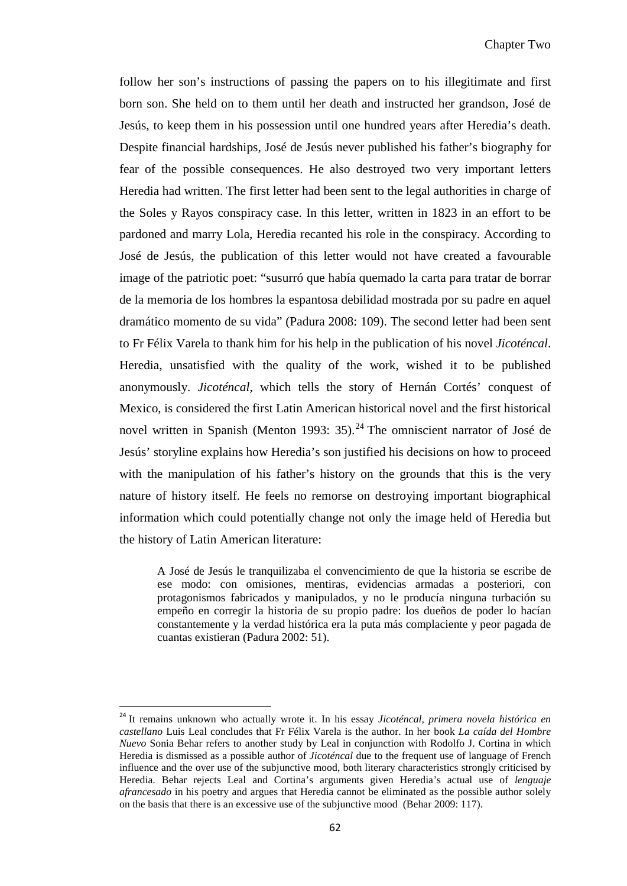follow her son's instructions of passing the papers on to his illegitimate and first born son. She held on to them until her death and instructed her grandson, José de Jesús, to keep them in his possession until one hundred years after Heredia's death. Despite financial hardships, José de Jesús never published his father's biography for fear of the possible consequences. He also destroyed two very important letters Heredia had written. The first letter had been sent to the legal authorities in charge of the Soles y Rayos conspiracy case. In this letter, written in 1823 in an effort to be pardoned and marry Lola, Heredia recanted his role in the conspiracy. According to José de Jesús, the publication of this letter would not have created a favourable image of the patriotic poet: "susurró que había quemado la carta para tratar de borrar de la memoria de los hombres la espantosa debilidad mostrada por su padre en aquel dramático momento de su vida" (Padura 2008: 109). The second letter had been sent to Fr Félix Varela to thank him for his help in the publication of his novel *Jicoténcal*. Heredia, unsatisfied with the quality of the work, wished it to be published anonymously. *Jicoténcal*, which tells the story of Hernán Cortés' conquest of Mexico, is considered the first Latin American historical novel and the first historical novel written in Spanish (Menton 1993: 35).[24] The omniscient narrator of José de Jesús' storyline explains how Heredia's son justified his decisions on how to proceed with the manipulation of his father's history on the grounds that this is the very nature of history itself. He feels no remorse on destroying important biographical information which could potentially change not only the image held of Heredia but the history of Latin American literature:

> A José de Jesús le tranquilizaba el convencimiento de que la historia se escribe de ese modo: con omisiones, mentiras, evidencias armadas a posteriori, con protagonismos fabricados y manipulados, y no le producía ninguna turbación su empeño en corregir la historia de su propio padre: los dueños de poder lo hacían constantemente y la verdad histórica era la puta más complaciente y peor pagada de cuantas existieran (Padura 2002: 51).

---

[24] It remains unknown who actually wrote it. In his essay *Jicoténcal, primera novela histórica en castellano* Luis Leal concludes that Fr Félix Varela is the author. In her book *La caída del Hombre Nuevo* Sonia Behar refers to another study by Leal in conjunction with Rodolfo J. Cortina in which Heredia is dismissed as a possible author of *Jicoténcal* due to the frequent use of language of French influence and the over use of the subjunctive mood, both literary characteristics strongly criticised by Heredia. Behar rejects Leal and Cortina's arguments given Heredia's actual use of *lenguaje afrancesado* in his poetry and argues that Heredia cannot be eliminated as the possible author solely on the basis that there is an excessive use of the subjunctive mood (Behar 2009: 117).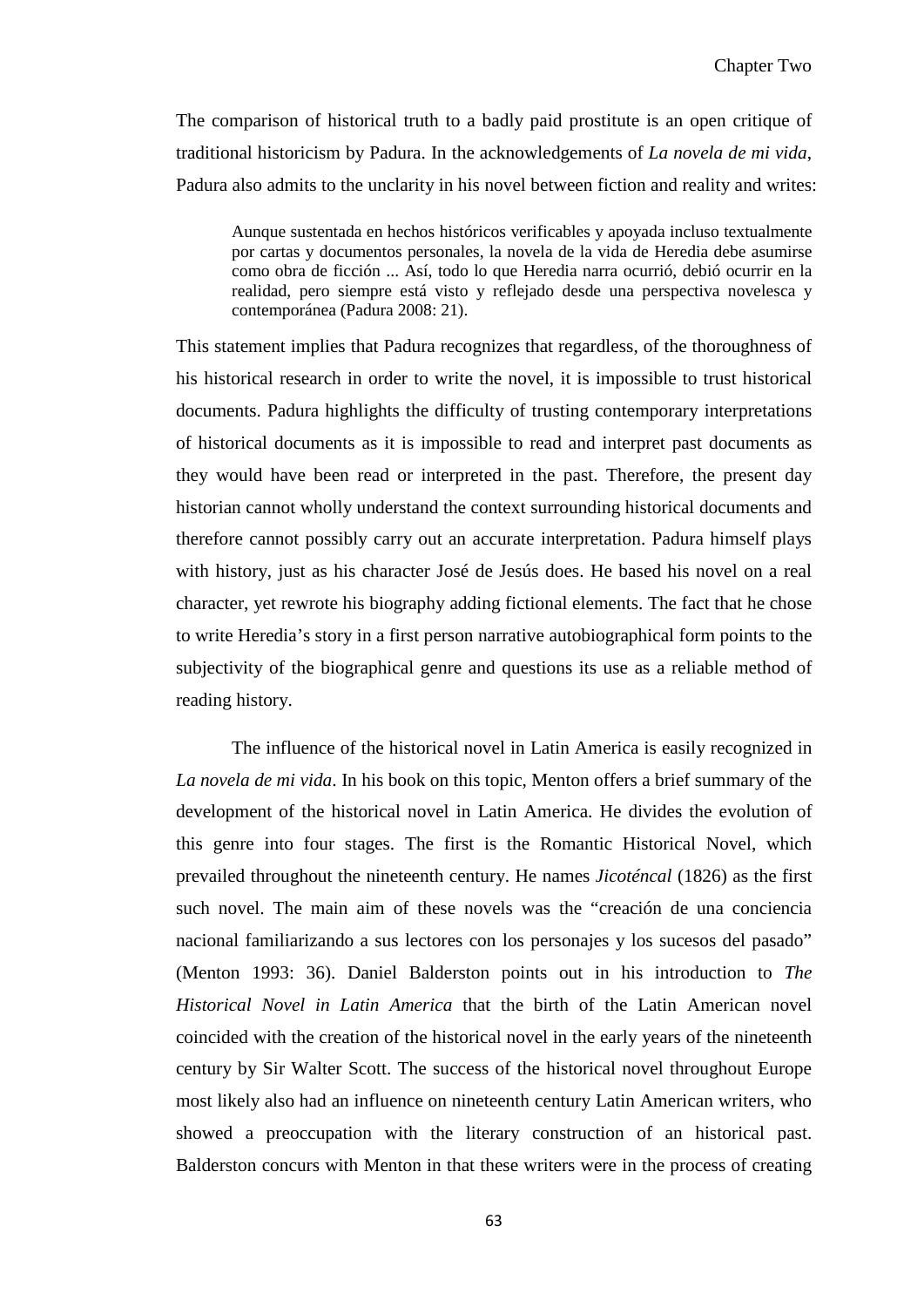The comparison of historical truth to a badly paid prostitute is an open critique of traditional historicism by Padura. In the acknowledgements of *La novela de mi vida*, Padura also admits to the unclarity in his novel between fiction and reality and writes:

> Aunque sustentada en hechos históricos verificables y apoyada incluso textualmente por cartas y documentos personales, la novela de la vida de Heredia debe asumirse como obra de ficción ... Así, todo lo que Heredia narra ocurrió, debió ocurrir en la realidad, pero siempre está visto y reflejado desde una perspectiva novelesca y contemporánea (Padura 2008: 21).

This statement implies that Padura recognizes that regardless, of the thoroughness of his historical research in order to write the novel, it is impossible to trust historical documents. Padura highlights the difficulty of trusting contemporary interpretations of historical documents as it is impossible to read and interpret past documents as they would have been read or interpreted in the past. Therefore, the present day historian cannot wholly understand the context surrounding historical documents and therefore cannot possibly carry out an accurate interpretation. Padura himself plays with history, just as his character José de Jesús does. He based his novel on a real character, yet rewrote his biography adding fictional elements. The fact that he chose to write Heredia's story in a first person narrative autobiographical form points to the subjectivity of the biographical genre and questions its use as a reliable method of reading history.

The influence of the historical novel in Latin America is easily recognized in *La novela de mi vida*. In his book on this topic, Menton offers a brief summary of the development of the historical novel in Latin America. He divides the evolution of this genre into four stages. The first is the Romantic Historical Novel, which prevailed throughout the nineteenth century. He names *Jicoténcal* (1826) as the first such novel. The main aim of these novels was the "creación de una conciencia nacional familiarizando a sus lectores con los personajes y los sucesos del pasado" (Menton 1993: 36). Daniel Balderston points out in his introduction to *The Historical Novel in Latin America* that the birth of the Latin American novel coincided with the creation of the historical novel in the early years of the nineteenth century by Sir Walter Scott. The success of the historical novel throughout Europe most likely also had an influence on nineteenth century Latin American writers, who showed a preoccupation with the literary construction of an historical past. Balderston concurs with Menton in that these writers were in the process of creating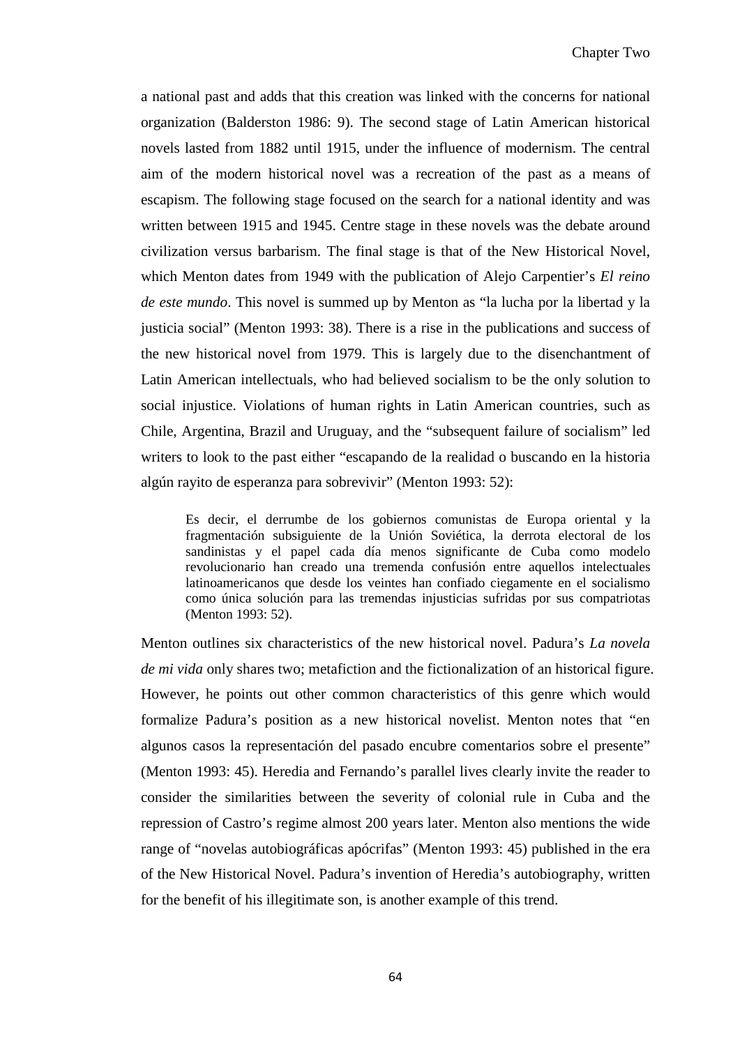a national past and adds that this creation was linked with the concerns for national organization (Balderston 1986: 9). The second stage of Latin American historical novels lasted from 1882 until 1915, under the influence of modernism. The central aim of the modern historical novel was a recreation of the past as a means of escapism. The following stage focused on the search for a national identity and was written between 1915 and 1945. Centre stage in these novels was the debate around civilization versus barbarism. The final stage is that of the New Historical Novel, which Menton dates from 1949 with the publication of Alejo Carpentier's *El reino de este mundo*. This novel is summed up by Menton as "la lucha por la libertad y la justicia social" (Menton 1993: 38). There is a rise in the publications and success of the new historical novel from 1979. This is largely due to the disenchantment of Latin American intellectuals, who had believed socialism to be the only solution to social injustice. Violations of human rights in Latin American countries, such as Chile, Argentina, Brazil and Uruguay, and the "subsequent failure of socialism" led writers to look to the past either "escapando de la realidad o buscando en la historia algún rayito de esperanza para sobrevivir" (Menton 1993: 52):

> Es decir, el derrumbe de los gobiernos comunistas de Europa oriental y la fragmentación subsiguiente de la Unión Soviética, la derrota electoral de los sandinistas y el papel cada día menos significante de Cuba como modelo revolucionario han creado una tremenda confusión entre aquellos intelectuales latinoamericanos que desde los veintes han confiado ciegamente en el socialismo como única solución para las tremendas injusticias sufridas por sus compatriotas (Menton 1993: 52).

Menton outlines six characteristics of the new historical novel. Padura's *La novela de mi vida* only shares two; metafiction and the fictionalization of an historical figure. However, he points out other common characteristics of this genre which would formalize Padura's position as a new historical novelist. Menton notes that "en algunos casos la representación del pasado encubre comentarios sobre el presente" (Menton 1993: 45). Heredia and Fernando's parallel lives clearly invite the reader to consider the similarities between the severity of colonial rule in Cuba and the repression of Castro's regime almost 200 years later. Menton also mentions the wide range of "novelas autobiográficas apócrifas" (Menton 1993: 45) published in the era of the New Historical Novel. Padura's invention of Heredia's autobiography, written for the benefit of his illegitimate son, is another example of this trend.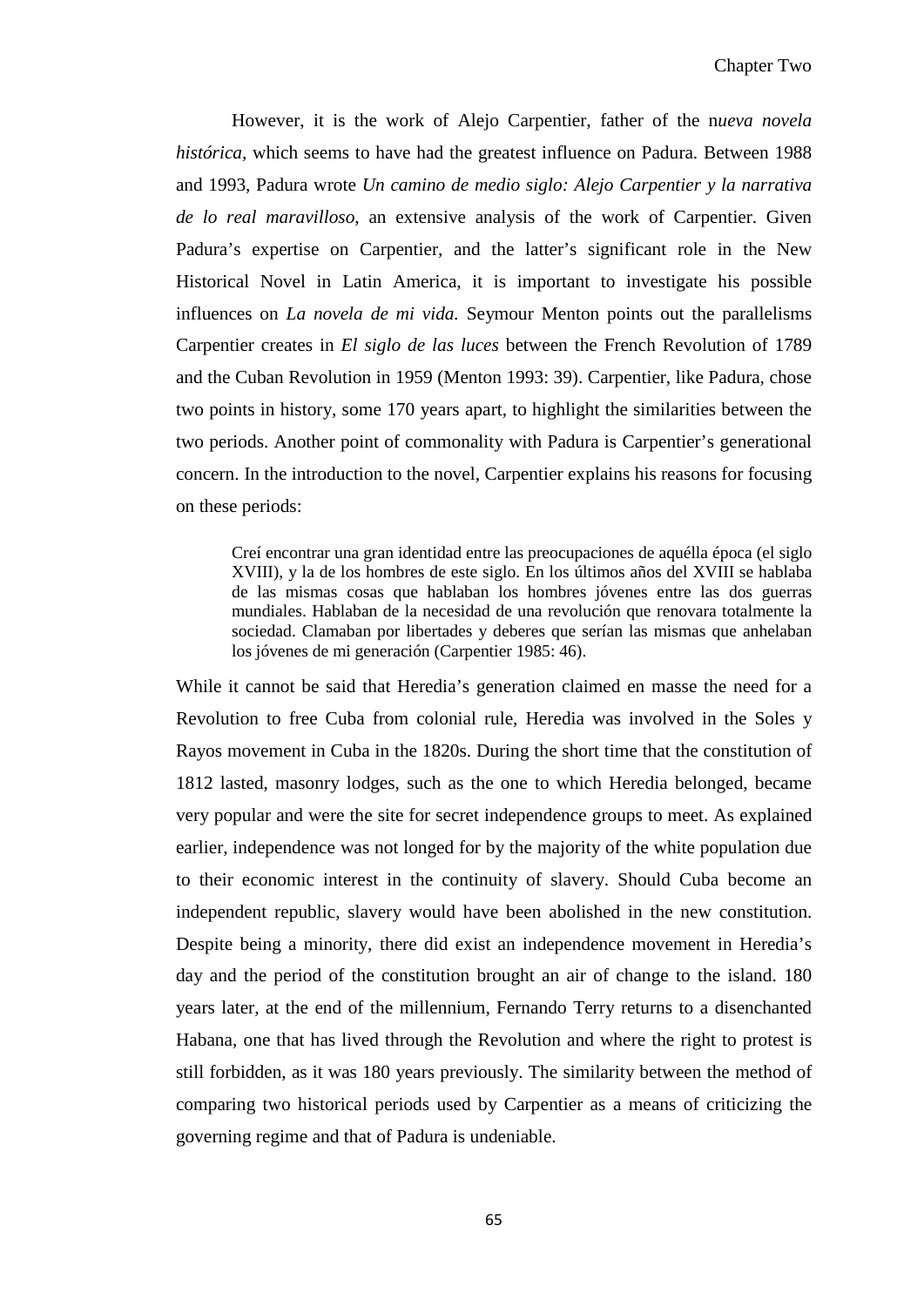However, it is the work of Alejo Carpentier, father of the n*ueva novela histórica*, which seems to have had the greatest influence on Padura. Between 1988 and 1993, Padura wrote *Un camino de medio siglo: Alejo Carpentier y la narrativa de lo real maravilloso*, an extensive analysis of the work of Carpentier. Given Padura's expertise on Carpentier, and the latter's significant role in the New Historical Novel in Latin America, it is important to investigate his possible influences on *La novela de mi vida.* Seymour Menton points out the parallelisms Carpentier creates in *El siglo de las luces* between the French Revolution of 1789 and the Cuban Revolution in 1959 (Menton 1993: 39). Carpentier, like Padura, chose two points in history, some 170 years apart, to highlight the similarities between the two periods. Another point of commonality with Padura is Carpentier's generational concern. In the introduction to the novel, Carpentier explains his reasons for focusing on these periods:

> Creí encontrar una gran identidad entre las preocupaciones de aquélla época (el siglo XVIII), y la de los hombres de este siglo. En los últimos años del XVIII se hablaba de las mismas cosas que hablaban los hombres jóvenes entre las dos guerras mundiales. Hablaban de la necesidad de una revolución que renovara totalmente la sociedad. Clamaban por libertades y deberes que serían las mismas que anhelaban los jóvenes de mi generación (Carpentier 1985: 46).

While it cannot be said that Heredia's generation claimed en masse the need for a Revolution to free Cuba from colonial rule, Heredia was involved in the Soles y Rayos movement in Cuba in the 1820s. During the short time that the constitution of 1812 lasted, masonry lodges, such as the one to which Heredia belonged, became very popular and were the site for secret independence groups to meet. As explained earlier, independence was not longed for by the majority of the white population due to their economic interest in the continuity of slavery. Should Cuba become an independent republic, slavery would have been abolished in the new constitution. Despite being a minority, there did exist an independence movement in Heredia's day and the period of the constitution brought an air of change to the island. 180 years later, at the end of the millennium, Fernando Terry returns to a disenchanted Habana, one that has lived through the Revolution and where the right to protest is still forbidden, as it was 180 years previously. The similarity between the method of comparing two historical periods used by Carpentier as a means of criticizing the governing regime and that of Padura is undeniable.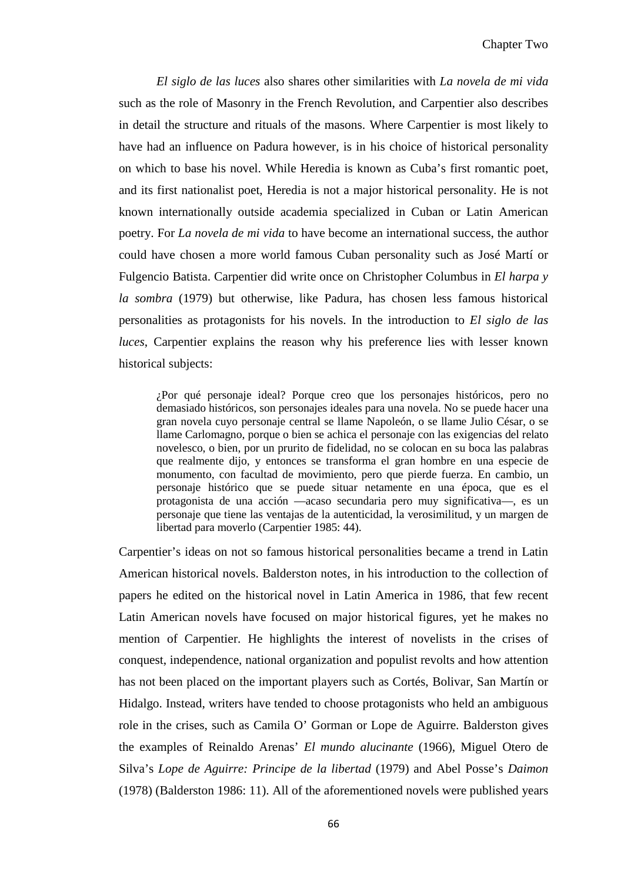*El siglo de las luces* also shares other similarities with *La novela de mi vida* such as the role of Masonry in the French Revolution, and Carpentier also describes in detail the structure and rituals of the masons. Where Carpentier is most likely to have had an influence on Padura however, is in his choice of historical personality on which to base his novel. While Heredia is known as Cuba's first romantic poet, and its first nationalist poet, Heredia is not a major historical personality. He is not known internationally outside academia specialized in Cuban or Latin American poetry. For *La novela de mi vida* to have become an international success, the author could have chosen a more world famous Cuban personality such as José Martí or Fulgencio Batista. Carpentier did write once on Christopher Columbus in *El harpa y la sombra* (1979) but otherwise, like Padura, has chosen less famous historical personalities as protagonists for his novels. In the introduction to *El siglo de las luces*, Carpentier explains the reason why his preference lies with lesser known historical subjects:

> ¿Por qué personaje ideal? Porque creo que los personajes históricos, pero no demasiado históricos, son personajes ideales para una novela. No se puede hacer una gran novela cuyo personaje central se llame Napoleón, o se llame Julio César, o se llame Carlomagno, porque o bien se achica el personaje con las exigencias del relato novelesco, o bien, por un prurito de fidelidad, no se colocan en su boca las palabras que realmente dijo, y entonces se transforma el gran hombre en una especie de monumento, con facultad de movimiento, pero que pierde fuerza. En cambio, un personaje histórico que se puede situar netamente en una época, que es el protagonista de una acción —acaso secundaria pero muy significativa—, es un personaje que tiene las ventajas de la autenticidad, la verosimilitud, y un margen de libertad para moverlo (Carpentier 1985: 44).

Carpentier's ideas on not so famous historical personalities became a trend in Latin American historical novels. Balderston notes, in his introduction to the collection of papers he edited on the historical novel in Latin America in 1986, that few recent Latin American novels have focused on major historical figures, yet he makes no mention of Carpentier. He highlights the interest of novelists in the crises of conquest, independence, national organization and populist revolts and how attention has not been placed on the important players such as Cortés, Bolivar, San Martín or Hidalgo. Instead, writers have tended to choose protagonists who held an ambiguous role in the crises, such as Camila O' Gorman or Lope de Aguirre. Balderston gives the examples of Reinaldo Arenas' *El mundo alucinante* (1966), Miguel Otero de Silva's *Lope de Aguirre: Principe de la libertad* (1979) and Abel Posse's *Daimon* (1978) (Balderston 1986: 11). All of the aforementioned novels were published years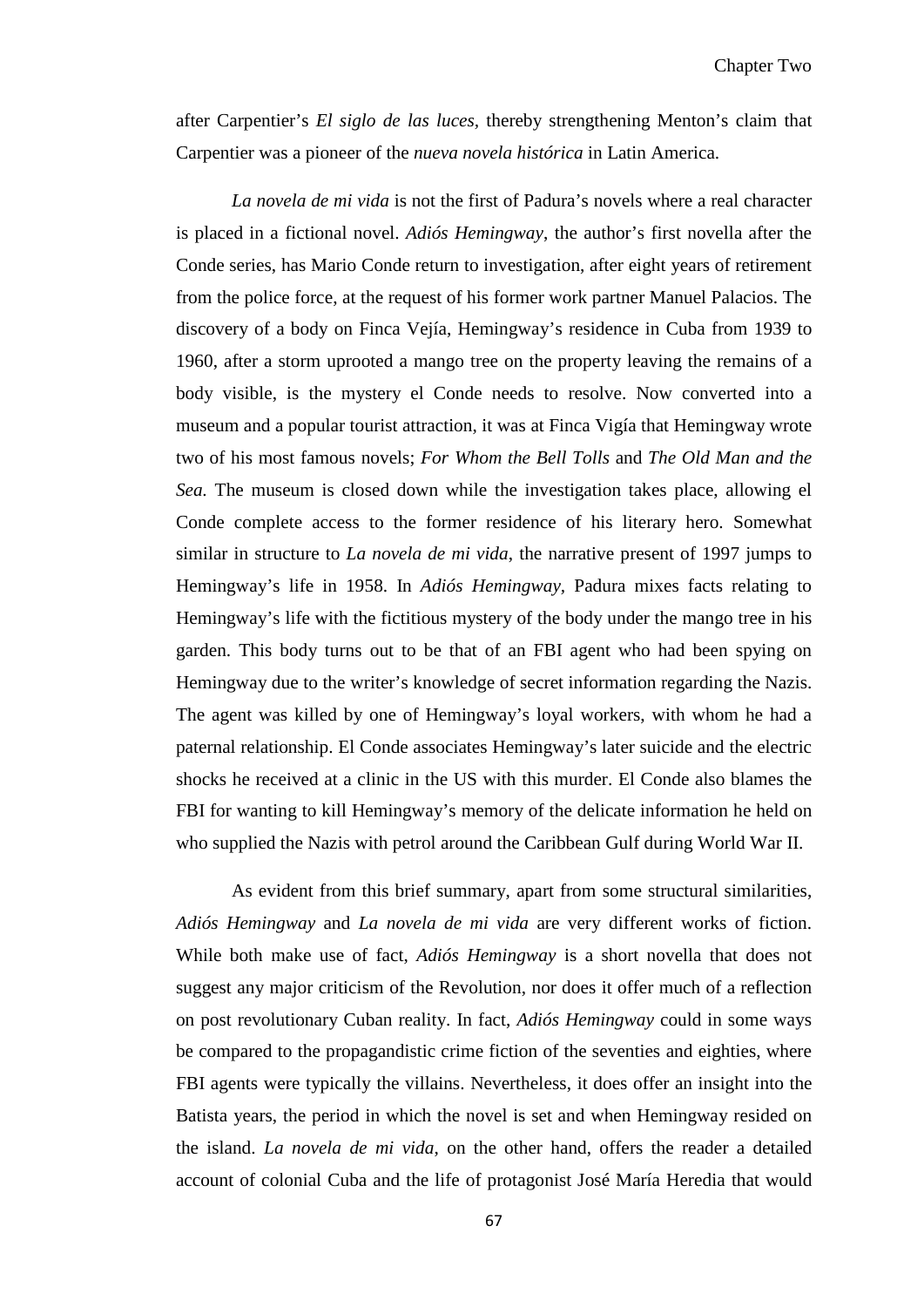after Carpentier's *El siglo de las luces*, thereby strengthening Menton's claim that Carpentier was a pioneer of the *nueva novela histórica* in Latin America.

*La novela de mi vida* is not the first of Padura's novels where a real character is placed in a fictional novel. *Adiós Hemingway*, the author's first novella after the Conde series, has Mario Conde return to investigation, after eight years of retirement from the police force, at the request of his former work partner Manuel Palacios. The discovery of a body on Finca Vejía, Hemingway's residence in Cuba from 1939 to 1960, after a storm uprooted a mango tree on the property leaving the remains of a body visible, is the mystery el Conde needs to resolve. Now converted into a museum and a popular tourist attraction, it was at Finca Vigía that Hemingway wrote two of his most famous novels; *For Whom the Bell Tolls* and *The Old Man and the Sea.* The museum is closed down while the investigation takes place, allowing el Conde complete access to the former residence of his literary hero. Somewhat similar in structure to *La novela de mi vida*, the narrative present of 1997 jumps to Hemingway's life in 1958. In *Adiós Hemingway*, Padura mixes facts relating to Hemingway's life with the fictitious mystery of the body under the mango tree in his garden. This body turns out to be that of an FBI agent who had been spying on Hemingway due to the writer's knowledge of secret information regarding the Nazis. The agent was killed by one of Hemingway's loyal workers, with whom he had a paternal relationship. El Conde associates Hemingway's later suicide and the electric shocks he received at a clinic in the US with this murder. El Conde also blames the FBI for wanting to kill Hemingway's memory of the delicate information he held on who supplied the Nazis with petrol around the Caribbean Gulf during World War II.

As evident from this brief summary, apart from some structural similarities, *Adiós Hemingway* and *La novela de mi vida* are very different works of fiction. While both make use of fact, *Adiós Hemingway* is a short novella that does not suggest any major criticism of the Revolution, nor does it offer much of a reflection on post revolutionary Cuban reality. In fact, *Adiós Hemingway* could in some ways be compared to the propagandistic crime fiction of the seventies and eighties, where FBI agents were typically the villains. Nevertheless, it does offer an insight into the Batista years, the period in which the novel is set and when Hemingway resided on the island. *La novela de mi vida*, on the other hand, offers the reader a detailed account of colonial Cuba and the life of protagonist José María Heredia that would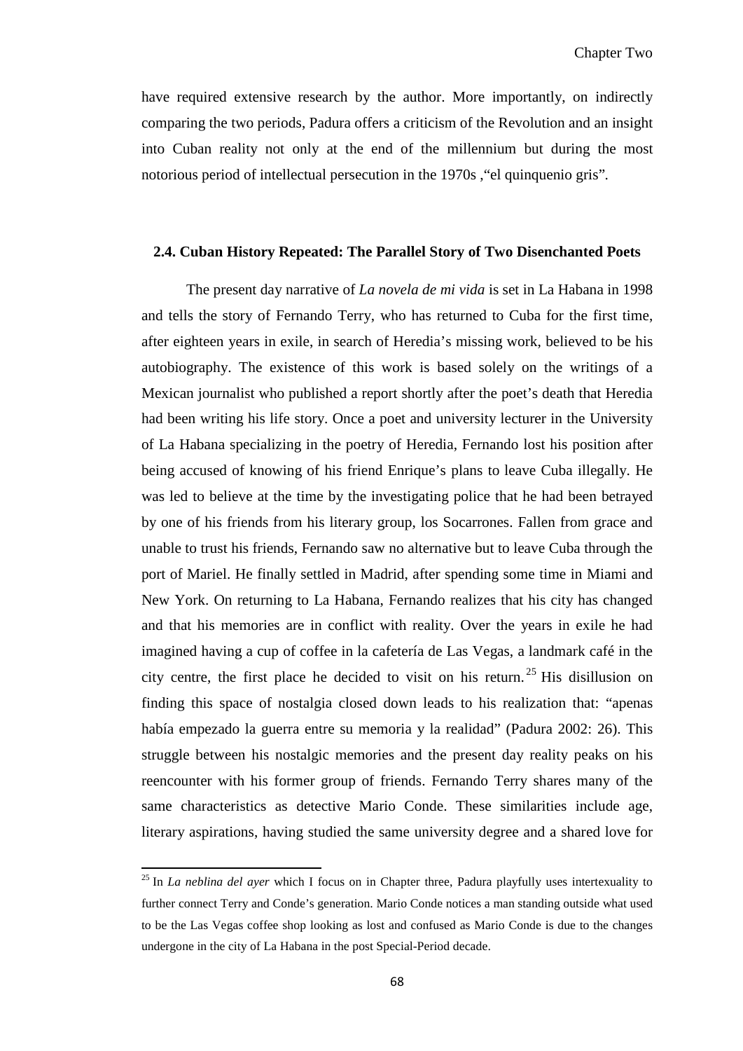have required extensive research by the author. More importantly, on indirectly comparing the two periods, Padura offers a criticism of the Revolution and an insight into Cuban reality not only at the end of the millennium but during the most notorious period of intellectual persecution in the 1970s ,"el quinquenio gris".

## 2.4. Cuban History Repeated: The Parallel Story of Two Disenchanted Poets

The present day narrative of *La novela de mi vida* is set in La Habana in 1998 and tells the story of Fernando Terry, who has returned to Cuba for the first time, after eighteen years in exile, in search of Heredia's missing work, believed to be his autobiography. The existence of this work is based solely on the writings of a Mexican journalist who published a report shortly after the poet's death that Heredia had been writing his life story. Once a poet and university lecturer in the University of La Habana specializing in the poetry of Heredia, Fernando lost his position after being accused of knowing of his friend Enrique's plans to leave Cuba illegally. He was led to believe at the time by the investigating police that he had been betrayed by one of his friends from his literary group, los Socarrones. Fallen from grace and unable to trust his friends, Fernando saw no alternative but to leave Cuba through the port of Mariel. He finally settled in Madrid, after spending some time in Miami and New York. On returning to La Habana, Fernando realizes that his city has changed and that his memories are in conflict with reality. Over the years in exile he had imagined having a cup of coffee in la cafetería de Las Vegas, a landmark café in the city centre, the first place he decided to visit on his return.[25] His disillusion on finding this space of nostalgia closed down leads to his realization that: "apenas había empezado la guerra entre su memoria y la realidad" (Padura 2002: 26). This struggle between his nostalgic memories and the present day reality peaks on his reencounter with his former group of friends. Fernando Terry shares many of the same characteristics as detective Mario Conde. These similarities include age, literary aspirations, having studied the same university degree and a shared love for

---

[25] In *La neblina del ayer* which I focus on in Chapter three, Padura playfully uses intertexuality to further connect Terry and Conde's generation. Mario Conde notices a man standing outside what used to be the Las Vegas coffee shop looking as lost and confused as Mario Conde is due to the changes undergone in the city of La Habana in the post Special-Period decade.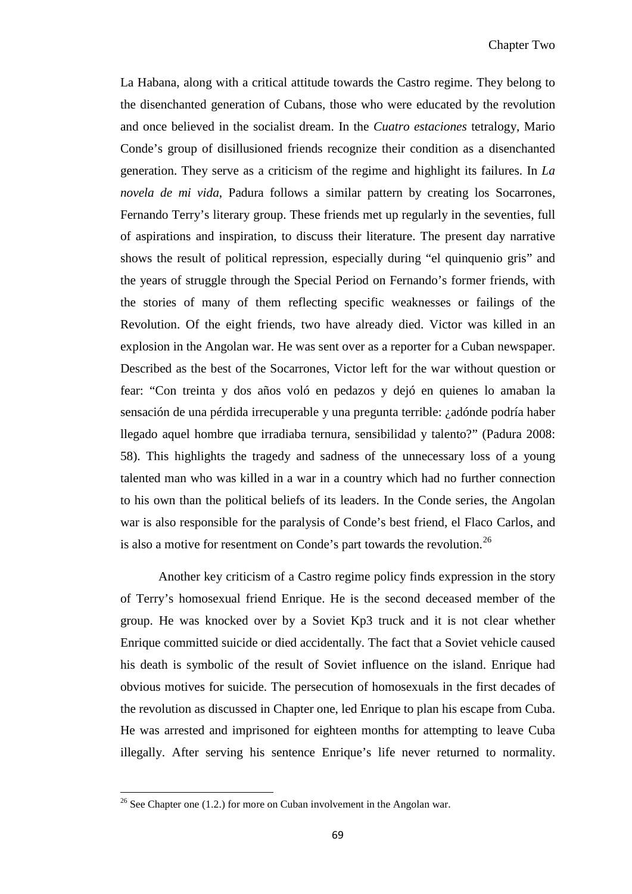La Habana, along with a critical attitude towards the Castro regime. They belong to the disenchanted generation of Cubans, those who were educated by the revolution and once believed in the socialist dream. In the *Cuatro estaciones* tetralogy, Mario Conde's group of disillusioned friends recognize their condition as a disenchanted generation. They serve as a criticism of the regime and highlight its failures. In *La novela de mi vida*, Padura follows a similar pattern by creating los Socarrones, Fernando Terry's literary group. These friends met up regularly in the seventies, full of aspirations and inspiration, to discuss their literature. The present day narrative shows the result of political repression, especially during "el quinquenio gris" and the years of struggle through the Special Period on Fernando's former friends, with the stories of many of them reflecting specific weaknesses or failings of the Revolution. Of the eight friends, two have already died. Victor was killed in an explosion in the Angolan war. He was sent over as a reporter for a Cuban newspaper. Described as the best of the Socarrones, Victor left for the war without question or fear: "Con treinta y dos años voló en pedazos y dejó en quienes lo amaban la sensación de una pérdida irrecuperable y una pregunta terrible: ¿adónde podría haber llegado aquel hombre que irradiaba ternura, sensibilidad y talento?" (Padura 2008: 58). This highlights the tragedy and sadness of the unnecessary loss of a young talented man who was killed in a war in a country which had no further connection to his own than the political beliefs of its leaders. In the Conde series, the Angolan war is also responsible for the paralysis of Conde's best friend, el Flaco Carlos, and is also a motive for resentment on Conde's part towards the revolution.[26]

Another key criticism of a Castro regime policy finds expression in the story of Terry's homosexual friend Enrique. He is the second deceased member of the group. He was knocked over by a Soviet Kp3 truck and it is not clear whether Enrique committed suicide or died accidentally. The fact that a Soviet vehicle caused his death is symbolic of the result of Soviet influence on the island. Enrique had obvious motives for suicide. The persecution of homosexuals in the first decades of the revolution as discussed in Chapter one, led Enrique to plan his escape from Cuba. He was arrested and imprisoned for eighteen months for attempting to leave Cuba illegally. After serving his sentence Enrique's life never returned to normality.

[26] See Chapter one (1.2.) for more on Cuban involvement in the Angolan war.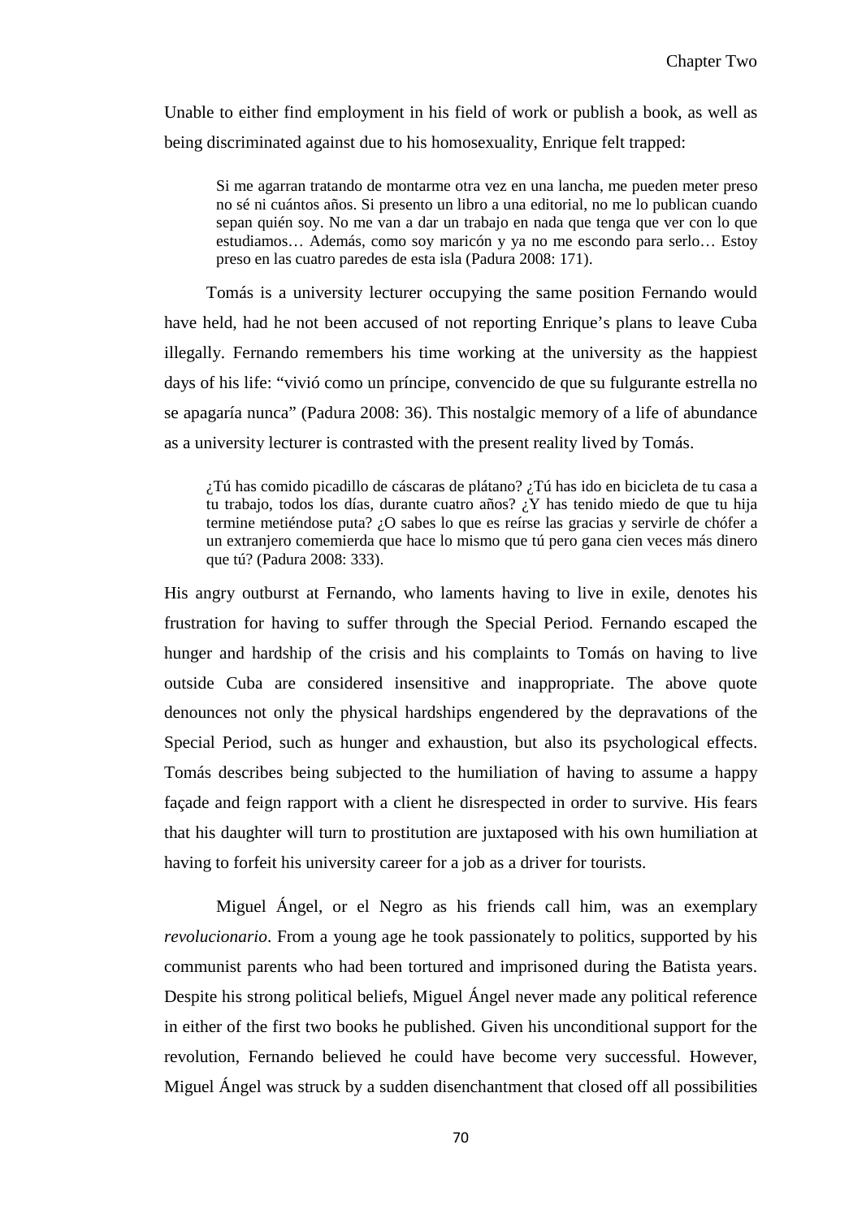Unable to either find employment in his field of work or publish a book, as well as being discriminated against due to his homosexuality, Enrique felt trapped:

> Si me agarran tratando de montarme otra vez en una lancha, me pueden meter preso no sé ni cuántos años. Si presento un libro a una editorial, no me lo publican cuando sepan quién soy. No me van a dar un trabajo en nada que tenga que ver con lo que estudiamos… Además, como soy maricón y ya no me escondo para serlo… Estoy preso en las cuatro paredes de esta isla (Padura 2008: 171).

Tomás is a university lecturer occupying the same position Fernando would have held, had he not been accused of not reporting Enrique's plans to leave Cuba illegally. Fernando remembers his time working at the university as the happiest days of his life: "vivió como un príncipe, convencido de que su fulgurante estrella no se apagaría nunca" (Padura 2008: 36). This nostalgic memory of a life of abundance as a university lecturer is contrasted with the present reality lived by Tomás.

> ¿Tú has comido picadillo de cáscaras de plátano? ¿Tú has ido en bicicleta de tu casa a tu trabajo, todos los días, durante cuatro años? ¿Y has tenido miedo de que tu hija termine metiéndose puta? ¿O sabes lo que es reírse las gracias y servirle de chófer a un extranjero comemierda que hace lo mismo que tú pero gana cien veces más dinero que tú? (Padura 2008: 333).

His angry outburst at Fernando, who laments having to live in exile, denotes his frustration for having to suffer through the Special Period. Fernando escaped the hunger and hardship of the crisis and his complaints to Tomás on having to live outside Cuba are considered insensitive and inappropriate. The above quote denounces not only the physical hardships engendered by the depravations of the Special Period, such as hunger and exhaustion, but also its psychological effects. Tomás describes being subjected to the humiliation of having to assume a happy façade and feign rapport with a client he disrespected in order to survive. His fears that his daughter will turn to prostitution are juxtaposed with his own humiliation at having to forfeit his university career for a job as a driver for tourists.

Miguel Ángel, or el Negro as his friends call him, was an exemplary *revolucionario*. From a young age he took passionately to politics, supported by his communist parents who had been tortured and imprisoned during the Batista years. Despite his strong political beliefs, Miguel Ángel never made any political reference in either of the first two books he published. Given his unconditional support for the revolution, Fernando believed he could have become very successful. However, Miguel Ángel was struck by a sudden disenchantment that closed off all possibilities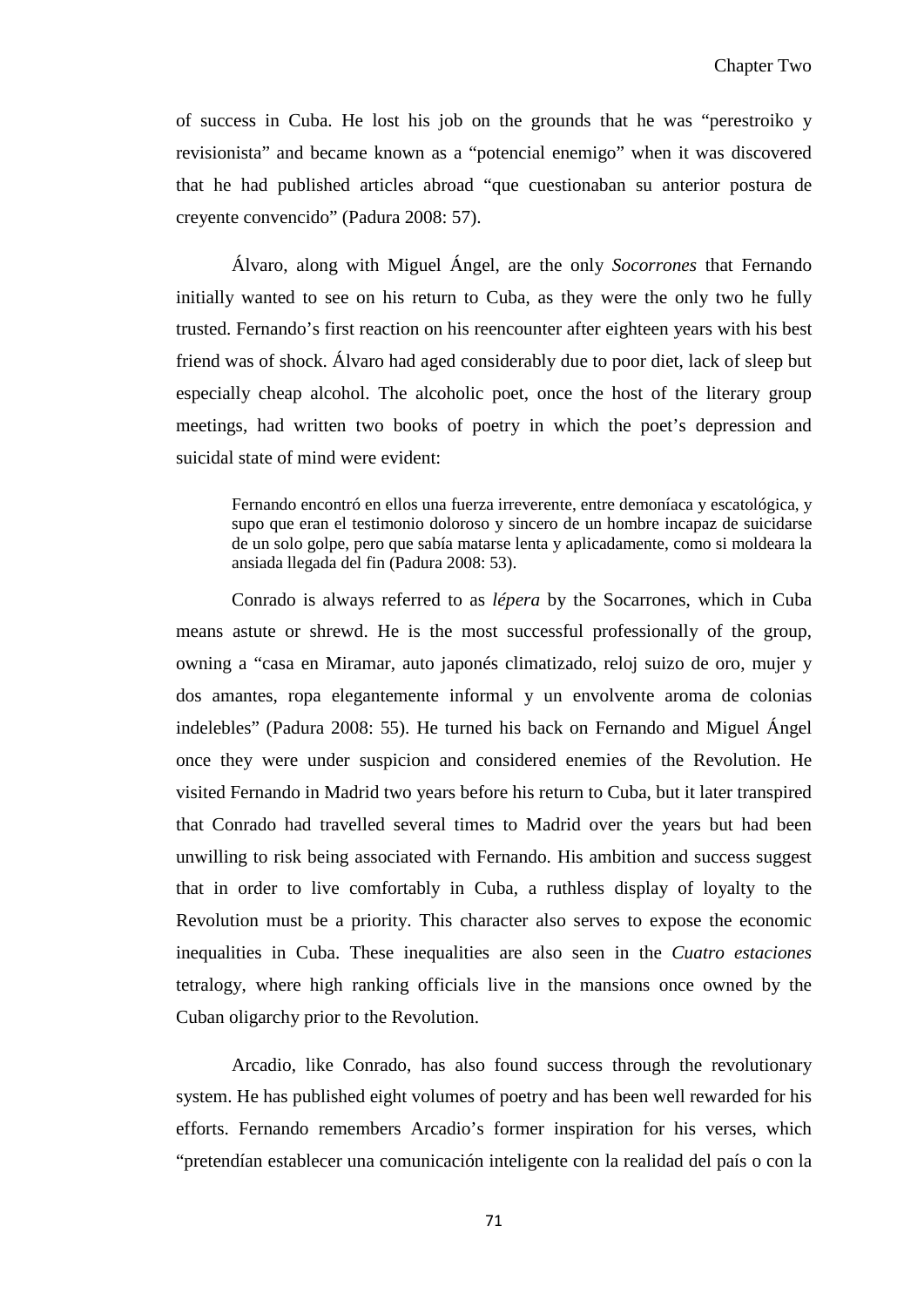of success in Cuba. He lost his job on the grounds that he was "perestroiko y revisionista" and became known as a "potencial enemigo" when it was discovered that he had published articles abroad "que cuestionaban su anterior postura de creyente convencido" (Padura 2008: 57).

Álvaro, along with Miguel Ángel, are the only *Socorrones* that Fernando initially wanted to see on his return to Cuba, as they were the only two he fully trusted. Fernando's first reaction on his reencounter after eighteen years with his best friend was of shock. Álvaro had aged considerably due to poor diet, lack of sleep but especially cheap alcohol. The alcoholic poet, once the host of the literary group meetings, had written two books of poetry in which the poet's depression and suicidal state of mind were evident:

> Fernando encontró en ellos una fuerza irreverente, entre demoníaca y escatológica, y supo que eran el testimonio doloroso y sincero de un hombre incapaz de suicidarse de un solo golpe, pero que sabía matarse lenta y aplicadamente, como si moldeara la ansiada llegada del fin (Padura 2008: 53).

Conrado is always referred to as *lépera* by the Socarrones, which in Cuba means astute or shrewd. He is the most successful professionally of the group, owning a "casa en Miramar, auto japonés climatizado, reloj suizo de oro, mujer y dos amantes, ropa elegantemente informal y un envolvente aroma de colonias indelebles" (Padura 2008: 55). He turned his back on Fernando and Miguel Ángel once they were under suspicion and considered enemies of the Revolution. He visited Fernando in Madrid two years before his return to Cuba, but it later transpired that Conrado had travelled several times to Madrid over the years but had been unwilling to risk being associated with Fernando. His ambition and success suggest that in order to live comfortably in Cuba, a ruthless display of loyalty to the Revolution must be a priority. This character also serves to expose the economic inequalities in Cuba. These inequalities are also seen in the *Cuatro estaciones* tetralogy, where high ranking officials live in the mansions once owned by the Cuban oligarchy prior to the Revolution.

Arcadio, like Conrado, has also found success through the revolutionary system. He has published eight volumes of poetry and has been well rewarded for his efforts. Fernando remembers Arcadio's former inspiration for his verses, which "pretendían establecer una comunicación inteligente con la realidad del país o con la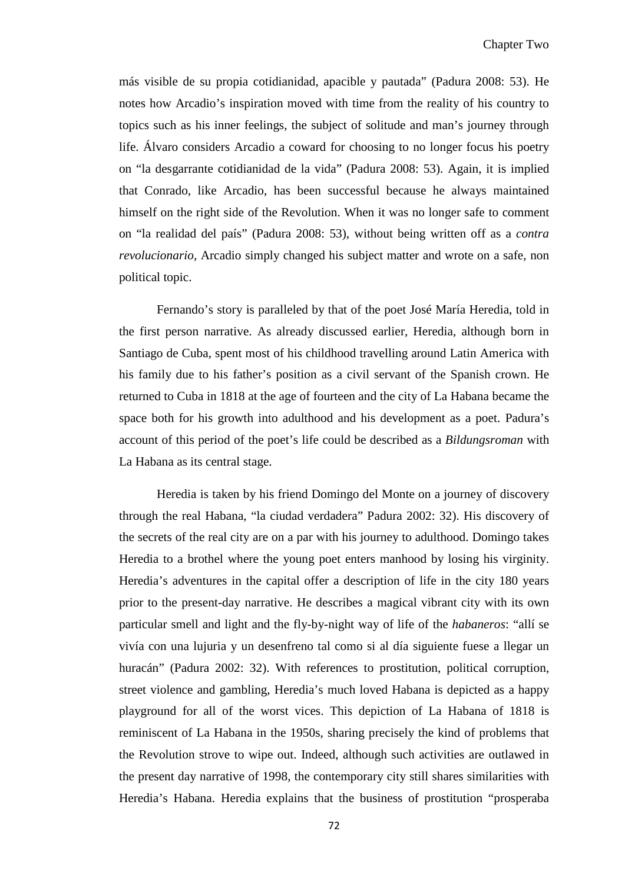más visible de su propia cotidianidad, apacible y pautada" (Padura 2008: 53). He notes how Arcadio's inspiration moved with time from the reality of his country to topics such as his inner feelings, the subject of solitude and man's journey through life. Álvaro considers Arcadio a coward for choosing to no longer focus his poetry on "la desgarrante cotidianidad de la vida" (Padura 2008: 53). Again, it is implied that Conrado, like Arcadio, has been successful because he always maintained himself on the right side of the Revolution. When it was no longer safe to comment on "la realidad del país" (Padura 2008: 53), without being written off as a *contra revolucionario,* Arcadio simply changed his subject matter and wrote on a safe, non political topic.

Fernando's story is paralleled by that of the poet José María Heredia, told in the first person narrative. As already discussed earlier, Heredia, although born in Santiago de Cuba, spent most of his childhood travelling around Latin America with his family due to his father's position as a civil servant of the Spanish crown. He returned to Cuba in 1818 at the age of fourteen and the city of La Habana became the space both for his growth into adulthood and his development as a poet. Padura's account of this period of the poet's life could be described as a *Bildungsroman* with La Habana as its central stage.

Heredia is taken by his friend Domingo del Monte on a journey of discovery through the real Habana, "la ciudad verdadera" Padura 2002: 32). His discovery of the secrets of the real city are on a par with his journey to adulthood. Domingo takes Heredia to a brothel where the young poet enters manhood by losing his virginity. Heredia's adventures in the capital offer a description of life in the city 180 years prior to the present-day narrative. He describes a magical vibrant city with its own particular smell and light and the fly-by-night way of life of the *habaneros*: "allí se vivía con una lujuria y un desenfreno tal como si al día siguiente fuese a llegar un huracán" (Padura 2002: 32). With references to prostitution, political corruption, street violence and gambling, Heredia's much loved Habana is depicted as a happy playground for all of the worst vices. This depiction of La Habana of 1818 is reminiscent of La Habana in the 1950s, sharing precisely the kind of problems that the Revolution strove to wipe out. Indeed, although such activities are outlawed in the present day narrative of 1998, the contemporary city still shares similarities with Heredia's Habana. Heredia explains that the business of prostitution "prosperaba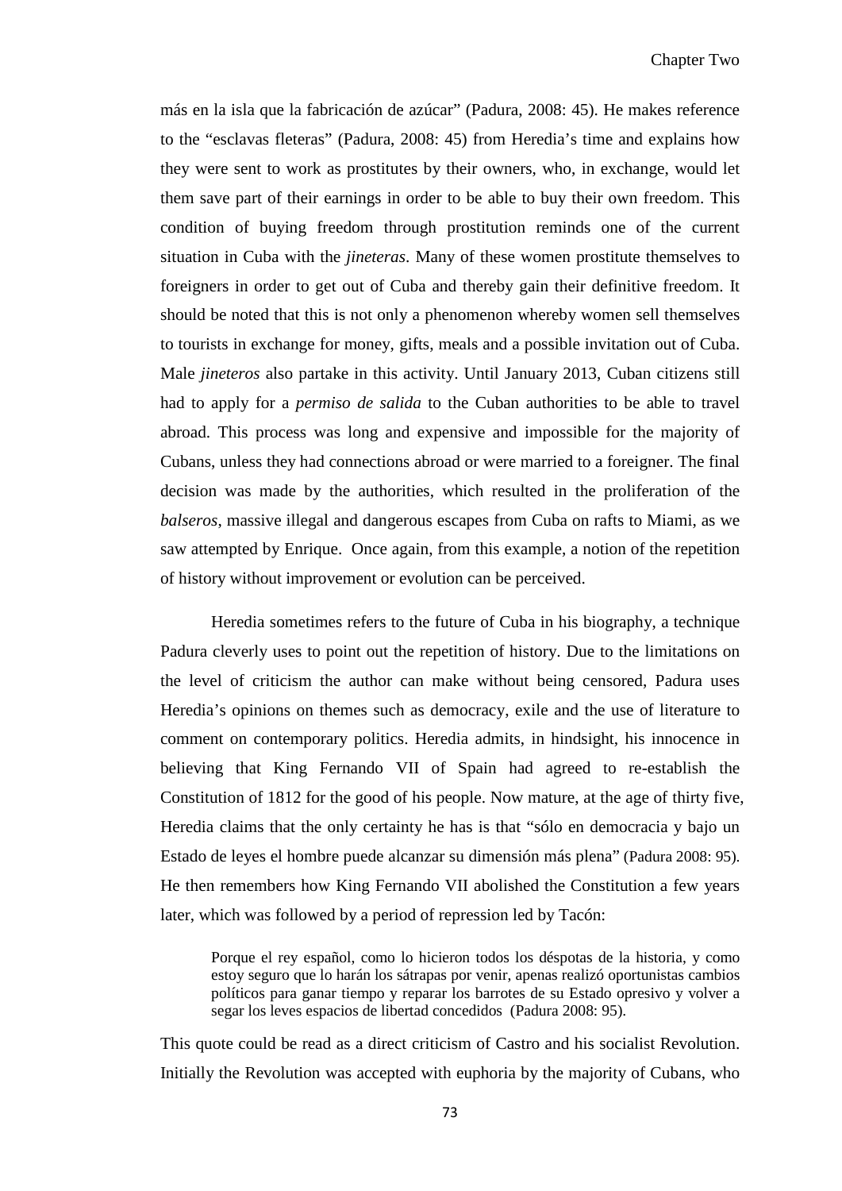más en la isla que la fabricación de azúcar" (Padura, 2008: 45). He makes reference to the "esclavas fleteras" (Padura, 2008: 45) from Heredia's time and explains how they were sent to work as prostitutes by their owners, who, in exchange, would let them save part of their earnings in order to be able to buy their own freedom. This condition of buying freedom through prostitution reminds one of the current situation in Cuba with the *jineteras*. Many of these women prostitute themselves to foreigners in order to get out of Cuba and thereby gain their definitive freedom. It should be noted that this is not only a phenomenon whereby women sell themselves to tourists in exchange for money, gifts, meals and a possible invitation out of Cuba. Male *jineteros* also partake in this activity. Until January 2013, Cuban citizens still had to apply for a *permiso de salida* to the Cuban authorities to be able to travel abroad. This process was long and expensive and impossible for the majority of Cubans, unless they had connections abroad or were married to a foreigner. The final decision was made by the authorities, which resulted in the proliferation of the *balseros*, massive illegal and dangerous escapes from Cuba on rafts to Miami, as we saw attempted by Enrique. Once again, from this example, a notion of the repetition of history without improvement or evolution can be perceived.

Heredia sometimes refers to the future of Cuba in his biography, a technique Padura cleverly uses to point out the repetition of history. Due to the limitations on the level of criticism the author can make without being censored, Padura uses Heredia's opinions on themes such as democracy, exile and the use of literature to comment on contemporary politics. Heredia admits, in hindsight, his innocence in believing that King Fernando VII of Spain had agreed to re-establish the Constitution of 1812 for the good of his people. Now mature, at the age of thirty five, Heredia claims that the only certainty he has is that "sólo en democracia y bajo un Estado de leyes el hombre puede alcanzar su dimensión más plena" (Padura 2008: 95). He then remembers how King Fernando VII abolished the Constitution a few years later, which was followed by a period of repression led by Tacón:

> Porque el rey español, como lo hicieron todos los déspotas de la historia, y como estoy seguro que lo harán los sátrapas por venir, apenas realizó oportunistas cambios políticos para ganar tiempo y reparar los barrotes de su Estado opresivo y volver a segar los leves espacios de libertad concedidos (Padura 2008: 95).

This quote could be read as a direct criticism of Castro and his socialist Revolution. Initially the Revolution was accepted with euphoria by the majority of Cubans, who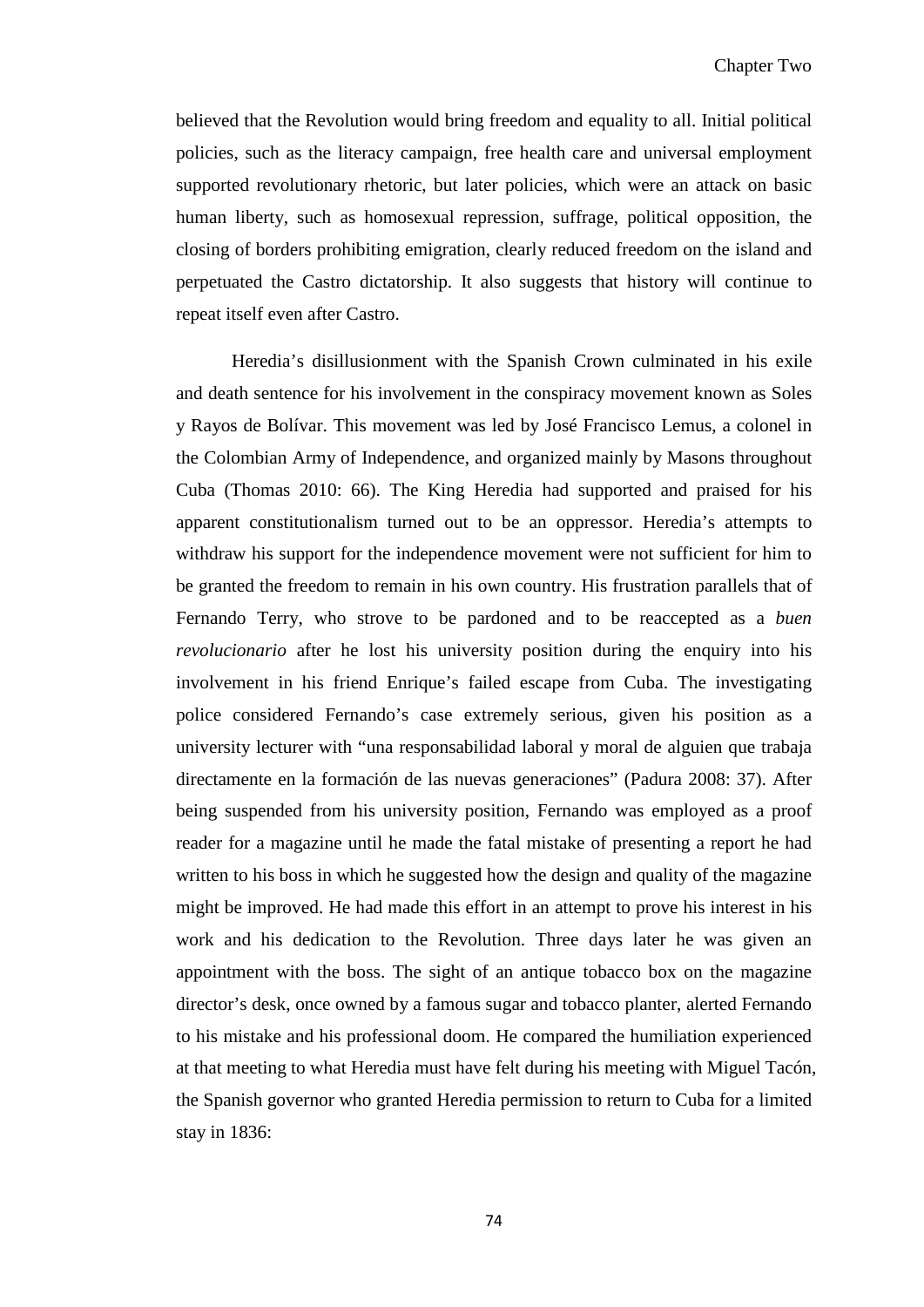believed that the Revolution would bring freedom and equality to all. Initial political policies, such as the literacy campaign, free health care and universal employment supported revolutionary rhetoric, but later policies, which were an attack on basic human liberty, such as homosexual repression, suffrage, political opposition, the closing of borders prohibiting emigration, clearly reduced freedom on the island and perpetuated the Castro dictatorship. It also suggests that history will continue to repeat itself even after Castro.

Heredia's disillusionment with the Spanish Crown culminated in his exile and death sentence for his involvement in the conspiracy movement known as Soles y Rayos de Bolívar. This movement was led by José Francisco Lemus, a colonel in the Colombian Army of Independence, and organized mainly by Masons throughout Cuba (Thomas 2010: 66). The King Heredia had supported and praised for his apparent constitutionalism turned out to be an oppressor. Heredia's attempts to withdraw his support for the independence movement were not sufficient for him to be granted the freedom to remain in his own country. His frustration parallels that of Fernando Terry, who strove to be pardoned and to be reaccepted as a *buen revolucionario* after he lost his university position during the enquiry into his involvement in his friend Enrique's failed escape from Cuba. The investigating police considered Fernando's case extremely serious, given his position as a university lecturer with "una responsabilidad laboral y moral de alguien que trabaja directamente en la formación de las nuevas generaciones" (Padura 2008: 37). After being suspended from his university position, Fernando was employed as a proof reader for a magazine until he made the fatal mistake of presenting a report he had written to his boss in which he suggested how the design and quality of the magazine might be improved. He had made this effort in an attempt to prove his interest in his work and his dedication to the Revolution. Three days later he was given an appointment with the boss. The sight of an antique tobacco box on the magazine director's desk, once owned by a famous sugar and tobacco planter, alerted Fernando to his mistake and his professional doom. He compared the humiliation experienced at that meeting to what Heredia must have felt during his meeting with Miguel Tacón, the Spanish governor who granted Heredia permission to return to Cuba for a limited stay in 1836: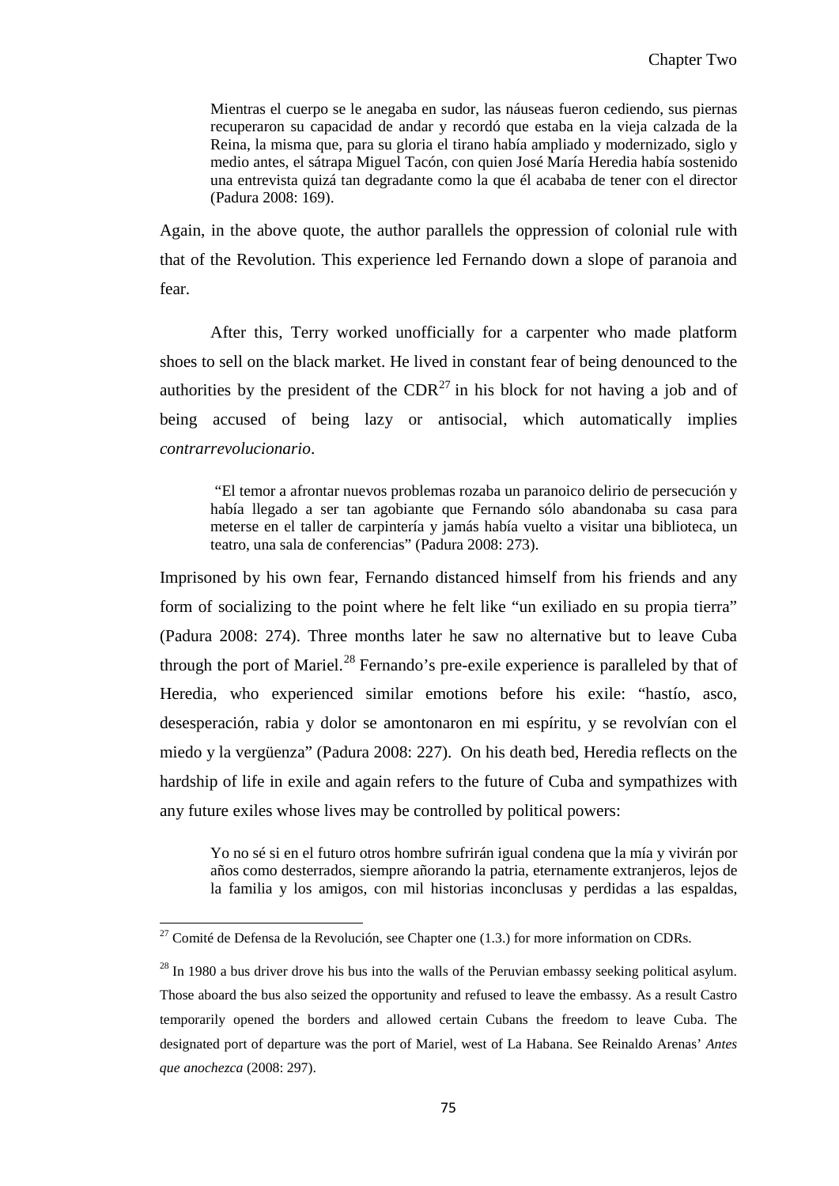> Mientras el cuerpo se le anegaba en sudor, las náuseas fueron cediendo, sus piernas recuperaron su capacidad de andar y recordó que estaba en la vieja calzada de la Reina, la misma que, para su gloria el tirano había ampliado y modernizado, siglo y medio antes, el sátrapa Miguel Tacón, con quien José María Heredia había sostenido una entrevista quizá tan degradante como la que él acababa de tener con el director (Padura 2008: 169).

Again, in the above quote, the author parallels the oppression of colonial rule with that of the Revolution. This experience led Fernando down a slope of paranoia and fear.

After this, Terry worked unofficially for a carpenter who made platform shoes to sell on the black market. He lived in constant fear of being denounced to the authorities by the president of the CDR[27] in his block for not having a job and of being accused of being lazy or antisocial, which automatically implies *contrarrevolucionario*.

> "El temor a afrontar nuevos problemas rozaba un paranoico delirio de persecución y había llegado a ser tan agobiante que Fernando sólo abandonaba su casa para meterse en el taller de carpintería y jamás había vuelto a visitar una biblioteca, un teatro, una sala de conferencias" (Padura 2008: 273).

Imprisoned by his own fear, Fernando distanced himself from his friends and any form of socializing to the point where he felt like "un exiliado en su propia tierra" (Padura 2008: 274). Three months later he saw no alternative but to leave Cuba through the port of Mariel.[28] Fernando's pre-exile experience is paralleled by that of Heredia, who experienced similar emotions before his exile: "hastío, asco, desesperación, rabia y dolor se amontonaron en mi espíritu, y se revolvían con el miedo y la vergüenza" (Padura 2008: 227). On his death bed, Heredia reflects on the hardship of life in exile and again refers to the future of Cuba and sympathizes with any future exiles whose lives may be controlled by political powers:

> Yo no sé si en el futuro otros hombre sufrirán igual condena que la mía y vivirán por años como desterrados, siempre añorando la patria, eternamente extranjeros, lejos de la familia y los amigos, con mil historias inconclusas y perdidas a las espaldas,

---

[27] Comité de Defensa de la Revolución, see Chapter one (1.3.) for more information on CDRs.

[28] In 1980 a bus driver drove his bus into the walls of the Peruvian embassy seeking political asylum. Those aboard the bus also seized the opportunity and refused to leave the embassy. As a result Castro temporarily opened the borders and allowed certain Cubans the freedom to leave Cuba. The designated port of departure was the port of Mariel, west of La Habana. See Reinaldo Arenas' *Antes que anochezca* (2008: 297).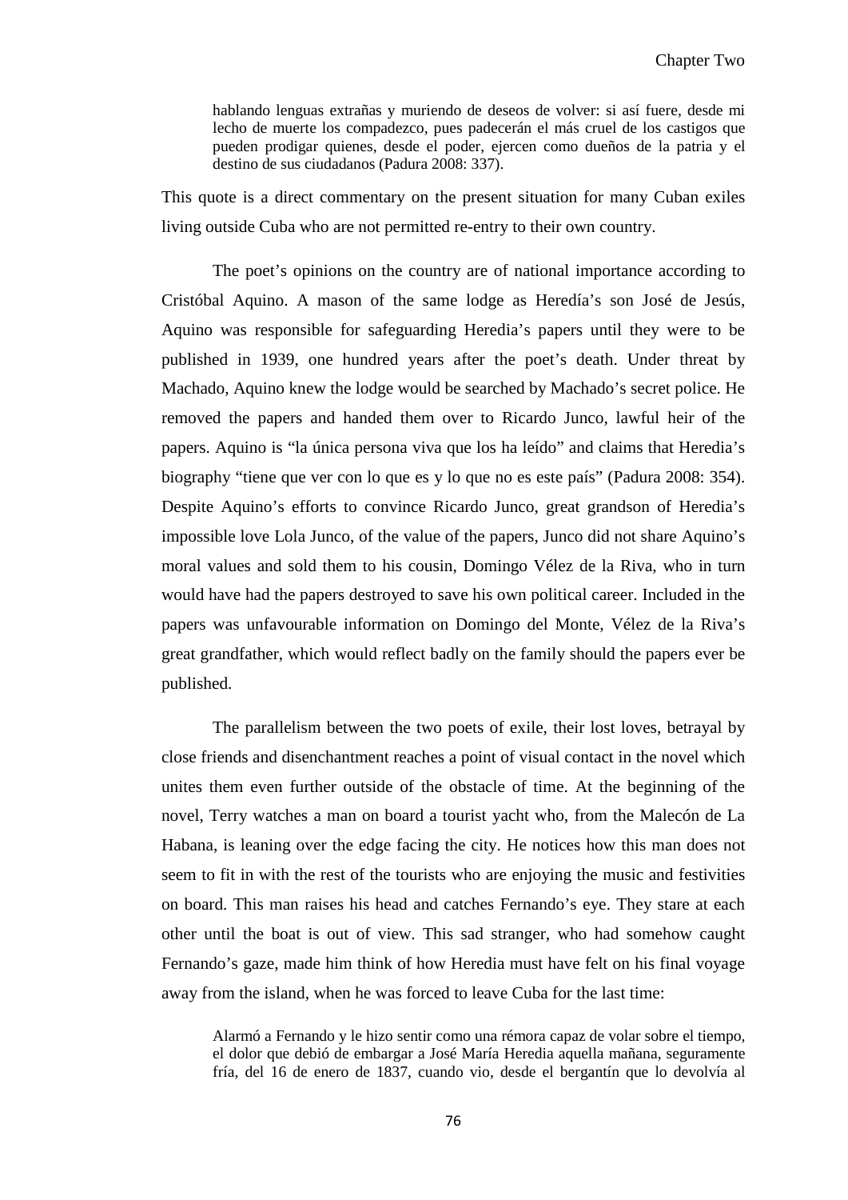> hablando lenguas extrañas y muriendo de deseos de volver: si así fuere, desde mi lecho de muerte los compadezco, pues padecerán el más cruel de los castigos que pueden prodigar quienes, desde el poder, ejercen como dueños de la patria y el destino de sus ciudadanos (Padura 2008: 337).

This quote is a direct commentary on the present situation for many Cuban exiles living outside Cuba who are not permitted re-entry to their own country.

The poet's opinions on the country are of national importance according to Cristóbal Aquino. A mason of the same lodge as Heredía's son José de Jesús, Aquino was responsible for safeguarding Heredia's papers until they were to be published in 1939, one hundred years after the poet's death. Under threat by Machado, Aquino knew the lodge would be searched by Machado's secret police. He removed the papers and handed them over to Ricardo Junco, lawful heir of the papers. Aquino is "la única persona viva que los ha leído" and claims that Heredia's biography "tiene que ver con lo que es y lo que no es este país" (Padura 2008: 354). Despite Aquino's efforts to convince Ricardo Junco, great grandson of Heredia's impossible love Lola Junco, of the value of the papers, Junco did not share Aquino's moral values and sold them to his cousin, Domingo Vélez de la Riva, who in turn would have had the papers destroyed to save his own political career. Included in the papers was unfavourable information on Domingo del Monte, Vélez de la Riva's great grandfather, which would reflect badly on the family should the papers ever be published.

The parallelism between the two poets of exile, their lost loves, betrayal by close friends and disenchantment reaches a point of visual contact in the novel which unites them even further outside of the obstacle of time. At the beginning of the novel, Terry watches a man on board a tourist yacht who, from the Malecón de La Habana, is leaning over the edge facing the city. He notices how this man does not seem to fit in with the rest of the tourists who are enjoying the music and festivities on board. This man raises his head and catches Fernando's eye. They stare at each other until the boat is out of view. This sad stranger, who had somehow caught Fernando's gaze, made him think of how Heredia must have felt on his final voyage away from the island, when he was forced to leave Cuba for the last time:

> Alarmó a Fernando y le hizo sentir como una rémora capaz de volar sobre el tiempo, el dolor que debió de embargar a José María Heredia aquella mañana, seguramente fría, del 16 de enero de 1837, cuando vio, desde el bergantín que lo devolvía al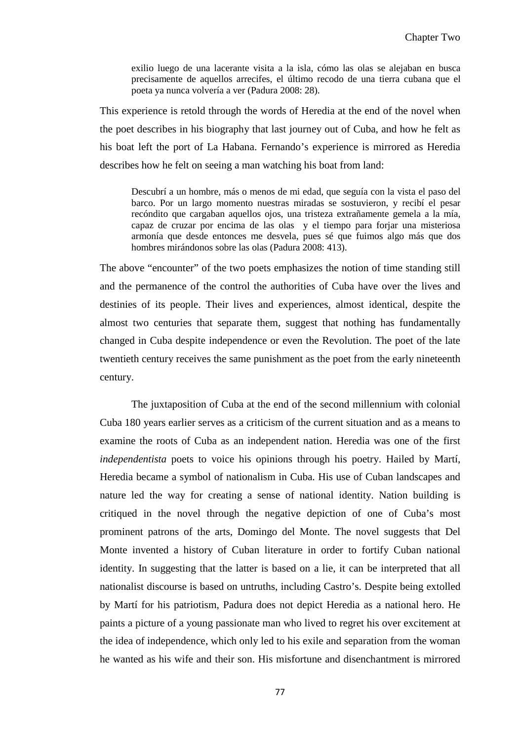> exilio luego de una lacerante visita a la isla, cómo las olas se alejaban en busca precisamente de aquellos arrecifes, el último recodo de una tierra cubana que el poeta ya nunca volvería a ver (Padura 2008: 28).

This experience is retold through the words of Heredia at the end of the novel when the poet describes in his biography that last journey out of Cuba, and how he felt as his boat left the port of La Habana. Fernando's experience is mirrored as Heredia describes how he felt on seeing a man watching his boat from land:

> Descubrí a un hombre, más o menos de mi edad, que seguía con la vista el paso del barco. Por un largo momento nuestras miradas se sostuvieron, y recibí el pesar recóndito que cargaban aquellos ojos, una tristeza extrañamente gemela a la mía, capaz de cruzar por encima de las olas y el tiempo para forjar una misteriosa armonía que desde entonces me desvela, pues sé que fuimos algo más que dos hombres mirándonos sobre las olas (Padura 2008: 413).

The above "encounter" of the two poets emphasizes the notion of time standing still and the permanence of the control the authorities of Cuba have over the lives and destinies of its people. Their lives and experiences, almost identical, despite the almost two centuries that separate them, suggest that nothing has fundamentally changed in Cuba despite independence or even the Revolution. The poet of the late twentieth century receives the same punishment as the poet from the early nineteenth century.

The juxtaposition of Cuba at the end of the second millennium with colonial Cuba 180 years earlier serves as a criticism of the current situation and as a means to examine the roots of Cuba as an independent nation. Heredia was one of the first *independentista* poets to voice his opinions through his poetry. Hailed by Martí, Heredia became a symbol of nationalism in Cuba. His use of Cuban landscapes and nature led the way for creating a sense of national identity. Nation building is critiqued in the novel through the negative depiction of one of Cuba's most prominent patrons of the arts, Domingo del Monte. The novel suggests that Del Monte invented a history of Cuban literature in order to fortify Cuban national identity. In suggesting that the latter is based on a lie, it can be interpreted that all nationalist discourse is based on untruths, including Castro's. Despite being extolled by Martí for his patriotism, Padura does not depict Heredia as a national hero. He paints a picture of a young passionate man who lived to regret his over excitement at the idea of independence, which only led to his exile and separation from the woman he wanted as his wife and their son. His misfortune and disenchantment is mirrored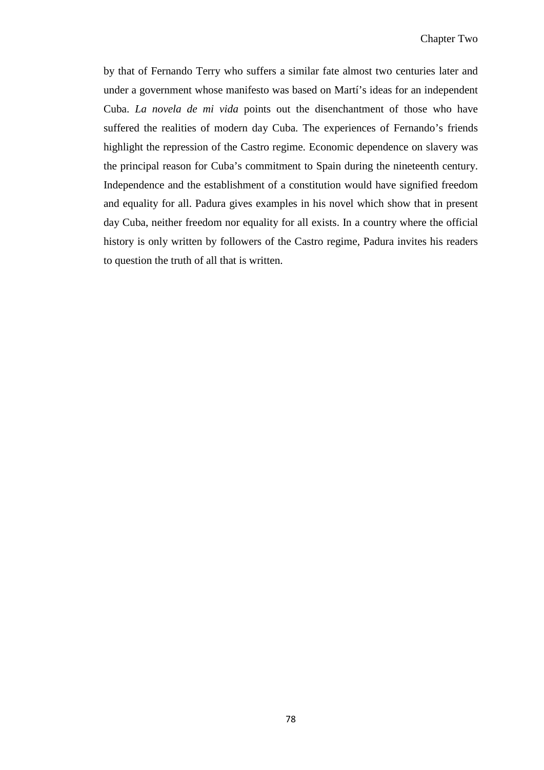by that of Fernando Terry who suffers a similar fate almost two centuries later and under a government whose manifesto was based on Martí's ideas for an independent Cuba. *La novela de mi vida* points out the disenchantment of those who have suffered the realities of modern day Cuba. The experiences of Fernando's friends highlight the repression of the Castro regime. Economic dependence on slavery was the principal reason for Cuba's commitment to Spain during the nineteenth century. Independence and the establishment of a constitution would have signified freedom and equality for all. Padura gives examples in his novel which show that in present day Cuba, neither freedom nor equality for all exists. In a country where the official history is only written by followers of the Castro regime, Padura invites his readers to question the truth of all that is written.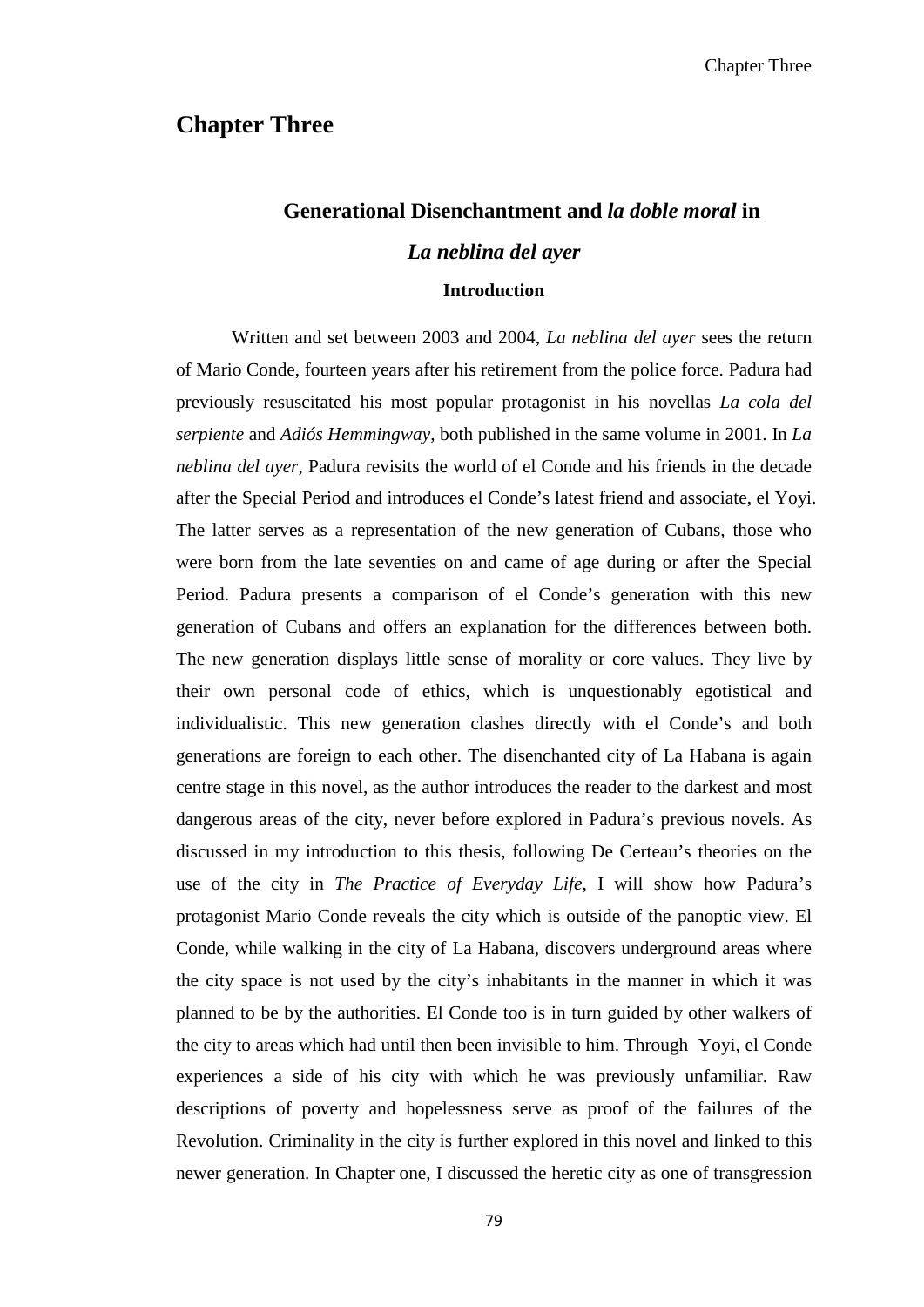# Chapter Three

## Generational Disenchantment and *la doble moral* in *La neblina del ayer*

### Introduction

Written and set between 2003 and 2004, *La neblina del ayer* sees the return of Mario Conde, fourteen years after his retirement from the police force. Padura had previously resuscitated his most popular protagonist in his novellas *La cola del serpiente* and *Adiós Hemmingway*, both published in the same volume in 2001. In *La neblina del ayer*, Padura revisits the world of el Conde and his friends in the decade after the Special Period and introduces el Conde's latest friend and associate, el Yoyi. The latter serves as a representation of the new generation of Cubans, those who were born from the late seventies on and came of age during or after the Special Period. Padura presents a comparison of el Conde's generation with this new generation of Cubans and offers an explanation for the differences between both. The new generation displays little sense of morality or core values. They live by their own personal code of ethics, which is unquestionably egotistical and individualistic. This new generation clashes directly with el Conde's and both generations are foreign to each other. The disenchanted city of La Habana is again centre stage in this novel, as the author introduces the reader to the darkest and most dangerous areas of the city, never before explored in Padura's previous novels. As discussed in my introduction to this thesis, following De Certeau's theories on the use of the city in *The Practice of Everyday Life*, I will show how Padura's protagonist Mario Conde reveals the city which is outside of the panoptic view. El Conde, while walking in the city of La Habana, discovers underground areas where the city space is not used by the city's inhabitants in the manner in which it was planned to be by the authorities. El Conde too is in turn guided by other walkers of the city to areas which had until then been invisible to him. Through Yoyi, el Conde experiences a side of his city with which he was previously unfamiliar. Raw descriptions of poverty and hopelessness serve as proof of the failures of the Revolution. Criminality in the city is further explored in this novel and linked to this newer generation. In Chapter one, I discussed the heretic city as one of transgression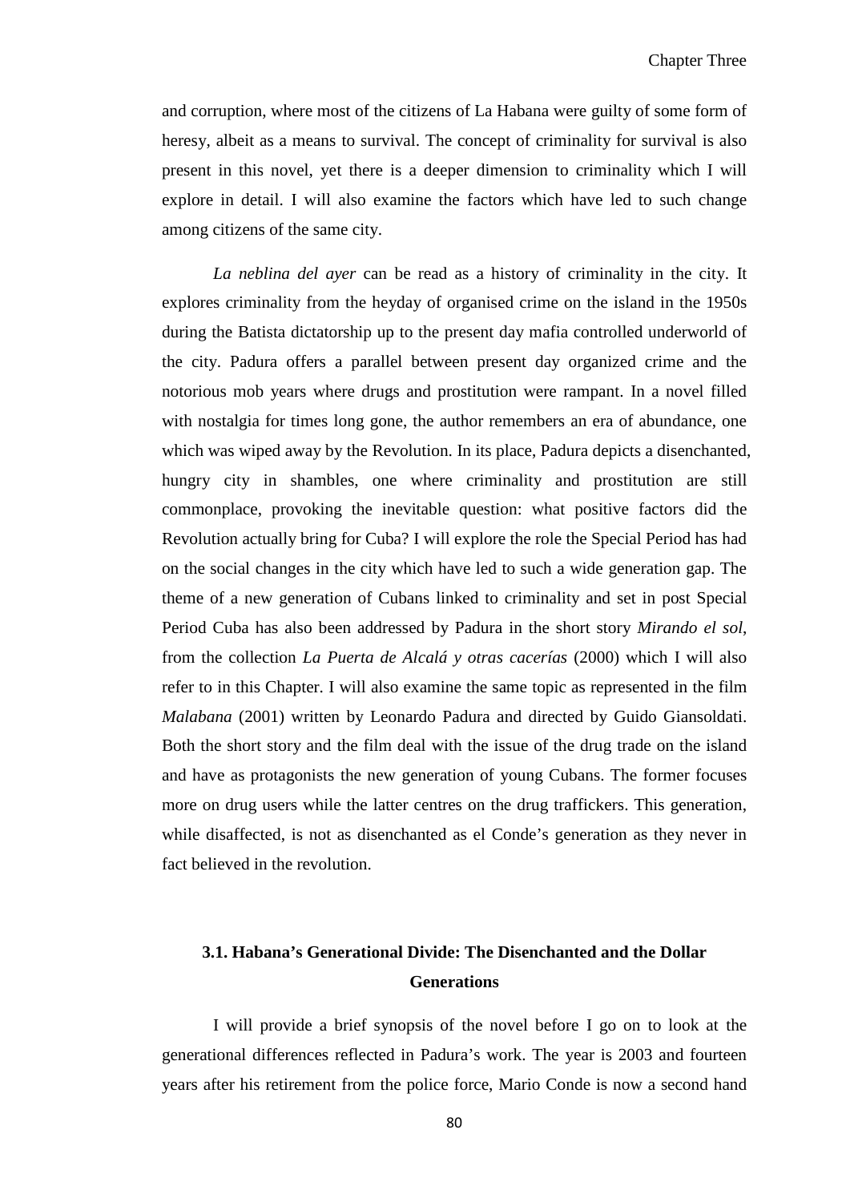and corruption, where most of the citizens of La Habana were guilty of some form of heresy, albeit as a means to survival. The concept of criminality for survival is also present in this novel, yet there is a deeper dimension to criminality which I will explore in detail. I will also examine the factors which have led to such change among citizens of the same city.

*La neblina del ayer* can be read as a history of criminality in the city. It explores criminality from the heyday of organised crime on the island in the 1950s during the Batista dictatorship up to the present day mafia controlled underworld of the city. Padura offers a parallel between present day organized crime and the notorious mob years where drugs and prostitution were rampant. In a novel filled with nostalgia for times long gone, the author remembers an era of abundance, one which was wiped away by the Revolution. In its place, Padura depicts a disenchanted, hungry city in shambles, one where criminality and prostitution are still commonplace, provoking the inevitable question: what positive factors did the Revolution actually bring for Cuba? I will explore the role the Special Period has had on the social changes in the city which have led to such a wide generation gap. The theme of a new generation of Cubans linked to criminality and set in post Special Period Cuba has also been addressed by Padura in the short story *Mirando el sol*, from the collection *La Puerta de Alcalá y otras cacerías* (2000) which I will also refer to in this Chapter. I will also examine the same topic as represented in the film *Malabana* (2001) written by Leonardo Padura and directed by Guido Giansoldati. Both the short story and the film deal with the issue of the drug trade on the island and have as protagonists the new generation of young Cubans. The former focuses more on drug users while the latter centres on the drug traffickers. This generation, while disaffected, is not as disenchanted as el Conde's generation as they never in fact believed in the revolution.

## 3.1. Habana's Generational Divide: The Disenchanted and the Dollar Generations

I will provide a brief synopsis of the novel before I go on to look at the generational differences reflected in Padura's work. The year is 2003 and fourteen years after his retirement from the police force, Mario Conde is now a second hand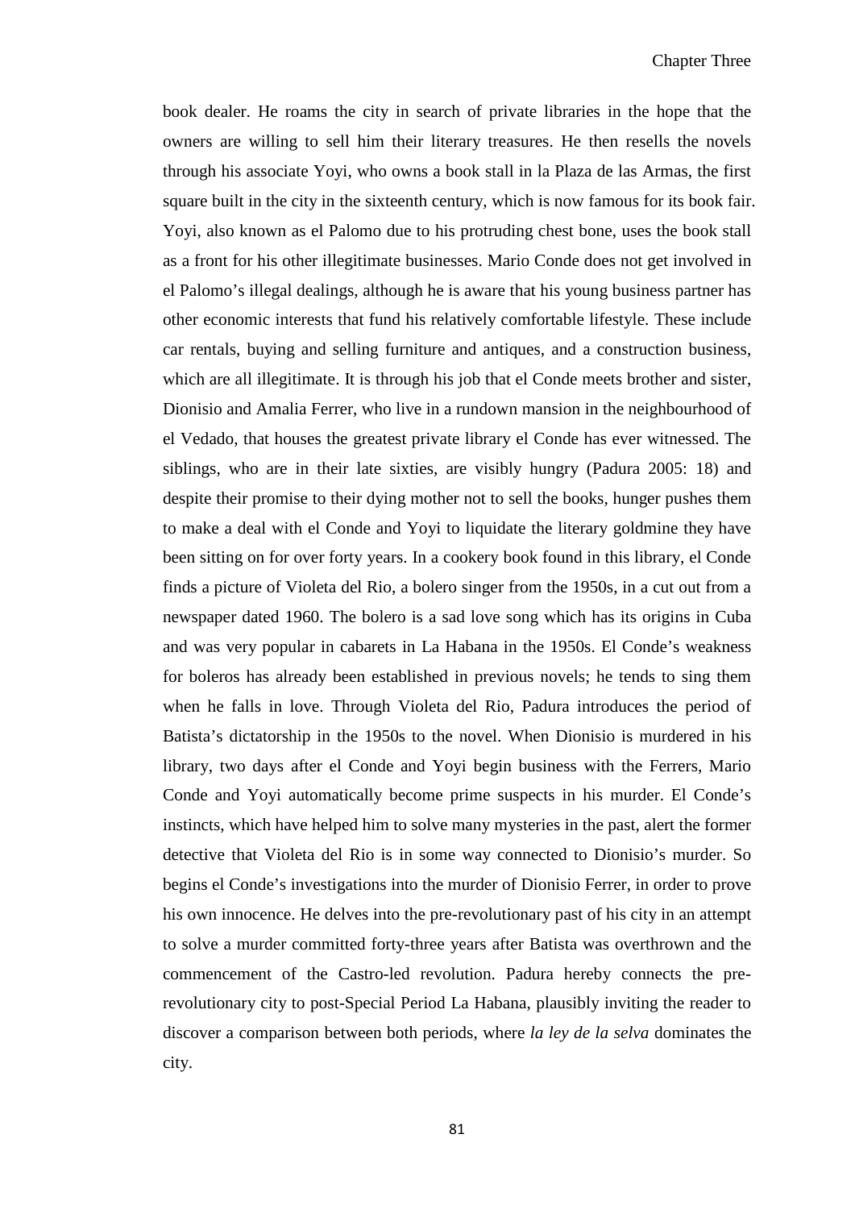book dealer. He roams the city in search of private libraries in the hope that the owners are willing to sell him their literary treasures. He then resells the novels through his associate Yoyi, who owns a book stall in la Plaza de las Armas, the first square built in the city in the sixteenth century, which is now famous for its book fair. Yoyi, also known as el Palomo due to his protruding chest bone, uses the book stall as a front for his other illegitimate businesses. Mario Conde does not get involved in el Palomo's illegal dealings, although he is aware that his young business partner has other economic interests that fund his relatively comfortable lifestyle. These include car rentals, buying and selling furniture and antiques, and a construction business, which are all illegitimate. It is through his job that el Conde meets brother and sister, Dionisio and Amalia Ferrer, who live in a rundown mansion in the neighbourhood of el Vedado, that houses the greatest private library el Conde has ever witnessed. The siblings, who are in their late sixties, are visibly hungry (Padura 2005: 18) and despite their promise to their dying mother not to sell the books, hunger pushes them to make a deal with el Conde and Yoyi to liquidate the literary goldmine they have been sitting on for over forty years. In a cookery book found in this library, el Conde finds a picture of Violeta del Rio, a bolero singer from the 1950s, in a cut out from a newspaper dated 1960. The bolero is a sad love song which has its origins in Cuba and was very popular in cabarets in La Habana in the 1950s. El Conde's weakness for boleros has already been established in previous novels; he tends to sing them when he falls in love. Through Violeta del Rio, Padura introduces the period of Batista's dictatorship in the 1950s to the novel. When Dionisio is murdered in his library, two days after el Conde and Yoyi begin business with the Ferrers, Mario Conde and Yoyi automatically become prime suspects in his murder. El Conde's instincts, which have helped him to solve many mysteries in the past, alert the former detective that Violeta del Rio is in some way connected to Dionisio's murder. So begins el Conde's investigations into the murder of Dionisio Ferrer, in order to prove his own innocence. He delves into the pre-revolutionary past of his city in an attempt to solve a murder committed forty-three years after Batista was overthrown and the commencement of the Castro-led revolution. Padura hereby connects the pre-revolutionary city to post-Special Period La Habana, plausibly inviting the reader to discover a comparison between both periods, where *la ley de la selva* dominates the city.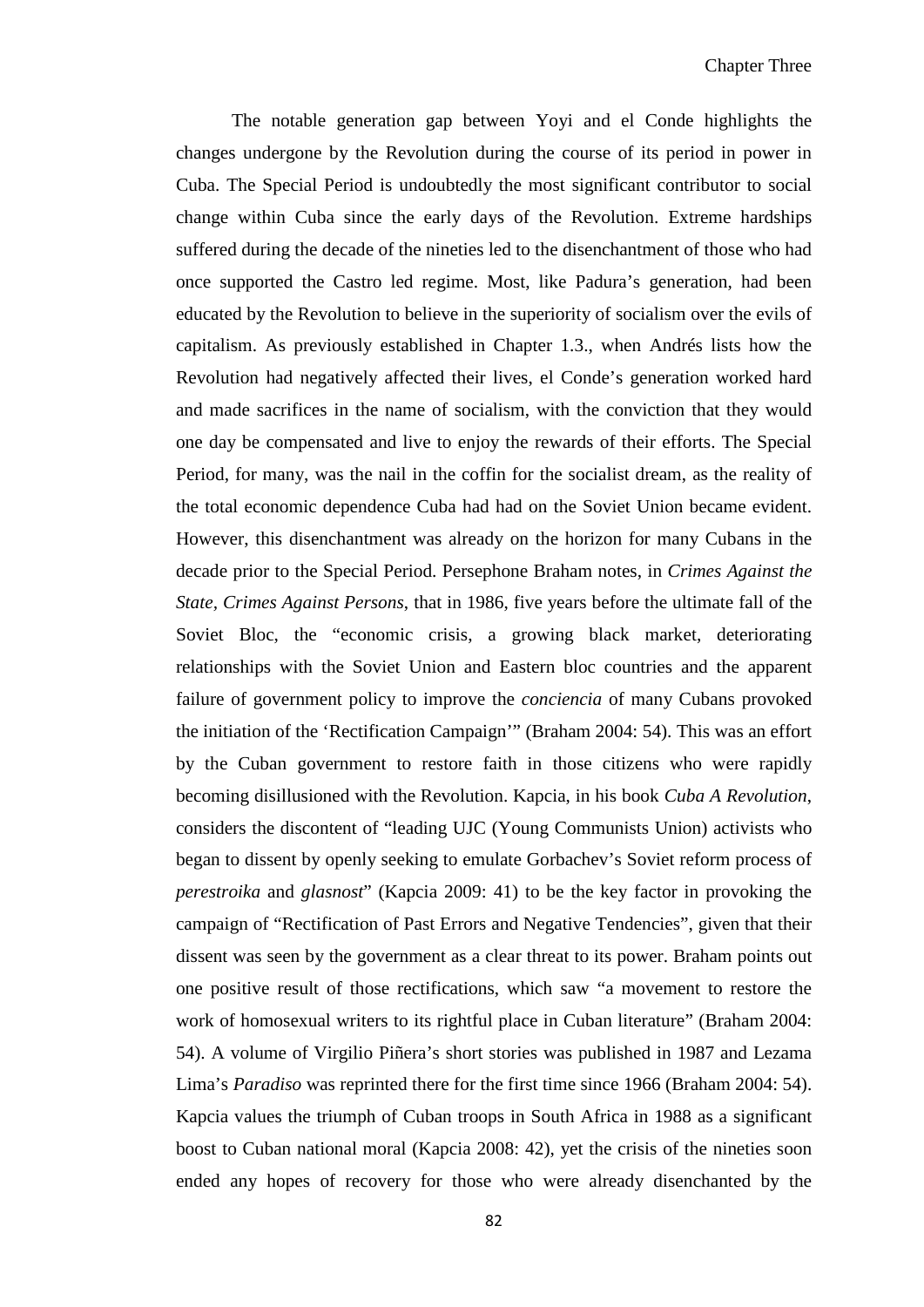The notable generation gap between Yoyi and el Conde highlights the changes undergone by the Revolution during the course of its period in power in Cuba. The Special Period is undoubtedly the most significant contributor to social change within Cuba since the early days of the Revolution. Extreme hardships suffered during the decade of the nineties led to the disenchantment of those who had once supported the Castro led regime. Most, like Padura's generation, had been educated by the Revolution to believe in the superiority of socialism over the evils of capitalism. As previously established in Chapter 1.3., when Andrés lists how the Revolution had negatively affected their lives, el Conde's generation worked hard and made sacrifices in the name of socialism, with the conviction that they would one day be compensated and live to enjoy the rewards of their efforts. The Special Period, for many, was the nail in the coffin for the socialist dream, as the reality of the total economic dependence Cuba had had on the Soviet Union became evident. However, this disenchantment was already on the horizon for many Cubans in the decade prior to the Special Period. Persephone Braham notes, in *Crimes Against the State, Crimes Against Persons*, that in 1986, five years before the ultimate fall of the Soviet Bloc, the "economic crisis, a growing black market, deteriorating relationships with the Soviet Union and Eastern bloc countries and the apparent failure of government policy to improve the *conciencia* of many Cubans provoked the initiation of the 'Rectification Campaign'" (Braham 2004: 54). This was an effort by the Cuban government to restore faith in those citizens who were rapidly becoming disillusioned with the Revolution. Kapcia, in his book *Cuba A Revolution*, considers the discontent of "leading UJC (Young Communists Union) activists who began to dissent by openly seeking to emulate Gorbachev's Soviet reform process of *perestroika* and *glasnost*" (Kapcia 2009: 41) to be the key factor in provoking the campaign of "Rectification of Past Errors and Negative Tendencies", given that their dissent was seen by the government as a clear threat to its power. Braham points out one positive result of those rectifications, which saw "a movement to restore the work of homosexual writers to its rightful place in Cuban literature" (Braham 2004: 54). A volume of Virgilio Piñera's short stories was published in 1987 and Lezama Lima's *Paradiso* was reprinted there for the first time since 1966 (Braham 2004: 54). Kapcia values the triumph of Cuban troops in South Africa in 1988 as a significant boost to Cuban national moral (Kapcia 2008: 42), yet the crisis of the nineties soon ended any hopes of recovery for those who were already disenchanted by the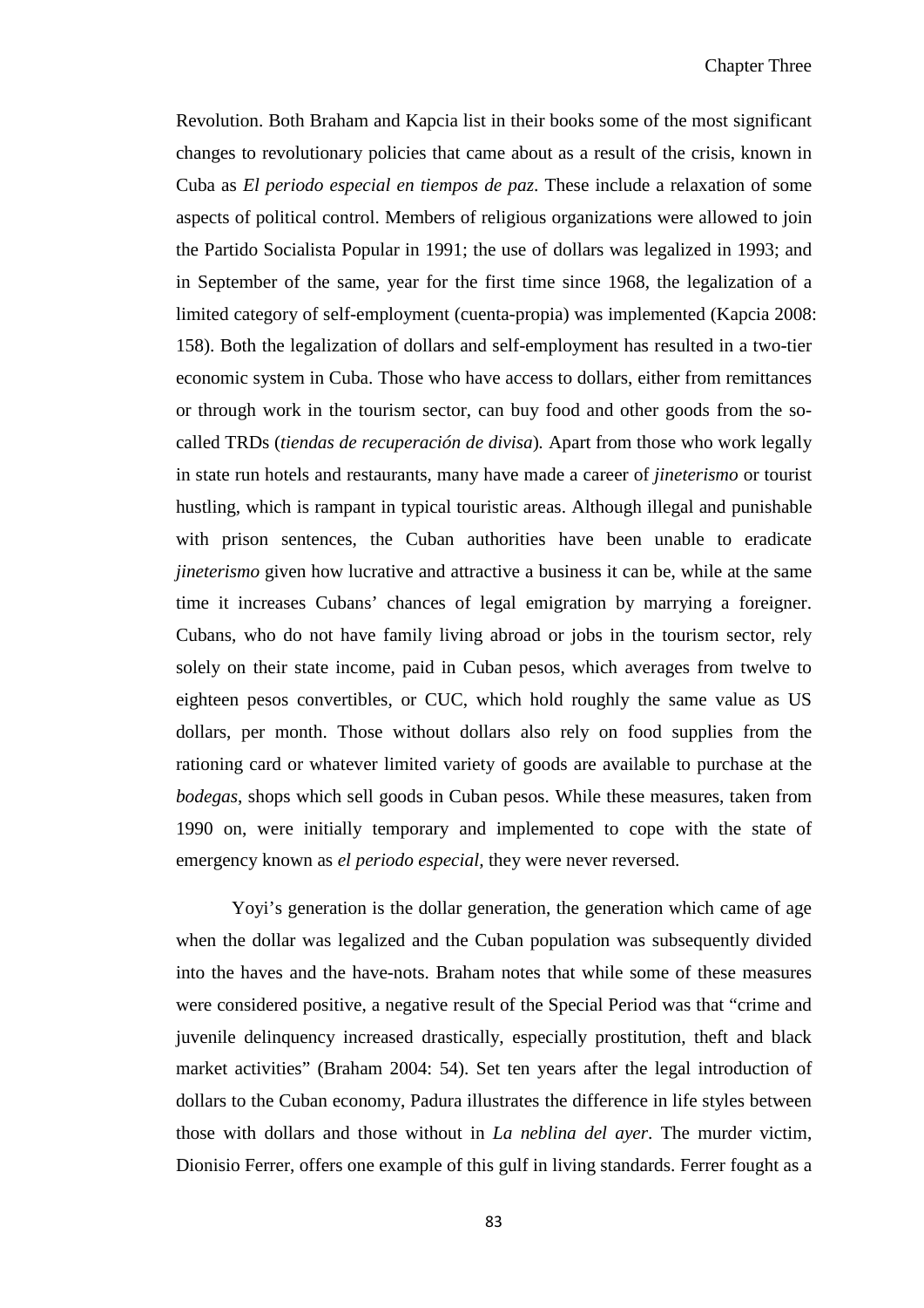Revolution. Both Braham and Kapcia list in their books some of the most significant changes to revolutionary policies that came about as a result of the crisis, known in Cuba as *El periodo especial en tiempos de paz*. These include a relaxation of some aspects of political control. Members of religious organizations were allowed to join the Partido Socialista Popular in 1991; the use of dollars was legalized in 1993; and in September of the same, year for the first time since 1968, the legalization of a limited category of self-employment (cuenta-propia) was implemented (Kapcia 2008: 158). Both the legalization of dollars and self-employment has resulted in a two-tier economic system in Cuba. Those who have access to dollars, either from remittances or through work in the tourism sector, can buy food and other goods from the so-called TRDs (*tiendas de recuperación de divisa*). Apart from those who work legally in state run hotels and restaurants, many have made a career of *jineterismo* or tourist hustling, which is rampant in typical touristic areas. Although illegal and punishable with prison sentences, the Cuban authorities have been unable to eradicate *jineterismo* given how lucrative and attractive a business it can be, while at the same time it increases Cubans' chances of legal emigration by marrying a foreigner. Cubans, who do not have family living abroad or jobs in the tourism sector, rely solely on their state income, paid in Cuban pesos, which averages from twelve to eighteen pesos convertibles, or CUC, which hold roughly the same value as US dollars, per month. Those without dollars also rely on food supplies from the rationing card or whatever limited variety of goods are available to purchase at the *bodegas*, shops which sell goods in Cuban pesos. While these measures, taken from 1990 on, were initially temporary and implemented to cope with the state of emergency known as *el periodo especial*, they were never reversed.

Yoyi's generation is the dollar generation, the generation which came of age when the dollar was legalized and the Cuban population was subsequently divided into the haves and the have-nots. Braham notes that while some of these measures were considered positive, a negative result of the Special Period was that "crime and juvenile delinquency increased drastically, especially prostitution, theft and black market activities" (Braham 2004: 54). Set ten years after the legal introduction of dollars to the Cuban economy, Padura illustrates the difference in life styles between those with dollars and those without in *La neblina del ayer*. The murder victim, Dionisio Ferrer, offers one example of this gulf in living standards. Ferrer fought as a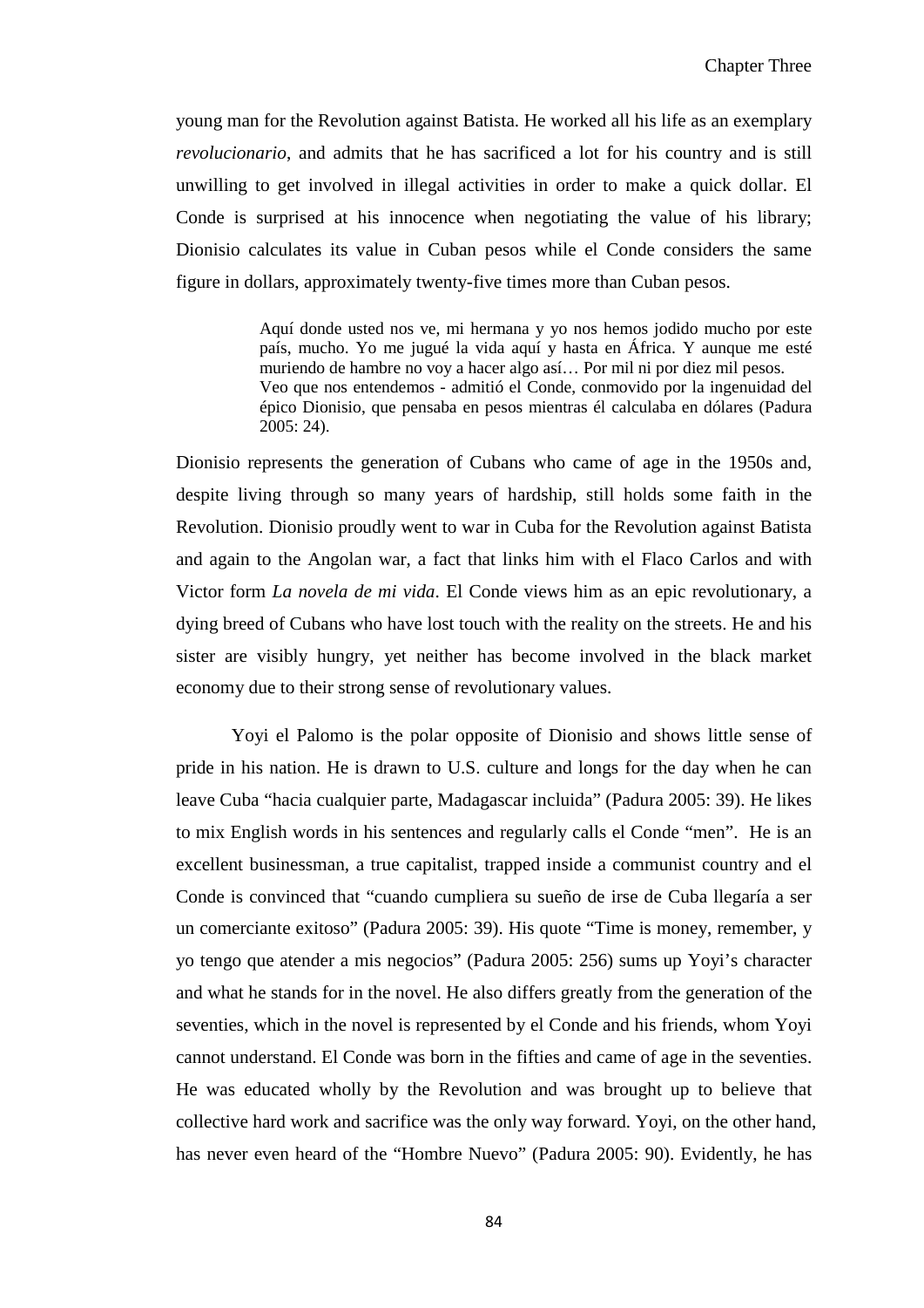young man for the Revolution against Batista. He worked all his life as an exemplary *revolucionario*, and admits that he has sacrificed a lot for his country and is still unwilling to get involved in illegal activities in order to make a quick dollar. El Conde is surprised at his innocence when negotiating the value of his library; Dionisio calculates its value in Cuban pesos while el Conde considers the same figure in dollars, approximately twenty-five times more than Cuban pesos.

> Aquí donde usted nos ve, mi hermana y yo nos hemos jodido mucho por este país, mucho. Yo me jugué la vida aquí y hasta en África. Y aunque me esté muriendo de hambre no voy a hacer algo así… Por mil ni por diez mil pesos.
> Veo que nos entendemos - admitió el Conde, conmovido por la ingenuidad del épico Dionisio, que pensaba en pesos mientras él calculaba en dólares (Padura 2005: 24).

Dionisio represents the generation of Cubans who came of age in the 1950s and, despite living through so many years of hardship, still holds some faith in the Revolution. Dionisio proudly went to war in Cuba for the Revolution against Batista and again to the Angolan war, a fact that links him with el Flaco Carlos and with Victor form *La novela de mi vida*. El Conde views him as an epic revolutionary, a dying breed of Cubans who have lost touch with the reality on the streets. He and his sister are visibly hungry, yet neither has become involved in the black market economy due to their strong sense of revolutionary values.

Yoyi el Palomo is the polar opposite of Dionisio and shows little sense of pride in his nation. He is drawn to U.S. culture and longs for the day when he can leave Cuba "hacia cualquier parte, Madagascar incluida" (Padura 2005: 39). He likes to mix English words in his sentences and regularly calls el Conde "men". He is an excellent businessman, a true capitalist, trapped inside a communist country and el Conde is convinced that "cuando cumpliera su sueño de irse de Cuba llegaría a ser un comerciante exitoso" (Padura 2005: 39). His quote "Time is money, remember, y yo tengo que atender a mis negocios" (Padura 2005: 256) sums up Yoyi's character and what he stands for in the novel. He also differs greatly from the generation of the seventies, which in the novel is represented by el Conde and his friends, whom Yoyi cannot understand. El Conde was born in the fifties and came of age in the seventies. He was educated wholly by the Revolution and was brought up to believe that collective hard work and sacrifice was the only way forward. Yoyi, on the other hand, has never even heard of the "Hombre Nuevo" (Padura 2005: 90). Evidently, he has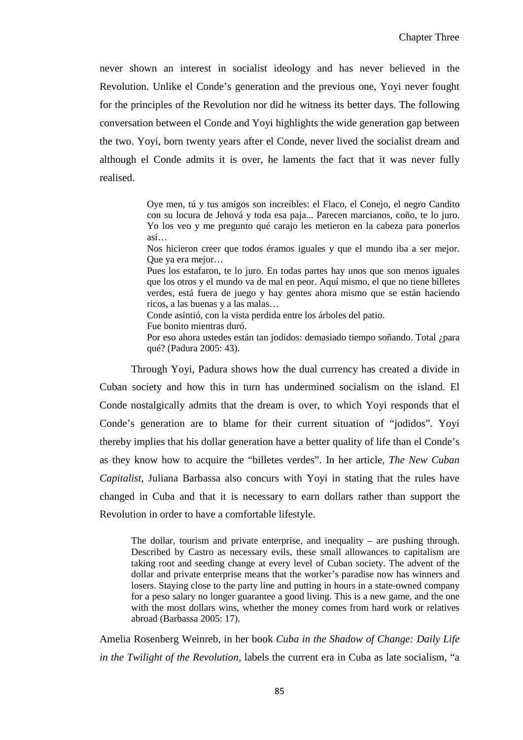never shown an interest in socialist ideology and has never believed in the Revolution. Unlike el Conde's generation and the previous one, Yoyi never fought for the principles of the Revolution nor did he witness its better days. The following conversation between el Conde and Yoyi highlights the wide generation gap between the two. Yoyi, born twenty years after el Conde, never lived the socialist dream and although el Conde admits it is over, he laments the fact that it was never fully realised.

> Oye men, tú y tus amigos son increíbles: el Flaco, el Conejo, el negro Candito con su locura de Jehová y toda esa paja... Parecen marcianos, coño, te lo juro. Yo los veo y me pregunto qué carajo les metieron en la cabeza para ponerlos así…
>
> Nos hicieron creer que todos éramos iguales y que el mundo iba a ser mejor. Que ya era mejor…
>
> Pues los estafaron, te lo juro. En todas partes hay unos que son menos iguales que los otros y el mundo va de mal en peor. Aquí mismo, el que no tiene billetes verdes, está fuera de juego y hay gentes ahora mismo que se están haciendo ricos, a las buenas y a las malas…
>
> Conde asintió, con la vista perdida entre los árboles del patio.
>
> Fue bonito mientras duró.
>
> Por eso ahora ustedes están tan jodidos: demasiado tiempo soñando. Total ¿para qué? (Padura 2005: 43).

Through Yoyi, Padura shows how the dual currency has created a divide in Cuban society and how this in turn has undermined socialism on the island. El Conde nostalgically admits that the dream is over, to which Yoyi responds that el Conde's generation are to blame for their current situation of "jodidos". Yoyi thereby implies that his dollar generation have a better quality of life than el Conde's as they know how to acquire the "billetes verdes". In her article, *The New Cuban Capitalist*, Juliana Barbassa also concurs with Yoyi in stating that the rules have changed in Cuba and that it is necessary to earn dollars rather than support the Revolution in order to have a comfortable lifestyle.

> The dollar, tourism and private enterprise, and inequality – are pushing through. Described by Castro as necessary evils, these small allowances to capitalism are taking root and seeding change at every level of Cuban society. The advent of the dollar and private enterprise means that the worker's paradise now has winners and losers. Staying close to the party line and putting in hours in a state-owned company for a peso salary no longer guarantee a good living. This is a new game, and the one with the most dollars wins, whether the money comes from hard work or relatives abroad (Barbassa 2005: 17).

Amelia Rosenberg Weinreb, in her book *Cuba in the Shadow of Change: Daily Life in the Twilight of the Revolution*, labels the current era in Cuba as late socialism, "a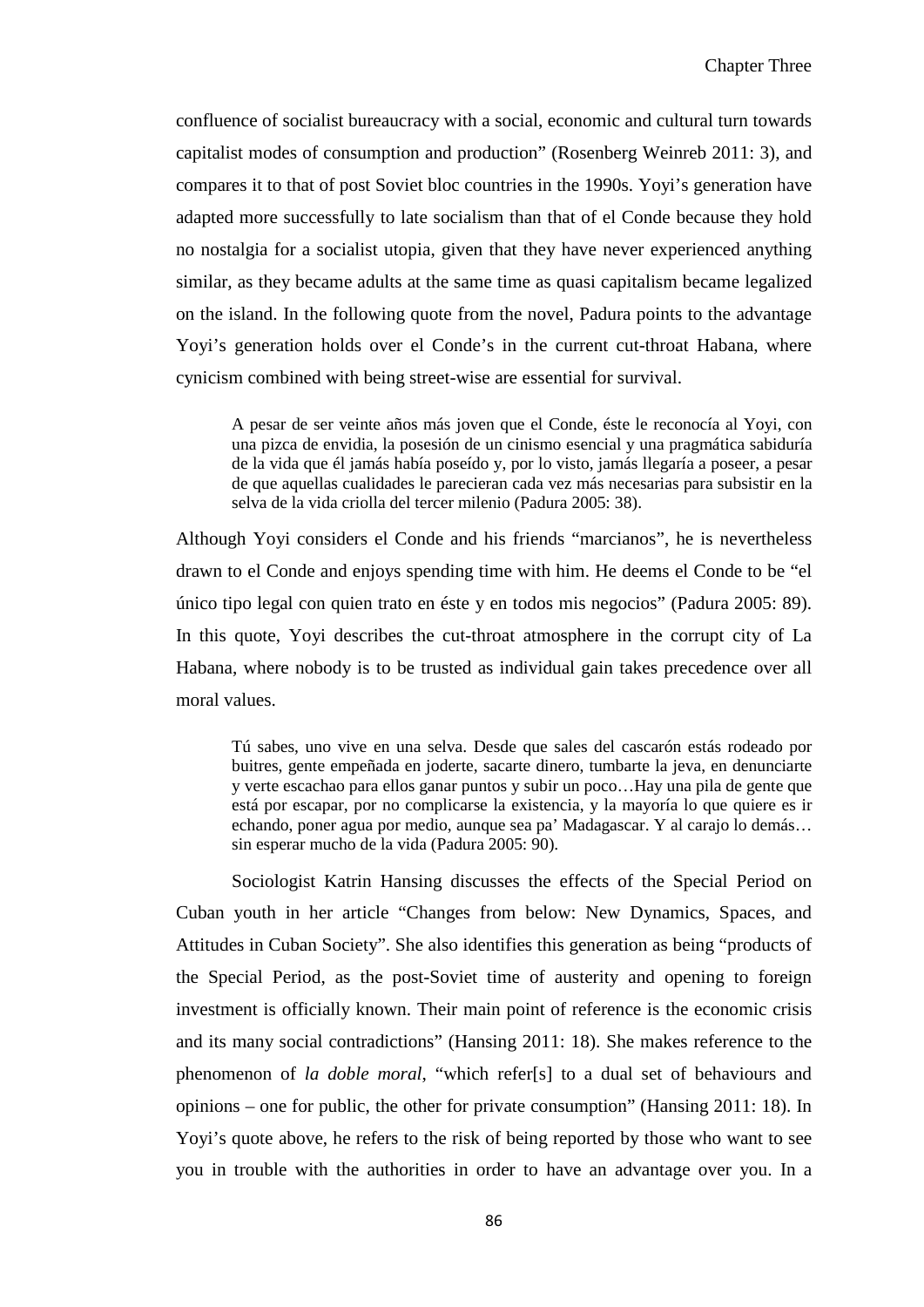confluence of socialist bureaucracy with a social, economic and cultural turn towards capitalist modes of consumption and production" (Rosenberg Weinreb 2011: 3), and compares it to that of post Soviet bloc countries in the 1990s. Yoyi's generation have adapted more successfully to late socialism than that of el Conde because they hold no nostalgia for a socialist utopia, given that they have never experienced anything similar, as they became adults at the same time as quasi capitalism became legalized on the island. In the following quote from the novel, Padura points to the advantage Yoyi's generation holds over el Conde's in the current cut-throat Habana, where cynicism combined with being street-wise are essential for survival.

> A pesar de ser veinte años más joven que el Conde, éste le reconocía al Yoyi, con una pizca de envidia, la posesión de un cinismo esencial y una pragmática sabiduría de la vida que él jamás había poseído y, por lo visto, jamás llegaría a poseer, a pesar de que aquellas cualidades le parecieran cada vez más necesarias para subsistir en la selva de la vida criolla del tercer milenio (Padura 2005: 38).

Although Yoyi considers el Conde and his friends "marcianos", he is nevertheless drawn to el Conde and enjoys spending time with him. He deems el Conde to be "el único tipo legal con quien trato en éste y en todos mis negocios" (Padura 2005: 89). In this quote, Yoyi describes the cut-throat atmosphere in the corrupt city of La Habana, where nobody is to be trusted as individual gain takes precedence over all moral values.

> Tú sabes, uno vive en una selva. Desde que sales del cascarón estás rodeado por buitres, gente empeñada en joderte, sacarte dinero, tumbarte la jeva, en denunciarte y verte escachao para ellos ganar puntos y subir un poco…Hay una pila de gente que está por escapar, por no complicarse la existencia, y la mayoría lo que quiere es ir echando, poner agua por medio, aunque sea pa' Madagascar. Y al carajo lo demás… sin esperar mucho de la vida (Padura 2005: 90).

Sociologist Katrin Hansing discusses the effects of the Special Period on Cuban youth in her article "Changes from below: New Dynamics, Spaces, and Attitudes in Cuban Society". She also identifies this generation as being "products of the Special Period, as the post-Soviet time of austerity and opening to foreign investment is officially known. Their main point of reference is the economic crisis and its many social contradictions" (Hansing 2011: 18). She makes reference to the phenomenon of *la doble moral*, "which refer[s] to a dual set of behaviours and opinions – one for public, the other for private consumption" (Hansing 2011: 18). In Yoyi's quote above, he refers to the risk of being reported by those who want to see you in trouble with the authorities in order to have an advantage over you. In a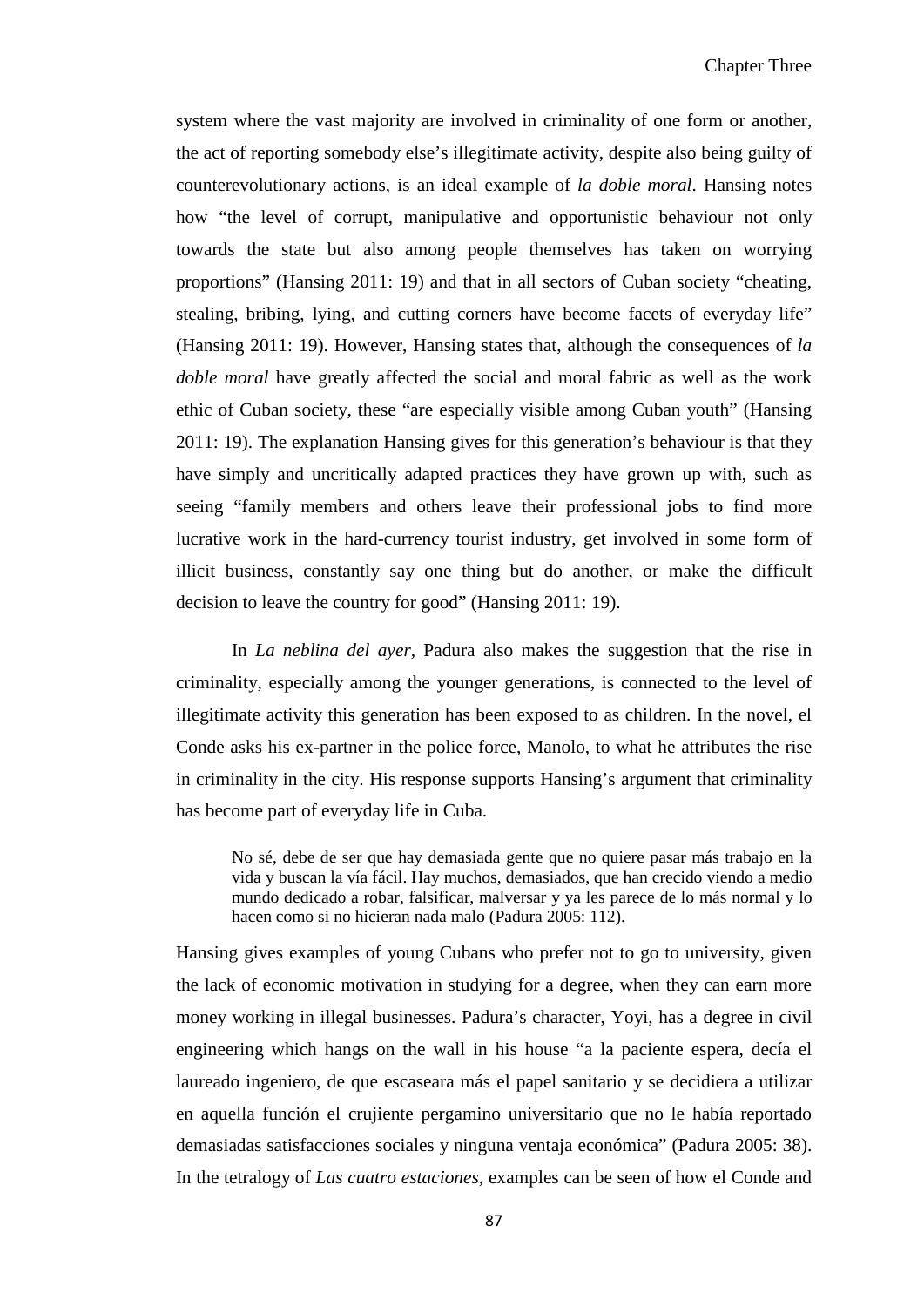system where the vast majority are involved in criminality of one form or another, the act of reporting somebody else's illegitimate activity, despite also being guilty of counterevolutionary actions, is an ideal example of *la doble moral*. Hansing notes how "the level of corrupt, manipulative and opportunistic behaviour not only towards the state but also among people themselves has taken on worrying proportions" (Hansing 2011: 19) and that in all sectors of Cuban society "cheating, stealing, bribing, lying, and cutting corners have become facets of everyday life" (Hansing 2011: 19). However, Hansing states that, although the consequences of *la doble moral* have greatly affected the social and moral fabric as well as the work ethic of Cuban society, these "are especially visible among Cuban youth" (Hansing 2011: 19). The explanation Hansing gives for this generation's behaviour is that they have simply and uncritically adapted practices they have grown up with, such as seeing "family members and others leave their professional jobs to find more lucrative work in the hard-currency tourist industry, get involved in some form of illicit business, constantly say one thing but do another, or make the difficult decision to leave the country for good" (Hansing 2011: 19).

In *La neblina del ayer*, Padura also makes the suggestion that the rise in criminality, especially among the younger generations, is connected to the level of illegitimate activity this generation has been exposed to as children. In the novel, el Conde asks his ex-partner in the police force, Manolo, to what he attributes the rise in criminality in the city. His response supports Hansing's argument that criminality has become part of everyday life in Cuba.

> No sé, debe de ser que hay demasiada gente que no quiere pasar más trabajo en la vida y buscan la vía fácil. Hay muchos, demasiados, que han crecido viendo a medio mundo dedicado a robar, falsificar, malversar y ya les parece de lo más normal y lo hacen como si no hicieran nada malo (Padura 2005: 112).

Hansing gives examples of young Cubans who prefer not to go to university, given the lack of economic motivation in studying for a degree, when they can earn more money working in illegal businesses. Padura's character, Yoyi, has a degree in civil engineering which hangs on the wall in his house "a la paciente espera, decía el laureado ingeniero, de que escaseara más el papel sanitario y se decidiera a utilizar en aquella función el crujiente pergamino universitario que no le había reportado demasiadas satisfacciones sociales y ninguna ventaja económica" (Padura 2005: 38). In the tetralogy of *Las cuatro estaciones*, examples can be seen of how el Conde and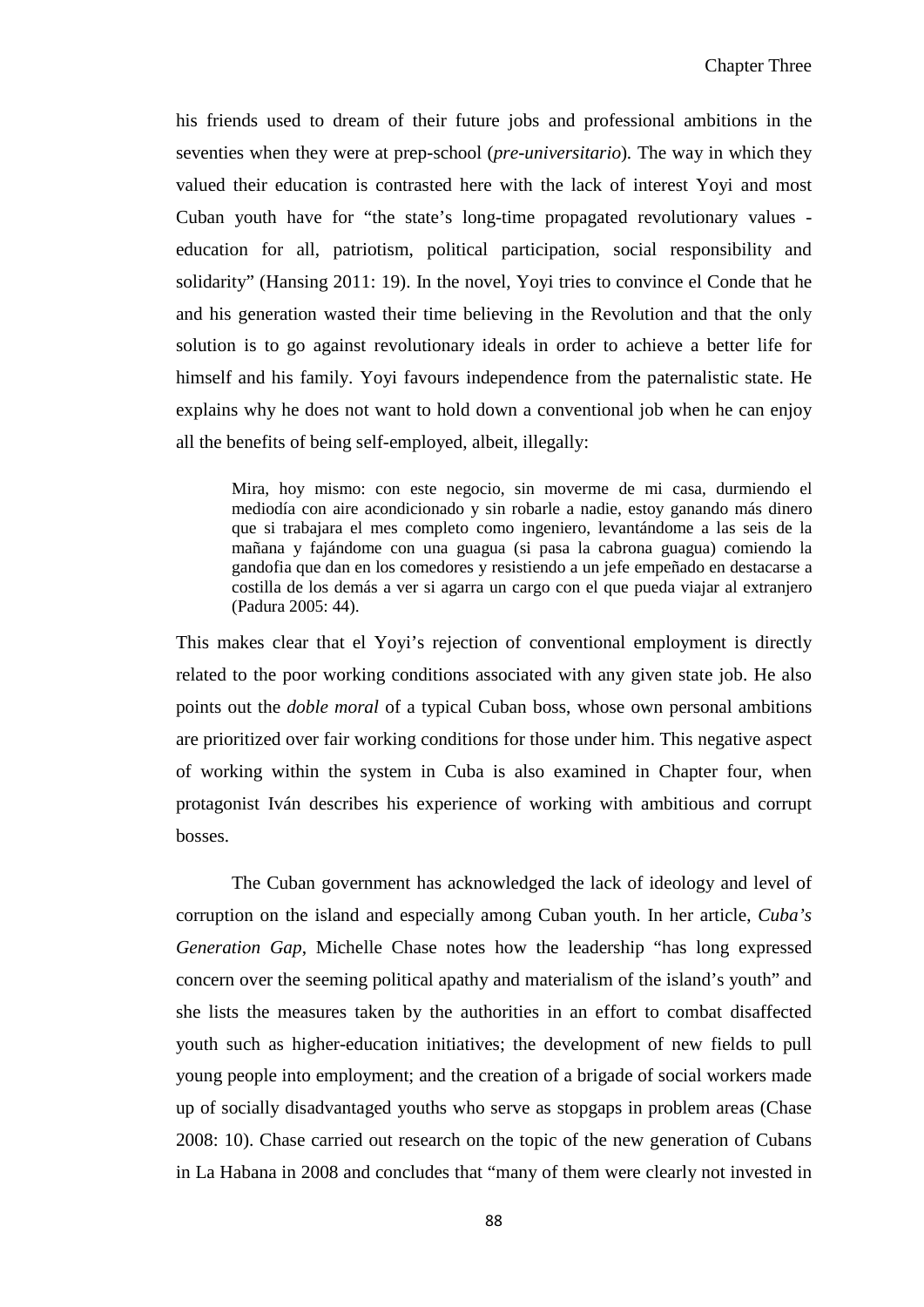his friends used to dream of their future jobs and professional ambitions in the seventies when they were at prep-school (*pre-universitario*). The way in which they valued their education is contrasted here with the lack of interest Yoyi and most Cuban youth have for "the state's long-time propagated revolutionary values - education for all, patriotism, political participation, social responsibility and solidarity" (Hansing 2011: 19). In the novel, Yoyi tries to convince el Conde that he and his generation wasted their time believing in the Revolution and that the only solution is to go against revolutionary ideals in order to achieve a better life for himself and his family. Yoyi favours independence from the paternalistic state. He explains why he does not want to hold down a conventional job when he can enjoy all the benefits of being self-employed, albeit, illegally:

> Mira, hoy mismo: con este negocio, sin moverme de mi casa, durmiendo el mediodía con aire acondicionado y sin robarle a nadie, estoy ganando más dinero que si trabajara el mes completo como ingeniero, levantándome a las seis de la mañana y fajándome con una guagua (si pasa la cabrona guagua) comiendo la gandofia que dan en los comedores y resistiendo a un jefe empeñado en destacarse a costilla de los demás a ver si agarra un cargo con el que pueda viajar al extranjero (Padura 2005: 44).

This makes clear that el Yoyi's rejection of conventional employment is directly related to the poor working conditions associated with any given state job. He also points out the *doble moral* of a typical Cuban boss, whose own personal ambitions are prioritized over fair working conditions for those under him. This negative aspect of working within the system in Cuba is also examined in Chapter four, when protagonist Iván describes his experience of working with ambitious and corrupt bosses.

The Cuban government has acknowledged the lack of ideology and level of corruption on the island and especially among Cuban youth. In her article, *Cuba's Generation Gap*, Michelle Chase notes how the leadership "has long expressed concern over the seeming political apathy and materialism of the island's youth" and she lists the measures taken by the authorities in an effort to combat disaffected youth such as higher-education initiatives; the development of new fields to pull young people into employment; and the creation of a brigade of social workers made up of socially disadvantaged youths who serve as stopgaps in problem areas (Chase 2008: 10). Chase carried out research on the topic of the new generation of Cubans in La Habana in 2008 and concludes that "many of them were clearly not invested in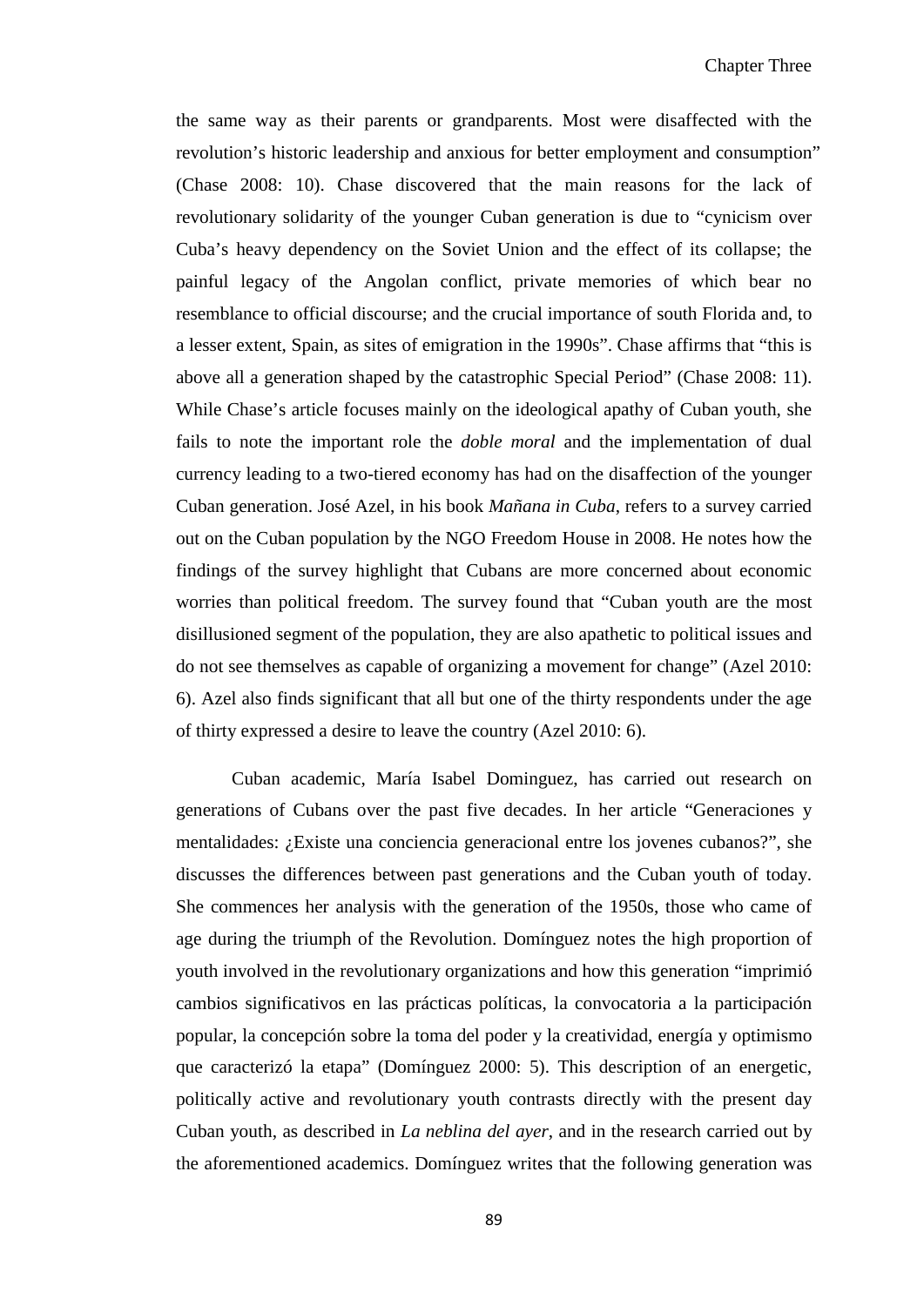the same way as their parents or grandparents. Most were disaffected with the revolution's historic leadership and anxious for better employment and consumption" (Chase 2008: 10). Chase discovered that the main reasons for the lack of revolutionary solidarity of the younger Cuban generation is due to "cynicism over Cuba's heavy dependency on the Soviet Union and the effect of its collapse; the painful legacy of the Angolan conflict, private memories of which bear no resemblance to official discourse; and the crucial importance of south Florida and, to a lesser extent, Spain, as sites of emigration in the 1990s". Chase affirms that "this is above all a generation shaped by the catastrophic Special Period" (Chase 2008: 11). While Chase's article focuses mainly on the ideological apathy of Cuban youth, she fails to note the important role the *doble moral* and the implementation of dual currency leading to a two-tiered economy has had on the disaffection of the younger Cuban generation. José Azel, in his book *Mañana in Cuba*, refers to a survey carried out on the Cuban population by the NGO Freedom House in 2008. He notes how the findings of the survey highlight that Cubans are more concerned about economic worries than political freedom. The survey found that "Cuban youth are the most disillusioned segment of the population, they are also apathetic to political issues and do not see themselves as capable of organizing a movement for change" (Azel 2010: 6). Azel also finds significant that all but one of the thirty respondents under the age of thirty expressed a desire to leave the country (Azel 2010: 6).

Cuban academic, María Isabel Dominguez, has carried out research on generations of Cubans over the past five decades. In her article "Generaciones y mentalidades: ¿Existe una conciencia generacional entre los jovenes cubanos?", she discusses the differences between past generations and the Cuban youth of today. She commences her analysis with the generation of the 1950s, those who came of age during the triumph of the Revolution. Domínguez notes the high proportion of youth involved in the revolutionary organizations and how this generation "imprimió cambios significativos en las prácticas políticas, la convocatoria a la participación popular, la concepción sobre la toma del poder y la creatividad, energía y optimismo que caracterizó la etapa" (Domínguez 2000: 5). This description of an energetic, politically active and revolutionary youth contrasts directly with the present day Cuban youth, as described in *La neblina del ayer*, and in the research carried out by the aforementioned academics. Domínguez writes that the following generation was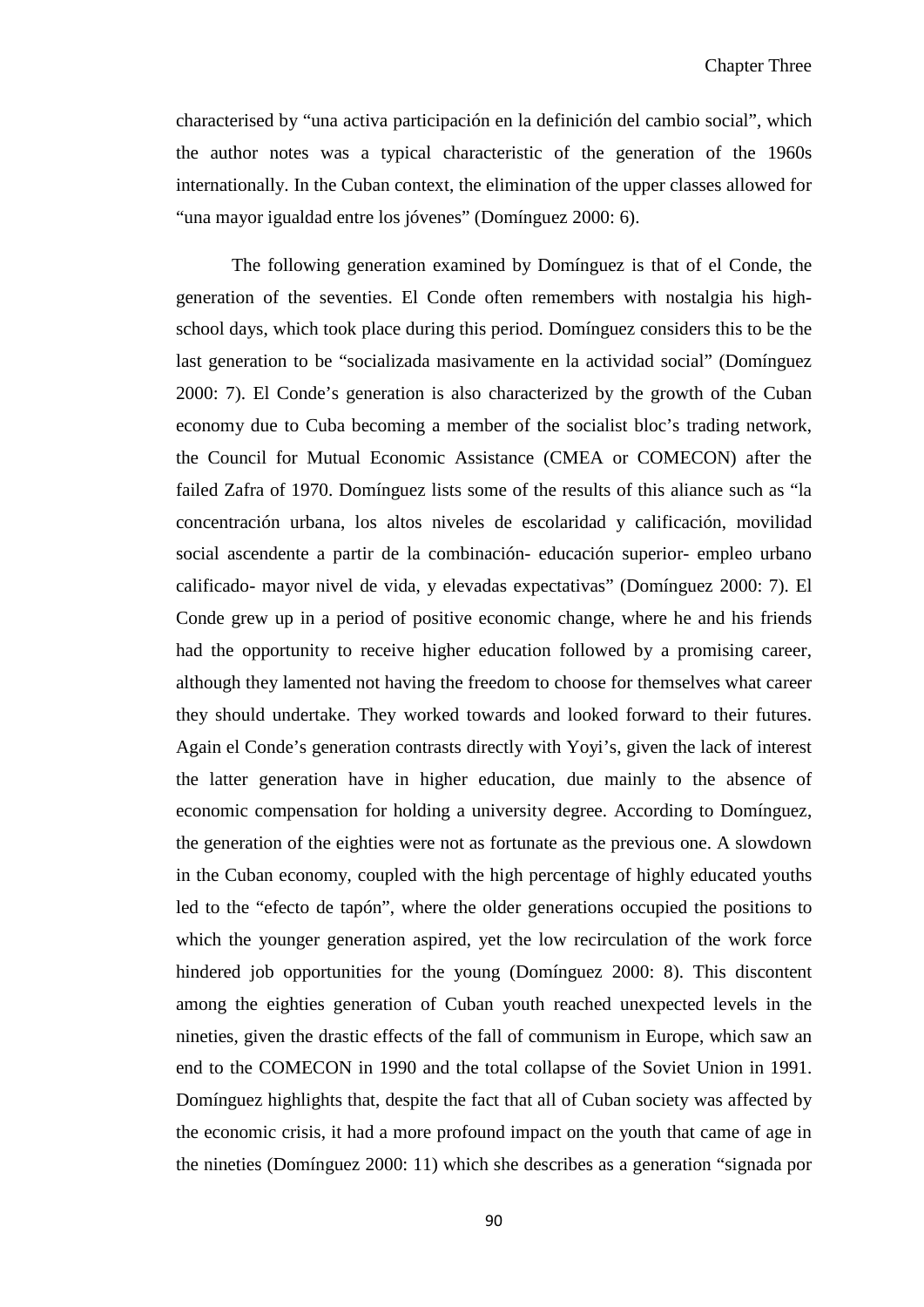characterised by "una activa participación en la definición del cambio social", which the author notes was a typical characteristic of the generation of the 1960s internationally. In the Cuban context, the elimination of the upper classes allowed for "una mayor igualdad entre los jóvenes" (Domínguez 2000: 6).

The following generation examined by Domínguez is that of el Conde, the generation of the seventies. El Conde often remembers with nostalgia his high-school days, which took place during this period. Domínguez considers this to be the last generation to be "socializada masivamente en la actividad social" (Domínguez 2000: 7). El Conde's generation is also characterized by the growth of the Cuban economy due to Cuba becoming a member of the socialist bloc's trading network, the Council for Mutual Economic Assistance (CMEA or COMECON) after the failed Zafra of 1970. Domínguez lists some of the results of this aliance such as "la concentración urbana, los altos niveles de escolaridad y calificación, movilidad social ascendente a partir de la combinación- educación superior- empleo urbano calificado- mayor nivel de vida, y elevadas expectativas" (Domínguez 2000: 7). El Conde grew up in a period of positive economic change, where he and his friends had the opportunity to receive higher education followed by a promising career, although they lamented not having the freedom to choose for themselves what career they should undertake. They worked towards and looked forward to their futures. Again el Conde's generation contrasts directly with Yoyi's, given the lack of interest the latter generation have in higher education, due mainly to the absence of economic compensation for holding a university degree. According to Domínguez, the generation of the eighties were not as fortunate as the previous one. A slowdown in the Cuban economy, coupled with the high percentage of highly educated youths led to the "efecto de tapón", where the older generations occupied the positions to which the younger generation aspired, yet the low recirculation of the work force hindered job opportunities for the young (Domínguez 2000: 8). This discontent among the eighties generation of Cuban youth reached unexpected levels in the nineties, given the drastic effects of the fall of communism in Europe, which saw an end to the COMECON in 1990 and the total collapse of the Soviet Union in 1991. Domínguez highlights that, despite the fact that all of Cuban society was affected by the economic crisis, it had a more profound impact on the youth that came of age in the nineties (Domínguez 2000: 11) which she describes as a generation "signada por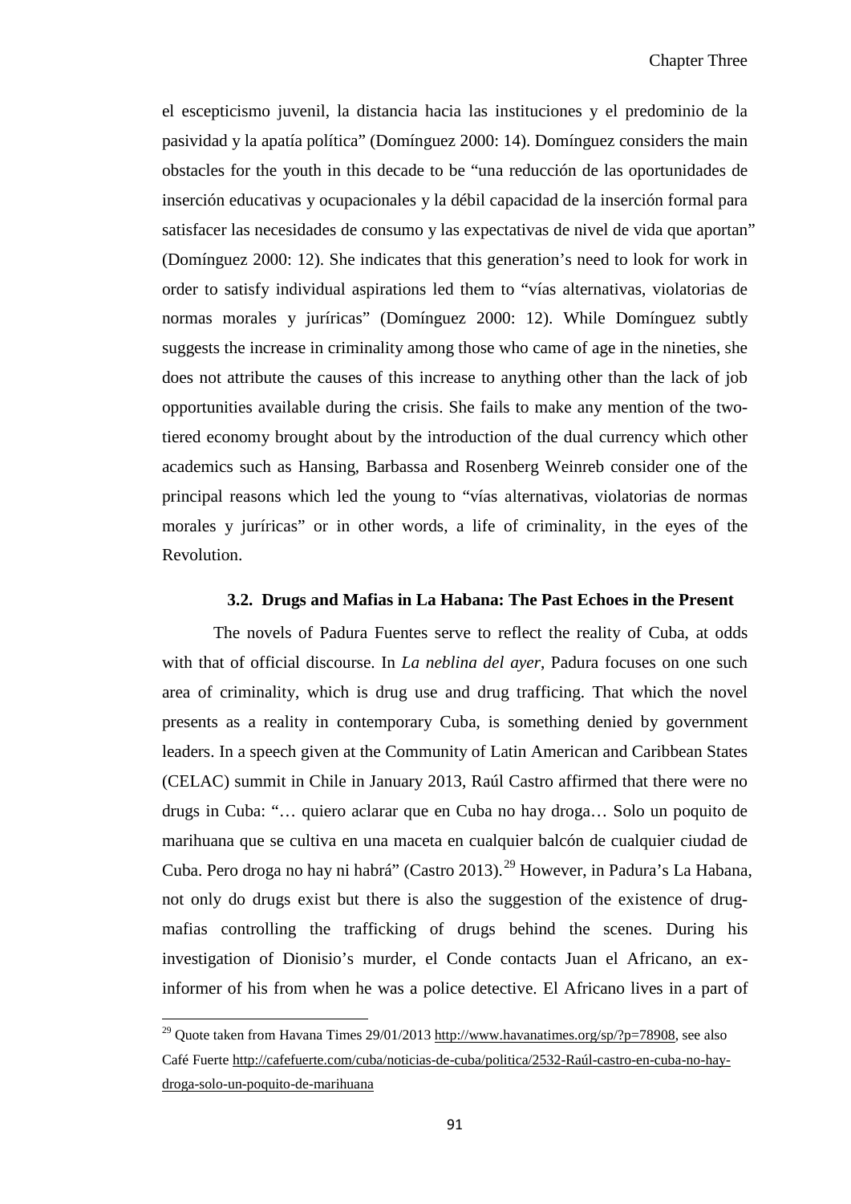el escepticismo juvenil, la distancia hacia las instituciones y el predominio de la pasividad y la apatía política" (Domínguez 2000: 14). Domínguez considers the main obstacles for the youth in this decade to be "una reducción de las oportunidades de inserción educativas y ocupacionales y la débil capacidad de la inserción formal para satisfacer las necesidades de consumo y las expectativas de nivel de vida que aportan" (Domínguez 2000: 12). She indicates that this generation's need to look for work in order to satisfy individual aspirations led them to "vías alternativas, violatorias de normas morales y juríricas" (Domínguez 2000: 12). While Domínguez subtly suggests the increase in criminality among those who came of age in the nineties, she does not attribute the causes of this increase to anything other than the lack of job opportunities available during the crisis. She fails to make any mention of the two-tiered economy brought about by the introduction of the dual currency which other academics such as Hansing, Barbassa and Rosenberg Weinreb consider one of the principal reasons which led the young to "vías alternativas, violatorias de normas morales y juríricas" or in other words, a life of criminality, in the eyes of the Revolution.

### 3.2. Drugs and Mafias in La Habana: The Past Echoes in the Present

The novels of Padura Fuentes serve to reflect the reality of Cuba, at odds with that of official discourse. In *La neblina del ayer*, Padura focuses on one such area of criminality, which is drug use and drug trafficing. That which the novel presents as a reality in contemporary Cuba, is something denied by government leaders. In a speech given at the Community of Latin American and Caribbean States (CELAC) summit in Chile in January 2013, Raúl Castro affirmed that there were no drugs in Cuba: "… quiero aclarar que en Cuba no hay droga… Solo un poquito de marihuana que se cultiva en una maceta en cualquier balcón de cualquier ciudad de Cuba. Pero droga no hay ni habrá" (Castro 2013).[29] However, in Padura's La Habana, not only do drugs exist but there is also the suggestion of the existence of drug-mafias controlling the trafficking of drugs behind the scenes. During his investigation of Dionisio's murder, el Conde contacts Juan el Africano, an ex-informer of his from when he was a police detective. El Africano lives in a part of

[29] Quote taken from Havana Times 29/01/2013 http://www.havanatimes.org/sp/?p=78908, see also Café Fuerte http://cafefuerte.com/cuba/noticias-de-cuba/politica/2532-Raúl-castro-en-cuba-no-hay-droga-solo-un-poquito-de-marihuana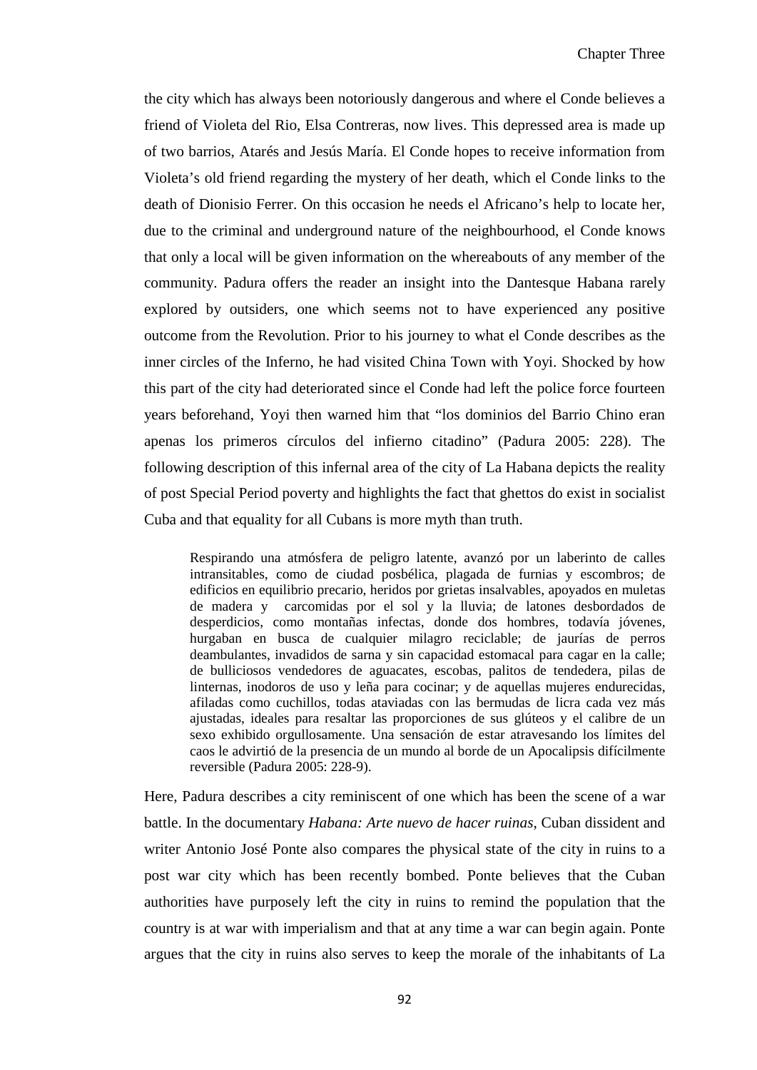the city which has always been notoriously dangerous and where el Conde believes a friend of Violeta del Rio, Elsa Contreras, now lives. This depressed area is made up of two barrios, Atarés and Jesús María. El Conde hopes to receive information from Violeta's old friend regarding the mystery of her death, which el Conde links to the death of Dionisio Ferrer. On this occasion he needs el Africano's help to locate her, due to the criminal and underground nature of the neighbourhood, el Conde knows that only a local will be given information on the whereabouts of any member of the community. Padura offers the reader an insight into the Dantesque Habana rarely explored by outsiders, one which seems not to have experienced any positive outcome from the Revolution. Prior to his journey to what el Conde describes as the inner circles of the Inferno, he had visited China Town with Yoyi. Shocked by how this part of the city had deteriorated since el Conde had left the police force fourteen years beforehand, Yoyi then warned him that "los dominios del Barrio Chino eran apenas los primeros círculos del infierno citadino" (Padura 2005: 228). The following description of this infernal area of the city of La Habana depicts the reality of post Special Period poverty and highlights the fact that ghettos do exist in socialist Cuba and that equality for all Cubans is more myth than truth.

> Respirando una atmósfera de peligro latente, avanzó por un laberinto de calles intransitables, como de ciudad posbélica, plagada de furnias y escombros; de edificios en equilibrio precario, heridos por grietas insalvables, apoyados en muletas de madera y carcomidas por el sol y la lluvia; de latones desbordados de desperdicios, como montañas infectas, donde dos hombres, todavía jóvenes, hurgaban en busca de cualquier milagro reciclable; de jaurías de perros deambulantes, invadidos de sarna y sin capacidad estomacal para cagar en la calle; de bulliciosos vendedores de aguacates, escobas, palitos de tendedera, pilas de linternas, inodoros de uso y leña para cocinar; y de aquellas mujeres endurecidas, afiladas como cuchillos, todas ataviadas con las bermudas de licra cada vez más ajustadas, ideales para resaltar las proporciones de sus glúteos y el calibre de un sexo exhibido orgullosamente. Una sensación de estar atravesando los límites del caos le advirtió de la presencia de un mundo al borde de un Apocalipsis difícilmente reversible (Padura 2005: 228-9).

Here, Padura describes a city reminiscent of one which has been the scene of a war battle. In the documentary *Habana: Arte nuevo de hacer ruinas*, Cuban dissident and writer Antonio José Ponte also compares the physical state of the city in ruins to a post war city which has been recently bombed. Ponte believes that the Cuban authorities have purposely left the city in ruins to remind the population that the country is at war with imperialism and that at any time a war can begin again. Ponte argues that the city in ruins also serves to keep the morale of the inhabitants of La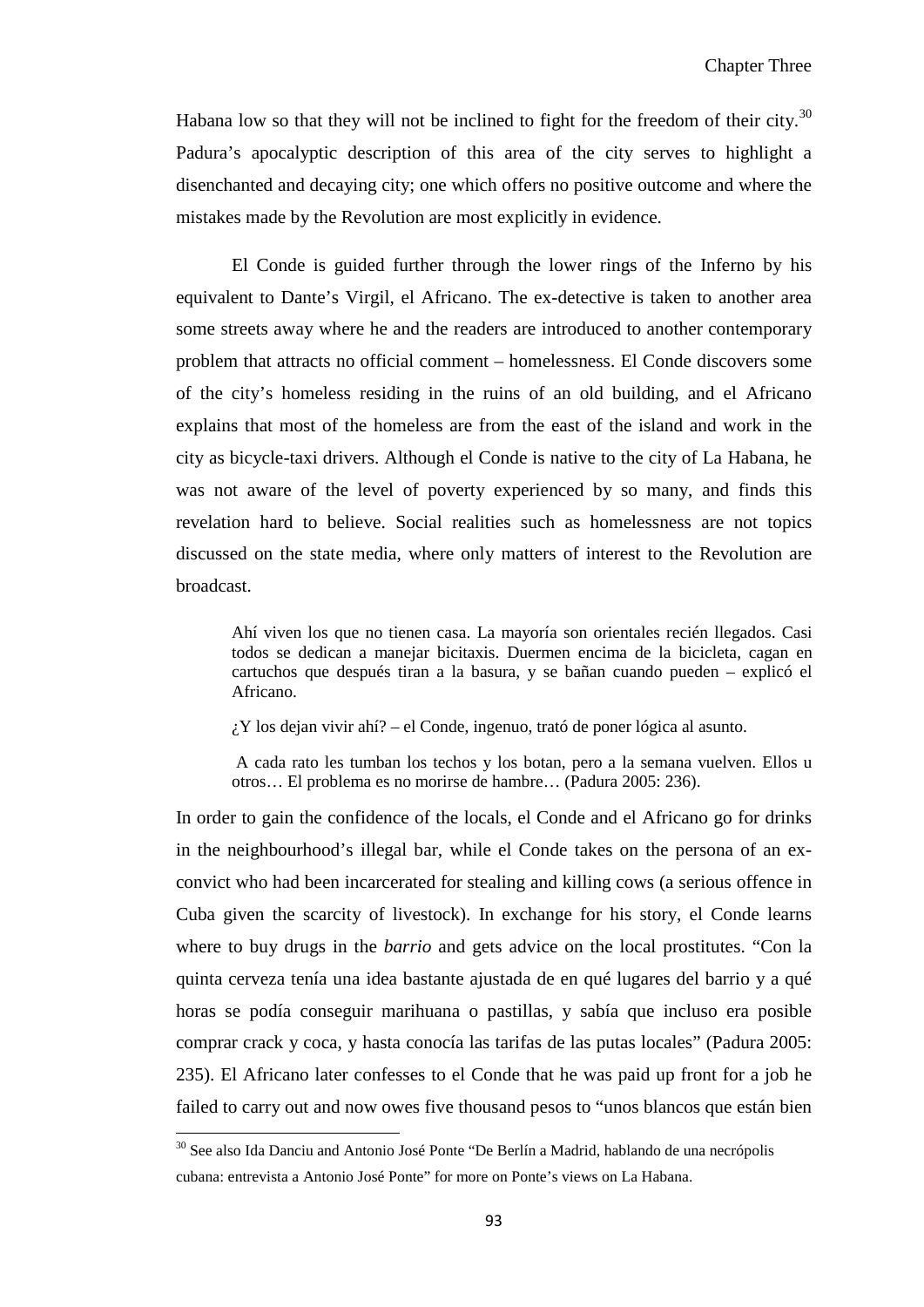Habana low so that they will not be inclined to fight for the freedom of their city.[30] Padura's apocalyptic description of this area of the city serves to highlight a disenchanted and decaying city; one which offers no positive outcome and where the mistakes made by the Revolution are most explicitly in evidence.

El Conde is guided further through the lower rings of the Inferno by his equivalent to Dante's Virgil, el Africano. The ex-detective is taken to another area some streets away where he and the readers are introduced to another contemporary problem that attracts no official comment – homelessness. El Conde discovers some of the city's homeless residing in the ruins of an old building, and el Africano explains that most of the homeless are from the east of the island and work in the city as bicycle-taxi drivers. Although el Conde is native to the city of La Habana, he was not aware of the level of poverty experienced by so many, and finds this revelation hard to believe. Social realities such as homelessness are not topics discussed on the state media, where only matters of interest to the Revolution are broadcast.

> Ahí viven los que no tienen casa. La mayoría son orientales recién llegados. Casi todos se dedican a manejar bicitaxis. Duermen encima de la bicicleta, cagan en cartuchos que después tiran a la basura, y se bañan cuando pueden – explicó el Africano.
>
> ¿Y los dejan vivir ahí? – el Conde, ingenuo, trató de poner lógica al asunto.
>
> A cada rato les tumban los techos y los botan, pero a la semana vuelven. Ellos u otros… El problema es no morirse de hambre… (Padura 2005: 236).

In order to gain the confidence of the locals, el Conde and el Africano go for drinks in the neighbourhood's illegal bar, while el Conde takes on the persona of an ex-convict who had been incarcerated for stealing and killing cows (a serious offence in Cuba given the scarcity of livestock). In exchange for his story, el Conde learns where to buy drugs in the *barrio* and gets advice on the local prostitutes. "Con la quinta cerveza tenía una idea bastante ajustada de en qué lugares del barrio y a qué horas se podía conseguir marihuana o pastillas, y sabía que incluso era posible comprar crack y coca, y hasta conocía las tarifas de las putas locales" (Padura 2005: 235). El Africano later confesses to el Conde that he was paid up front for a job he failed to carry out and now owes five thousand pesos to "unos blancos que están bien

[30] See also Ida Danciu and Antonio José Ponte "De Berlín a Madrid, hablando de una necrópolis cubana: entrevista a Antonio José Ponte" for more on Ponte's views on La Habana.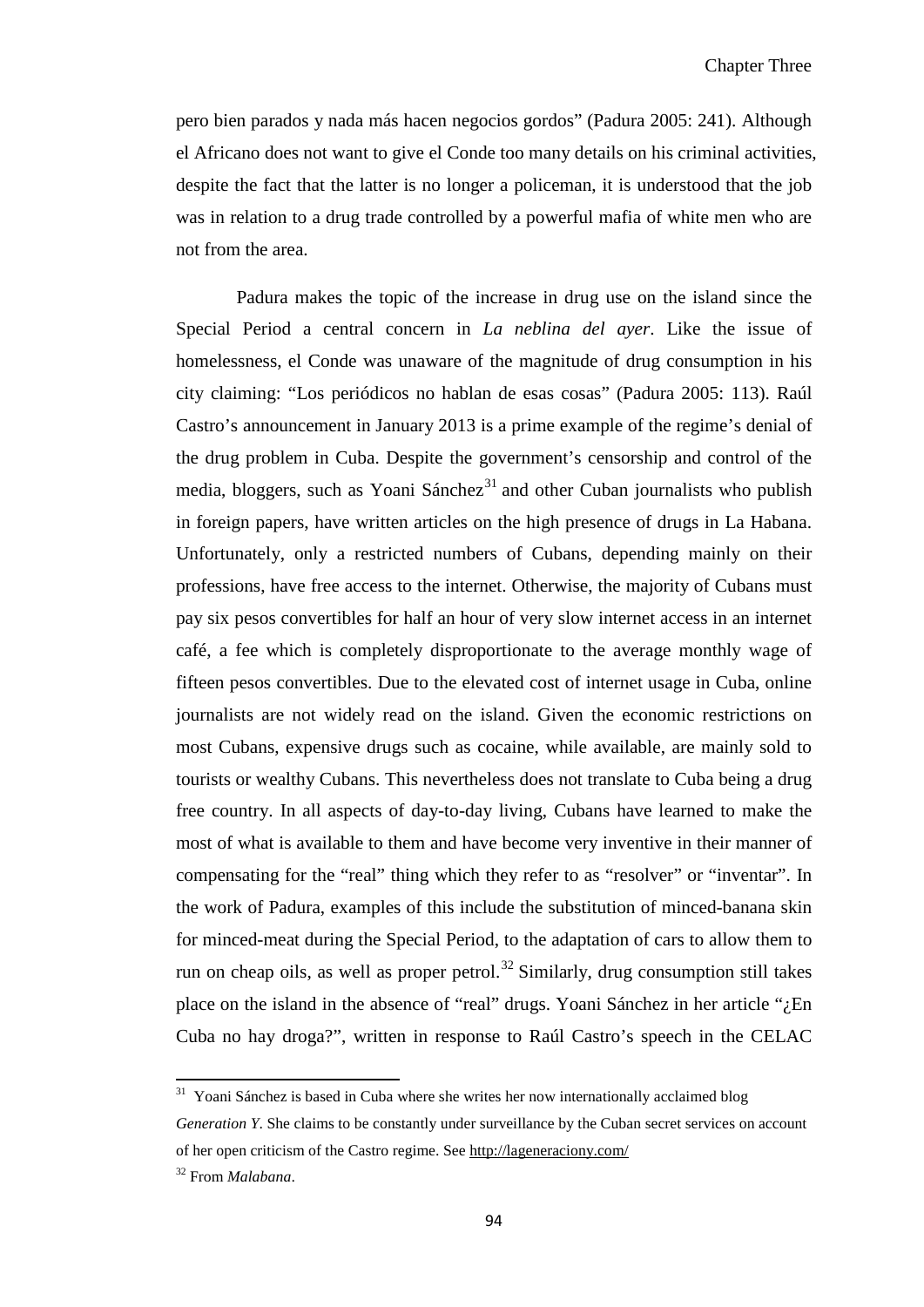pero bien parados y nada más hacen negocios gordos" (Padura 2005: 241). Although el Africano does not want to give el Conde too many details on his criminal activities, despite the fact that the latter is no longer a policeman, it is understood that the job was in relation to a drug trade controlled by a powerful mafia of white men who are not from the area.

Padura makes the topic of the increase in drug use on the island since the Special Period a central concern in *La neblina del ayer*. Like the issue of homelessness, el Conde was unaware of the magnitude of drug consumption in his city claiming: "Los periódicos no hablan de esas cosas" (Padura 2005: 113). Raúl Castro's announcement in January 2013 is a prime example of the regime's denial of the drug problem in Cuba. Despite the government's censorship and control of the media, bloggers, such as Yoani Sánchez[31] and other Cuban journalists who publish in foreign papers, have written articles on the high presence of drugs in La Habana. Unfortunately, only a restricted numbers of Cubans, depending mainly on their professions, have free access to the internet. Otherwise, the majority of Cubans must pay six pesos convertibles for half an hour of very slow internet access in an internet café, a fee which is completely disproportionate to the average monthly wage of fifteen pesos convertibles. Due to the elevated cost of internet usage in Cuba, online journalists are not widely read on the island. Given the economic restrictions on most Cubans, expensive drugs such as cocaine, while available, are mainly sold to tourists or wealthy Cubans. This nevertheless does not translate to Cuba being a drug free country. In all aspects of day-to-day living, Cubans have learned to make the most of what is available to them and have become very inventive in their manner of compensating for the "real" thing which they refer to as "resolver" or "inventar". In the work of Padura, examples of this include the substitution of minced-banana skin for minced-meat during the Special Period, to the adaptation of cars to allow them to run on cheap oils, as well as proper petrol.[32] Similarly, drug consumption still takes place on the island in the absence of "real" drugs. Yoani Sánchez in her article "¿En Cuba no hay droga?", written in response to Raúl Castro's speech in the CELAC

---

[31] Yoani Sánchez is based in Cuba where she writes her now internationally acclaimed blog *Generation Y*. She claims to be constantly under surveillance by the Cuban secret services on account of her open criticism of the Castro regime. See http://lageneraciony.com/

[32] From *Malabana*.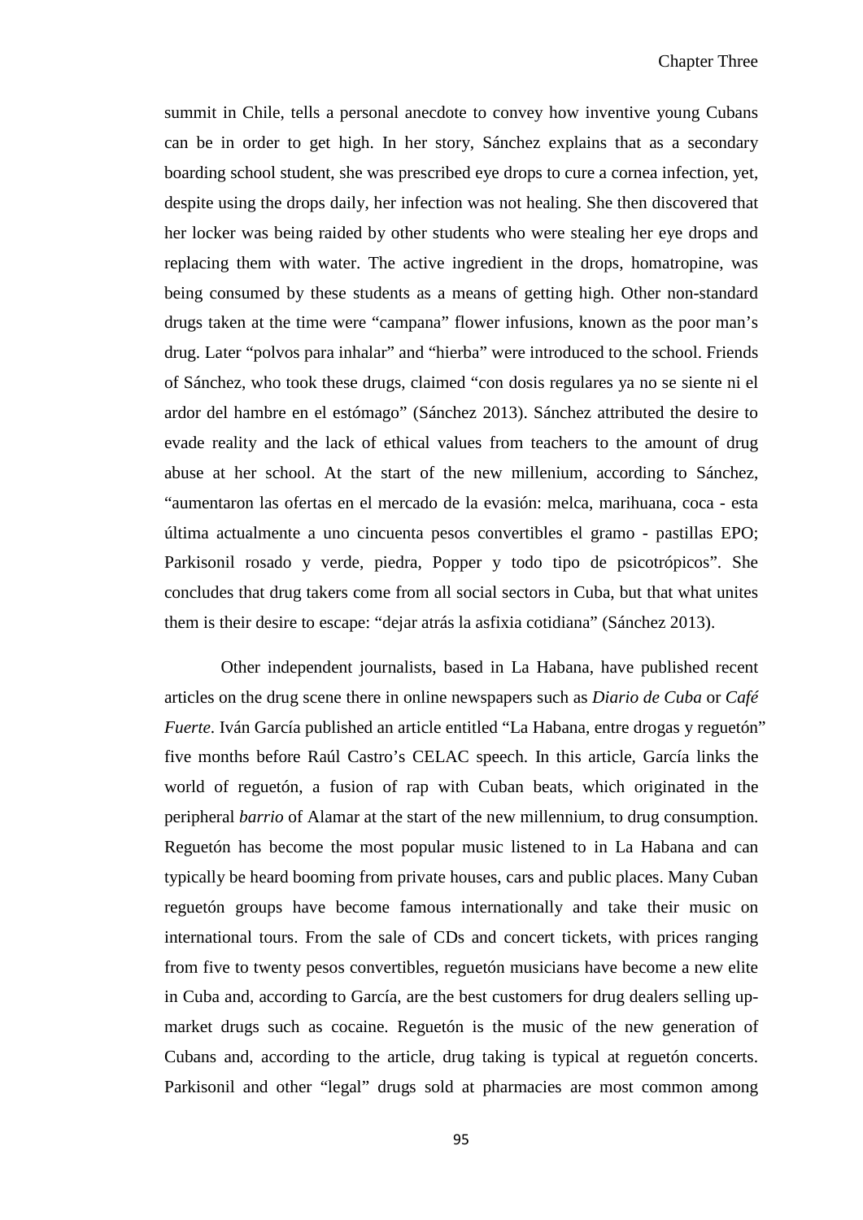summit in Chile, tells a personal anecdote to convey how inventive young Cubans can be in order to get high. In her story, Sánchez explains that as a secondary boarding school student, she was prescribed eye drops to cure a cornea infection, yet, despite using the drops daily, her infection was not healing. She then discovered that her locker was being raided by other students who were stealing her eye drops and replacing them with water. The active ingredient in the drops, homatropine, was being consumed by these students as a means of getting high. Other non-standard drugs taken at the time were "campana" flower infusions, known as the poor man's drug. Later "polvos para inhalar" and "hierba" were introduced to the school. Friends of Sánchez, who took these drugs, claimed "con dosis regulares ya no se siente ni el ardor del hambre en el estómago" (Sánchez 2013). Sánchez attributed the desire to evade reality and the lack of ethical values from teachers to the amount of drug abuse at her school. At the start of the new millenium, according to Sánchez, "aumentaron las ofertas en el mercado de la evasión: melca, marihuana, coca - esta última actualmente a uno cincuenta pesos convertibles el gramo - pastillas EPO; Parkisonil rosado y verde, piedra, Popper y todo tipo de psicotrópicos". She concludes that drug takers come from all social sectors in Cuba, but that what unites them is their desire to escape: "dejar atrás la asfixia cotidiana" (Sánchez 2013).

Other independent journalists, based in La Habana, have published recent articles on the drug scene there in online newspapers such as *Diario de Cuba* or *Café Fuerte*. Iván García published an article entitled "La Habana, entre drogas y reguetón" five months before Raúl Castro's CELAC speech. In this article, García links the world of reguetón, a fusion of rap with Cuban beats, which originated in the peripheral *barrio* of Alamar at the start of the new millennium, to drug consumption. Reguetón has become the most popular music listened to in La Habana and can typically be heard booming from private houses, cars and public places. Many Cuban reguetón groups have become famous internationally and take their music on international tours. From the sale of CDs and concert tickets, with prices ranging from five to twenty pesos convertibles, reguetón musicians have become a new elite in Cuba and, according to García, are the best customers for drug dealers selling up-market drugs such as cocaine. Reguetón is the music of the new generation of Cubans and, according to the article, drug taking is typical at reguetón concerts. Parkisonil and other "legal" drugs sold at pharmacies are most common among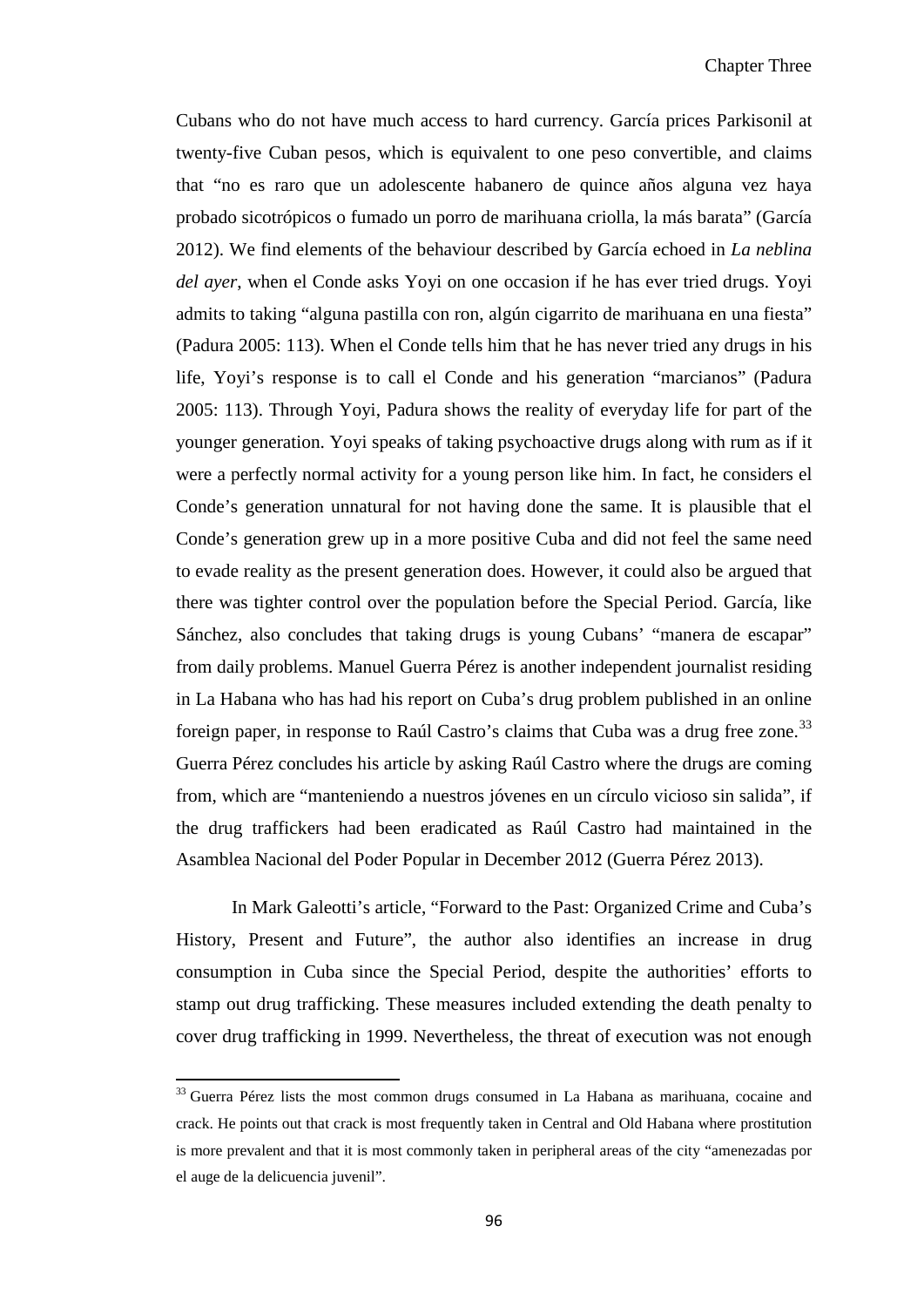Cubans who do not have much access to hard currency. García prices Parkisonil at twenty-five Cuban pesos, which is equivalent to one peso convertible, and claims that "no es raro que un adolescente habanero de quince años alguna vez haya probado sicotrópicos o fumado un porro de marihuana criolla, la más barata" (García 2012). We find elements of the behaviour described by García echoed in *La neblina del ayer*, when el Conde asks Yoyi on one occasion if he has ever tried drugs. Yoyi admits to taking "alguna pastilla con ron, algún cigarrito de marihuana en una fiesta" (Padura 2005: 113). When el Conde tells him that he has never tried any drugs in his life, Yoyi's response is to call el Conde and his generation "marcianos" (Padura 2005: 113). Through Yoyi, Padura shows the reality of everyday life for part of the younger generation. Yoyi speaks of taking psychoactive drugs along with rum as if it were a perfectly normal activity for a young person like him. In fact, he considers el Conde's generation unnatural for not having done the same. It is plausible that el Conde's generation grew up in a more positive Cuba and did not feel the same need to evade reality as the present generation does. However, it could also be argued that there was tighter control over the population before the Special Period. García, like Sánchez, also concludes that taking drugs is young Cubans' "manera de escapar" from daily problems. Manuel Guerra Pérez is another independent journalist residing in La Habana who has had his report on Cuba's drug problem published in an online foreign paper, in response to Raúl Castro's claims that Cuba was a drug free zone.[33] Guerra Pérez concludes his article by asking Raúl Castro where the drugs are coming from, which are "manteniendo a nuestros jóvenes en un círculo vicioso sin salida", if the drug traffickers had been eradicated as Raúl Castro had maintained in the Asamblea Nacional del Poder Popular in December 2012 (Guerra Pérez 2013).

In Mark Galeotti's article, "Forward to the Past: Organized Crime and Cuba's History, Present and Future", the author also identifies an increase in drug consumption in Cuba since the Special Period, despite the authorities' efforts to stamp out drug trafficking. These measures included extending the death penalty to cover drug trafficking in 1999. Nevertheless, the threat of execution was not enough

---

[33] Guerra Pérez lists the most common drugs consumed in La Habana as marihuana, cocaine and crack. He points out that crack is most frequently taken in Central and Old Habana where prostitution is more prevalent and that it is most commonly taken in peripheral areas of the city "amenezadas por el auge de la delicuencia juvenil".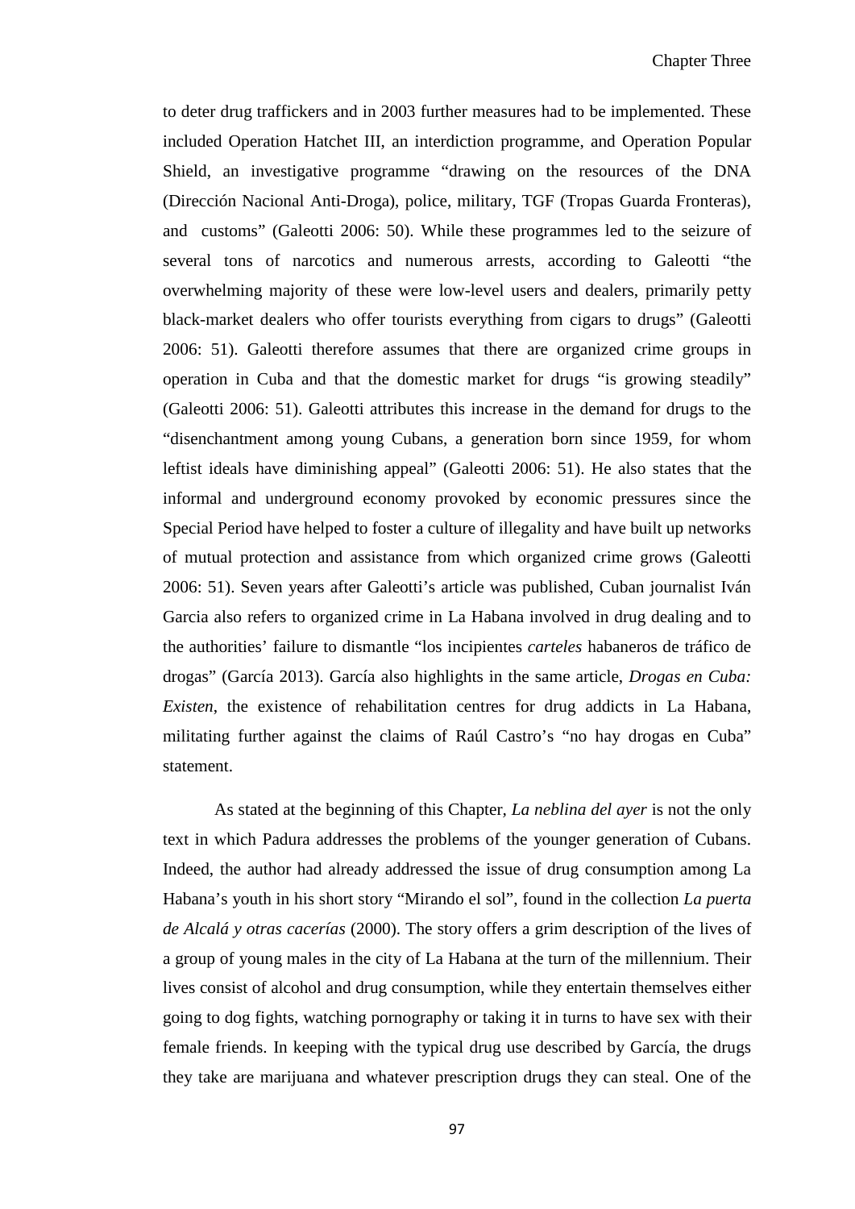to deter drug traffickers and in 2003 further measures had to be implemented. These included Operation Hatchet III, an interdiction programme, and Operation Popular Shield, an investigative programme "drawing on the resources of the DNA (Dirección Nacional Anti-Droga), police, military, TGF (Tropas Guarda Fronteras), and customs" (Galeotti 2006: 50). While these programmes led to the seizure of several tons of narcotics and numerous arrests, according to Galeotti "the overwhelming majority of these were low-level users and dealers, primarily petty black-market dealers who offer tourists everything from cigars to drugs" (Galeotti 2006: 51). Galeotti therefore assumes that there are organized crime groups in operation in Cuba and that the domestic market for drugs "is growing steadily" (Galeotti 2006: 51). Galeotti attributes this increase in the demand for drugs to the "disenchantment among young Cubans, a generation born since 1959, for whom leftist ideals have diminishing appeal" (Galeotti 2006: 51). He also states that the informal and underground economy provoked by economic pressures since the Special Period have helped to foster a culture of illegality and have built up networks of mutual protection and assistance from which organized crime grows (Galeotti 2006: 51). Seven years after Galeotti's article was published, Cuban journalist Iván Garcia also refers to organized crime in La Habana involved in drug dealing and to the authorities' failure to dismantle "los incipientes *carteles* habaneros de tráfico de drogas" (García 2013). García also highlights in the same article, *Drogas en Cuba: Existen*, the existence of rehabilitation centres for drug addicts in La Habana, militating further against the claims of Raúl Castro's "no hay drogas en Cuba" statement.

As stated at the beginning of this Chapter, *La neblina del ayer* is not the only text in which Padura addresses the problems of the younger generation of Cubans. Indeed, the author had already addressed the issue of drug consumption among La Habana's youth in his short story "Mirando el sol", found in the collection *La puerta de Alcalá y otras cacerías* (2000). The story offers a grim description of the lives of a group of young males in the city of La Habana at the turn of the millennium. Their lives consist of alcohol and drug consumption, while they entertain themselves either going to dog fights, watching pornography or taking it in turns to have sex with their female friends. In keeping with the typical drug use described by García, the drugs they take are marijuana and whatever prescription drugs they can steal. One of the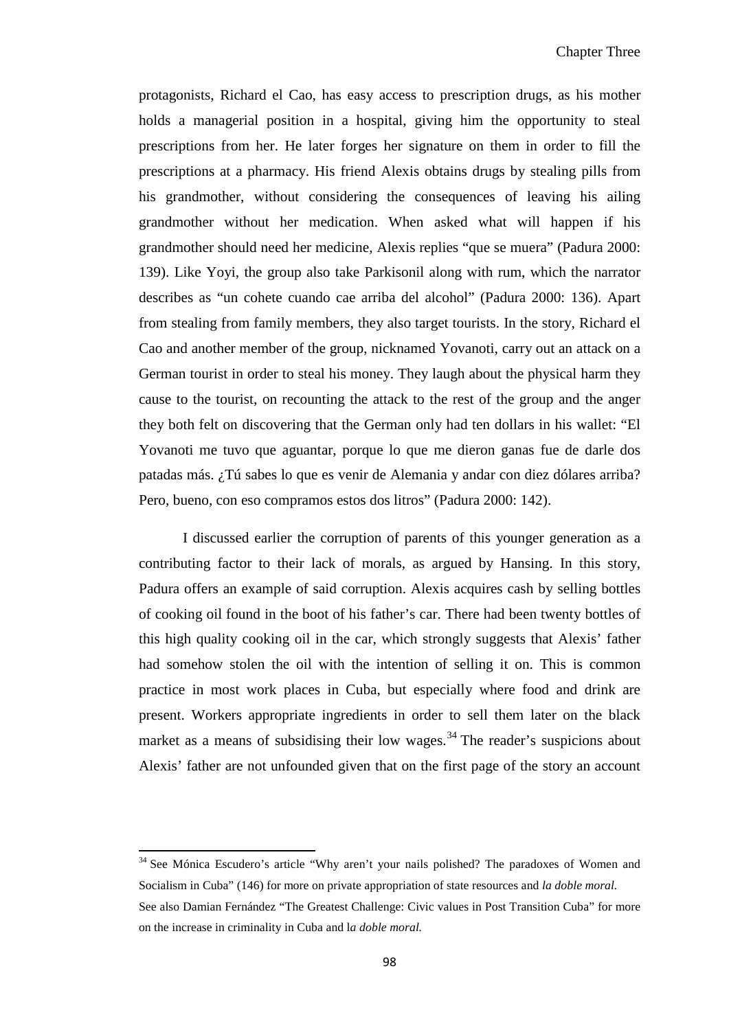protagonists, Richard el Cao, has easy access to prescription drugs, as his mother holds a managerial position in a hospital, giving him the opportunity to steal prescriptions from her. He later forges her signature on them in order to fill the prescriptions at a pharmacy. His friend Alexis obtains drugs by stealing pills from his grandmother, without considering the consequences of leaving his ailing grandmother without her medication. When asked what will happen if his grandmother should need her medicine, Alexis replies "que se muera" (Padura 2000: 139). Like Yoyi, the group also take Parkisonil along with rum, which the narrator describes as "un cohete cuando cae arriba del alcohol" (Padura 2000: 136). Apart from stealing from family members, they also target tourists. In the story, Richard el Cao and another member of the group, nicknamed Yovanoti, carry out an attack on a German tourist in order to steal his money. They laugh about the physical harm they cause to the tourist, on recounting the attack to the rest of the group and the anger they both felt on discovering that the German only had ten dollars in his wallet: "El Yovanoti me tuvo que aguantar, porque lo que me dieron ganas fue de darle dos patadas más. ¿Tú sabes lo que es venir de Alemania y andar con diez dólares arriba? Pero, bueno, con eso compramos estos dos litros" (Padura 2000: 142).

I discussed earlier the corruption of parents of this younger generation as a contributing factor to their lack of morals, as argued by Hansing. In this story, Padura offers an example of said corruption. Alexis acquires cash by selling bottles of cooking oil found in the boot of his father's car. There had been twenty bottles of this high quality cooking oil in the car, which strongly suggests that Alexis' father had somehow stolen the oil with the intention of selling it on. This is common practice in most work places in Cuba, but especially where food and drink are present. Workers appropriate ingredients in order to sell them later on the black market as a means of subsidising their low wages.[34] The reader's suspicions about Alexis' father are not unfounded given that on the first page of the story an account

[34] See Mónica Escudero's article "Why aren't your nails polished? The paradoxes of Women and Socialism in Cuba" (146) for more on private appropriation of state resources and *la doble moral.*
See also Damian Fernández "The Greatest Challenge: Civic values in Post Transition Cuba" for more on the increase in criminality in Cuba and l*a doble moral.*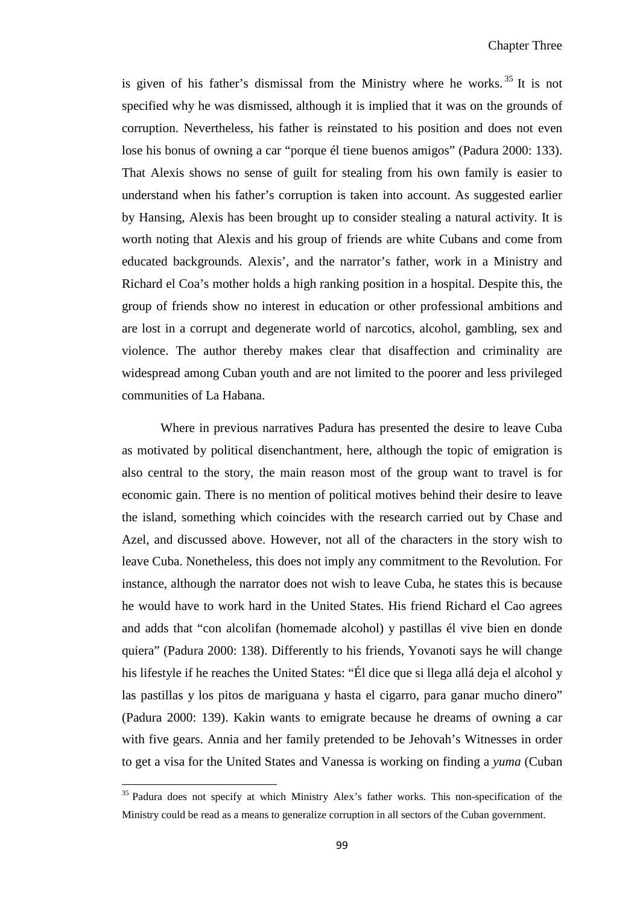is given of his father's dismissal from the Ministry where he works.[35] It is not specified why he was dismissed, although it is implied that it was on the grounds of corruption. Nevertheless, his father is reinstated to his position and does not even lose his bonus of owning a car "porque él tiene buenos amigos" (Padura 2000: 133). That Alexis shows no sense of guilt for stealing from his own family is easier to understand when his father's corruption is taken into account. As suggested earlier by Hansing, Alexis has been brought up to consider stealing a natural activity. It is worth noting that Alexis and his group of friends are white Cubans and come from educated backgrounds. Alexis', and the narrator's father, work in a Ministry and Richard el Coa's mother holds a high ranking position in a hospital. Despite this, the group of friends show no interest in education or other professional ambitions and are lost in a corrupt and degenerate world of narcotics, alcohol, gambling, sex and violence. The author thereby makes clear that disaffection and criminality are widespread among Cuban youth and are not limited to the poorer and less privileged communities of La Habana.

Where in previous narratives Padura has presented the desire to leave Cuba as motivated by political disenchantment, here, although the topic of emigration is also central to the story, the main reason most of the group want to travel is for economic gain. There is no mention of political motives behind their desire to leave the island, something which coincides with the research carried out by Chase and Azel, and discussed above. However, not all of the characters in the story wish to leave Cuba. Nonetheless, this does not imply any commitment to the Revolution. For instance, although the narrator does not wish to leave Cuba, he states this is because he would have to work hard in the United States. His friend Richard el Cao agrees and adds that "con alcolifan (homemade alcohol) y pastillas él vive bien en donde quiera" (Padura 2000: 138). Differently to his friends, Yovanoti says he will change his lifestyle if he reaches the United States: "Él dice que si llega allá deja el alcohol y las pastillas y los pitos de mariguana y hasta el cigarro, para ganar mucho dinero" (Padura 2000: 139). Kakin wants to emigrate because he dreams of owning a car with five gears. Annia and her family pretended to be Jehovah's Witnesses in order to get a visa for the United States and Vanessa is working on finding a *yuma* (Cuban

[35] Padura does not specify at which Ministry Alex's father works. This non-specification of the Ministry could be read as a means to generalize corruption in all sectors of the Cuban government.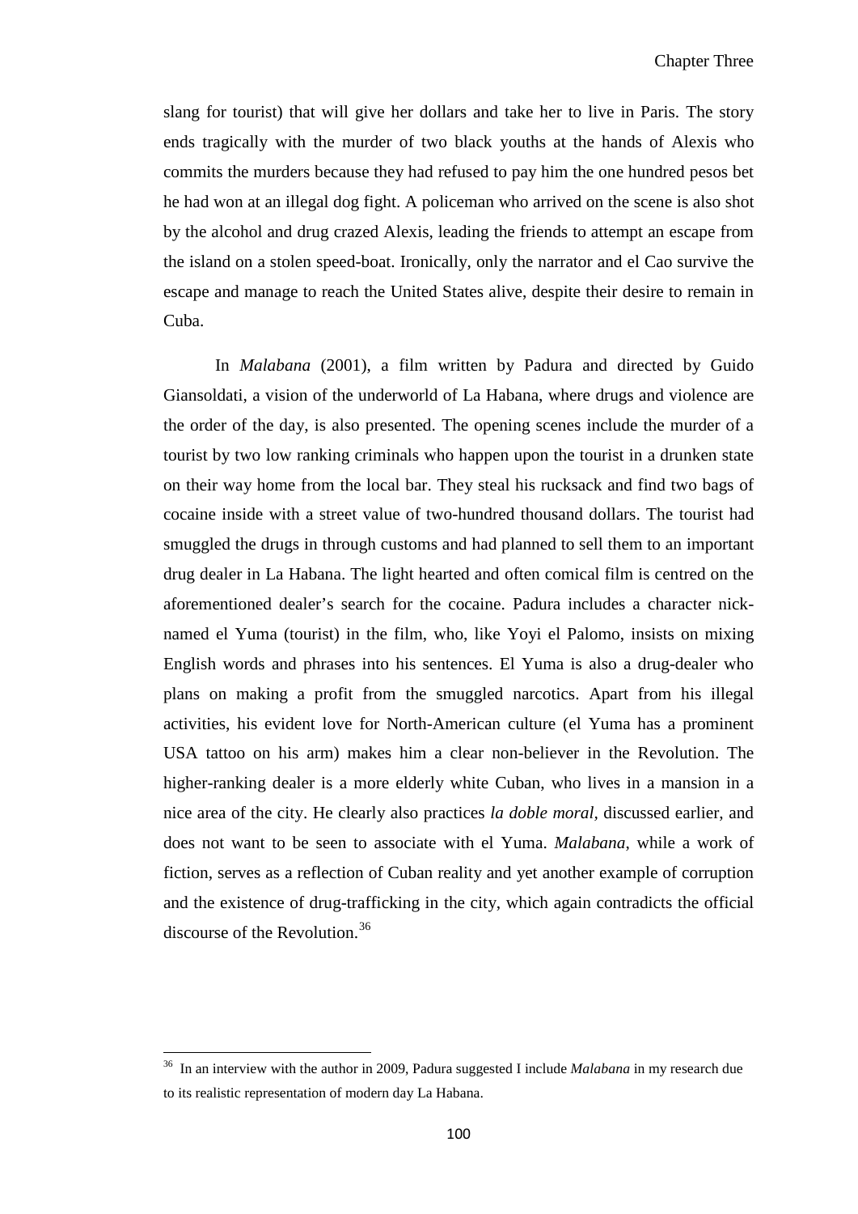slang for tourist) that will give her dollars and take her to live in Paris. The story ends tragically with the murder of two black youths at the hands of Alexis who commits the murders because they had refused to pay him the one hundred pesos bet he had won at an illegal dog fight. A policeman who arrived on the scene is also shot by the alcohol and drug crazed Alexis, leading the friends to attempt an escape from the island on a stolen speed-boat. Ironically, only the narrator and el Cao survive the escape and manage to reach the United States alive, despite their desire to remain in Cuba.

In *Malabana* (2001), a film written by Padura and directed by Guido Giansoldati, a vision of the underworld of La Habana, where drugs and violence are the order of the day, is also presented. The opening scenes include the murder of a tourist by two low ranking criminals who happen upon the tourist in a drunken state on their way home from the local bar. They steal his rucksack and find two bags of cocaine inside with a street value of two-hundred thousand dollars. The tourist had smuggled the drugs in through customs and had planned to sell them to an important drug dealer in La Habana. The light hearted and often comical film is centred on the aforementioned dealer's search for the cocaine. Padura includes a character nick-named el Yuma (tourist) in the film, who, like Yoyi el Palomo, insists on mixing English words and phrases into his sentences. El Yuma is also a drug-dealer who plans on making a profit from the smuggled narcotics. Apart from his illegal activities, his evident love for North-American culture (el Yuma has a prominent USA tattoo on his arm) makes him a clear non-believer in the Revolution. The higher-ranking dealer is a more elderly white Cuban, who lives in a mansion in a nice area of the city. He clearly also practices *la doble moral*, discussed earlier, and does not want to be seen to associate with el Yuma. *Malabana*, while a work of fiction, serves as a reflection of Cuban reality and yet another example of corruption and the existence of drug-trafficking in the city, which again contradicts the official discourse of the Revolution.[36]

---

[36] In an interview with the author in 2009, Padura suggested I include *Malabana* in my research due to its realistic representation of modern day La Habana.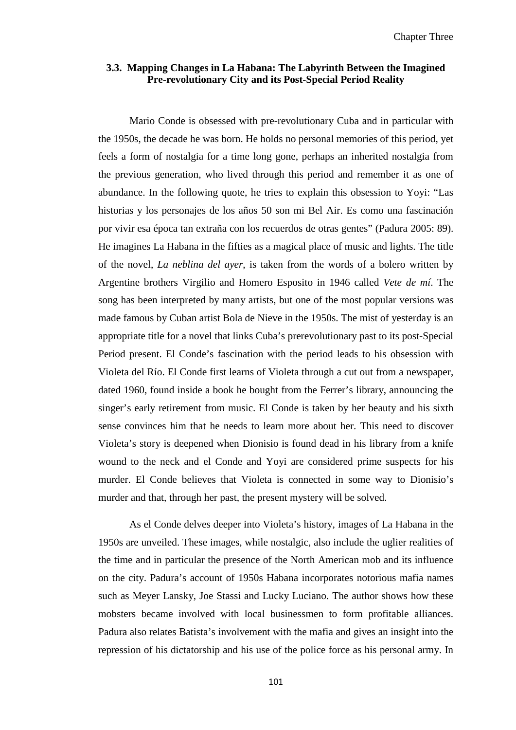### 3.3. Mapping Changes in La Habana: The Labyrinth Between the Imagined Pre-revolutionary City and its Post-Special Period Reality

Mario Conde is obsessed with pre-revolutionary Cuba and in particular with the 1950s, the decade he was born. He holds no personal memories of this period, yet feels a form of nostalgia for a time long gone, perhaps an inherited nostalgia from the previous generation, who lived through this period and remember it as one of abundance. In the following quote, he tries to explain this obsession to Yoyi: "Las historias y los personajes de los años 50 son mi Bel Air. Es como una fascinación por vivir esa época tan extraña con los recuerdos de otras gentes" (Padura 2005: 89). He imagines La Habana in the fifties as a magical place of music and lights. The title of the novel, *La neblina del ayer*, is taken from the words of a bolero written by Argentine brothers Virgilio and Homero Esposito in 1946 called *Vete de mí*. The song has been interpreted by many artists, but one of the most popular versions was made famous by Cuban artist Bola de Nieve in the 1950s. The mist of yesterday is an appropriate title for a novel that links Cuba's prerevolutionary past to its post-Special Period present. El Conde's fascination with the period leads to his obsession with Violeta del Río. El Conde first learns of Violeta through a cut out from a newspaper, dated 1960, found inside a book he bought from the Ferrer's library, announcing the singer's early retirement from music. El Conde is taken by her beauty and his sixth sense convinces him that he needs to learn more about her. This need to discover Violeta's story is deepened when Dionisio is found dead in his library from a knife wound to the neck and el Conde and Yoyi are considered prime suspects for his murder. El Conde believes that Violeta is connected in some way to Dionisio's murder and that, through her past, the present mystery will be solved.

As el Conde delves deeper into Violeta's history, images of La Habana in the 1950s are unveiled. These images, while nostalgic, also include the uglier realities of the time and in particular the presence of the North American mob and its influence on the city. Padura's account of 1950s Habana incorporates notorious mafia names such as Meyer Lansky, Joe Stassi and Lucky Luciano. The author shows how these mobsters became involved with local businessmen to form profitable alliances. Padura also relates Batista's involvement with the mafia and gives an insight into the repression of his dictatorship and his use of the police force as his personal army. In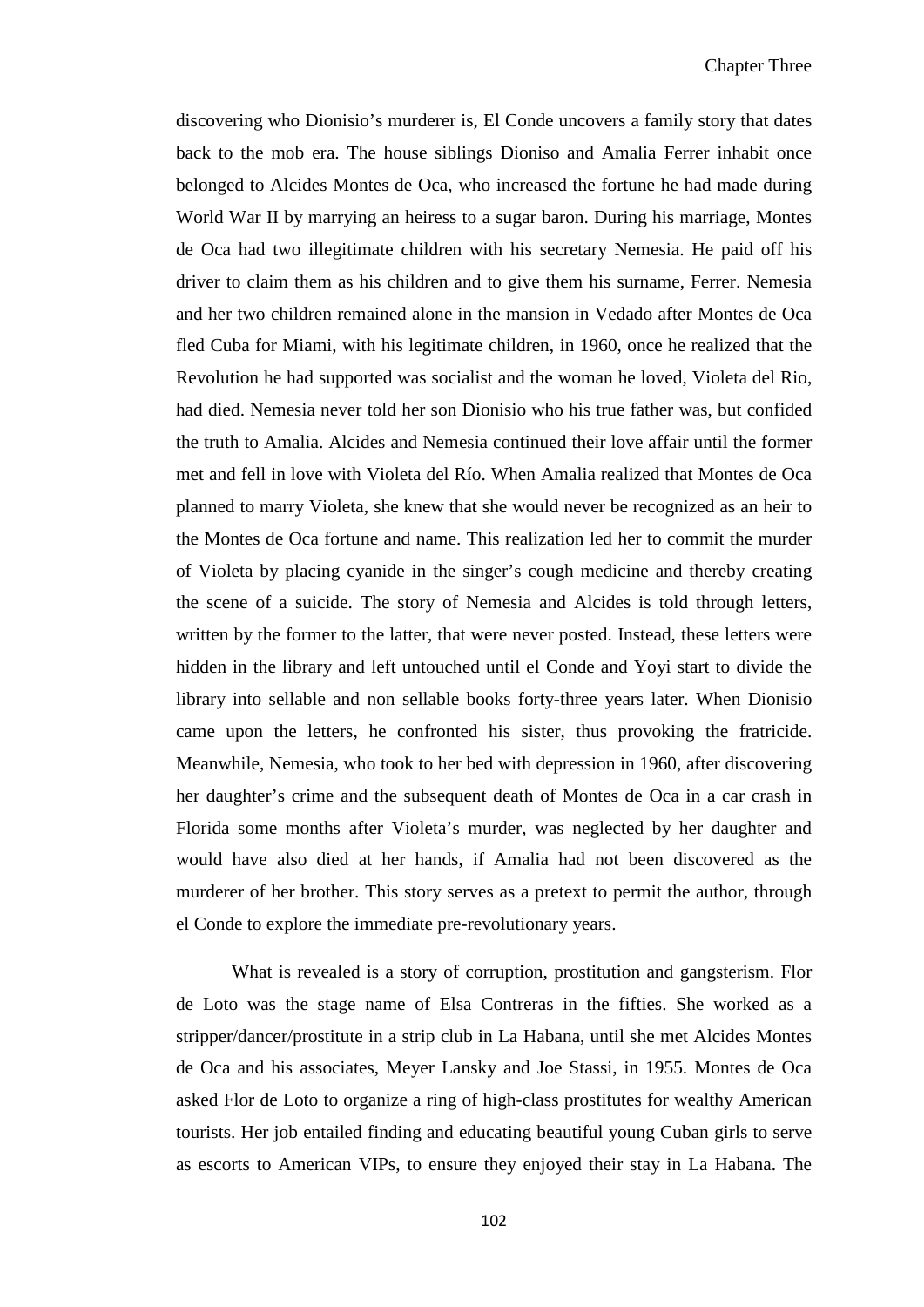discovering who Dionisio's murderer is, El Conde uncovers a family story that dates back to the mob era. The house siblings Dioniso and Amalia Ferrer inhabit once belonged to Alcides Montes de Oca, who increased the fortune he had made during World War II by marrying an heiress to a sugar baron. During his marriage, Montes de Oca had two illegitimate children with his secretary Nemesia. He paid off his driver to claim them as his children and to give them his surname, Ferrer. Nemesia and her two children remained alone in the mansion in Vedado after Montes de Oca fled Cuba for Miami, with his legitimate children, in 1960, once he realized that the Revolution he had supported was socialist and the woman he loved, Violeta del Rio, had died. Nemesia never told her son Dionisio who his true father was, but confided the truth to Amalia. Alcides and Nemesia continued their love affair until the former met and fell in love with Violeta del Río. When Amalia realized that Montes de Oca planned to marry Violeta, she knew that she would never be recognized as an heir to the Montes de Oca fortune and name. This realization led her to commit the murder of Violeta by placing cyanide in the singer's cough medicine and thereby creating the scene of a suicide. The story of Nemesia and Alcides is told through letters, written by the former to the latter, that were never posted. Instead, these letters were hidden in the library and left untouched until el Conde and Yoyi start to divide the library into sellable and non sellable books forty-three years later. When Dionisio came upon the letters, he confronted his sister, thus provoking the fratricide. Meanwhile, Nemesia, who took to her bed with depression in 1960, after discovering her daughter's crime and the subsequent death of Montes de Oca in a car crash in Florida some months after Violeta's murder, was neglected by her daughter and would have also died at her hands, if Amalia had not been discovered as the murderer of her brother. This story serves as a pretext to permit the author, through el Conde to explore the immediate pre-revolutionary years.

What is revealed is a story of corruption, prostitution and gangsterism. Flor de Loto was the stage name of Elsa Contreras in the fifties. She worked as a stripper/dancer/prostitute in a strip club in La Habana, until she met Alcides Montes de Oca and his associates, Meyer Lansky and Joe Stassi, in 1955. Montes de Oca asked Flor de Loto to organize a ring of high-class prostitutes for wealthy American tourists. Her job entailed finding and educating beautiful young Cuban girls to serve as escorts to American VIPs, to ensure they enjoyed their stay in La Habana. The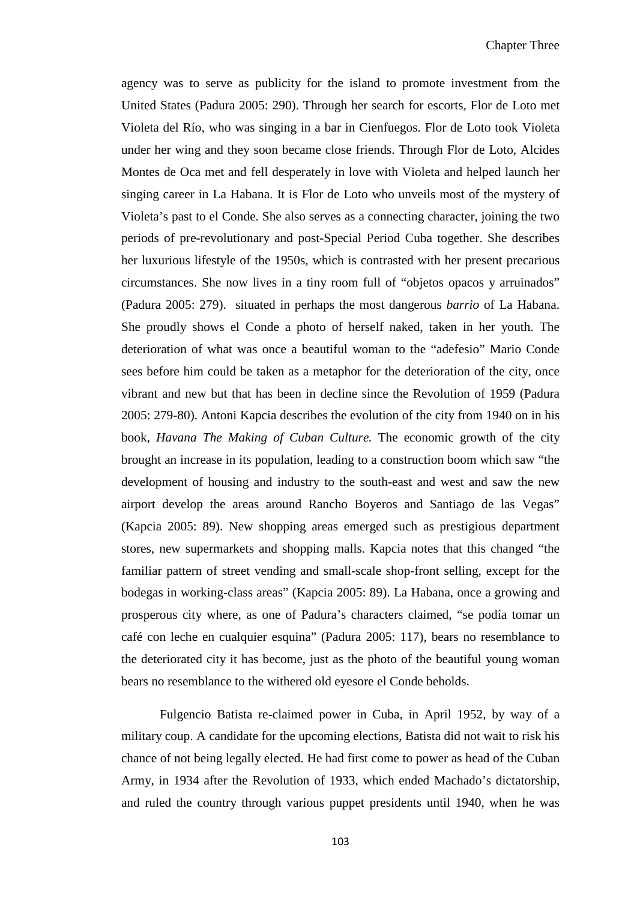agency was to serve as publicity for the island to promote investment from the United States (Padura 2005: 290). Through her search for escorts, Flor de Loto met Violeta del Río, who was singing in a bar in Cienfuegos. Flor de Loto took Violeta under her wing and they soon became close friends. Through Flor de Loto, Alcides Montes de Oca met and fell desperately in love with Violeta and helped launch her singing career in La Habana. It is Flor de Loto who unveils most of the mystery of Violeta's past to el Conde. She also serves as a connecting character, joining the two periods of pre-revolutionary and post-Special Period Cuba together. She describes her luxurious lifestyle of the 1950s, which is contrasted with her present precarious circumstances. She now lives in a tiny room full of "objetos opacos y arruinados" (Padura 2005: 279). situated in perhaps the most dangerous *barrio* of La Habana. She proudly shows el Conde a photo of herself naked, taken in her youth. The deterioration of what was once a beautiful woman to the "adefesio" Mario Conde sees before him could be taken as a metaphor for the deterioration of the city, once vibrant and new but that has been in decline since the Revolution of 1959 (Padura 2005: 279-80). Antoni Kapcia describes the evolution of the city from 1940 on in his book, *Havana The Making of Cuban Culture.* The economic growth of the city brought an increase in its population, leading to a construction boom which saw "the development of housing and industry to the south-east and west and saw the new airport develop the areas around Rancho Boyeros and Santiago de las Vegas" (Kapcia 2005: 89). New shopping areas emerged such as prestigious department stores, new supermarkets and shopping malls. Kapcia notes that this changed "the familiar pattern of street vending and small-scale shop-front selling, except for the bodegas in working-class areas" (Kapcia 2005: 89). La Habana, once a growing and prosperous city where, as one of Padura's characters claimed, "se podía tomar un café con leche en cualquier esquina" (Padura 2005: 117), bears no resemblance to the deteriorated city it has become, just as the photo of the beautiful young woman bears no resemblance to the withered old eyesore el Conde beholds.

Fulgencio Batista re-claimed power in Cuba, in April 1952, by way of a military coup. A candidate for the upcoming elections, Batista did not wait to risk his chance of not being legally elected. He had first come to power as head of the Cuban Army, in 1934 after the Revolution of 1933, which ended Machado's dictatorship, and ruled the country through various puppet presidents until 1940, when he was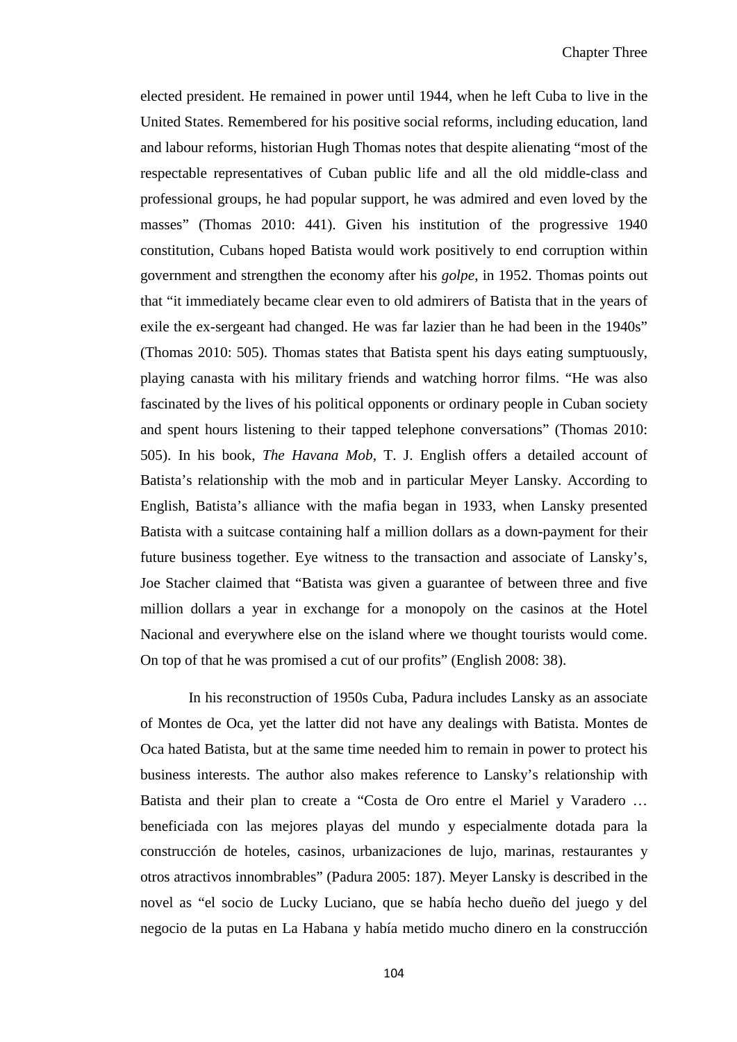elected president. He remained in power until 1944, when he left Cuba to live in the United States. Remembered for his positive social reforms, including education, land and labour reforms, historian Hugh Thomas notes that despite alienating "most of the respectable representatives of Cuban public life and all the old middle-class and professional groups, he had popular support, he was admired and even loved by the masses" (Thomas 2010: 441). Given his institution of the progressive 1940 constitution, Cubans hoped Batista would work positively to end corruption within government and strengthen the economy after his *golpe*, in 1952. Thomas points out that "it immediately became clear even to old admirers of Batista that in the years of exile the ex-sergeant had changed. He was far lazier than he had been in the 1940s" (Thomas 2010: 505). Thomas states that Batista spent his days eating sumptuously, playing canasta with his military friends and watching horror films. "He was also fascinated by the lives of his political opponents or ordinary people in Cuban society and spent hours listening to their tapped telephone conversations" (Thomas 2010: 505). In his book, *The Havana Mob*, T. J. English offers a detailed account of Batista's relationship with the mob and in particular Meyer Lansky. According to English, Batista's alliance with the mafia began in 1933, when Lansky presented Batista with a suitcase containing half a million dollars as a down-payment for their future business together. Eye witness to the transaction and associate of Lansky's, Joe Stacher claimed that "Batista was given a guarantee of between three and five million dollars a year in exchange for a monopoly on the casinos at the Hotel Nacional and everywhere else on the island where we thought tourists would come. On top of that he was promised a cut of our profits" (English 2008: 38).

In his reconstruction of 1950s Cuba, Padura includes Lansky as an associate of Montes de Oca, yet the latter did not have any dealings with Batista. Montes de Oca hated Batista, but at the same time needed him to remain in power to protect his business interests. The author also makes reference to Lansky's relationship with Batista and their plan to create a "Costa de Oro entre el Mariel y Varadero … beneficiada con las mejores playas del mundo y especialmente dotada para la construcción de hoteles, casinos, urbanizaciones de lujo, marinas, restaurantes y otros atractivos innombrables" (Padura 2005: 187). Meyer Lansky is described in the novel as "el socio de Lucky Luciano, que se había hecho dueño del juego y del negocio de la putas en La Habana y había metido mucho dinero en la construcción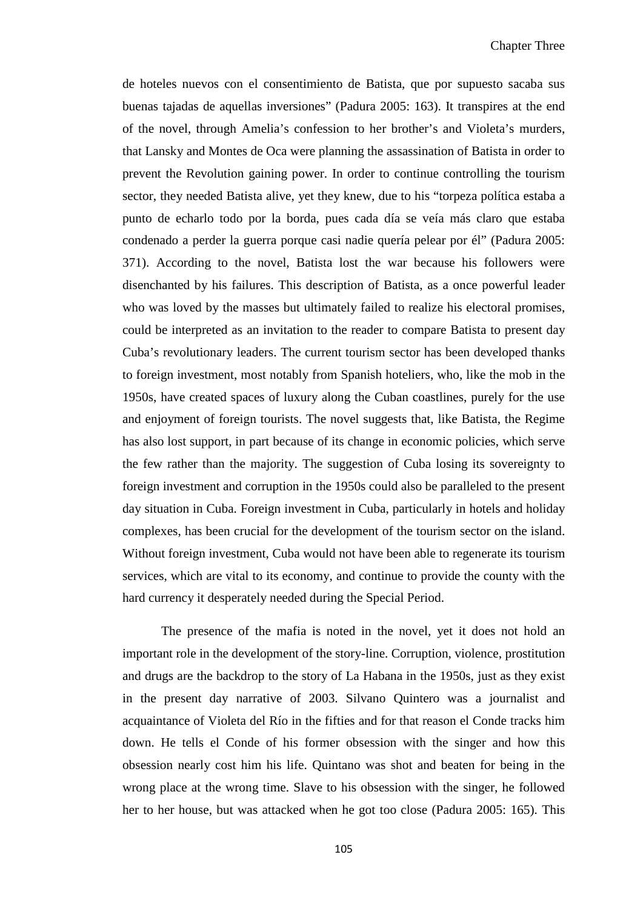de hoteles nuevos con el consentimiento de Batista, que por supuesto sacaba sus buenas tajadas de aquellas inversiones" (Padura 2005: 163). It transpires at the end of the novel, through Amelia's confession to her brother's and Violeta's murders, that Lansky and Montes de Oca were planning the assassination of Batista in order to prevent the Revolution gaining power. In order to continue controlling the tourism sector, they needed Batista alive, yet they knew, due to his "torpeza política estaba a punto de echarlo todo por la borda, pues cada día se veía más claro que estaba condenado a perder la guerra porque casi nadie quería pelear por él" (Padura 2005: 371). According to the novel, Batista lost the war because his followers were disenchanted by his failures. This description of Batista, as a once powerful leader who was loved by the masses but ultimately failed to realize his electoral promises, could be interpreted as an invitation to the reader to compare Batista to present day Cuba's revolutionary leaders. The current tourism sector has been developed thanks to foreign investment, most notably from Spanish hoteliers, who, like the mob in the 1950s, have created spaces of luxury along the Cuban coastlines, purely for the use and enjoyment of foreign tourists. The novel suggests that, like Batista, the Regime has also lost support, in part because of its change in economic policies, which serve the few rather than the majority. The suggestion of Cuba losing its sovereignty to foreign investment and corruption in the 1950s could also be paralleled to the present day situation in Cuba. Foreign investment in Cuba, particularly in hotels and holiday complexes, has been crucial for the development of the tourism sector on the island. Without foreign investment, Cuba would not have been able to regenerate its tourism services, which are vital to its economy, and continue to provide the county with the hard currency it desperately needed during the Special Period.

The presence of the mafia is noted in the novel, yet it does not hold an important role in the development of the story-line. Corruption, violence, prostitution and drugs are the backdrop to the story of La Habana in the 1950s, just as they exist in the present day narrative of 2003. Silvano Quintero was a journalist and acquaintance of Violeta del Río in the fifties and for that reason el Conde tracks him down. He tells el Conde of his former obsession with the singer and how this obsession nearly cost him his life. Quintano was shot and beaten for being in the wrong place at the wrong time. Slave to his obsession with the singer, he followed her to her house, but was attacked when he got too close (Padura 2005: 165). This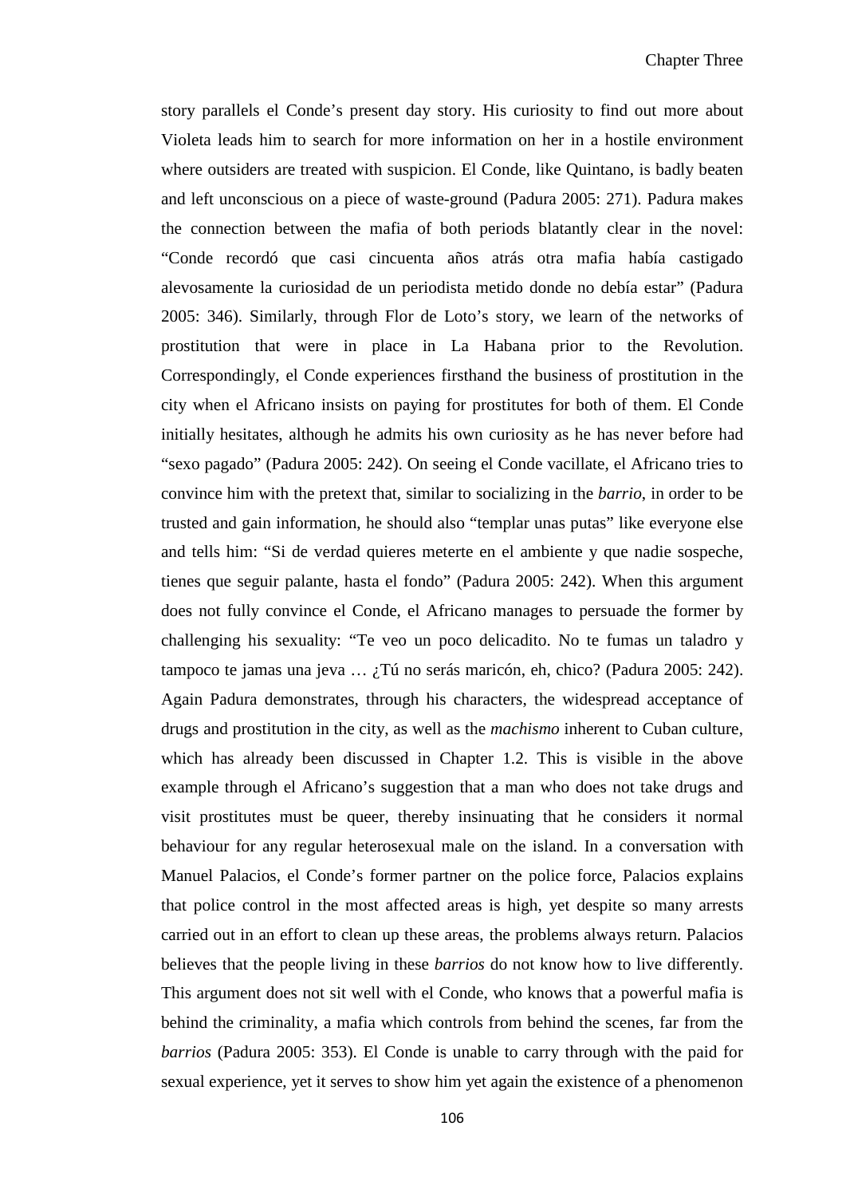story parallels el Conde's present day story. His curiosity to find out more about Violeta leads him to search for more information on her in a hostile environment where outsiders are treated with suspicion. El Conde, like Quintano, is badly beaten and left unconscious on a piece of waste-ground (Padura 2005: 271). Padura makes the connection between the mafia of both periods blatantly clear in the novel: "Conde recordó que casi cincuenta años atrás otra mafia había castigado alevosamente la curiosidad de un periodista metido donde no debía estar" (Padura 2005: 346). Similarly, through Flor de Loto's story, we learn of the networks of prostitution that were in place in La Habana prior to the Revolution. Correspondingly, el Conde experiences firsthand the business of prostitution in the city when el Africano insists on paying for prostitutes for both of them. El Conde initially hesitates, although he admits his own curiosity as he has never before had "sexo pagado" (Padura 2005: 242). On seeing el Conde vacillate, el Africano tries to convince him with the pretext that, similar to socializing in the *barrio*, in order to be trusted and gain information, he should also "templar unas putas" like everyone else and tells him: "Si de verdad quieres meterte en el ambiente y que nadie sospeche, tienes que seguir palante, hasta el fondo" (Padura 2005: 242). When this argument does not fully convince el Conde, el Africano manages to persuade the former by challenging his sexuality: "Te veo un poco delicadito. No te fumas un taladro y tampoco te jamas una jeva … ¿Tú no serás maricón, eh, chico? (Padura 2005: 242). Again Padura demonstrates, through his characters, the widespread acceptance of drugs and prostitution in the city, as well as the *machismo* inherent to Cuban culture, which has already been discussed in Chapter 1.2. This is visible in the above example through el Africano's suggestion that a man who does not take drugs and visit prostitutes must be queer, thereby insinuating that he considers it normal behaviour for any regular heterosexual male on the island. In a conversation with Manuel Palacios, el Conde's former partner on the police force, Palacios explains that police control in the most affected areas is high, yet despite so many arrests carried out in an effort to clean up these areas, the problems always return. Palacios believes that the people living in these *barrios* do not know how to live differently. This argument does not sit well with el Conde, who knows that a powerful mafia is behind the criminality, a mafia which controls from behind the scenes, far from the *barrios* (Padura 2005: 353). El Conde is unable to carry through with the paid for sexual experience, yet it serves to show him yet again the existence of a phenomenon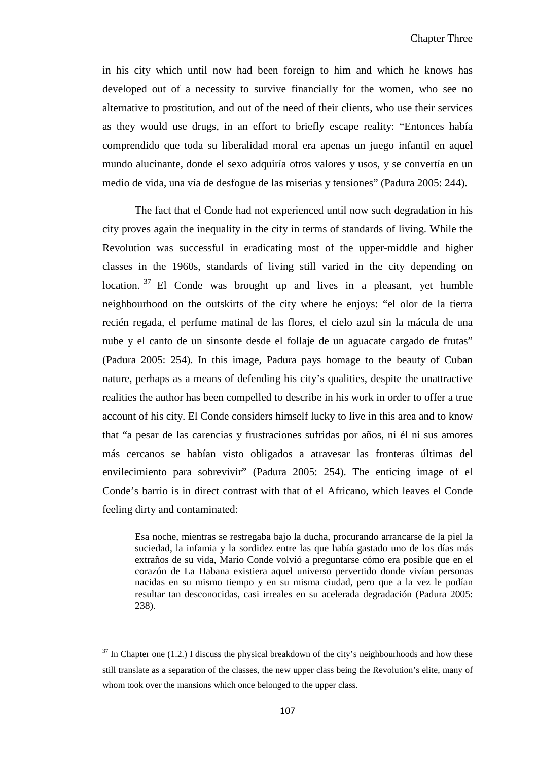in his city which until now had been foreign to him and which he knows has developed out of a necessity to survive financially for the women, who see no alternative to prostitution, and out of the need of their clients, who use their services as they would use drugs, in an effort to briefly escape reality: "Entonces había comprendido que toda su liberalidad moral era apenas un juego infantil en aquel mundo alucinante, donde el sexo adquiría otros valores y usos, y se convertía en un medio de vida, una vía de desfogue de las miserias y tensiones" (Padura 2005: 244).

The fact that el Conde had not experienced until now such degradation in his city proves again the inequality in the city in terms of standards of living. While the Revolution was successful in eradicating most of the upper-middle and higher classes in the 1960s, standards of living still varied in the city depending on location.[37] El Conde was brought up and lives in a pleasant, yet humble neighbourhood on the outskirts of the city where he enjoys: "el olor de la tierra recién regada, el perfume matinal de las flores, el cielo azul sin la mácula de una nube y el canto de un sinsonte desde el follaje de un aguacate cargado de frutas" (Padura 2005: 254). In this image, Padura pays homage to the beauty of Cuban nature, perhaps as a means of defending his city's qualities, despite the unattractive realities the author has been compelled to describe in his work in order to offer a true account of his city. El Conde considers himself lucky to live in this area and to know that "a pesar de las carencias y frustraciones sufridas por años, ni él ni sus amores más cercanos se habían visto obligados a atravesar las fronteras últimas del envilecimiento para sobrevivir" (Padura 2005: 254). The enticing image of el Conde's barrio is in direct contrast with that of el Africano, which leaves el Conde feeling dirty and contaminated:

> Esa noche, mientras se restregaba bajo la ducha, procurando arrancarse de la piel la suciedad, la infamia y la sordidez entre las que había gastado uno de los días más extraños de su vida, Mario Conde volvió a preguntarse cómo era posible que en el corazón de La Habana existiera aquel universo pervertido donde vivían personas nacidas en su mismo tiempo y en su misma ciudad, pero que a la vez le podían resultar tan desconocidas, casi irreales en su acelerada degradación (Padura 2005: 238).

[37] In Chapter one (1.2.) I discuss the physical breakdown of the city's neighbourhoods and how these still translate as a separation of the classes, the new upper class being the Revolution's elite, many of whom took over the mansions which once belonged to the upper class.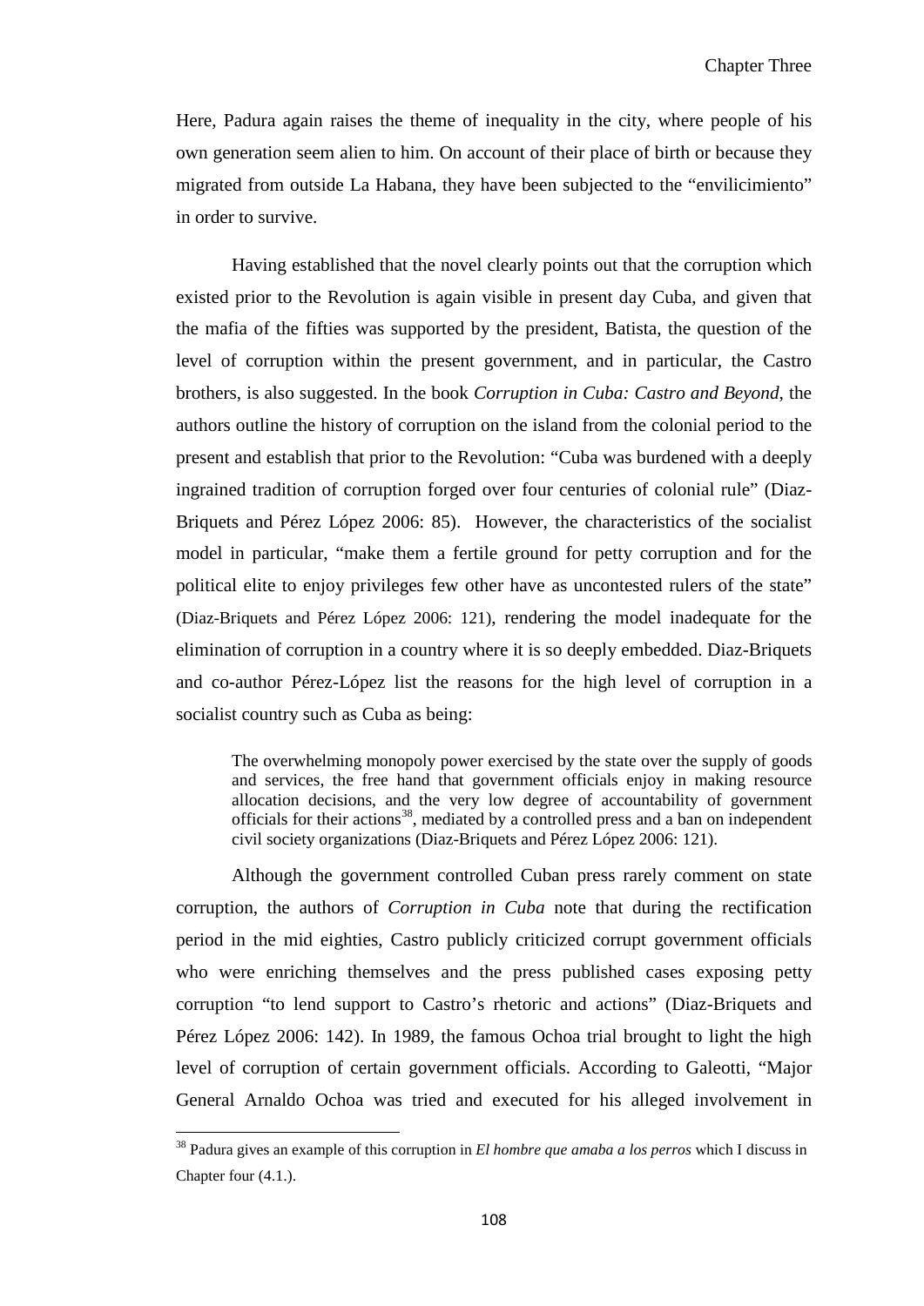Here, Padura again raises the theme of inequality in the city, where people of his own generation seem alien to him. On account of their place of birth or because they migrated from outside La Habana, they have been subjected to the "envilicimiento" in order to survive.

Having established that the novel clearly points out that the corruption which existed prior to the Revolution is again visible in present day Cuba, and given that the mafia of the fifties was supported by the president, Batista, the question of the level of corruption within the present government, and in particular, the Castro brothers, is also suggested. In the book *Corruption in Cuba: Castro and Beyond*, the authors outline the history of corruption on the island from the colonial period to the present and establish that prior to the Revolution: "Cuba was burdened with a deeply ingrained tradition of corruption forged over four centuries of colonial rule" (Diaz-Briquets and Pérez López 2006: 85). However, the characteristics of the socialist model in particular, "make them a fertile ground for petty corruption and for the political elite to enjoy privileges few other have as uncontested rulers of the state" (Diaz-Briquets and Pérez López 2006: 121), rendering the model inadequate for the elimination of corruption in a country where it is so deeply embedded. Diaz-Briquets and co-author Pérez-López list the reasons for the high level of corruption in a socialist country such as Cuba as being:

> The overwhelming monopoly power exercised by the state over the supply of goods and services, the free hand that government officials enjoy in making resource allocation decisions, and the very low degree of accountability of government officials for their actions[38], mediated by a controlled press and a ban on independent civil society organizations (Diaz-Briquets and Pérez López 2006: 121).

Although the government controlled Cuban press rarely comment on state corruption, the authors of *Corruption in Cuba* note that during the rectification period in the mid eighties, Castro publicly criticized corrupt government officials who were enriching themselves and the press published cases exposing petty corruption "to lend support to Castro's rhetoric and actions" (Diaz-Briquets and Pérez López 2006: 142). In 1989, the famous Ochoa trial brought to light the high level of corruption of certain government officials. According to Galeotti, "Major General Arnaldo Ochoa was tried and executed for his alleged involvement in

---

[38] Padura gives an example of this corruption in *El hombre que amaba a los perros* which I discuss in Chapter four (4.1.).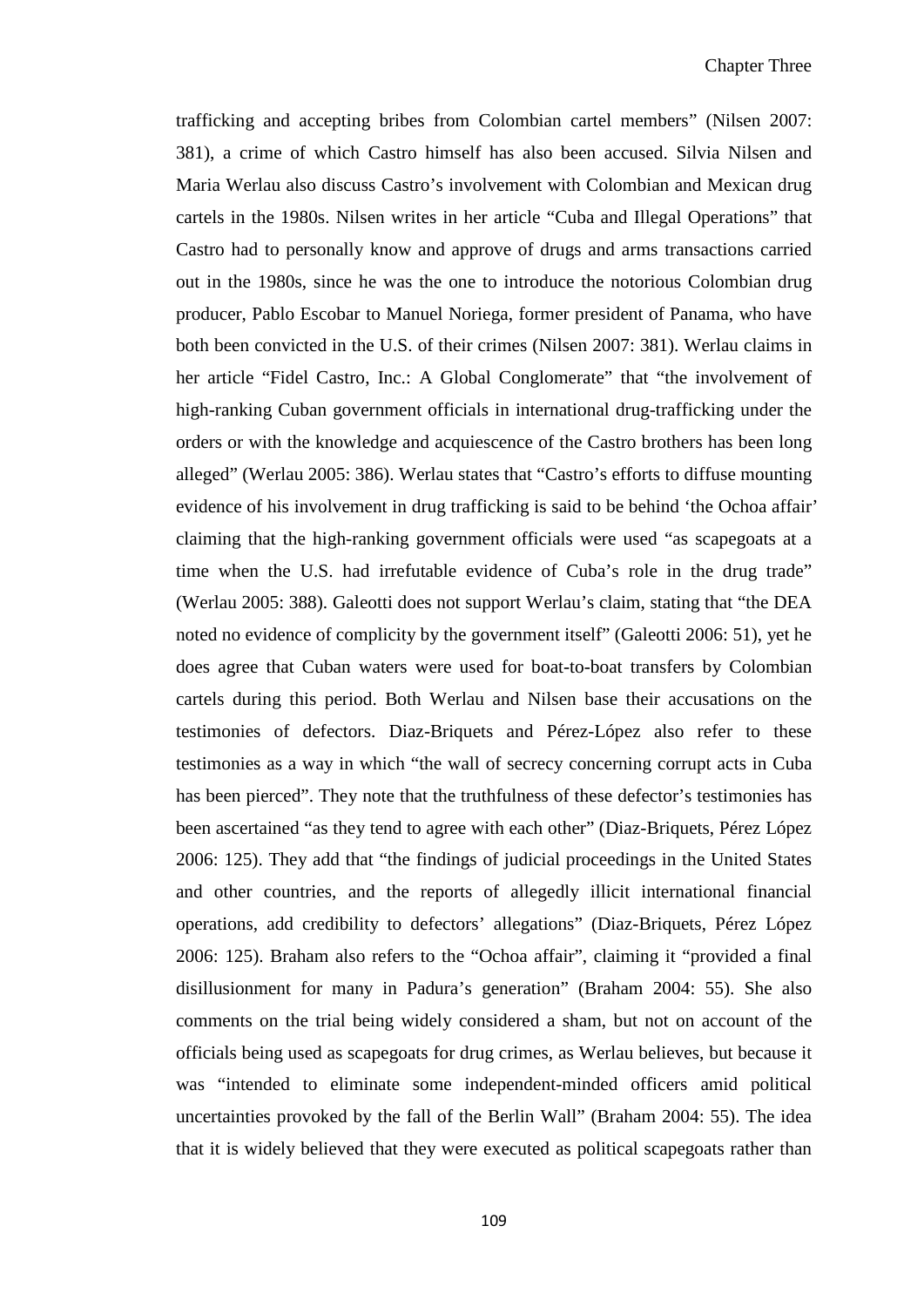trafficking and accepting bribes from Colombian cartel members" (Nilsen 2007: 381), a crime of which Castro himself has also been accused. Silvia Nilsen and Maria Werlau also discuss Castro's involvement with Colombian and Mexican drug cartels in the 1980s. Nilsen writes in her article "Cuba and Illegal Operations" that Castro had to personally know and approve of drugs and arms transactions carried out in the 1980s, since he was the one to introduce the notorious Colombian drug producer, Pablo Escobar to Manuel Noriega, former president of Panama, who have both been convicted in the U.S. of their crimes (Nilsen 2007: 381). Werlau claims in her article "Fidel Castro, Inc.: A Global Conglomerate" that "the involvement of high-ranking Cuban government officials in international drug-trafficking under the orders or with the knowledge and acquiescence of the Castro brothers has been long alleged" (Werlau 2005: 386). Werlau states that "Castro's efforts to diffuse mounting evidence of his involvement in drug trafficking is said to be behind 'the Ochoa affair' claiming that the high-ranking government officials were used "as scapegoats at a time when the U.S. had irrefutable evidence of Cuba's role in the drug trade" (Werlau 2005: 388). Galeotti does not support Werlau's claim, stating that "the DEA noted no evidence of complicity by the government itself" (Galeotti 2006: 51), yet he does agree that Cuban waters were used for boat-to-boat transfers by Colombian cartels during this period. Both Werlau and Nilsen base their accusations on the testimonies of defectors. Diaz-Briquets and Pérez-López also refer to these testimonies as a way in which "the wall of secrecy concerning corrupt acts in Cuba has been pierced". They note that the truthfulness of these defector's testimonies has been ascertained "as they tend to agree with each other" (Diaz-Briquets, Pérez López 2006: 125). They add that "the findings of judicial proceedings in the United States and other countries, and the reports of allegedly illicit international financial operations, add credibility to defectors' allegations" (Diaz-Briquets, Pérez López 2006: 125). Braham also refers to the "Ochoa affair", claiming it "provided a final disillusionment for many in Padura's generation" (Braham 2004: 55). She also comments on the trial being widely considered a sham, but not on account of the officials being used as scapegoats for drug crimes, as Werlau believes, but because it was "intended to eliminate some independent-minded officers amid political uncertainties provoked by the fall of the Berlin Wall" (Braham 2004: 55). The idea that it is widely believed that they were executed as political scapegoats rather than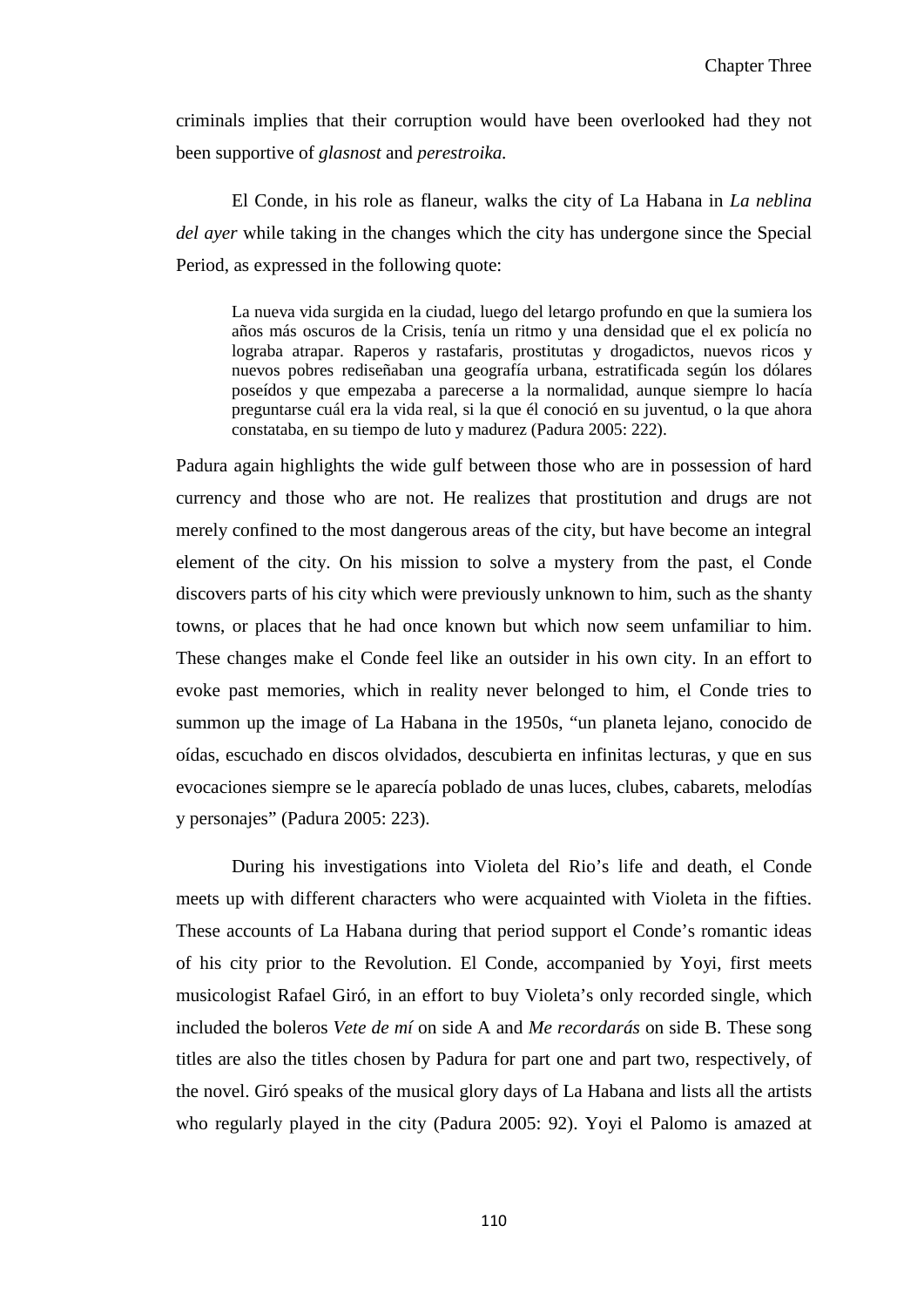criminals implies that their corruption would have been overlooked had they not been supportive of *glasnost* and *perestroika.*

El Conde, in his role as flaneur, walks the city of La Habana in *La neblina del ayer* while taking in the changes which the city has undergone since the Special Period, as expressed in the following quote:

> La nueva vida surgida en la ciudad, luego del letargo profundo en que la sumiera los años más oscuros de la Crisis, tenía un ritmo y una densidad que el ex policía no lograba atrapar. Raperos y rastafaris, prostitutas y drogadictos, nuevos ricos y nuevos pobres rediseñaban una geografía urbana, estratificada según los dólares poseídos y que empezaba a parecerse a la normalidad, aunque siempre lo hacía preguntarse cuál era la vida real, si la que él conoció en su juventud, o la que ahora constataba, en su tiempo de luto y madurez (Padura 2005: 222).

Padura again highlights the wide gulf between those who are in possession of hard currency and those who are not. He realizes that prostitution and drugs are not merely confined to the most dangerous areas of the city, but have become an integral element of the city. On his mission to solve a mystery from the past, el Conde discovers parts of his city which were previously unknown to him, such as the shanty towns, or places that he had once known but which now seem unfamiliar to him. These changes make el Conde feel like an outsider in his own city. In an effort to evoke past memories, which in reality never belonged to him, el Conde tries to summon up the image of La Habana in the 1950s, "un planeta lejano, conocido de oídas, escuchado en discos olvidados, descubierta en infinitas lecturas, y que en sus evocaciones siempre se le aparecía poblado de unas luces, clubes, cabarets, melodías y personajes" (Padura 2005: 223).

During his investigations into Violeta del Rio's life and death, el Conde meets up with different characters who were acquainted with Violeta in the fifties. These accounts of La Habana during that period support el Conde's romantic ideas of his city prior to the Revolution. El Conde, accompanied by Yoyi, first meets musicologist Rafael Giró, in an effort to buy Violeta's only recorded single, which included the boleros *Vete de mí* on side A and *Me recordarás* on side B. These song titles are also the titles chosen by Padura for part one and part two, respectively, of the novel. Giró speaks of the musical glory days of La Habana and lists all the artists who regularly played in the city (Padura 2005: 92). Yoyi el Palomo is amazed at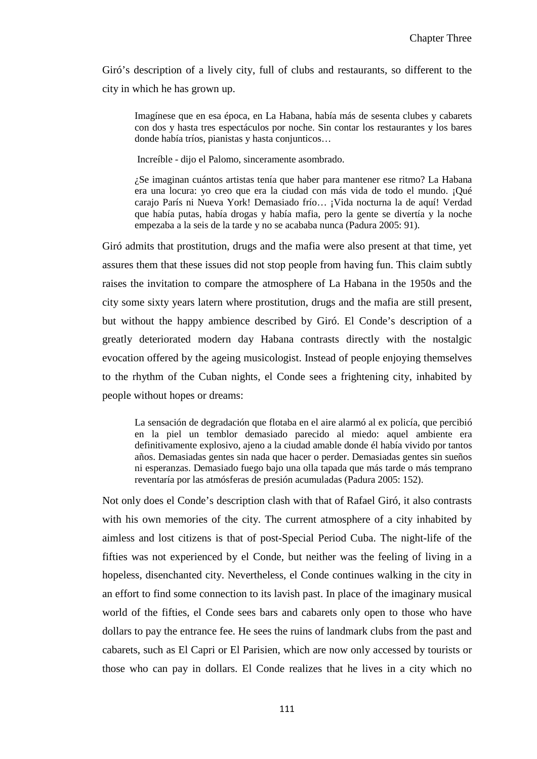Giró's description of a lively city, full of clubs and restaurants, so different to the city in which he has grown up.

> Imagínese que en esa época, en La Habana, había más de sesenta clubes y cabarets con dos y hasta tres espectáculos por noche. Sin contar los restaurantes y los bares donde había tríos, pianistas y hasta conjunticos…
>
> Increíble - dijo el Palomo, sinceramente asombrado.
>
> ¿Se imaginan cuántos artistas tenía que haber para mantener ese ritmo? La Habana era una locura: yo creo que era la ciudad con más vida de todo el mundo. ¡Qué carajo París ni Nueva York! Demasiado frío… ¡Vida nocturna la de aquí! Verdad que había putas, había drogas y había mafia, pero la gente se divertía y la noche empezaba a la seis de la tarde y no se acababa nunca (Padura 2005: 91).

Giró admits that prostitution, drugs and the mafia were also present at that time, yet assures them that these issues did not stop people from having fun. This claim subtly raises the invitation to compare the atmosphere of La Habana in the 1950s and the city some sixty years latern where prostitution, drugs and the mafia are still present, but without the happy ambience described by Giró. El Conde's description of a greatly deteriorated modern day Habana contrasts directly with the nostalgic evocation offered by the ageing musicologist. Instead of people enjoying themselves to the rhythm of the Cuban nights, el Conde sees a frightening city, inhabited by people without hopes or dreams:

> La sensación de degradación que flotaba en el aire alarmó al ex policía, que percibió en la piel un temblor demasiado parecido al miedo: aquel ambiente era definitivamente explosivo, ajeno a la ciudad amable donde él había vivido por tantos años. Demasiadas gentes sin nada que hacer o perder. Demasiadas gentes sin sueños ni esperanzas. Demasiado fuego bajo una olla tapada que más tarde o más temprano reventaría por las atmósferas de presión acumuladas (Padura 2005: 152).

Not only does el Conde's description clash with that of Rafael Giró, it also contrasts with his own memories of the city. The current atmosphere of a city inhabited by aimless and lost citizens is that of post-Special Period Cuba. The night-life of the fifties was not experienced by el Conde, but neither was the feeling of living in a hopeless, disenchanted city. Nevertheless, el Conde continues walking in the city in an effort to find some connection to its lavish past. In place of the imaginary musical world of the fifties, el Conde sees bars and cabarets only open to those who have dollars to pay the entrance fee. He sees the ruins of landmark clubs from the past and cabarets, such as El Capri or El Parisien, which are now only accessed by tourists or those who can pay in dollars. El Conde realizes that he lives in a city which no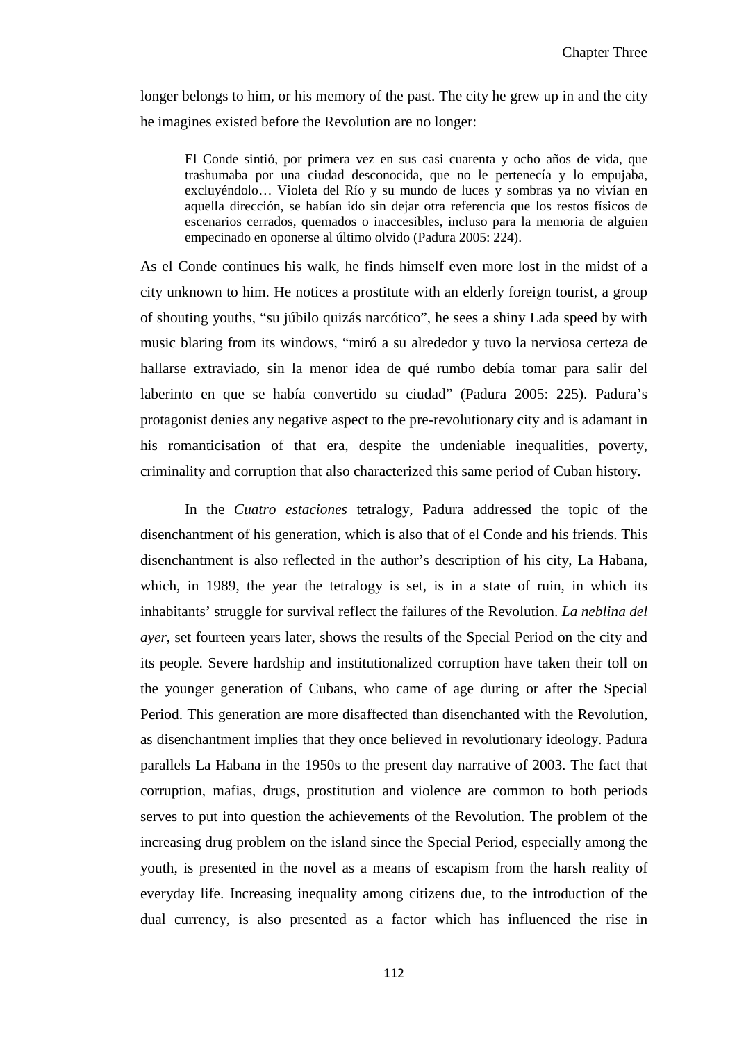longer belongs to him, or his memory of the past. The city he grew up in and the city he imagines existed before the Revolution are no longer:

> El Conde sintió, por primera vez en sus casi cuarenta y ocho años de vida, que trashumaba por una ciudad desconocida, que no le pertenecía y lo empujaba, excluyéndolo… Violeta del Río y su mundo de luces y sombras ya no vivían en aquella dirección, se habían ido sin dejar otra referencia que los restos físicos de escenarios cerrados, quemados o inaccesibles, incluso para la memoria de alguien empecinado en oponerse al último olvido (Padura 2005: 224).

As el Conde continues his walk, he finds himself even more lost in the midst of a city unknown to him. He notices a prostitute with an elderly foreign tourist, a group of shouting youths, "su júbilo quizás narcótico", he sees a shiny Lada speed by with music blaring from its windows, "miró a su alrededor y tuvo la nerviosa certeza de hallarse extraviado, sin la menor idea de qué rumbo debía tomar para salir del laberinto en que se había convertido su ciudad" (Padura 2005: 225). Padura's protagonist denies any negative aspect to the pre-revolutionary city and is adamant in his romanticisation of that era, despite the undeniable inequalities, poverty, criminality and corruption that also characterized this same period of Cuban history.

In the *Cuatro estaciones* tetralogy, Padura addressed the topic of the disenchantment of his generation, which is also that of el Conde and his friends. This disenchantment is also reflected in the author's description of his city, La Habana, which, in 1989, the year the tetralogy is set, is in a state of ruin, in which its inhabitants' struggle for survival reflect the failures of the Revolution. *La neblina del ayer*, set fourteen years later, shows the results of the Special Period on the city and its people. Severe hardship and institutionalized corruption have taken their toll on the younger generation of Cubans, who came of age during or after the Special Period. This generation are more disaffected than disenchanted with the Revolution, as disenchantment implies that they once believed in revolutionary ideology. Padura parallels La Habana in the 1950s to the present day narrative of 2003. The fact that corruption, mafias, drugs, prostitution and violence are common to both periods serves to put into question the achievements of the Revolution. The problem of the increasing drug problem on the island since the Special Period, especially among the youth, is presented in the novel as a means of escapism from the harsh reality of everyday life. Increasing inequality among citizens due, to the introduction of the dual currency, is also presented as a factor which has influenced the rise in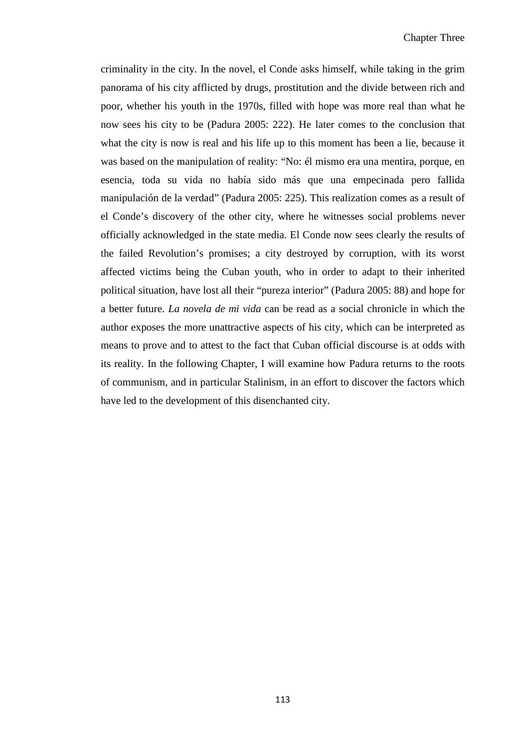criminality in the city. In the novel, el Conde asks himself, while taking in the grim panorama of his city afflicted by drugs, prostitution and the divide between rich and poor, whether his youth in the 1970s, filled with hope was more real than what he now sees his city to be (Padura 2005: 222). He later comes to the conclusion that what the city is now is real and his life up to this moment has been a lie, because it was based on the manipulation of reality: "No: él mismo era una mentira, porque, en esencia, toda su vida no había sido más que una empecinada pero fallida manipulación de la verdad" (Padura 2005: 225). This realization comes as a result of el Conde's discovery of the other city, where he witnesses social problems never officially acknowledged in the state media. El Conde now sees clearly the results of the failed Revolution's promises; a city destroyed by corruption, with its worst affected victims being the Cuban youth, who in order to adapt to their inherited political situation, have lost all their "pureza interior" (Padura 2005: 88) and hope for a better future. *La novela de mi vida* can be read as a social chronicle in which the author exposes the more unattractive aspects of his city, which can be interpreted as means to prove and to attest to the fact that Cuban official discourse is at odds with its reality. In the following Chapter, I will examine how Padura returns to the roots of communism, and in particular Stalinism, in an effort to discover the factors which have led to the development of this disenchanted city.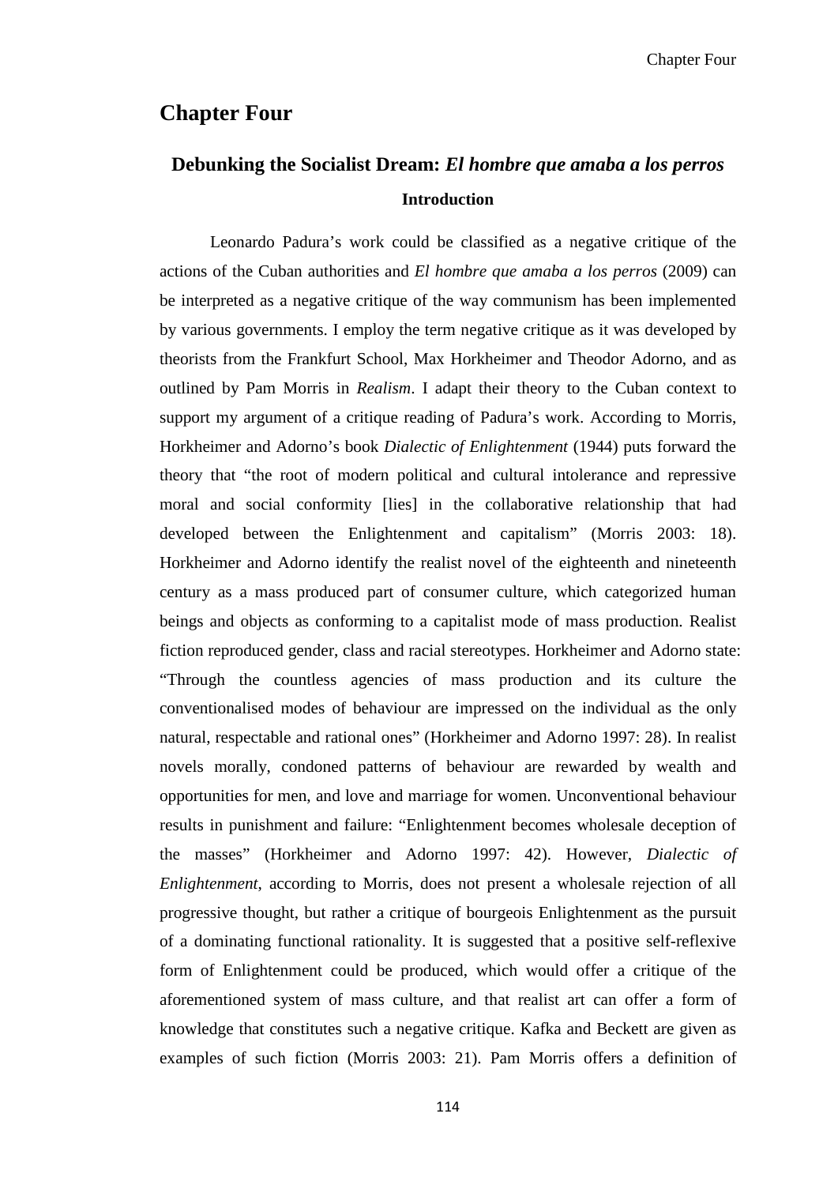# Chapter Four

## Debunking the Socialist Dream: *El hombre que amaba a los perros*

### Introduction

Leonardo Padura's work could be classified as a negative critique of the actions of the Cuban authorities and *El hombre que amaba a los perros* (2009) can be interpreted as a negative critique of the way communism has been implemented by various governments. I employ the term negative critique as it was developed by theorists from the Frankfurt School, Max Horkheimer and Theodor Adorno, and as outlined by Pam Morris in *Realism*. I adapt their theory to the Cuban context to support my argument of a critique reading of Padura's work. According to Morris, Horkheimer and Adorno's book *Dialectic of Enlightenment* (1944) puts forward the theory that "the root of modern political and cultural intolerance and repressive moral and social conformity [lies] in the collaborative relationship that had developed between the Enlightenment and capitalism" (Morris 2003: 18). Horkheimer and Adorno identify the realist novel of the eighteenth and nineteenth century as a mass produced part of consumer culture, which categorized human beings and objects as conforming to a capitalist mode of mass production. Realist fiction reproduced gender, class and racial stereotypes. Horkheimer and Adorno state: "Through the countless agencies of mass production and its culture the conventionalised modes of behaviour are impressed on the individual as the only natural, respectable and rational ones" (Horkheimer and Adorno 1997: 28). In realist novels morally, condoned patterns of behaviour are rewarded by wealth and opportunities for men, and love and marriage for women. Unconventional behaviour results in punishment and failure: "Enlightenment becomes wholesale deception of the masses" (Horkheimer and Adorno 1997: 42). However, *Dialectic of Enlightenment*, according to Morris, does not present a wholesale rejection of all progressive thought, but rather a critique of bourgeois Enlightenment as the pursuit of a dominating functional rationality. It is suggested that a positive self-reflexive form of Enlightenment could be produced, which would offer a critique of the aforementioned system of mass culture, and that realist art can offer a form of knowledge that constitutes such a negative critique. Kafka and Beckett are given as examples of such fiction (Morris 2003: 21). Pam Morris offers a definition of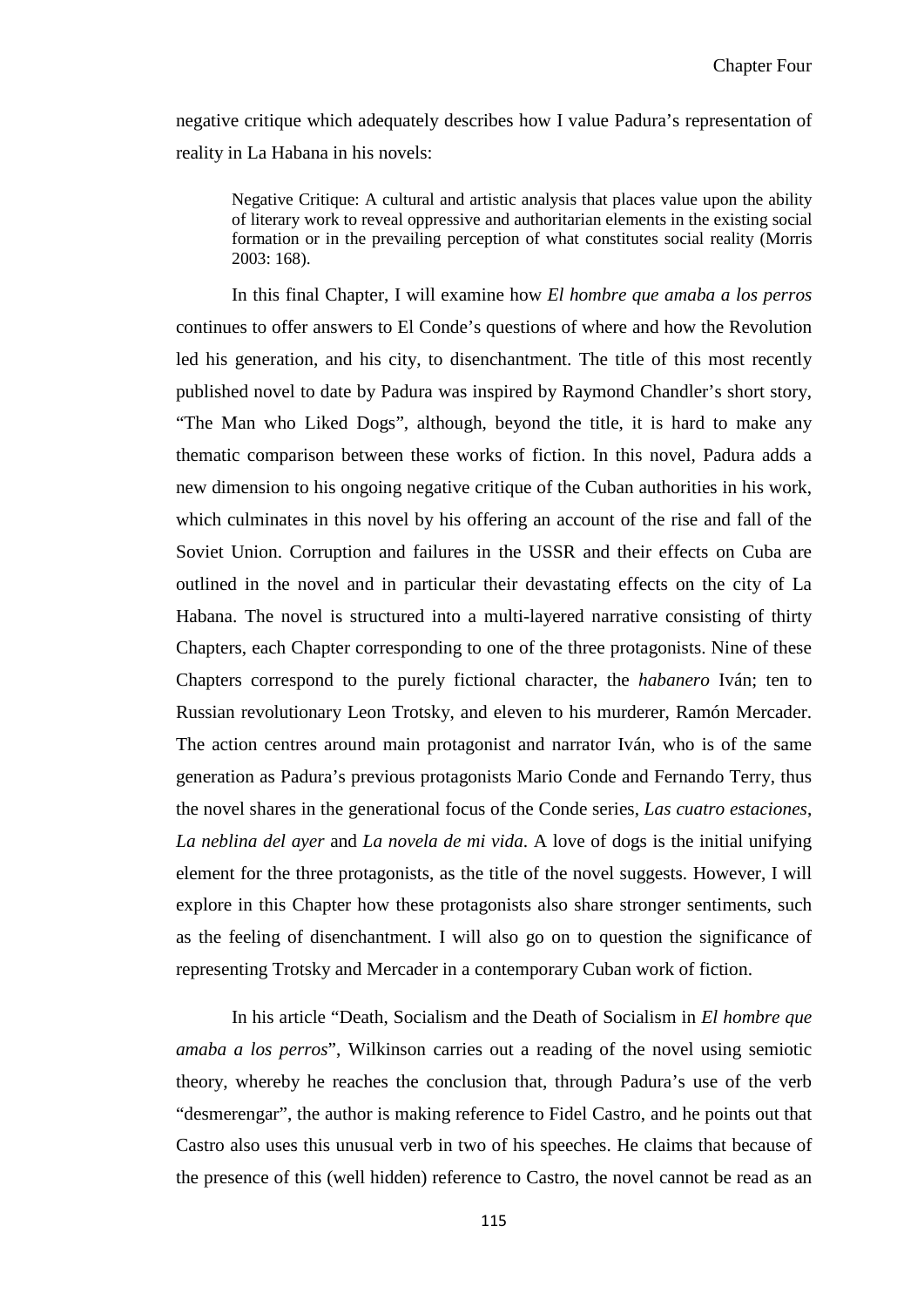negative critique which adequately describes how I value Padura's representation of reality in La Habana in his novels:

> Negative Critique: A cultural and artistic analysis that places value upon the ability of literary work to reveal oppressive and authoritarian elements in the existing social formation or in the prevailing perception of what constitutes social reality (Morris 2003: 168).

In this final Chapter, I will examine how *El hombre que amaba a los perros* continues to offer answers to El Conde's questions of where and how the Revolution led his generation, and his city, to disenchantment. The title of this most recently published novel to date by Padura was inspired by Raymond Chandler's short story, "The Man who Liked Dogs", although, beyond the title, it is hard to make any thematic comparison between these works of fiction. In this novel, Padura adds a new dimension to his ongoing negative critique of the Cuban authorities in his work, which culminates in this novel by his offering an account of the rise and fall of the Soviet Union. Corruption and failures in the USSR and their effects on Cuba are outlined in the novel and in particular their devastating effects on the city of La Habana. The novel is structured into a multi-layered narrative consisting of thirty Chapters, each Chapter corresponding to one of the three protagonists. Nine of these Chapters correspond to the purely fictional character, the *habanero* Iván; ten to Russian revolutionary Leon Trotsky, and eleven to his murderer, Ramón Mercader. The action centres around main protagonist and narrator Iván, who is of the same generation as Padura's previous protagonists Mario Conde and Fernando Terry, thus the novel shares in the generational focus of the Conde series, *Las cuatro estaciones*, *La neblina del ayer* and *La novela de mi vida*. A love of dogs is the initial unifying element for the three protagonists, as the title of the novel suggests. However, I will explore in this Chapter how these protagonists also share stronger sentiments, such as the feeling of disenchantment. I will also go on to question the significance of representing Trotsky and Mercader in a contemporary Cuban work of fiction.

In his article "Death, Socialism and the Death of Socialism in *El hombre que amaba a los perros*", Wilkinson carries out a reading of the novel using semiotic theory, whereby he reaches the conclusion that, through Padura's use of the verb "desmerengar", the author is making reference to Fidel Castro, and he points out that Castro also uses this unusual verb in two of his speeches. He claims that because of the presence of this (well hidden) reference to Castro, the novel cannot be read as an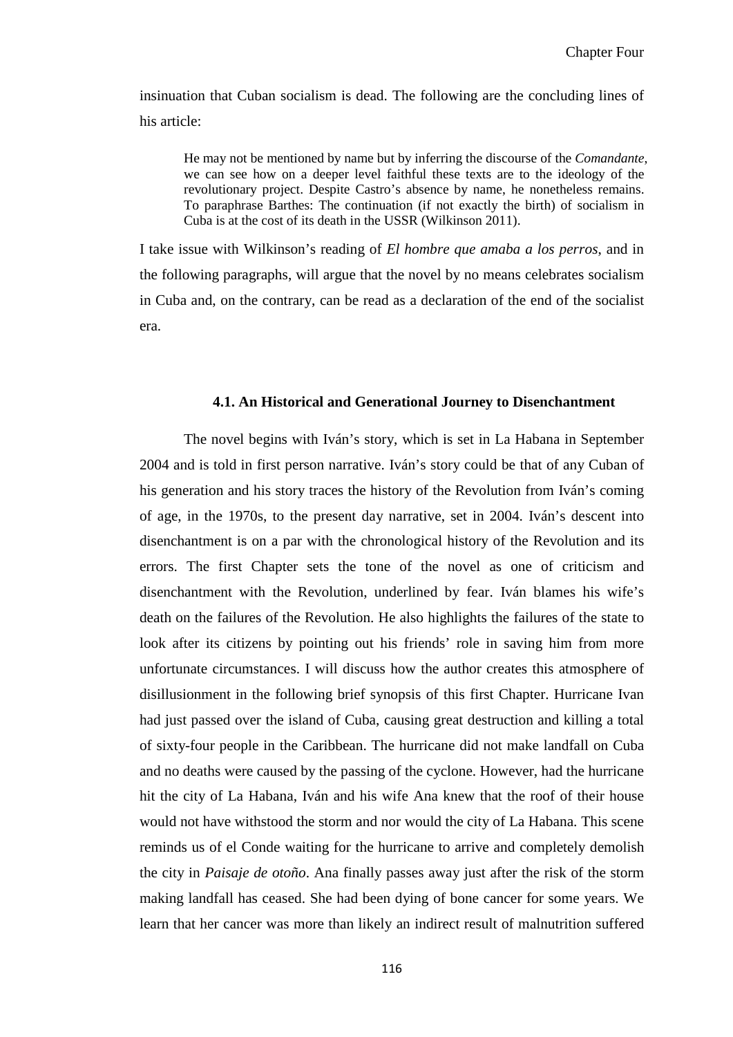insinuation that Cuban socialism is dead. The following are the concluding lines of his article:

> He may not be mentioned by name but by inferring the discourse of the *Comandante*, we can see how on a deeper level faithful these texts are to the ideology of the revolutionary project. Despite Castro's absence by name, he nonetheless remains. To paraphrase Barthes: The continuation (if not exactly the birth) of socialism in Cuba is at the cost of its death in the USSR (Wilkinson 2011).

I take issue with Wilkinson's reading of *El hombre que amaba a los perros,* and in the following paragraphs, will argue that the novel by no means celebrates socialism in Cuba and, on the contrary, can be read as a declaration of the end of the socialist era.

### 4.1. An Historical and Generational Journey to Disenchantment

The novel begins with Iván's story, which is set in La Habana in September 2004 and is told in first person narrative. Iván's story could be that of any Cuban of his generation and his story traces the history of the Revolution from Iván's coming of age, in the 1970s, to the present day narrative, set in 2004. Iván's descent into disenchantment is on a par with the chronological history of the Revolution and its errors. The first Chapter sets the tone of the novel as one of criticism and disenchantment with the Revolution, underlined by fear. Iván blames his wife's death on the failures of the Revolution. He also highlights the failures of the state to look after its citizens by pointing out his friends' role in saving him from more unfortunate circumstances. I will discuss how the author creates this atmosphere of disillusionment in the following brief synopsis of this first Chapter. Hurricane Ivan had just passed over the island of Cuba, causing great destruction and killing a total of sixty-four people in the Caribbean. The hurricane did not make landfall on Cuba and no deaths were caused by the passing of the cyclone. However, had the hurricane hit the city of La Habana, Iván and his wife Ana knew that the roof of their house would not have withstood the storm and nor would the city of La Habana. This scene reminds us of el Conde waiting for the hurricane to arrive and completely demolish the city in *Paisaje de otoño*. Ana finally passes away just after the risk of the storm making landfall has ceased. She had been dying of bone cancer for some years. We learn that her cancer was more than likely an indirect result of malnutrition suffered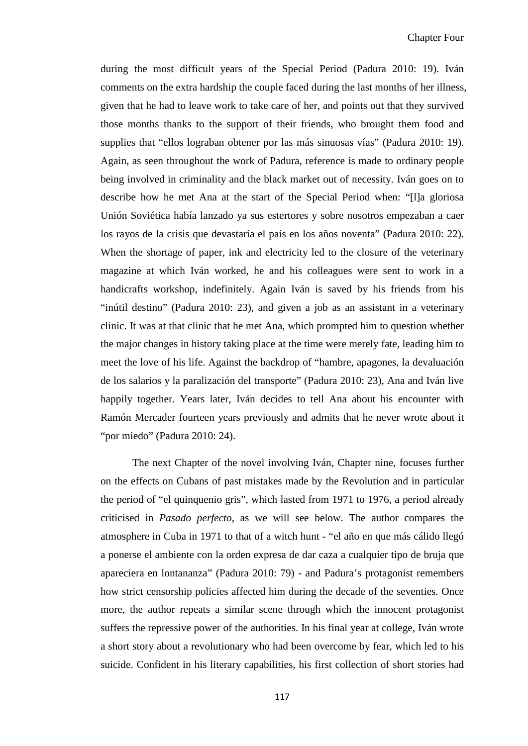during the most difficult years of the Special Period (Padura 2010: 19). Iván comments on the extra hardship the couple faced during the last months of her illness, given that he had to leave work to take care of her, and points out that they survived those months thanks to the support of their friends, who brought them food and supplies that "ellos lograban obtener por las más sinuosas vías" (Padura 2010: 19). Again, as seen throughout the work of Padura, reference is made to ordinary people being involved in criminality and the black market out of necessity. Iván goes on to describe how he met Ana at the start of the Special Period when: "[l]a gloriosa Unión Soviética había lanzado ya sus estertores y sobre nosotros empezaban a caer los rayos de la crisis que devastaría el país en los años noventa" (Padura 2010: 22). When the shortage of paper, ink and electricity led to the closure of the veterinary magazine at which Iván worked, he and his colleagues were sent to work in a handicrafts workshop, indefinitely. Again Iván is saved by his friends from his "inútil destino" (Padura 2010: 23), and given a job as an assistant in a veterinary clinic. It was at that clinic that he met Ana, which prompted him to question whether the major changes in history taking place at the time were merely fate, leading him to meet the love of his life. Against the backdrop of "hambre, apagones, la devaluación de los salarios y la paralización del transporte" (Padura 2010: 23), Ana and Iván live happily together. Years later, Iván decides to tell Ana about his encounter with Ramón Mercader fourteen years previously and admits that he never wrote about it "por miedo" (Padura 2010: 24).

The next Chapter of the novel involving Iván, Chapter nine, focuses further on the effects on Cubans of past mistakes made by the Revolution and in particular the period of "el quinquenio gris", which lasted from 1971 to 1976, a period already criticised in *Pasado perfecto*, as we will see below. The author compares the atmosphere in Cuba in 1971 to that of a witch hunt - "el año en que más cálido llegó a ponerse el ambiente con la orden expresa de dar caza a cualquier tipo de bruja que apareciera en lontananza" (Padura 2010: 79) - and Padura's protagonist remembers how strict censorship policies affected him during the decade of the seventies. Once more, the author repeats a similar scene through which the innocent protagonist suffers the repressive power of the authorities. In his final year at college, Iván wrote a short story about a revolutionary who had been overcome by fear, which led to his suicide. Confident in his literary capabilities, his first collection of short stories had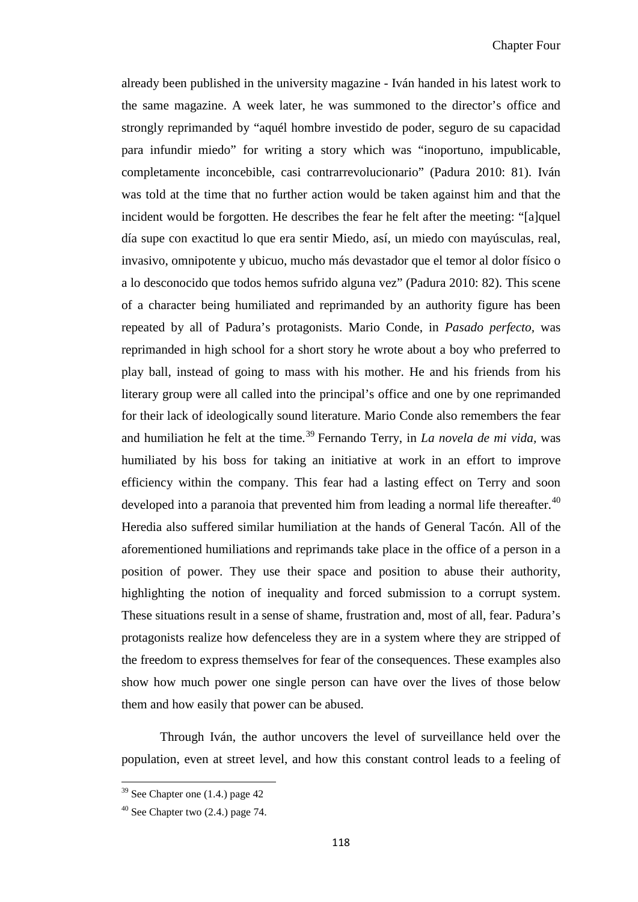already been published in the university magazine - Iván handed in his latest work to the same magazine. A week later, he was summoned to the director's office and strongly reprimanded by "aquél hombre investido de poder, seguro de su capacidad para infundir miedo" for writing a story which was "inoportuno, impublicable, completamente inconcebible, casi contrarrevolucionario" (Padura 2010: 81). Iván was told at the time that no further action would be taken against him and that the incident would be forgotten. He describes the fear he felt after the meeting: "[a]quel día supe con exactitud lo que era sentir Miedo, así, un miedo con mayúsculas, real, invasivo, omnipotente y ubicuo, mucho más devastador que el temor al dolor físico o a lo desconocido que todos hemos sufrido alguna vez" (Padura 2010: 82). This scene of a character being humiliated and reprimanded by an authority figure has been repeated by all of Padura's protagonists. Mario Conde, in *Pasado perfecto,* was reprimanded in high school for a short story he wrote about a boy who preferred to play ball, instead of going to mass with his mother. He and his friends from his literary group were all called into the principal's office and one by one reprimanded for their lack of ideologically sound literature. Mario Conde also remembers the fear and humiliation he felt at the time.[39] Fernando Terry, in *La novela de mi vida,* was humiliated by his boss for taking an initiative at work in an effort to improve efficiency within the company. This fear had a lasting effect on Terry and soon developed into a paranoia that prevented him from leading a normal life thereafter.[40] Heredia also suffered similar humiliation at the hands of General Tacón. All of the aforementioned humiliations and reprimands take place in the office of a person in a position of power. They use their space and position to abuse their authority, highlighting the notion of inequality and forced submission to a corrupt system. These situations result in a sense of shame, frustration and, most of all, fear. Padura's protagonists realize how defenceless they are in a system where they are stripped of the freedom to express themselves for fear of the consequences. These examples also show how much power one single person can have over the lives of those below them and how easily that power can be abused.

Through Iván, the author uncovers the level of surveillance held over the population, even at street level, and how this constant control leads to a feeling of

---

[39] See Chapter one (1.4.) page 42

[40] See Chapter two (2.4.) page 74.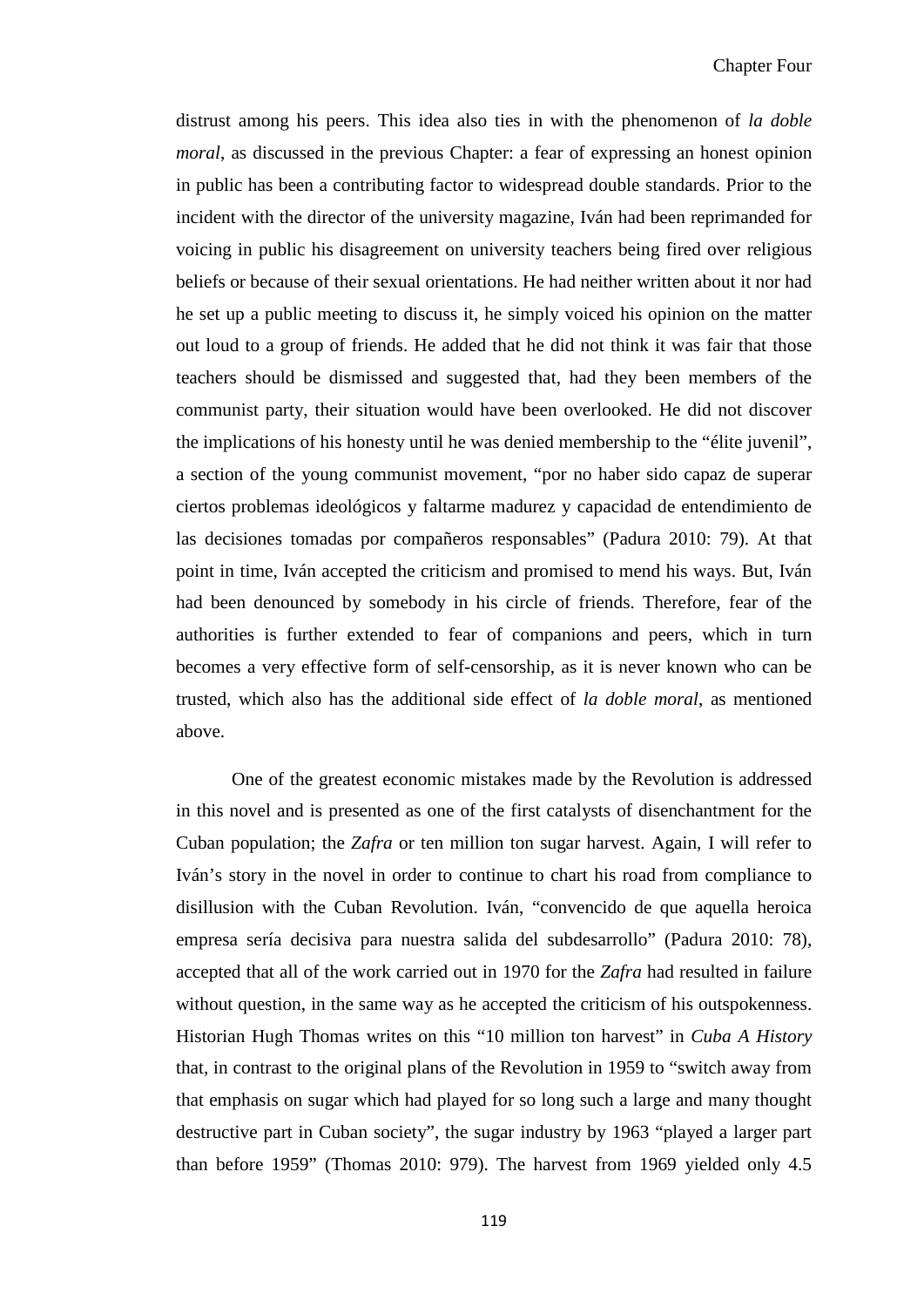distrust among his peers. This idea also ties in with the phenomenon of *la doble moral*, as discussed in the previous Chapter: a fear of expressing an honest opinion in public has been a contributing factor to widespread double standards. Prior to the incident with the director of the university magazine, Iván had been reprimanded for voicing in public his disagreement on university teachers being fired over religious beliefs or because of their sexual orientations. He had neither written about it nor had he set up a public meeting to discuss it, he simply voiced his opinion on the matter out loud to a group of friends. He added that he did not think it was fair that those teachers should be dismissed and suggested that, had they been members of the communist party, their situation would have been overlooked. He did not discover the implications of his honesty until he was denied membership to the "élite juvenil", a section of the young communist movement, "por no haber sido capaz de superar ciertos problemas ideológicos y faltarme madurez y capacidad de entendimiento de las decisiones tomadas por compañeros responsables" (Padura 2010: 79). At that point in time, Iván accepted the criticism and promised to mend his ways. But, Iván had been denounced by somebody in his circle of friends. Therefore, fear of the authorities is further extended to fear of companions and peers, which in turn becomes a very effective form of self-censorship, as it is never known who can be trusted, which also has the additional side effect of *la doble moral*, as mentioned above.

One of the greatest economic mistakes made by the Revolution is addressed in this novel and is presented as one of the first catalysts of disenchantment for the Cuban population; the *Zafra* or ten million ton sugar harvest. Again, I will refer to Iván's story in the novel in order to continue to chart his road from compliance to disillusion with the Cuban Revolution. Iván, "convencido de que aquella heroica empresa sería decisiva para nuestra salida del subdesarrollo" (Padura 2010: 78), accepted that all of the work carried out in 1970 for the *Zafra* had resulted in failure without question, in the same way as he accepted the criticism of his outspokenness. Historian Hugh Thomas writes on this "10 million ton harvest" in *Cuba A History* that, in contrast to the original plans of the Revolution in 1959 to "switch away from that emphasis on sugar which had played for so long such a large and many thought destructive part in Cuban society", the sugar industry by 1963 "played a larger part than before 1959" (Thomas 2010: 979). The harvest from 1969 yielded only 4.5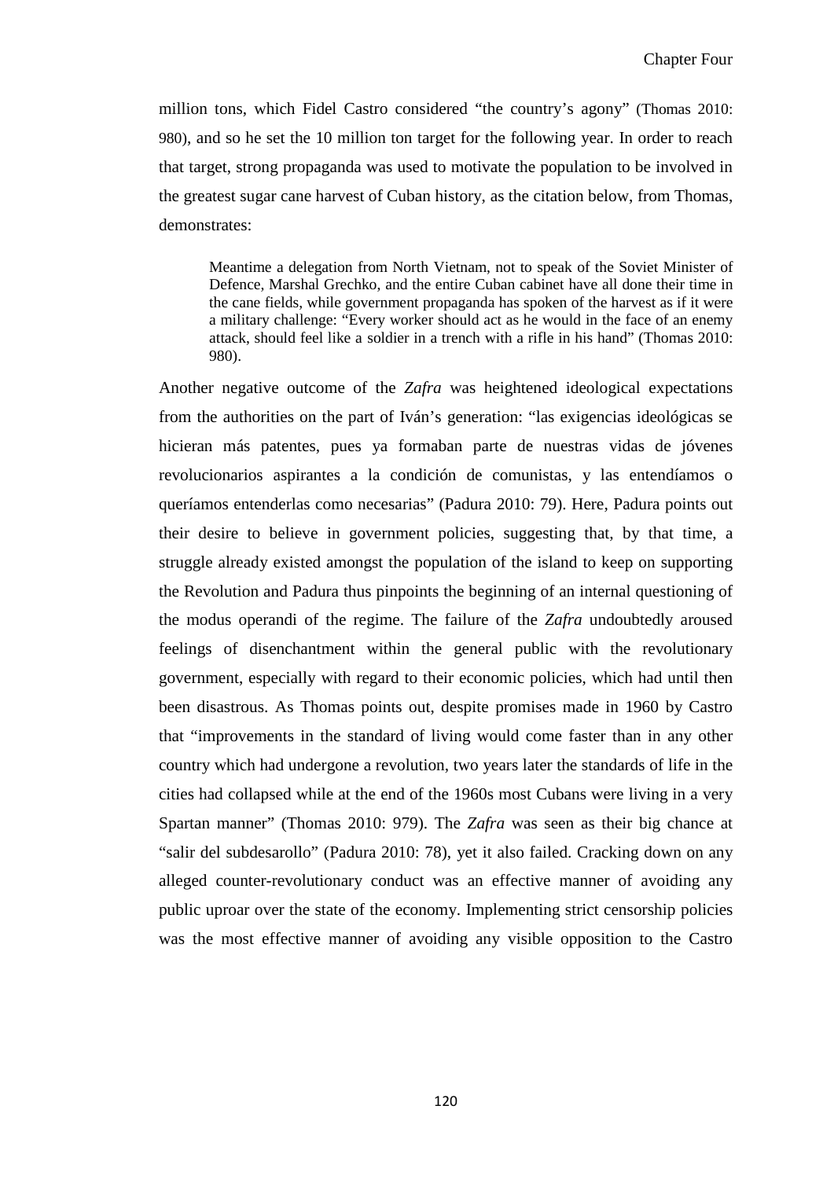million tons, which Fidel Castro considered "the country's agony" (Thomas 2010: 980), and so he set the 10 million ton target for the following year. In order to reach that target, strong propaganda was used to motivate the population to be involved in the greatest sugar cane harvest of Cuban history, as the citation below, from Thomas, demonstrates:

> Meantime a delegation from North Vietnam, not to speak of the Soviet Minister of Defence, Marshal Grechko, and the entire Cuban cabinet have all done their time in the cane fields, while government propaganda has spoken of the harvest as if it were a military challenge: "Every worker should act as he would in the face of an enemy attack, should feel like a soldier in a trench with a rifle in his hand" (Thomas 2010: 980).

Another negative outcome of the *Zafra* was heightened ideological expectations from the authorities on the part of Iván's generation: "las exigencias ideológicas se hicieran más patentes, pues ya formaban parte de nuestras vidas de jóvenes revolucionarios aspirantes a la condición de comunistas, y las entendíamos o queríamos entenderlas como necesarias" (Padura 2010: 79). Here, Padura points out their desire to believe in government policies, suggesting that, by that time, a struggle already existed amongst the population of the island to keep on supporting the Revolution and Padura thus pinpoints the beginning of an internal questioning of the modus operandi of the regime. The failure of the *Zafra* undoubtedly aroused feelings of disenchantment within the general public with the revolutionary government, especially with regard to their economic policies, which had until then been disastrous. As Thomas points out, despite promises made in 1960 by Castro that "improvements in the standard of living would come faster than in any other country which had undergone a revolution, two years later the standards of life in the cities had collapsed while at the end of the 1960s most Cubans were living in a very Spartan manner" (Thomas 2010: 979). The *Zafra* was seen as their big chance at "salir del subdesarollo" (Padura 2010: 78), yet it also failed. Cracking down on any alleged counter-revolutionary conduct was an effective manner of avoiding any public uproar over the state of the economy. Implementing strict censorship policies was the most effective manner of avoiding any visible opposition to the Castro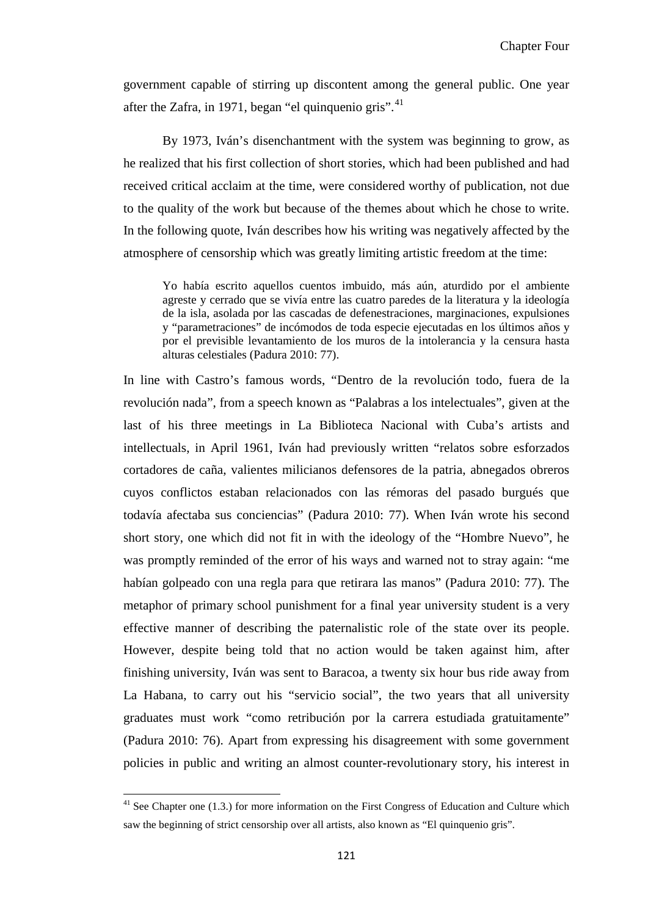government capable of stirring up discontent among the general public. One year after the Zafra, in 1971, began "el quinquenio gris".[41]

By 1973, Iván's disenchantment with the system was beginning to grow, as he realized that his first collection of short stories, which had been published and had received critical acclaim at the time, were considered worthy of publication, not due to the quality of the work but because of the themes about which he chose to write. In the following quote, Iván describes how his writing was negatively affected by the atmosphere of censorship which was greatly limiting artistic freedom at the time:

> Yo había escrito aquellos cuentos imbuido, más aún, aturdido por el ambiente agreste y cerrado que se vivía entre las cuatro paredes de la literatura y la ideología de la isla, asolada por las cascadas de defenestraciones, marginaciones, expulsiones y "parametraciones" de incómodos de toda especie ejecutadas en los últimos años y por el previsible levantamiento de los muros de la intolerancia y la censura hasta alturas celestiales (Padura 2010: 77).

In line with Castro's famous words, "Dentro de la revolución todo, fuera de la revolución nada", from a speech known as "Palabras a los intelectuales", given at the last of his three meetings in La Biblioteca Nacional with Cuba's artists and intellectuals, in April 1961, Iván had previously written "relatos sobre esforzados cortadores de caña, valientes milicianos defensores de la patria, abnegados obreros cuyos conflictos estaban relacionados con las rémoras del pasado burgués que todavía afectaba sus conciencias" (Padura 2010: 77). When Iván wrote his second short story, one which did not fit in with the ideology of the "Hombre Nuevo", he was promptly reminded of the error of his ways and warned not to stray again: "me habían golpeado con una regla para que retirara las manos" (Padura 2010: 77). The metaphor of primary school punishment for a final year university student is a very effective manner of describing the paternalistic role of the state over its people. However, despite being told that no action would be taken against him, after finishing university, Iván was sent to Baracoa, a twenty six hour bus ride away from La Habana, to carry out his "servicio social", the two years that all university graduates must work "como retribución por la carrera estudiada gratuitamente" (Padura 2010: 76). Apart from expressing his disagreement with some government policies in public and writing an almost counter-revolutionary story, his interest in

[41] See Chapter one (1.3.) for more information on the First Congress of Education and Culture which saw the beginning of strict censorship over all artists, also known as "El quinquenio gris".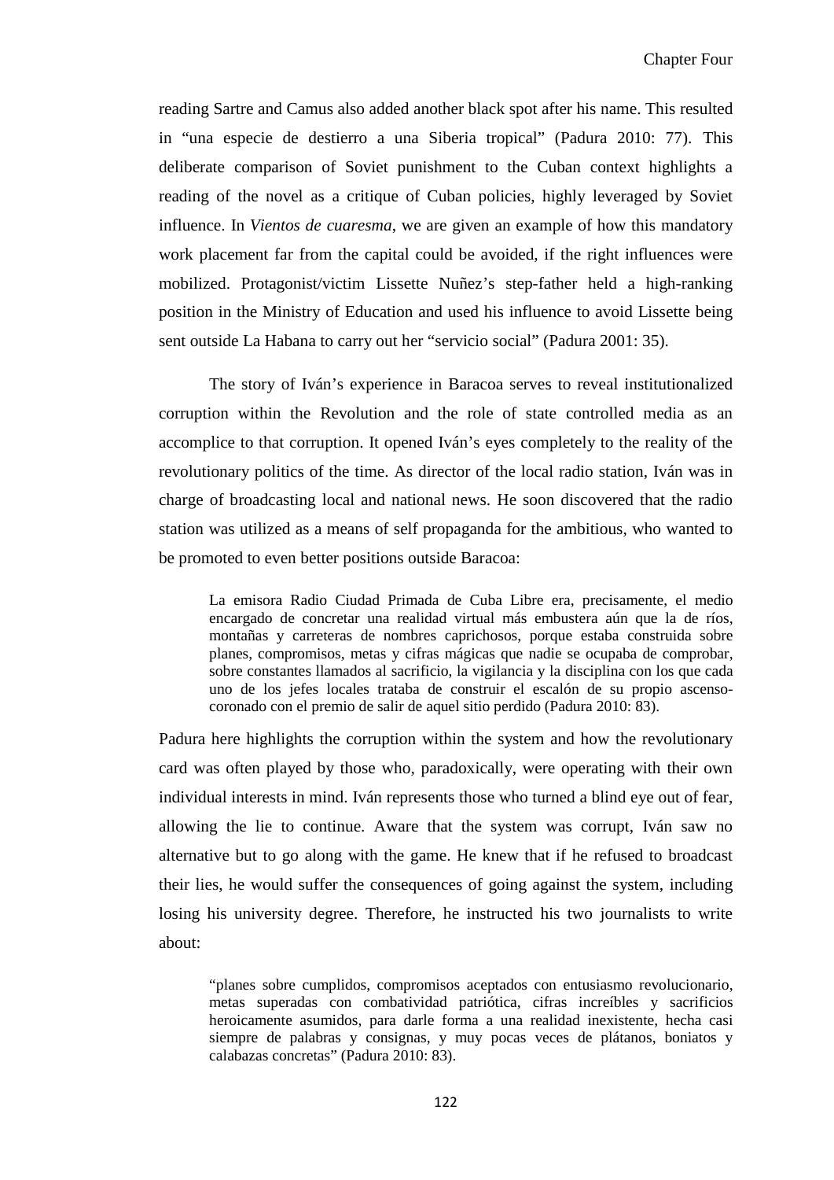reading Sartre and Camus also added another black spot after his name. This resulted in "una especie de destierro a una Siberia tropical" (Padura 2010: 77). This deliberate comparison of Soviet punishment to the Cuban context highlights a reading of the novel as a critique of Cuban policies, highly leveraged by Soviet influence. In *Vientos de cuaresma*, we are given an example of how this mandatory work placement far from the capital could be avoided, if the right influences were mobilized. Protagonist/victim Lissette Nuñez's step-father held a high-ranking position in the Ministry of Education and used his influence to avoid Lissette being sent outside La Habana to carry out her "servicio social" (Padura 2001: 35).

The story of Iván's experience in Baracoa serves to reveal institutionalized corruption within the Revolution and the role of state controlled media as an accomplice to that corruption. It opened Iván's eyes completely to the reality of the revolutionary politics of the time. As director of the local radio station, Iván was in charge of broadcasting local and national news. He soon discovered that the radio station was utilized as a means of self propaganda for the ambitious, who wanted to be promoted to even better positions outside Baracoa:

> La emisora Radio Ciudad Primada de Cuba Libre era, precisamente, el medio encargado de concretar una realidad virtual más embustera aún que la de ríos, montañas y carreteras de nombres caprichosos, porque estaba construida sobre planes, compromisos, metas y cifras mágicas que nadie se ocupaba de comprobar, sobre constantes llamados al sacrificio, la vigilancia y la disciplina con los que cada uno de los jefes locales trataba de construir el escalón de su propio ascenso-coronado con el premio de salir de aquel sitio perdido (Padura 2010: 83).

Padura here highlights the corruption within the system and how the revolutionary card was often played by those who, paradoxically, were operating with their own individual interests in mind. Iván represents those who turned a blind eye out of fear, allowing the lie to continue. Aware that the system was corrupt, Iván saw no alternative but to go along with the game. He knew that if he refused to broadcast their lies, he would suffer the consequences of going against the system, including losing his university degree. Therefore, he instructed his two journalists to write about:

> "planes sobre cumplidos, compromisos aceptados con entusiasmo revolucionario, metas superadas con combatividad patriótica, cifras increíbles y sacrificios heroicamente asumidos, para darle forma a una realidad inexistente, hecha casi siempre de palabras y consignas, y muy pocas veces de plátanos, boniatos y calabazas concretas" (Padura 2010: 83).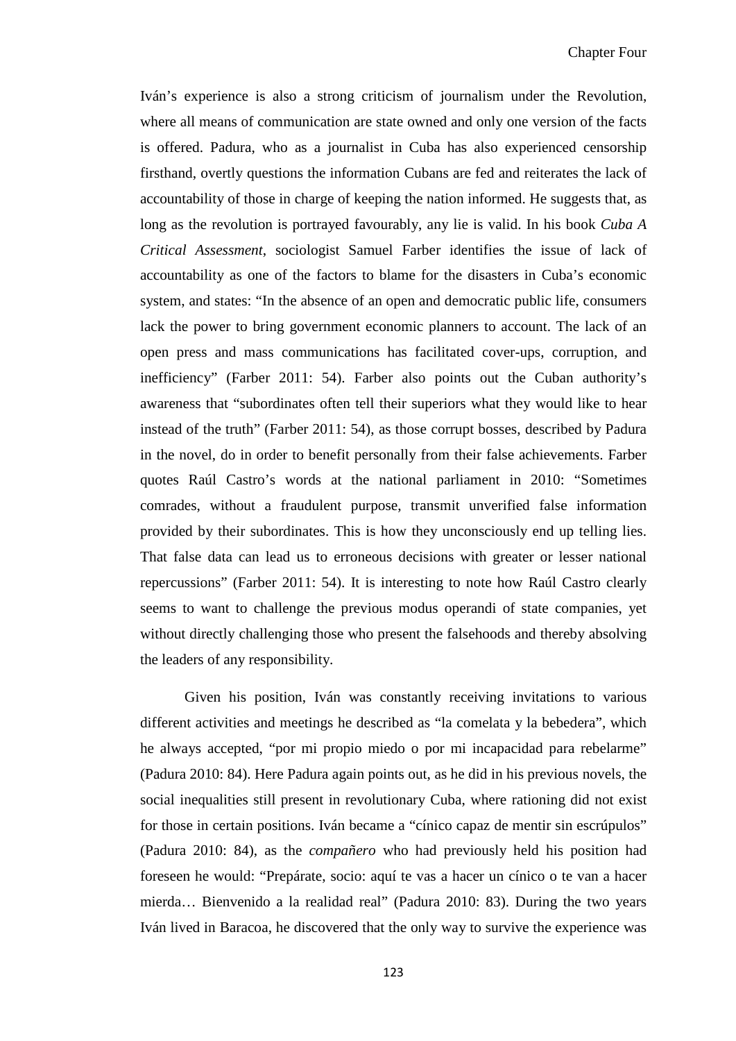Iván's experience is also a strong criticism of journalism under the Revolution, where all means of communication are state owned and only one version of the facts is offered. Padura, who as a journalist in Cuba has also experienced censorship firsthand, overtly questions the information Cubans are fed and reiterates the lack of accountability of those in charge of keeping the nation informed. He suggests that, as long as the revolution is portrayed favourably, any lie is valid. In his book *Cuba A Critical Assessment*, sociologist Samuel Farber identifies the issue of lack of accountability as one of the factors to blame for the disasters in Cuba's economic system, and states: "In the absence of an open and democratic public life, consumers lack the power to bring government economic planners to account. The lack of an open press and mass communications has facilitated cover-ups, corruption, and inefficiency" (Farber 2011: 54). Farber also points out the Cuban authority's awareness that "subordinates often tell their superiors what they would like to hear instead of the truth" (Farber 2011: 54), as those corrupt bosses, described by Padura in the novel, do in order to benefit personally from their false achievements. Farber quotes Raúl Castro's words at the national parliament in 2010: "Sometimes comrades, without a fraudulent purpose, transmit unverified false information provided by their subordinates. This is how they unconsciously end up telling lies. That false data can lead us to erroneous decisions with greater or lesser national repercussions" (Farber 2011: 54). It is interesting to note how Raúl Castro clearly seems to want to challenge the previous modus operandi of state companies, yet without directly challenging those who present the falsehoods and thereby absolving the leaders of any responsibility.

Given his position, Iván was constantly receiving invitations to various different activities and meetings he described as "la comelata y la bebedera", which he always accepted, "por mi propio miedo o por mi incapacidad para rebelarme" (Padura 2010: 84). Here Padura again points out, as he did in his previous novels, the social inequalities still present in revolutionary Cuba, where rationing did not exist for those in certain positions. Iván became a "cínico capaz de mentir sin escrúpulos" (Padura 2010: 84), as the *compañero* who had previously held his position had foreseen he would: "Prepárate, socio: aquí te vas a hacer un cínico o te van a hacer mierda… Bienvenido a la realidad real" (Padura 2010: 83). During the two years Iván lived in Baracoa, he discovered that the only way to survive the experience was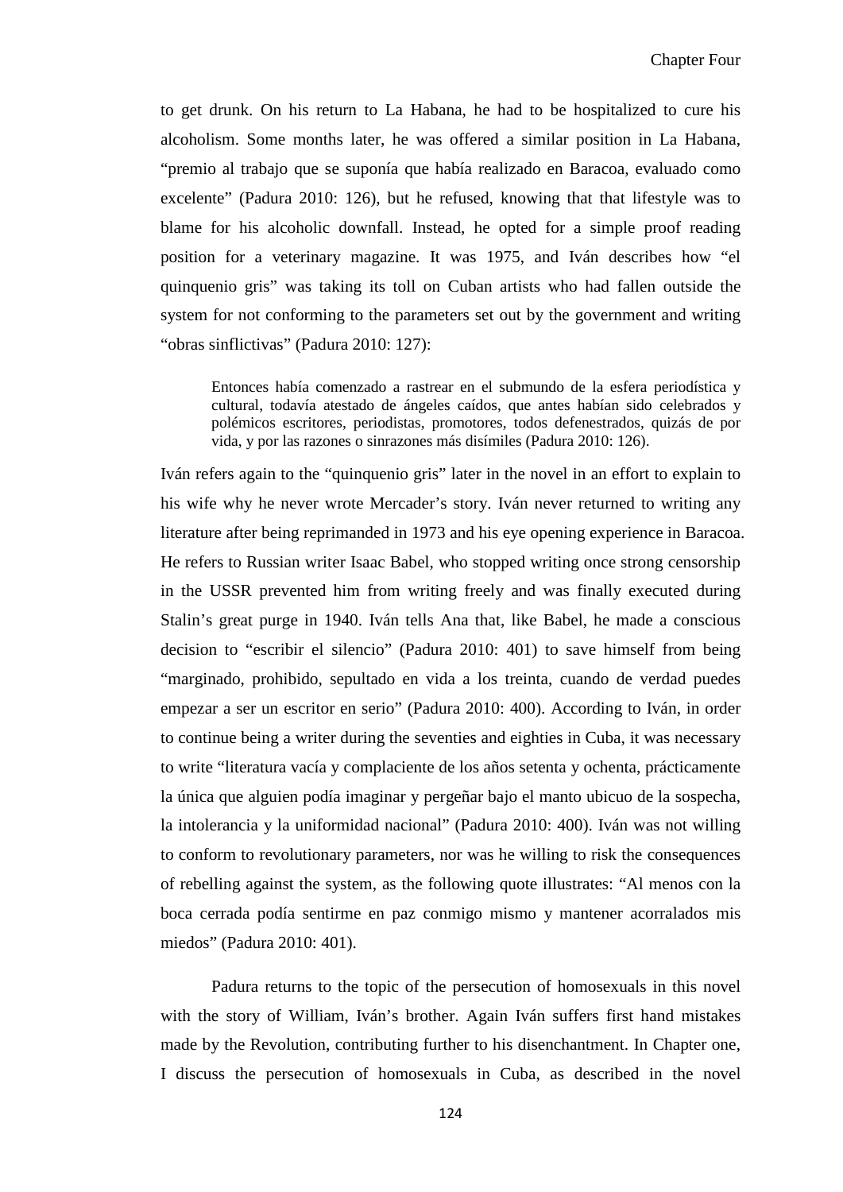to get drunk. On his return to La Habana, he had to be hospitalized to cure his alcoholism. Some months later, he was offered a similar position in La Habana, "premio al trabajo que se suponía que había realizado en Baracoa, evaluado como excelente" (Padura 2010: 126), but he refused, knowing that that lifestyle was to blame for his alcoholic downfall. Instead, he opted for a simple proof reading position for a veterinary magazine. It was 1975, and Iván describes how "el quinquenio gris" was taking its toll on Cuban artists who had fallen outside the system for not conforming to the parameters set out by the government and writing "obras sinflictivas" (Padura 2010: 127):

> Entonces había comenzado a rastrear en el submundo de la esfera periodística y cultural, todavía atestado de ángeles caídos, que antes habían sido celebrados y polémicos escritores, periodistas, promotores, todos defenestrados, quizás de por vida, y por las razones o sinrazones más disímiles (Padura 2010: 126).

Iván refers again to the "quinquenio gris" later in the novel in an effort to explain to his wife why he never wrote Mercader's story. Iván never returned to writing any literature after being reprimanded in 1973 and his eye opening experience in Baracoa. He refers to Russian writer Isaac Babel, who stopped writing once strong censorship in the USSR prevented him from writing freely and was finally executed during Stalin's great purge in 1940. Iván tells Ana that, like Babel, he made a conscious decision to "escribir el silencio" (Padura 2010: 401) to save himself from being "marginado, prohibido, sepultado en vida a los treinta, cuando de verdad puedes empezar a ser un escritor en serio" (Padura 2010: 400). According to Iván, in order to continue being a writer during the seventies and eighties in Cuba, it was necessary to write "literatura vacía y complaciente de los años setenta y ochenta, prácticamente la única que alguien podía imaginar y pergeñar bajo el manto ubicuo de la sospecha, la intolerancia y la uniformidad nacional" (Padura 2010: 400). Iván was not willing to conform to revolutionary parameters, nor was he willing to risk the consequences of rebelling against the system, as the following quote illustrates: "Al menos con la boca cerrada podía sentirme en paz conmigo mismo y mantener acorralados mis miedos" (Padura 2010: 401).

Padura returns to the topic of the persecution of homosexuals in this novel with the story of William, Iván's brother. Again Iván suffers first hand mistakes made by the Revolution, contributing further to his disenchantment. In Chapter one, I discuss the persecution of homosexuals in Cuba, as described in the novel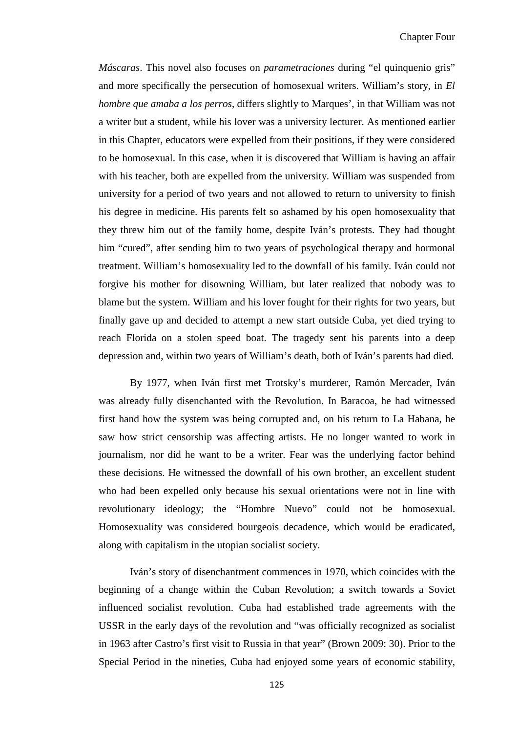*Máscaras*. This novel also focuses on *parametraciones* during "el quinquenio gris" and more specifically the persecution of homosexual writers. William's story, in *El hombre que amaba a los perros*, differs slightly to Marques', in that William was not a writer but a student, while his lover was a university lecturer. As mentioned earlier in this Chapter, educators were expelled from their positions, if they were considered to be homosexual. In this case, when it is discovered that William is having an affair with his teacher, both are expelled from the university. William was suspended from university for a period of two years and not allowed to return to university to finish his degree in medicine. His parents felt so ashamed by his open homosexuality that they threw him out of the family home, despite Iván's protests. They had thought him "cured", after sending him to two years of psychological therapy and hormonal treatment. William's homosexuality led to the downfall of his family. Iván could not forgive his mother for disowning William, but later realized that nobody was to blame but the system. William and his lover fought for their rights for two years, but finally gave up and decided to attempt a new start outside Cuba, yet died trying to reach Florida on a stolen speed boat. The tragedy sent his parents into a deep depression and, within two years of William's death, both of Iván's parents had died.

By 1977, when Iván first met Trotsky's murderer, Ramón Mercader, Iván was already fully disenchanted with the Revolution. In Baracoa, he had witnessed first hand how the system was being corrupted and, on his return to La Habana, he saw how strict censorship was affecting artists. He no longer wanted to work in journalism, nor did he want to be a writer. Fear was the underlying factor behind these decisions. He witnessed the downfall of his own brother, an excellent student who had been expelled only because his sexual orientations were not in line with revolutionary ideology; the "Hombre Nuevo" could not be homosexual. Homosexuality was considered bourgeois decadence, which would be eradicated, along with capitalism in the utopian socialist society.

Iván's story of disenchantment commences in 1970, which coincides with the beginning of a change within the Cuban Revolution; a switch towards a Soviet influenced socialist revolution. Cuba had established trade agreements with the USSR in the early days of the revolution and "was officially recognized as socialist in 1963 after Castro's first visit to Russia in that year" (Brown 2009: 30). Prior to the Special Period in the nineties, Cuba had enjoyed some years of economic stability,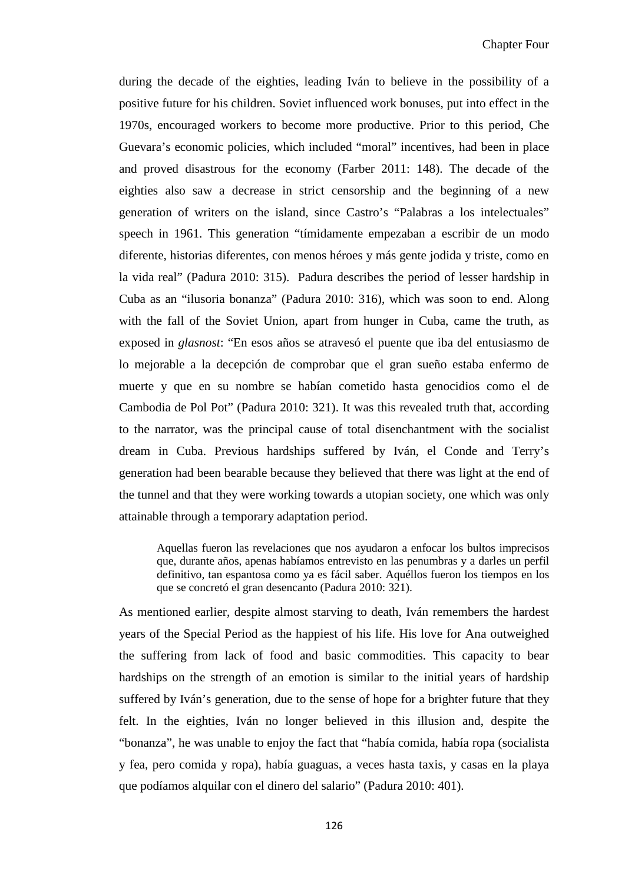during the decade of the eighties, leading Iván to believe in the possibility of a positive future for his children. Soviet influenced work bonuses, put into effect in the 1970s, encouraged workers to become more productive. Prior to this period, Che Guevara's economic policies, which included "moral" incentives, had been in place and proved disastrous for the economy (Farber 2011: 148). The decade of the eighties also saw a decrease in strict censorship and the beginning of a new generation of writers on the island, since Castro's "Palabras a los intelectuales" speech in 1961. This generation "tímidamente empezaban a escribir de un modo diferente, historias diferentes, con menos héroes y más gente jodida y triste, como en la vida real" (Padura 2010: 315). Padura describes the period of lesser hardship in Cuba as an "ilusoria bonanza" (Padura 2010: 316), which was soon to end. Along with the fall of the Soviet Union, apart from hunger in Cuba, came the truth, as exposed in *glasnost*: "En esos años se atravesó el puente que iba del entusiasmo de lo mejorable a la decepción de comprobar que el gran sueño estaba enfermo de muerte y que en su nombre se habían cometido hasta genocidios como el de Cambodia de Pol Pot" (Padura 2010: 321). It was this revealed truth that, according to the narrator, was the principal cause of total disenchantment with the socialist dream in Cuba. Previous hardships suffered by Iván, el Conde and Terry's generation had been bearable because they believed that there was light at the end of the tunnel and that they were working towards a utopian society, one which was only attainable through a temporary adaptation period.

> Aquellas fueron las revelaciones que nos ayudaron a enfocar los bultos imprecisos que, durante años, apenas habíamos entrevisto en las penumbras y a darles un perfil definitivo, tan espantosa como ya es fácil saber. Aquéllos fueron los tiempos en los que se concretó el gran desencanto (Padura 2010: 321).

As mentioned earlier, despite almost starving to death, Iván remembers the hardest years of the Special Period as the happiest of his life. His love for Ana outweighed the suffering from lack of food and basic commodities. This capacity to bear hardships on the strength of an emotion is similar to the initial years of hardship suffered by Iván's generation, due to the sense of hope for a brighter future that they felt. In the eighties, Iván no longer believed in this illusion and, despite the "bonanza", he was unable to enjoy the fact that "había comida, había ropa (socialista y fea, pero comida y ropa), había guaguas, a veces hasta taxis, y casas en la playa que podíamos alquilar con el dinero del salario" (Padura 2010: 401).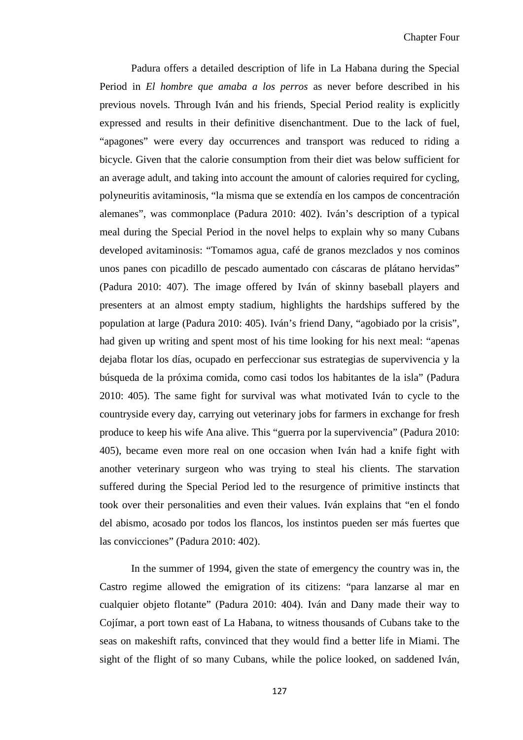Padura offers a detailed description of life in La Habana during the Special Period in *El hombre que amaba a los perros* as never before described in his previous novels. Through Iván and his friends, Special Period reality is explicitly expressed and results in their definitive disenchantment. Due to the lack of fuel, "apagones" were every day occurrences and transport was reduced to riding a bicycle. Given that the calorie consumption from their diet was below sufficient for an average adult, and taking into account the amount of calories required for cycling, polyneuritis avitaminosis, "la misma que se extendía en los campos de concentración alemanes", was commonplace (Padura 2010: 402). Iván's description of a typical meal during the Special Period in the novel helps to explain why so many Cubans developed avitaminosis: "Tomamos agua, café de granos mezclados y nos cominos unos panes con picadillo de pescado aumentado con cáscaras de plátano hervidas" (Padura 2010: 407). The image offered by Iván of skinny baseball players and presenters at an almost empty stadium, highlights the hardships suffered by the population at large (Padura 2010: 405). Iván's friend Dany, "agobiado por la crisis", had given up writing and spent most of his time looking for his next meal: "apenas dejaba flotar los días, ocupado en perfeccionar sus estrategias de supervivencia y la búsqueda de la próxima comida, como casi todos los habitantes de la isla" (Padura 2010: 405). The same fight for survival was what motivated Iván to cycle to the countryside every day, carrying out veterinary jobs for farmers in exchange for fresh produce to keep his wife Ana alive. This "guerra por la supervivencia" (Padura 2010: 405), became even more real on one occasion when Iván had a knife fight with another veterinary surgeon who was trying to steal his clients. The starvation suffered during the Special Period led to the resurgence of primitive instincts that took over their personalities and even their values. Iván explains that "en el fondo del abismo, acosado por todos los flancos, los instintos pueden ser más fuertes que las convicciones" (Padura 2010: 402).

In the summer of 1994, given the state of emergency the country was in, the Castro regime allowed the emigration of its citizens: "para lanzarse al mar en cualquier objeto flotante" (Padura 2010: 404). Iván and Dany made their way to Cojímar, a port town east of La Habana, to witness thousands of Cubans take to the seas on makeshift rafts, convinced that they would find a better life in Miami. The sight of the flight of so many Cubans, while the police looked, on saddened Iván,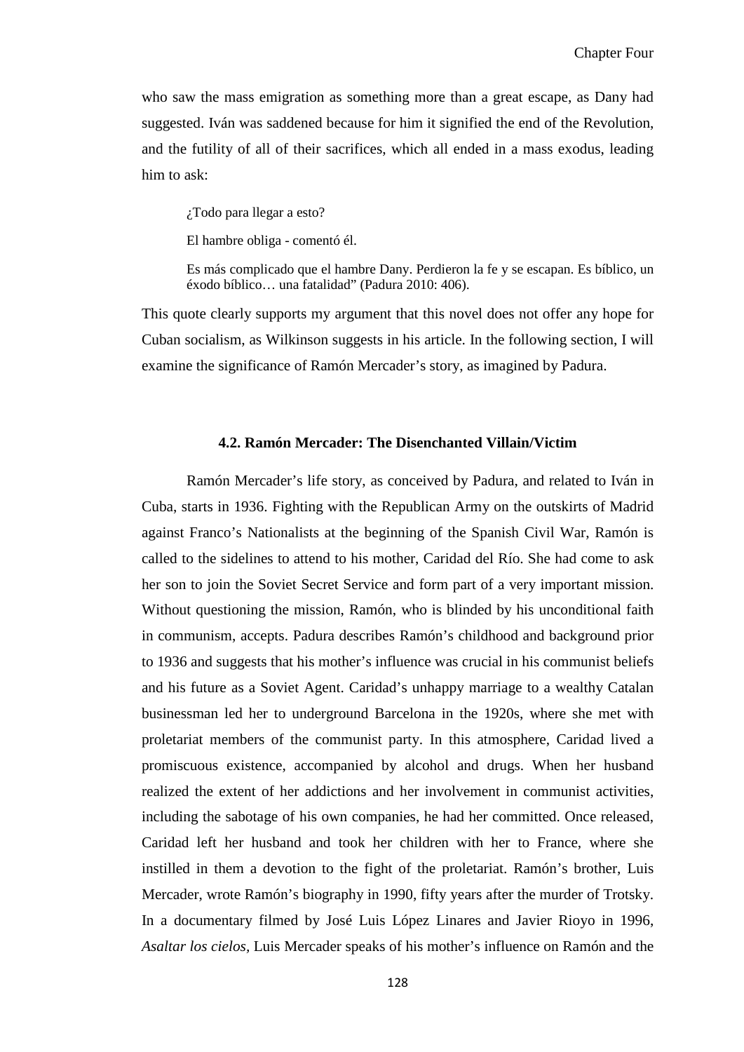who saw the mass emigration as something more than a great escape, as Dany had suggested. Iván was saddened because for him it signified the end of the Revolution, and the futility of all of their sacrifices, which all ended in a mass exodus, leading him to ask:

> ¿Todo para llegar a esto?
>
> El hambre obliga - comentó él.
>
> Es más complicado que el hambre Dany. Perdieron la fe y se escapan. Es bíblico, un éxodo bíblico… una fatalidad" (Padura 2010: 406).

This quote clearly supports my argument that this novel does not offer any hope for Cuban socialism, as Wilkinson suggests in his article. In the following section, I will examine the significance of Ramón Mercader's story, as imagined by Padura.

### 4.2. Ramón Mercader: The Disenchanted Villain/Victim

Ramón Mercader's life story, as conceived by Padura, and related to Iván in Cuba, starts in 1936. Fighting with the Republican Army on the outskirts of Madrid against Franco's Nationalists at the beginning of the Spanish Civil War, Ramón is called to the sidelines to attend to his mother, Caridad del Río. She had come to ask her son to join the Soviet Secret Service and form part of a very important mission. Without questioning the mission, Ramón, who is blinded by his unconditional faith in communism, accepts. Padura describes Ramón's childhood and background prior to 1936 and suggests that his mother's influence was crucial in his communist beliefs and his future as a Soviet Agent. Caridad's unhappy marriage to a wealthy Catalan businessman led her to underground Barcelona in the 1920s, where she met with proletariat members of the communist party. In this atmosphere, Caridad lived a promiscuous existence, accompanied by alcohol and drugs. When her husband realized the extent of her addictions and her involvement in communist activities, including the sabotage of his own companies, he had her committed. Once released, Caridad left her husband and took her children with her to France, where she instilled in them a devotion to the fight of the proletariat. Ramón's brother, Luis Mercader, wrote Ramón's biography in 1990, fifty years after the murder of Trotsky. In a documentary filmed by José Luis López Linares and Javier Rioyo in 1996, *Asaltar los cielos*, Luis Mercader speaks of his mother's influence on Ramón and the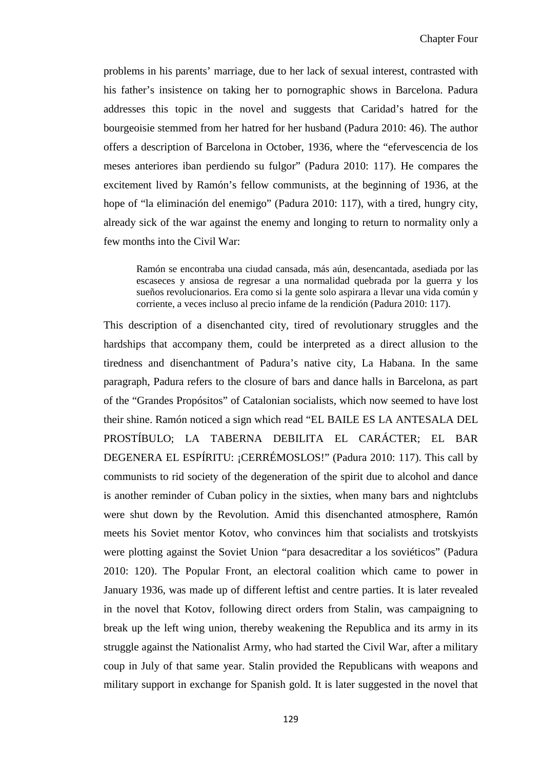problems in his parents' marriage, due to her lack of sexual interest, contrasted with his father's insistence on taking her to pornographic shows in Barcelona. Padura addresses this topic in the novel and suggests that Caridad's hatred for the bourgeoisie stemmed from her hatred for her husband (Padura 2010: 46). The author offers a description of Barcelona in October, 1936, where the "efervescencia de los meses anteriores iban perdiendo su fulgor" (Padura 2010: 117). He compares the excitement lived by Ramón's fellow communists, at the beginning of 1936, at the hope of "la eliminación del enemigo" (Padura 2010: 117), with a tired, hungry city, already sick of the war against the enemy and longing to return to normality only a few months into the Civil War:

> Ramón se encontraba una ciudad cansada, más aún, desencantada, asediada por las escaseces y ansiosa de regresar a una normalidad quebrada por la guerra y los sueños revolucionarios. Era como si la gente solo aspirara a llevar una vida común y corriente, a veces incluso al precio infame de la rendición (Padura 2010: 117).

This description of a disenchanted city, tired of revolutionary struggles and the hardships that accompany them, could be interpreted as a direct allusion to the tiredness and disenchantment of Padura's native city, La Habana. In the same paragraph, Padura refers to the closure of bars and dance halls in Barcelona, as part of the "Grandes Propósitos" of Catalonian socialists, which now seemed to have lost their shine. Ramón noticed a sign which read "EL BAILE ES LA ANTESALA DEL PROSTÍBULO; LA TABERNA DEBILITA EL CARÁCTER; EL BAR DEGENERA EL ESPÍRITU: ¡CERRÉMOSLOS!" (Padura 2010: 117). This call by communists to rid society of the degeneration of the spirit due to alcohol and dance is another reminder of Cuban policy in the sixties, when many bars and nightclubs were shut down by the Revolution. Amid this disenchanted atmosphere, Ramón meets his Soviet mentor Kotov, who convinces him that socialists and trotskyists were plotting against the Soviet Union "para desacreditar a los soviéticos" (Padura 2010: 120). The Popular Front, an electoral coalition which came to power in January 1936, was made up of different leftist and centre parties. It is later revealed in the novel that Kotov, following direct orders from Stalin, was campaigning to break up the left wing union, thereby weakening the Republica and its army in its struggle against the Nationalist Army, who had started the Civil War, after a military coup in July of that same year. Stalin provided the Republicans with weapons and military support in exchange for Spanish gold. It is later suggested in the novel that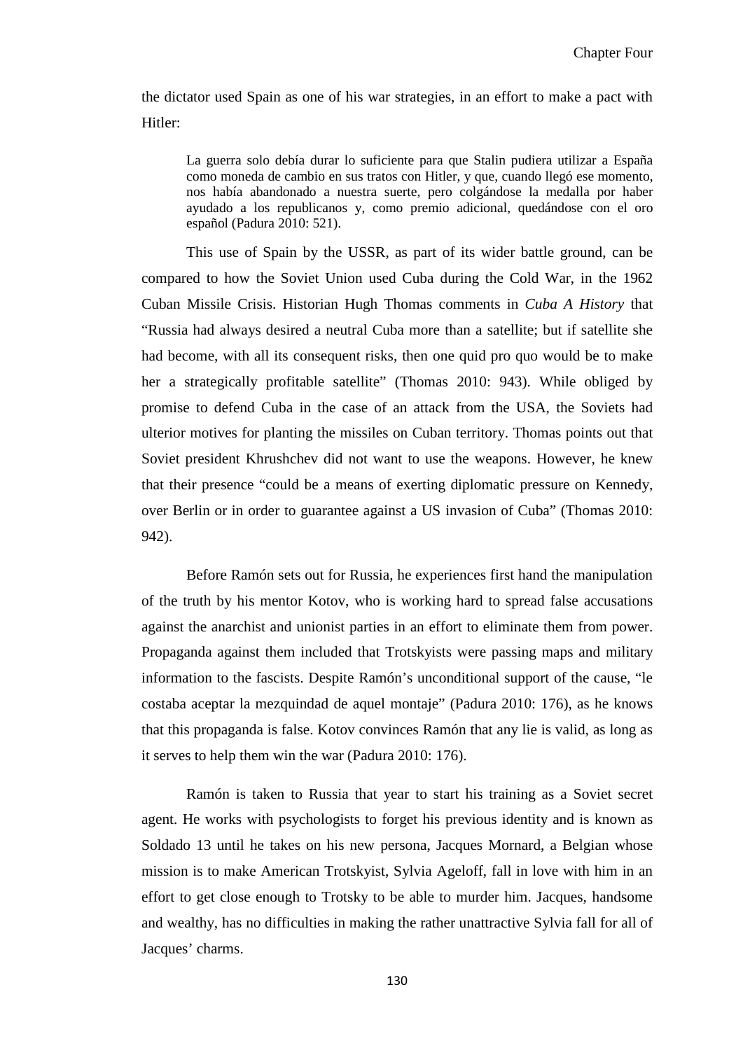the dictator used Spain as one of his war strategies, in an effort to make a pact with Hitler:

> La guerra solo debía durar lo suficiente para que Stalin pudiera utilizar a España como moneda de cambio en sus tratos con Hitler, y que, cuando llegó ese momento, nos había abandonado a nuestra suerte, pero colgándose la medalla por haber ayudado a los republicanos y, como premio adicional, quedándose con el oro español (Padura 2010: 521).

This use of Spain by the USSR, as part of its wider battle ground, can be compared to how the Soviet Union used Cuba during the Cold War, in the 1962 Cuban Missile Crisis. Historian Hugh Thomas comments in *Cuba A History* that "Russia had always desired a neutral Cuba more than a satellite; but if satellite she had become, with all its consequent risks, then one quid pro quo would be to make her a strategically profitable satellite" (Thomas 2010: 943). While obliged by promise to defend Cuba in the case of an attack from the USA, the Soviets had ulterior motives for planting the missiles on Cuban territory. Thomas points out that Soviet president Khrushchev did not want to use the weapons. However, he knew that their presence "could be a means of exerting diplomatic pressure on Kennedy, over Berlin or in order to guarantee against a US invasion of Cuba" (Thomas 2010: 942).

Before Ramón sets out for Russia, he experiences first hand the manipulation of the truth by his mentor Kotov, who is working hard to spread false accusations against the anarchist and unionist parties in an effort to eliminate them from power. Propaganda against them included that Trotskyists were passing maps and military information to the fascists. Despite Ramón's unconditional support of the cause, "le costaba aceptar la mezquindad de aquel montaje" (Padura 2010: 176), as he knows that this propaganda is false. Kotov convinces Ramón that any lie is valid, as long as it serves to help them win the war (Padura 2010: 176).

Ramón is taken to Russia that year to start his training as a Soviet secret agent. He works with psychologists to forget his previous identity and is known as Soldado 13 until he takes on his new persona, Jacques Mornard, a Belgian whose mission is to make American Trotskyist, Sylvia Ageloff, fall in love with him in an effort to get close enough to Trotsky to be able to murder him. Jacques, handsome and wealthy, has no difficulties in making the rather unattractive Sylvia fall for all of Jacques' charms.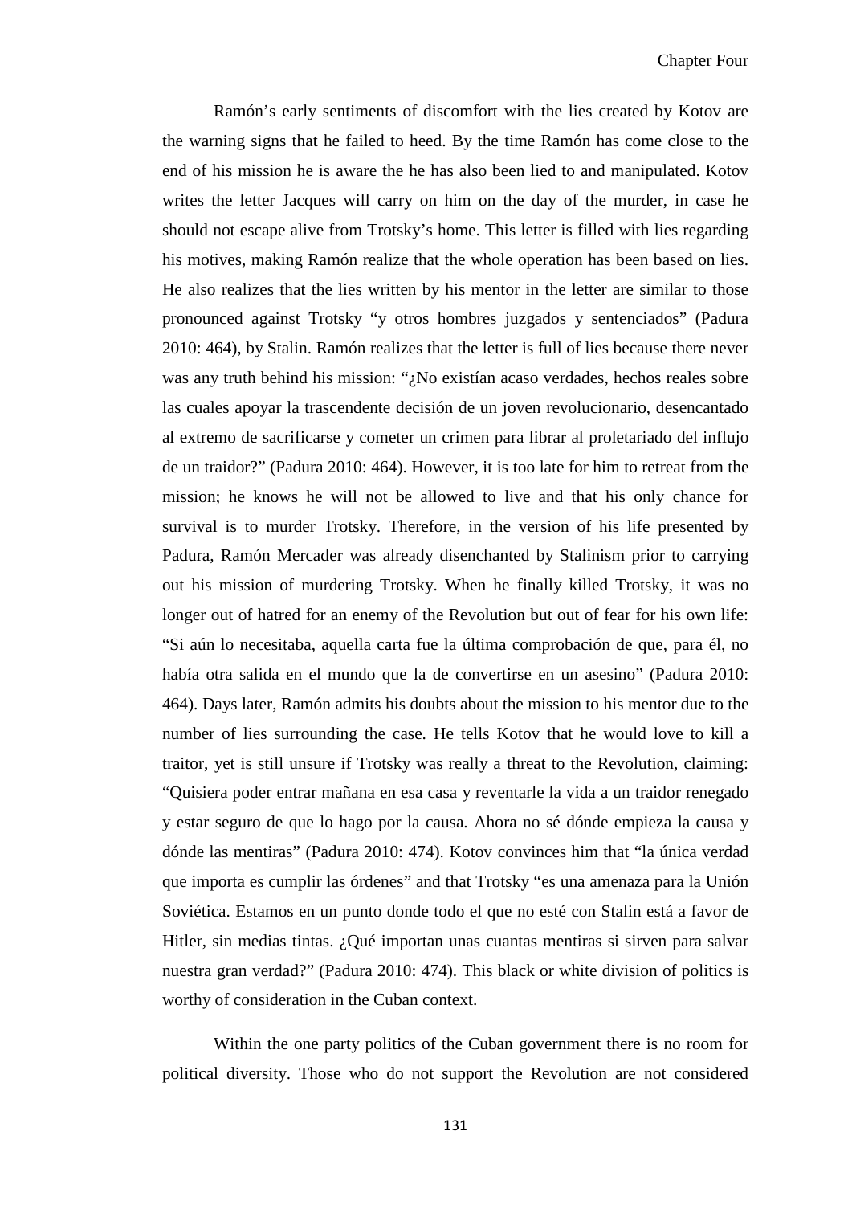Ramón's early sentiments of discomfort with the lies created by Kotov are the warning signs that he failed to heed. By the time Ramón has come close to the end of his mission he is aware the he has also been lied to and manipulated. Kotov writes the letter Jacques will carry on him on the day of the murder, in case he should not escape alive from Trotsky's home. This letter is filled with lies regarding his motives, making Ramón realize that the whole operation has been based on lies. He also realizes that the lies written by his mentor in the letter are similar to those pronounced against Trotsky "y otros hombres juzgados y sentenciados" (Padura 2010: 464), by Stalin. Ramón realizes that the letter is full of lies because there never was any truth behind his mission: "¿No existían acaso verdades, hechos reales sobre las cuales apoyar la trascendente decisión de un joven revolucionario, desencantado al extremo de sacrificarse y cometer un crimen para librar al proletariado del influjo de un traidor?" (Padura 2010: 464). However, it is too late for him to retreat from the mission; he knows he will not be allowed to live and that his only chance for survival is to murder Trotsky. Therefore, in the version of his life presented by Padura, Ramón Mercader was already disenchanted by Stalinism prior to carrying out his mission of murdering Trotsky. When he finally killed Trotsky, it was no longer out of hatred for an enemy of the Revolution but out of fear for his own life: "Si aún lo necesitaba, aquella carta fue la última comprobación de que, para él, no había otra salida en el mundo que la de convertirse en un asesino" (Padura 2010: 464). Days later, Ramón admits his doubts about the mission to his mentor due to the number of lies surrounding the case. He tells Kotov that he would love to kill a traitor, yet is still unsure if Trotsky was really a threat to the Revolution, claiming: "Quisiera poder entrar mañana en esa casa y reventarle la vida a un traidor renegado y estar seguro de que lo hago por la causa. Ahora no sé dónde empieza la causa y dónde las mentiras" (Padura 2010: 474). Kotov convinces him that "la única verdad que importa es cumplir las órdenes" and that Trotsky "es una amenaza para la Unión Soviética. Estamos en un punto donde todo el que no esté con Stalin está a favor de Hitler, sin medias tintas. ¿Qué importan unas cuantas mentiras si sirven para salvar nuestra gran verdad?" (Padura 2010: 474). This black or white division of politics is worthy of consideration in the Cuban context.

Within the one party politics of the Cuban government there is no room for political diversity. Those who do not support the Revolution are not considered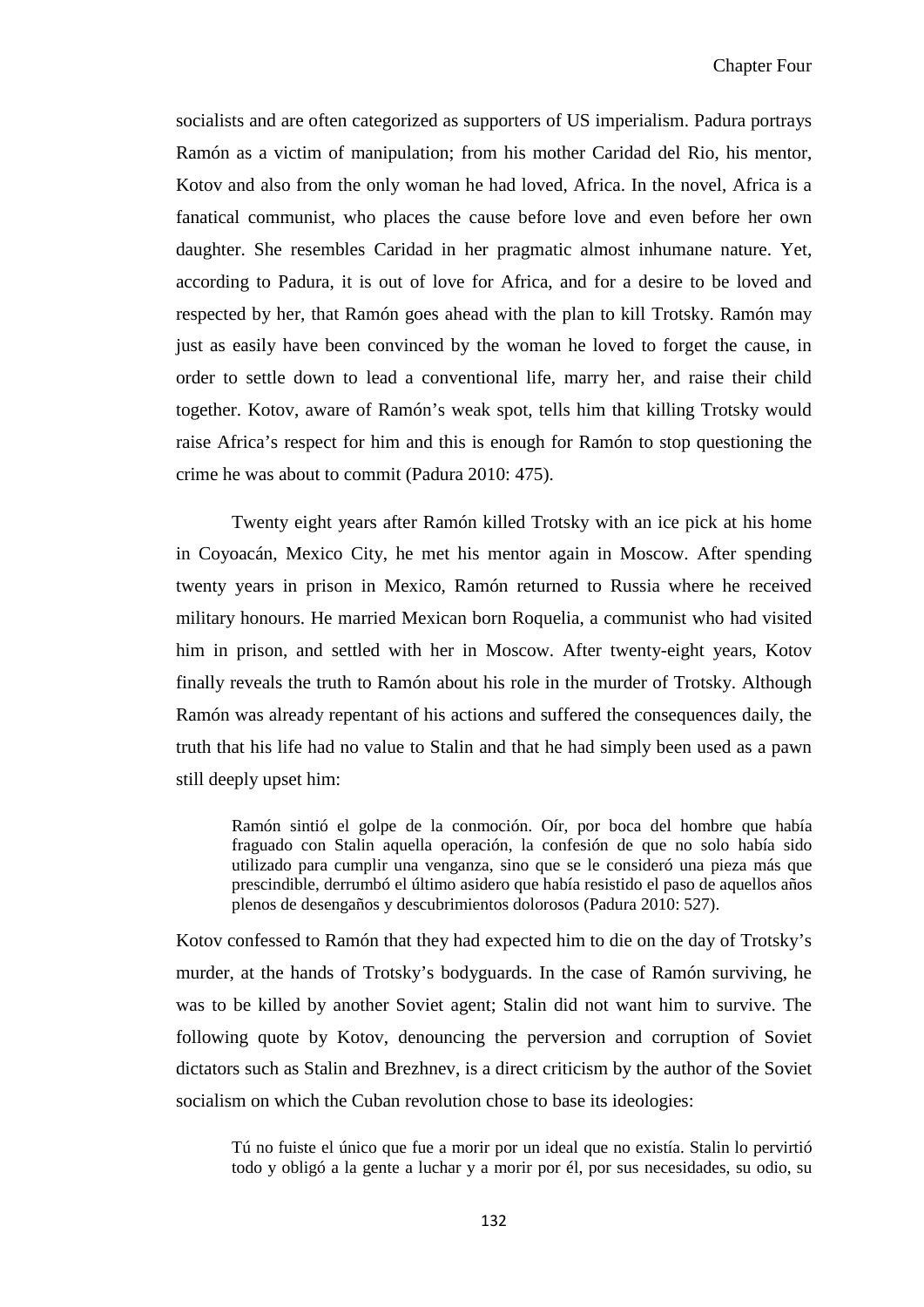socialists and are often categorized as supporters of US imperialism. Padura portrays Ramón as a victim of manipulation; from his mother Caridad del Rio, his mentor, Kotov and also from the only woman he had loved, Africa. In the novel, Africa is a fanatical communist, who places the cause before love and even before her own daughter. She resembles Caridad in her pragmatic almost inhumane nature. Yet, according to Padura, it is out of love for Africa, and for a desire to be loved and respected by her, that Ramón goes ahead with the plan to kill Trotsky. Ramón may just as easily have been convinced by the woman he loved to forget the cause, in order to settle down to lead a conventional life, marry her, and raise their child together. Kotov, aware of Ramón's weak spot, tells him that killing Trotsky would raise Africa's respect for him and this is enough for Ramón to stop questioning the crime he was about to commit (Padura 2010: 475).

Twenty eight years after Ramón killed Trotsky with an ice pick at his home in Coyoacán, Mexico City, he met his mentor again in Moscow. After spending twenty years in prison in Mexico, Ramón returned to Russia where he received military honours. He married Mexican born Roquelia, a communist who had visited him in prison, and settled with her in Moscow. After twenty-eight years, Kotov finally reveals the truth to Ramón about his role in the murder of Trotsky. Although Ramón was already repentant of his actions and suffered the consequences daily, the truth that his life had no value to Stalin and that he had simply been used as a pawn still deeply upset him:

> Ramón sintió el golpe de la conmoción. Oír, por boca del hombre que había fraguado con Stalin aquella operación, la confesión de que no solo había sido utilizado para cumplir una venganza, sino que se le consideró una pieza más que prescindible, derrumbó el último asidero que había resistido el paso de aquellos años plenos de desengaños y descubrimientos dolorosos (Padura 2010: 527).

Kotov confessed to Ramón that they had expected him to die on the day of Trotsky's murder, at the hands of Trotsky's bodyguards. In the case of Ramón surviving, he was to be killed by another Soviet agent; Stalin did not want him to survive. The following quote by Kotov, denouncing the perversion and corruption of Soviet dictators such as Stalin and Brezhnev, is a direct criticism by the author of the Soviet socialism on which the Cuban revolution chose to base its ideologies:

> Tú no fuiste el único que fue a morir por un ideal que no existía. Stalin lo pervirtió todo y obligó a la gente a luchar y a morir por él, por sus necesidades, su odio, su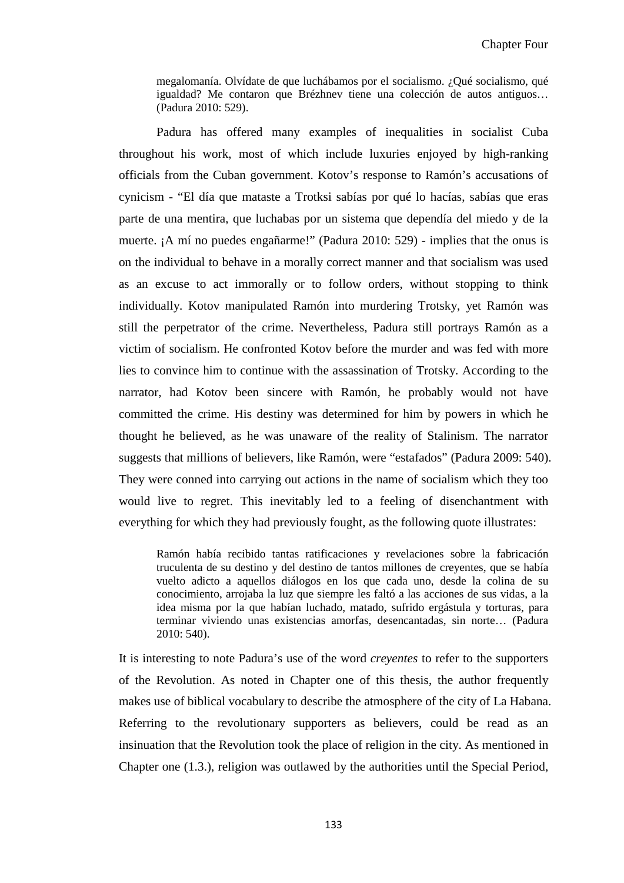> megalomanía. Olvídate de que luchábamos por el socialismo. ¿Qué socialismo, qué igualdad? Me contaron que Brézhnev tiene una colección de autos antiguos… (Padura 2010: 529).

Padura has offered many examples of inequalities in socialist Cuba throughout his work, most of which include luxuries enjoyed by high-ranking officials from the Cuban government. Kotov's response to Ramón's accusations of cynicism - "El día que mataste a Trotksi sabías por qué lo hacías, sabías que eras parte de una mentira, que luchabas por un sistema que dependía del miedo y de la muerte. ¡A mí no puedes engañarme!" (Padura 2010: 529) - implies that the onus is on the individual to behave in a morally correct manner and that socialism was used as an excuse to act immorally or to follow orders, without stopping to think individually. Kotov manipulated Ramón into murdering Trotsky, yet Ramón was still the perpetrator of the crime. Nevertheless, Padura still portrays Ramón as a victim of socialism. He confronted Kotov before the murder and was fed with more lies to convince him to continue with the assassination of Trotsky. According to the narrator, had Kotov been sincere with Ramón, he probably would not have committed the crime. His destiny was determined for him by powers in which he thought he believed, as he was unaware of the reality of Stalinism. The narrator suggests that millions of believers, like Ramón, were "estafados" (Padura 2009: 540). They were conned into carrying out actions in the name of socialism which they too would live to regret. This inevitably led to a feeling of disenchantment with everything for which they had previously fought, as the following quote illustrates:

> Ramón había recibido tantas ratificaciones y revelaciones sobre la fabricación truculenta de su destino y del destino de tantos millones de creyentes, que se había vuelto adicto a aquellos diálogos en los que cada uno, desde la colina de su conocimiento, arrojaba la luz que siempre les faltó a las acciones de sus vidas, a la idea misma por la que habían luchado, matado, sufrido ergástula y torturas, para terminar viviendo unas existencias amorfas, desencantadas, sin norte… (Padura 2010: 540).

It is interesting to note Padura's use of the word *creyentes* to refer to the supporters of the Revolution. As noted in Chapter one of this thesis, the author frequently makes use of biblical vocabulary to describe the atmosphere of the city of La Habana. Referring to the revolutionary supporters as believers, could be read as an insinuation that the Revolution took the place of religion in the city. As mentioned in Chapter one (1.3.), religion was outlawed by the authorities until the Special Period,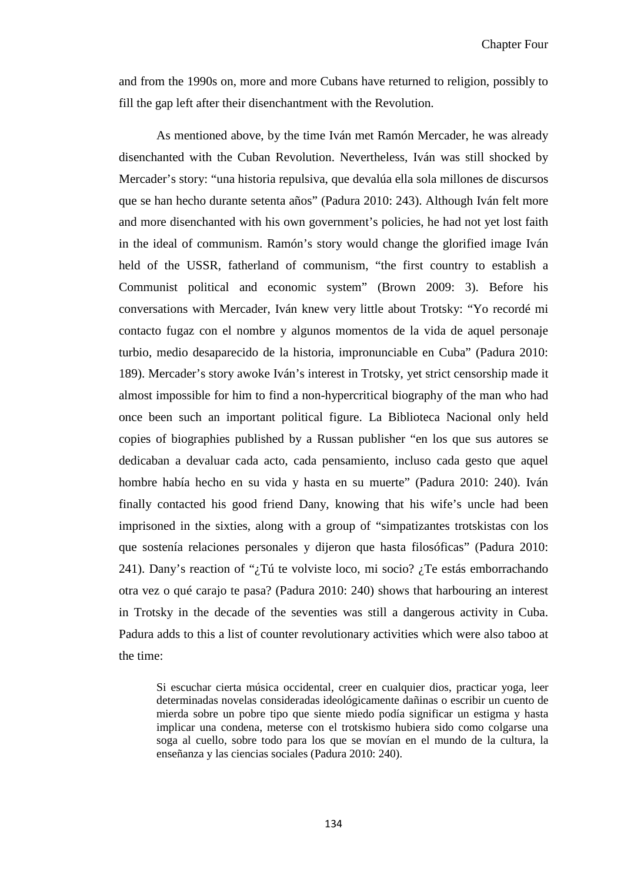and from the 1990s on, more and more Cubans have returned to religion, possibly to fill the gap left after their disenchantment with the Revolution.

As mentioned above, by the time Iván met Ramón Mercader, he was already disenchanted with the Cuban Revolution. Nevertheless, Iván was still shocked by Mercader's story: "una historia repulsiva, que devalúa ella sola millones de discursos que se han hecho durante setenta años" (Padura 2010: 243). Although Iván felt more and more disenchanted with his own government's policies, he had not yet lost faith in the ideal of communism. Ramón's story would change the glorified image Iván held of the USSR, fatherland of communism, "the first country to establish a Communist political and economic system" (Brown 2009: 3). Before his conversations with Mercader, Iván knew very little about Trotsky: "Yo recordé mi contacto fugaz con el nombre y algunos momentos de la vida de aquel personaje turbio, medio desaparecido de la historia, impronunciable en Cuba" (Padura 2010: 189). Mercader's story awoke Iván's interest in Trotsky, yet strict censorship made it almost impossible for him to find a non-hypercritical biography of the man who had once been such an important political figure. La Biblioteca Nacional only held copies of biographies published by a Russan publisher "en los que sus autores se dedicaban a devaluar cada acto, cada pensamiento, incluso cada gesto que aquel hombre había hecho en su vida y hasta en su muerte" (Padura 2010: 240). Iván finally contacted his good friend Dany, knowing that his wife's uncle had been imprisoned in the sixties, along with a group of "simpatizantes trotskistas con los que sostenía relaciones personales y dijeron que hasta filosóficas" (Padura 2010: 241). Dany's reaction of "¿Tú te volviste loco, mi socio? ¿Te estás emborrachando otra vez o qué carajo te pasa? (Padura 2010: 240) shows that harbouring an interest in Trotsky in the decade of the seventies was still a dangerous activity in Cuba. Padura adds to this a list of counter revolutionary activities which were also taboo at the time:

> Si escuchar cierta música occidental, creer en cualquier dios, practicar yoga, leer determinadas novelas consideradas ideológicamente dañinas o escribir un cuento de mierda sobre un pobre tipo que siente miedo podía significar un estigma y hasta implicar una condena, meterse con el trotskismo hubiera sido como colgarse una soga al cuello, sobre todo para los que se movían en el mundo de la cultura, la enseñanza y las ciencias sociales (Padura 2010: 240).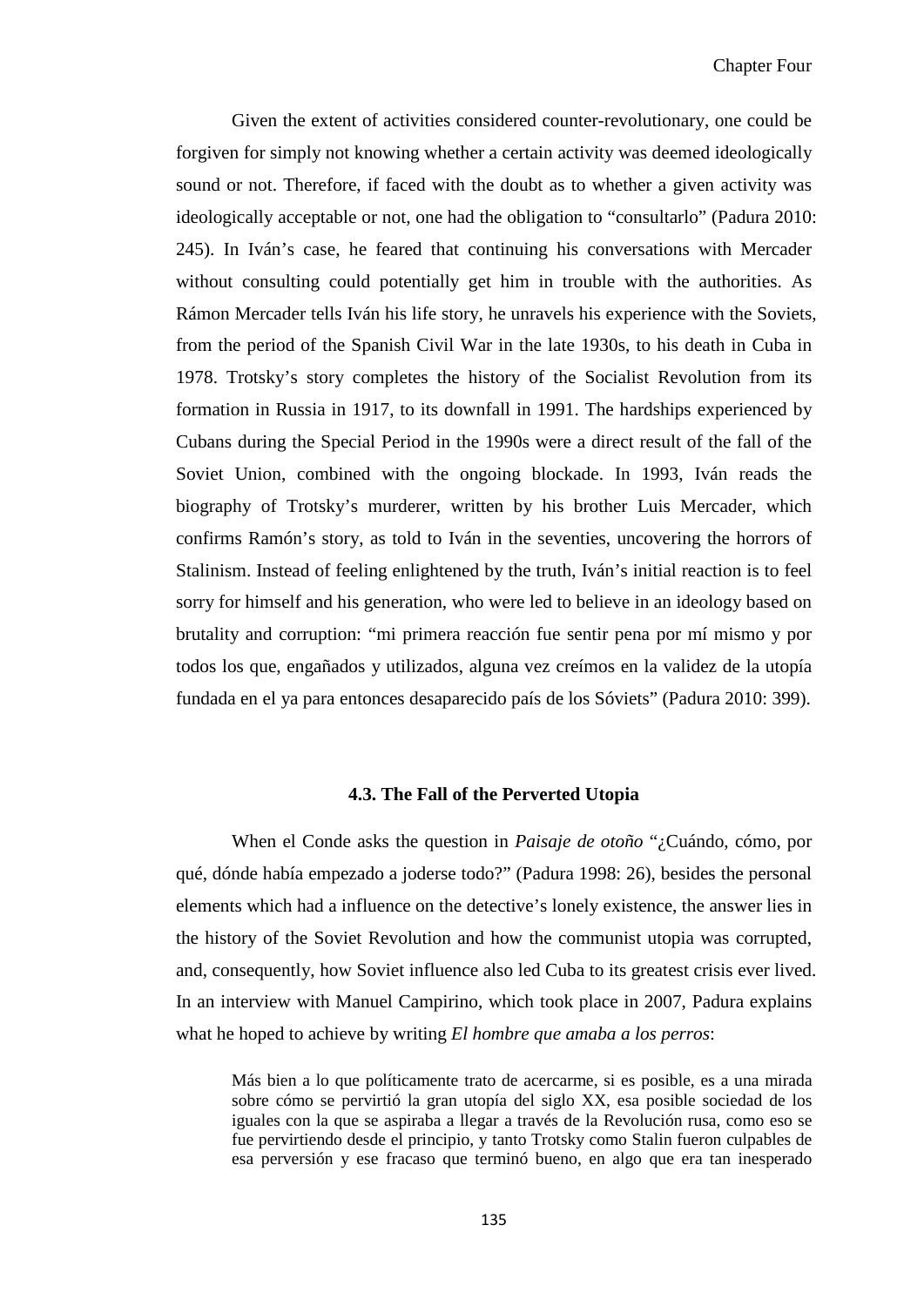Given the extent of activities considered counter-revolutionary, one could be forgiven for simply not knowing whether a certain activity was deemed ideologically sound or not. Therefore, if faced with the doubt as to whether a given activity was ideologically acceptable or not, one had the obligation to "consultarlo" (Padura 2010: 245). In Iván's case, he feared that continuing his conversations with Mercader without consulting could potentially get him in trouble with the authorities. As Rámon Mercader tells Iván his life story, he unravels his experience with the Soviets, from the period of the Spanish Civil War in the late 1930s, to his death in Cuba in 1978. Trotsky's story completes the history of the Socialist Revolution from its formation in Russia in 1917, to its downfall in 1991. The hardships experienced by Cubans during the Special Period in the 1990s were a direct result of the fall of the Soviet Union, combined with the ongoing blockade. In 1993, Iván reads the biography of Trotsky's murderer, written by his brother Luis Mercader, which confirms Ramón's story, as told to Iván in the seventies, uncovering the horrors of Stalinism. Instead of feeling enlightened by the truth, Iván's initial reaction is to feel sorry for himself and his generation, who were led to believe in an ideology based on brutality and corruption: "mi primera reacción fue sentir pena por mí mismo y por todos los que, engañados y utilizados, alguna vez creímos en la validez de la utopía fundada en el ya para entonces desaparecido país de los Sóviets" (Padura 2010: 399).

### 4.3. The Fall of the Perverted Utopia

When el Conde asks the question in *Paisaje de otoño* "¿Cuándo, cómo, por qué, dónde había empezado a joderse todo?" (Padura 1998: 26), besides the personal elements which had a influence on the detective's lonely existence, the answer lies in the history of the Soviet Revolution and how the communist utopia was corrupted, and, consequently, how Soviet influence also led Cuba to its greatest crisis ever lived. In an interview with Manuel Campirino, which took place in 2007, Padura explains what he hoped to achieve by writing *El hombre que amaba a los perros*:

> Más bien a lo que políticamente trato de acercarme, si es posible, es a una mirada sobre cómo se pervirtió la gran utopía del siglo XX, esa posible sociedad de los iguales con la que se aspiraba a llegar a través de la Revolución rusa, como eso se fue pervirtiendo desde el principio, y tanto Trotsky como Stalin fueron culpables de esa perversión y ese fracaso que terminó bueno, en algo que era tan inesperado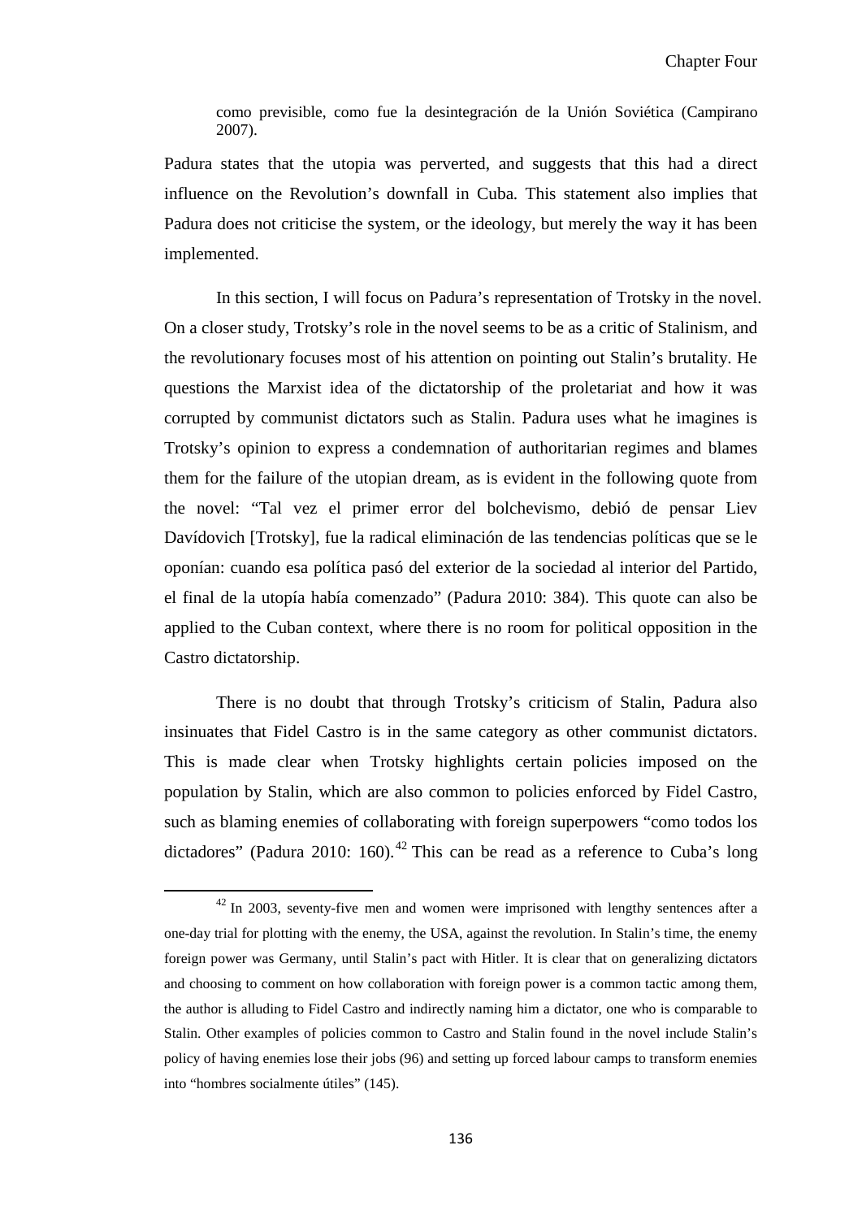> como previsible, como fue la desintegración de la Unión Soviética (Campirano 2007).

Padura states that the utopia was perverted, and suggests that this had a direct influence on the Revolution's downfall in Cuba. This statement also implies that Padura does not criticise the system, or the ideology, but merely the way it has been implemented.

In this section, I will focus on Padura's representation of Trotsky in the novel. On a closer study, Trotsky's role in the novel seems to be as a critic of Stalinism, and the revolutionary focuses most of his attention on pointing out Stalin's brutality. He questions the Marxist idea of the dictatorship of the proletariat and how it was corrupted by communist dictators such as Stalin. Padura uses what he imagines is Trotsky's opinion to express a condemnation of authoritarian regimes and blames them for the failure of the utopian dream, as is evident in the following quote from the novel: "Tal vez el primer error del bolchevismo, debió de pensar Liev Davídovich [Trotsky], fue la radical eliminación de las tendencias políticas que se le oponían: cuando esa política pasó del exterior de la sociedad al interior del Partido, el final de la utopía había comenzado" (Padura 2010: 384). This quote can also be applied to the Cuban context, where there is no room for political opposition in the Castro dictatorship.

There is no doubt that through Trotsky's criticism of Stalin, Padura also insinuates that Fidel Castro is in the same category as other communist dictators. This is made clear when Trotsky highlights certain policies imposed on the population by Stalin, which are also common to policies enforced by Fidel Castro, such as blaming enemies of collaborating with foreign superpowers "como todos los dictadores" (Padura 2010: 160).[42] This can be read as a reference to Cuba's long

[42] In 2003, seventy-five men and women were imprisoned with lengthy sentences after a one-day trial for plotting with the enemy, the USA, against the revolution. In Stalin's time, the enemy foreign power was Germany, until Stalin's pact with Hitler. It is clear that on generalizing dictators and choosing to comment on how collaboration with foreign power is a common tactic among them, the author is alluding to Fidel Castro and indirectly naming him a dictator, one who is comparable to Stalin. Other examples of policies common to Castro and Stalin found in the novel include Stalin's policy of having enemies lose their jobs (96) and setting up forced labour camps to transform enemies into "hombres socialmente útiles" (145).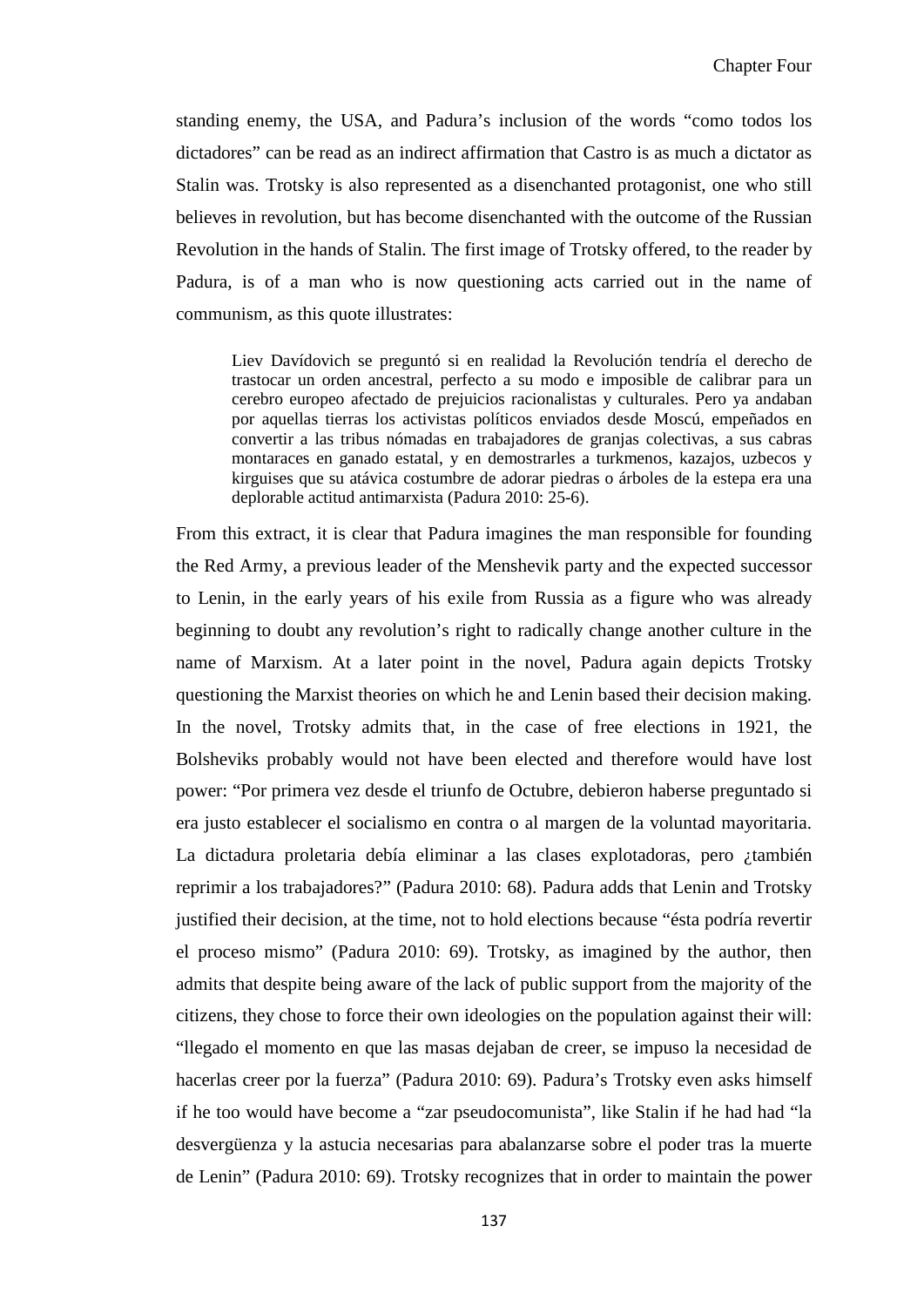standing enemy, the USA, and Padura's inclusion of the words "como todos los dictadores" can be read as an indirect affirmation that Castro is as much a dictator as Stalin was. Trotsky is also represented as a disenchanted protagonist, one who still believes in revolution, but has become disenchanted with the outcome of the Russian Revolution in the hands of Stalin. The first image of Trotsky offered, to the reader by Padura, is of a man who is now questioning acts carried out in the name of communism, as this quote illustrates:

> Liev Davídovich se preguntó si en realidad la Revolución tendría el derecho de trastocar un orden ancestral, perfecto a su modo e imposible de calibrar para un cerebro europeo afectado de prejuicios racionalistas y culturales. Pero ya andaban por aquellas tierras los activistas políticos enviados desde Moscú, empeñados en convertir a las tribus nómadas en trabajadores de granjas colectivas, a sus cabras montaraces en ganado estatal, y en demostrarles a turkmenos, kazajos, uzbecos y kirguises que su atávica costumbre de adorar piedras o árboles de la estepa era una deplorable actitud antimarxista (Padura 2010: 25-6).

From this extract, it is clear that Padura imagines the man responsible for founding the Red Army, a previous leader of the Menshevik party and the expected successor to Lenin, in the early years of his exile from Russia as a figure who was already beginning to doubt any revolution's right to radically change another culture in the name of Marxism. At a later point in the novel, Padura again depicts Trotsky questioning the Marxist theories on which he and Lenin based their decision making. In the novel, Trotsky admits that, in the case of free elections in 1921, the Bolsheviks probably would not have been elected and therefore would have lost power: "Por primera vez desde el triunfo de Octubre, debieron haberse preguntado si era justo establecer el socialismo en contra o al margen de la voluntad mayoritaria. La dictadura proletaria debía eliminar a las clases explotadoras, pero ¿también reprimir a los trabajadores?" (Padura 2010: 68). Padura adds that Lenin and Trotsky justified their decision, at the time, not to hold elections because "ésta podría revertir el proceso mismo" (Padura 2010: 69). Trotsky, as imagined by the author, then admits that despite being aware of the lack of public support from the majority of the citizens, they chose to force their own ideologies on the population against their will: "llegado el momento en que las masas dejaban de creer, se impuso la necesidad de hacerlas creer por la fuerza" (Padura 2010: 69). Padura's Trotsky even asks himself if he too would have become a "zar pseudocomunista", like Stalin if he had had "la desvergüenza y la astucia necesarias para abalanzarse sobre el poder tras la muerte de Lenin" (Padura 2010: 69). Trotsky recognizes that in order to maintain the power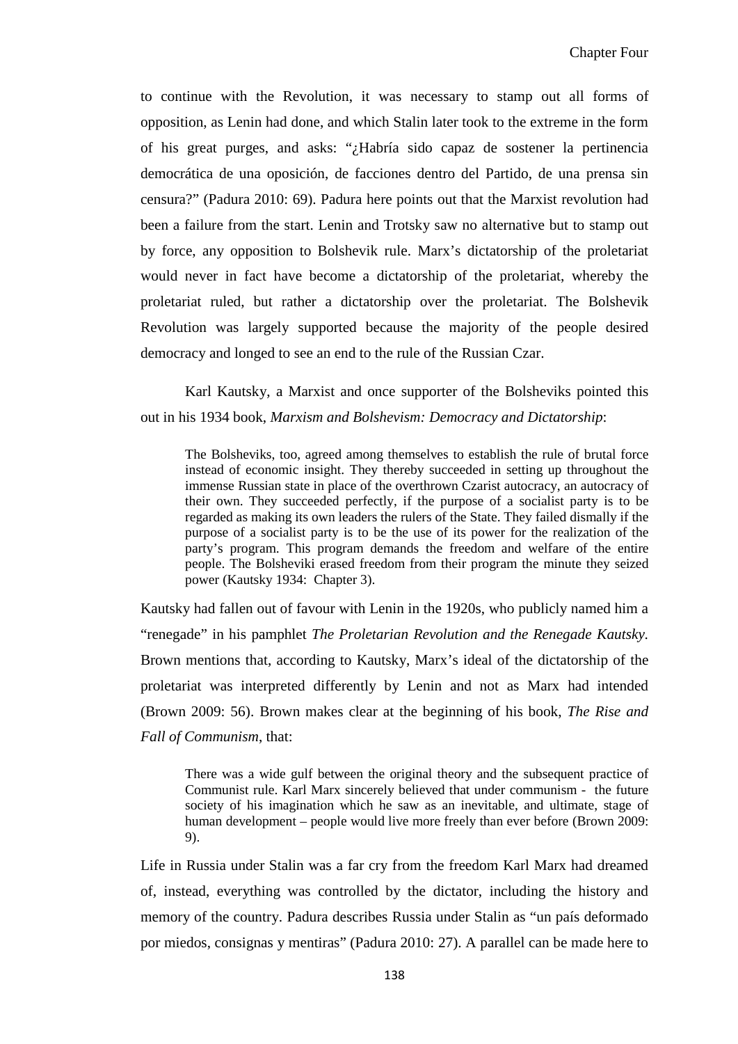to continue with the Revolution, it was necessary to stamp out all forms of opposition, as Lenin had done, and which Stalin later took to the extreme in the form of his great purges, and asks: "¿Habría sido capaz de sostener la pertinencia democrática de una oposición, de facciones dentro del Partido, de una prensa sin censura?" (Padura 2010: 69). Padura here points out that the Marxist revolution had been a failure from the start. Lenin and Trotsky saw no alternative but to stamp out by force, any opposition to Bolshevik rule. Marx's dictatorship of the proletariat would never in fact have become a dictatorship of the proletariat, whereby the proletariat ruled, but rather a dictatorship over the proletariat. The Bolshevik Revolution was largely supported because the majority of the people desired democracy and longed to see an end to the rule of the Russian Czar.

Karl Kautsky, a Marxist and once supporter of the Bolsheviks pointed this out in his 1934 book, *Marxism and Bolshevism: Democracy and Dictatorship*:

> The Bolsheviks, too, agreed among themselves to establish the rule of brutal force instead of economic insight. They thereby succeeded in setting up throughout the immense Russian state in place of the overthrown Czarist autocracy, an autocracy of their own. They succeeded perfectly, if the purpose of a socialist party is to be regarded as making its own leaders the rulers of the State. They failed dismally if the purpose of a socialist party is to be the use of its power for the realization of the party's program. This program demands the freedom and welfare of the entire people. The Bolsheviki erased freedom from their program the minute they seized power (Kautsky 1934: Chapter 3).

Kautsky had fallen out of favour with Lenin in the 1920s, who publicly named him a "renegade" in his pamphlet *The Proletarian Revolution and the Renegade Kautsky*. Brown mentions that, according to Kautsky, Marx's ideal of the dictatorship of the proletariat was interpreted differently by Lenin and not as Marx had intended (Brown 2009: 56). Brown makes clear at the beginning of his book, *The Rise and Fall of Communism*, that:

> There was a wide gulf between the original theory and the subsequent practice of Communist rule. Karl Marx sincerely believed that under communism - the future society of his imagination which he saw as an inevitable, and ultimate, stage of human development – people would live more freely than ever before (Brown 2009: 9).

Life in Russia under Stalin was a far cry from the freedom Karl Marx had dreamed of, instead, everything was controlled by the dictator, including the history and memory of the country. Padura describes Russia under Stalin as "un país deformado por miedos, consignas y mentiras" (Padura 2010: 27). A parallel can be made here to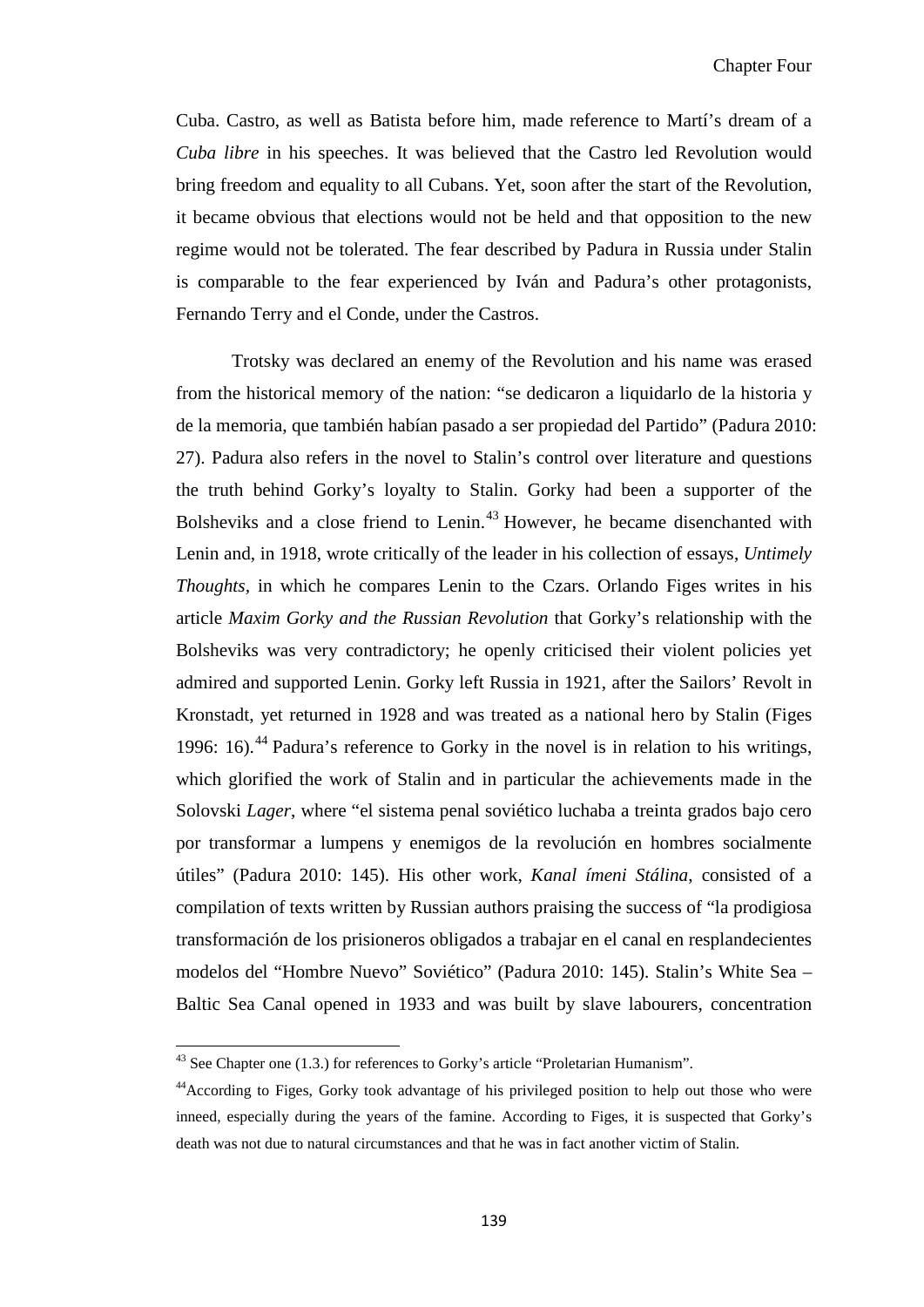Cuba. Castro, as well as Batista before him, made reference to Martí's dream of a *Cuba libre* in his speeches. It was believed that the Castro led Revolution would bring freedom and equality to all Cubans. Yet, soon after the start of the Revolution, it became obvious that elections would not be held and that opposition to the new regime would not be tolerated. The fear described by Padura in Russia under Stalin is comparable to the fear experienced by Iván and Padura's other protagonists, Fernando Terry and el Conde, under the Castros.

Trotsky was declared an enemy of the Revolution and his name was erased from the historical memory of the nation: "se dedicaron a liquidarlo de la historia y de la memoria, que también habían pasado a ser propiedad del Partido" (Padura 2010: 27). Padura also refers in the novel to Stalin's control over literature and questions the truth behind Gorky's loyalty to Stalin. Gorky had been a supporter of the Bolsheviks and a close friend to Lenin.[43] However, he became disenchanted with Lenin and, in 1918, wrote critically of the leader in his collection of essays, *Untimely Thoughts*, in which he compares Lenin to the Czars. Orlando Figes writes in his article *Maxim Gorky and the Russian Revolution* that Gorky's relationship with the Bolsheviks was very contradictory; he openly criticised their violent policies yet admired and supported Lenin. Gorky left Russia in 1921, after the Sailors' Revolt in Kronstadt, yet returned in 1928 and was treated as a national hero by Stalin (Figes 1996: 16).[44] Padura's reference to Gorky in the novel is in relation to his writings, which glorified the work of Stalin and in particular the achievements made in the Solovski *Lager*, where "el sistema penal soviético luchaba a treinta grados bajo cero por transformar a lumpens y enemigos de la revolución en hombres socialmente útiles" (Padura 2010: 145). His other work, *Kanal ímeni Stálina*, consisted of a compilation of texts written by Russian authors praising the success of "la prodigiosa transformación de los prisioneros obligados a trabajar en el canal en resplandecientes modelos del "Hombre Nuevo" Soviético" (Padura 2010: 145). Stalin's White Sea – Baltic Sea Canal opened in 1933 and was built by slave labourers, concentration

---

[43] See Chapter one (1.3.) for references to Gorky's article "Proletarian Humanism".

[44] According to Figes, Gorky took advantage of his privileged position to help out those who were inneed, especially during the years of the famine. According to Figes, it is suspected that Gorky's death was not due to natural circumstances and that he was in fact another victim of Stalin.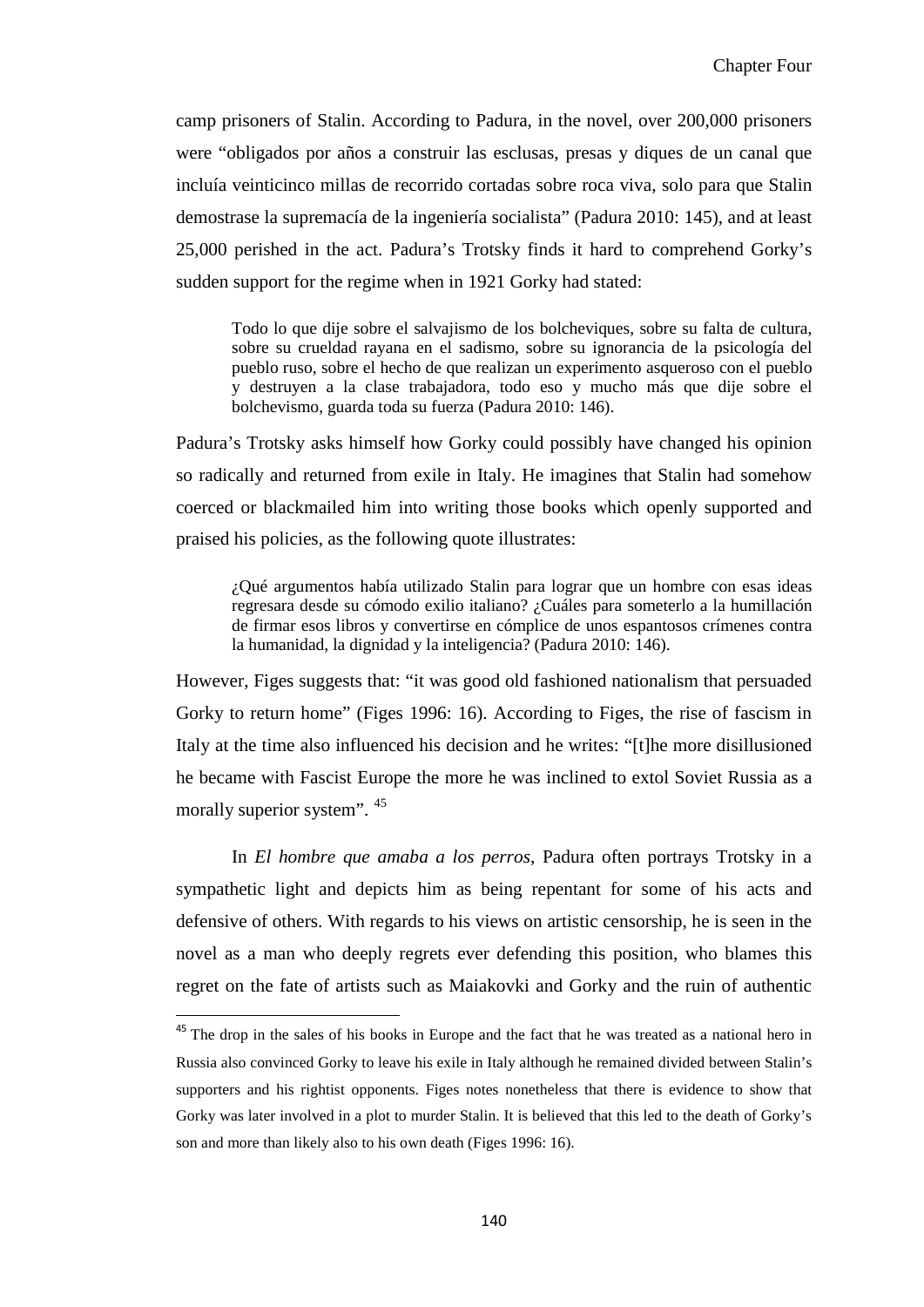camp prisoners of Stalin. According to Padura, in the novel, over 200,000 prisoners were "obligados por años a construir las esclusas, presas y diques de un canal que incluía veinticinco millas de recorrido cortadas sobre roca viva, solo para que Stalin demostrase la supremacía de la ingeniería socialista" (Padura 2010: 145), and at least 25,000 perished in the act. Padura's Trotsky finds it hard to comprehend Gorky's sudden support for the regime when in 1921 Gorky had stated:

> Todo lo que dije sobre el salvajismo de los bolcheviques, sobre su falta de cultura, sobre su crueldad rayana en el sadismo, sobre su ignorancia de la psicología del pueblo ruso, sobre el hecho de que realizan un experimento asqueroso con el pueblo y destruyen a la clase trabajadora, todo eso y mucho más que dije sobre el bolchevismo, guarda toda su fuerza (Padura 2010: 146).

Padura's Trotsky asks himself how Gorky could possibly have changed his opinion so radically and returned from exile in Italy. He imagines that Stalin had somehow coerced or blackmailed him into writing those books which openly supported and praised his policies, as the following quote illustrates:

> ¿Qué argumentos había utilizado Stalin para lograr que un hombre con esas ideas regresara desde su cómodo exilio italiano? ¿Cuáles para someterlo a la humillación de firmar esos libros y convertirse en cómplice de unos espantosos crímenes contra la humanidad, la dignidad y la inteligencia? (Padura 2010: 146).

However, Figes suggests that: "it was good old fashioned nationalism that persuaded Gorky to return home" (Figes 1996: 16). According to Figes, the rise of fascism in Italy at the time also influenced his decision and he writes: "[t]he more disillusioned he became with Fascist Europe the more he was inclined to extol Soviet Russia as a morally superior system". [45]

In *El hombre que amaba a los perros*, Padura often portrays Trotsky in a sympathetic light and depicts him as being repentant for some of his acts and defensive of others. With regards to his views on artistic censorship, he is seen in the novel as a man who deeply regrets ever defending this position, who blames this regret on the fate of artists such as Maiakovki and Gorky and the ruin of authentic

---

[45] The drop in the sales of his books in Europe and the fact that he was treated as a national hero in Russia also convinced Gorky to leave his exile in Italy although he remained divided between Stalin's supporters and his rightist opponents. Figes notes nonetheless that there is evidence to show that Gorky was later involved in a plot to murder Stalin. It is believed that this led to the death of Gorky's son and more than likely also to his own death (Figes 1996: 16).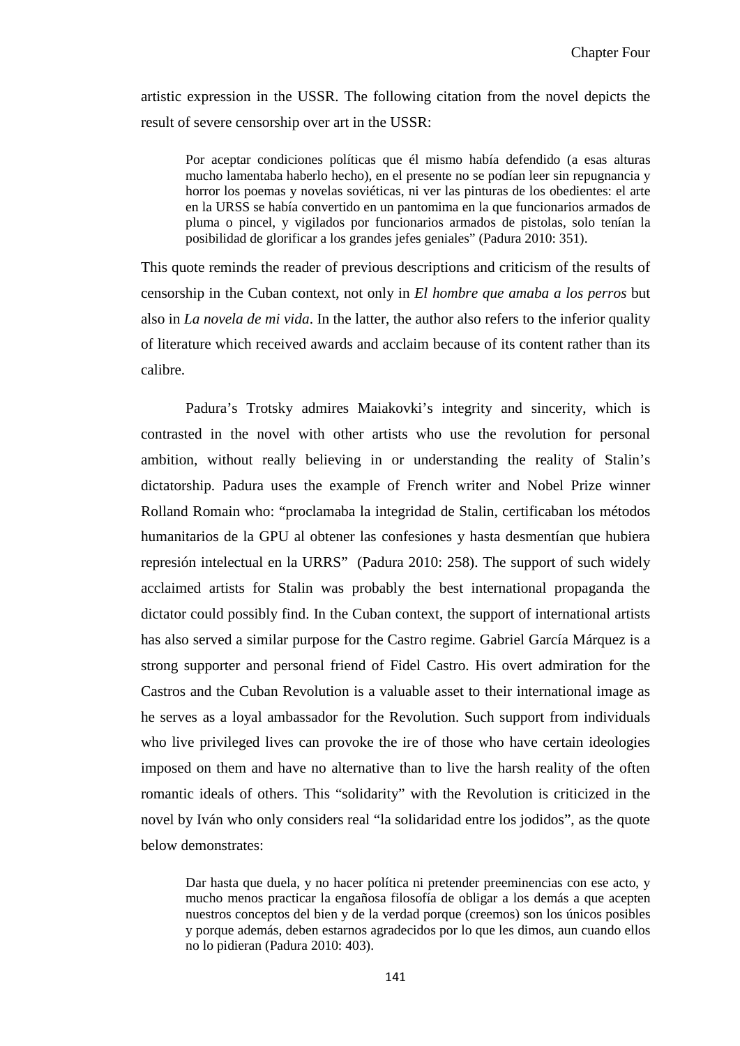artistic expression in the USSR. The following citation from the novel depicts the result of severe censorship over art in the USSR:

> Por aceptar condiciones políticas que él mismo había defendido (a esas alturas mucho lamentaba haberlo hecho), en el presente no se podían leer sin repugnancia y horror los poemas y novelas soviéticas, ni ver las pinturas de los obedientes: el arte en la URSS se había convertido en un pantomima en la que funcionarios armados de pluma o pincel, y vigilados por funcionarios armados de pistolas, solo tenían la posibilidad de glorificar a los grandes jefes geniales" (Padura 2010: 351).

This quote reminds the reader of previous descriptions and criticism of the results of censorship in the Cuban context, not only in *El hombre que amaba a los perros* but also in *La novela de mi vida*. In the latter, the author also refers to the inferior quality of literature which received awards and acclaim because of its content rather than its calibre.

Padura's Trotsky admires Maiakovki's integrity and sincerity, which is contrasted in the novel with other artists who use the revolution for personal ambition, without really believing in or understanding the reality of Stalin's dictatorship. Padura uses the example of French writer and Nobel Prize winner Rolland Romain who: "proclamaba la integridad de Stalin, certificaban los métodos humanitarios de la GPU al obtener las confesiones y hasta desmentían que hubiera represión intelectual en la URRS" (Padura 2010: 258). The support of such widely acclaimed artists for Stalin was probably the best international propaganda the dictator could possibly find. In the Cuban context, the support of international artists has also served a similar purpose for the Castro regime. Gabriel García Márquez is a strong supporter and personal friend of Fidel Castro. His overt admiration for the Castros and the Cuban Revolution is a valuable asset to their international image as he serves as a loyal ambassador for the Revolution. Such support from individuals who live privileged lives can provoke the ire of those who have certain ideologies imposed on them and have no alternative than to live the harsh reality of the often romantic ideals of others. This "solidarity" with the Revolution is criticized in the novel by Iván who only considers real "la solidaridad entre los jodidos", as the quote below demonstrates:

> Dar hasta que duela, y no hacer política ni pretender preeminencias con ese acto, y mucho menos practicar la engañosa filosofía de obligar a los demás a que acepten nuestros conceptos del bien y de la verdad porque (creemos) son los únicos posibles y porque además, deben estarnos agradecidos por lo que les dimos, aun cuando ellos no lo pidieran (Padura 2010: 403).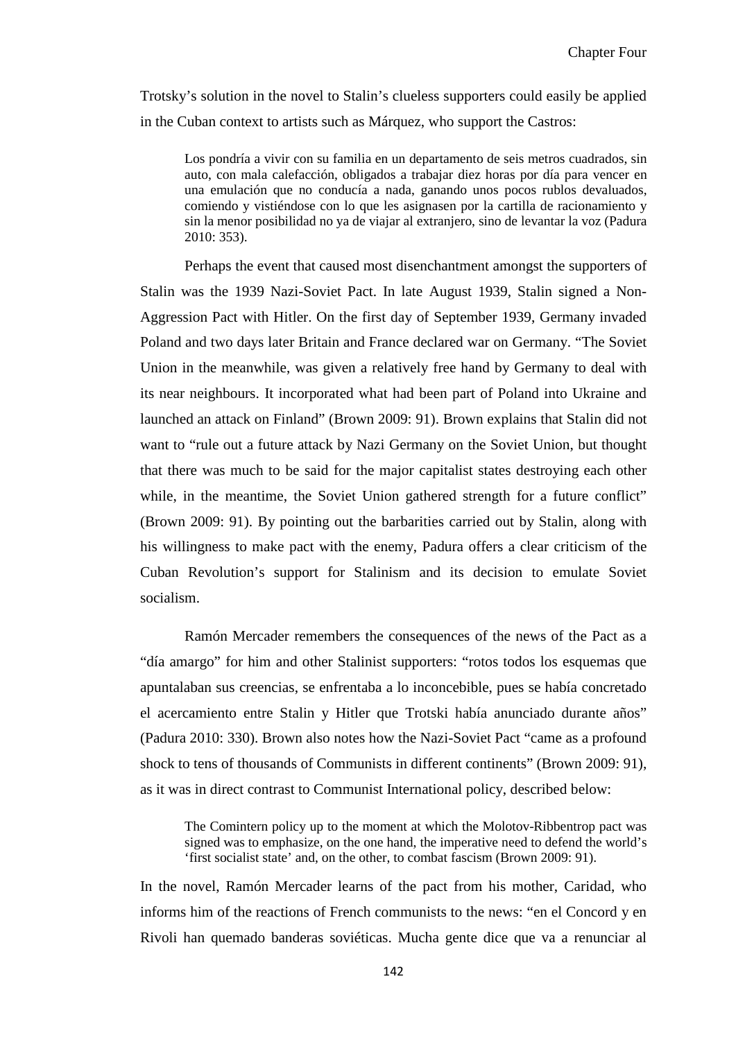Trotsky's solution in the novel to Stalin's clueless supporters could easily be applied in the Cuban context to artists such as Márquez, who support the Castros:

> Los pondría a vivir con su familia en un departamento de seis metros cuadrados, sin auto, con mala calefacción, obligados a trabajar diez horas por día para vencer en una emulación que no conducía a nada, ganando unos pocos rublos devaluados, comiendo y vistiéndose con lo que les asignasen por la cartilla de racionamiento y sin la menor posibilidad no ya de viajar al extranjero, sino de levantar la voz (Padura 2010: 353).

Perhaps the event that caused most disenchantment amongst the supporters of Stalin was the 1939 Nazi-Soviet Pact. In late August 1939, Stalin signed a Non-Aggression Pact with Hitler. On the first day of September 1939, Germany invaded Poland and two days later Britain and France declared war on Germany. "The Soviet Union in the meanwhile, was given a relatively free hand by Germany to deal with its near neighbours. It incorporated what had been part of Poland into Ukraine and launched an attack on Finland" (Brown 2009: 91). Brown explains that Stalin did not want to "rule out a future attack by Nazi Germany on the Soviet Union, but thought that there was much to be said for the major capitalist states destroying each other while, in the meantime, the Soviet Union gathered strength for a future conflict" (Brown 2009: 91). By pointing out the barbarities carried out by Stalin, along with his willingness to make pact with the enemy, Padura offers a clear criticism of the Cuban Revolution's support for Stalinism and its decision to emulate Soviet socialism.

Ramón Mercader remembers the consequences of the news of the Pact as a "día amargo" for him and other Stalinist supporters: "rotos todos los esquemas que apuntalaban sus creencias, se enfrentaba a lo inconcebible, pues se había concretado el acercamiento entre Stalin y Hitler que Trotski había anunciado durante años" (Padura 2010: 330). Brown also notes how the Nazi-Soviet Pact "came as a profound shock to tens of thousands of Communists in different continents" (Brown 2009: 91), as it was in direct contrast to Communist International policy, described below:

> The Comintern policy up to the moment at which the Molotov-Ribbentrop pact was signed was to emphasize, on the one hand, the imperative need to defend the world's 'first socialist state' and, on the other, to combat fascism (Brown 2009: 91).

In the novel, Ramón Mercader learns of the pact from his mother, Caridad, who informs him of the reactions of French communists to the news: "en el Concord y en Rivoli han quemado banderas soviéticas. Mucha gente dice que va a renunciar al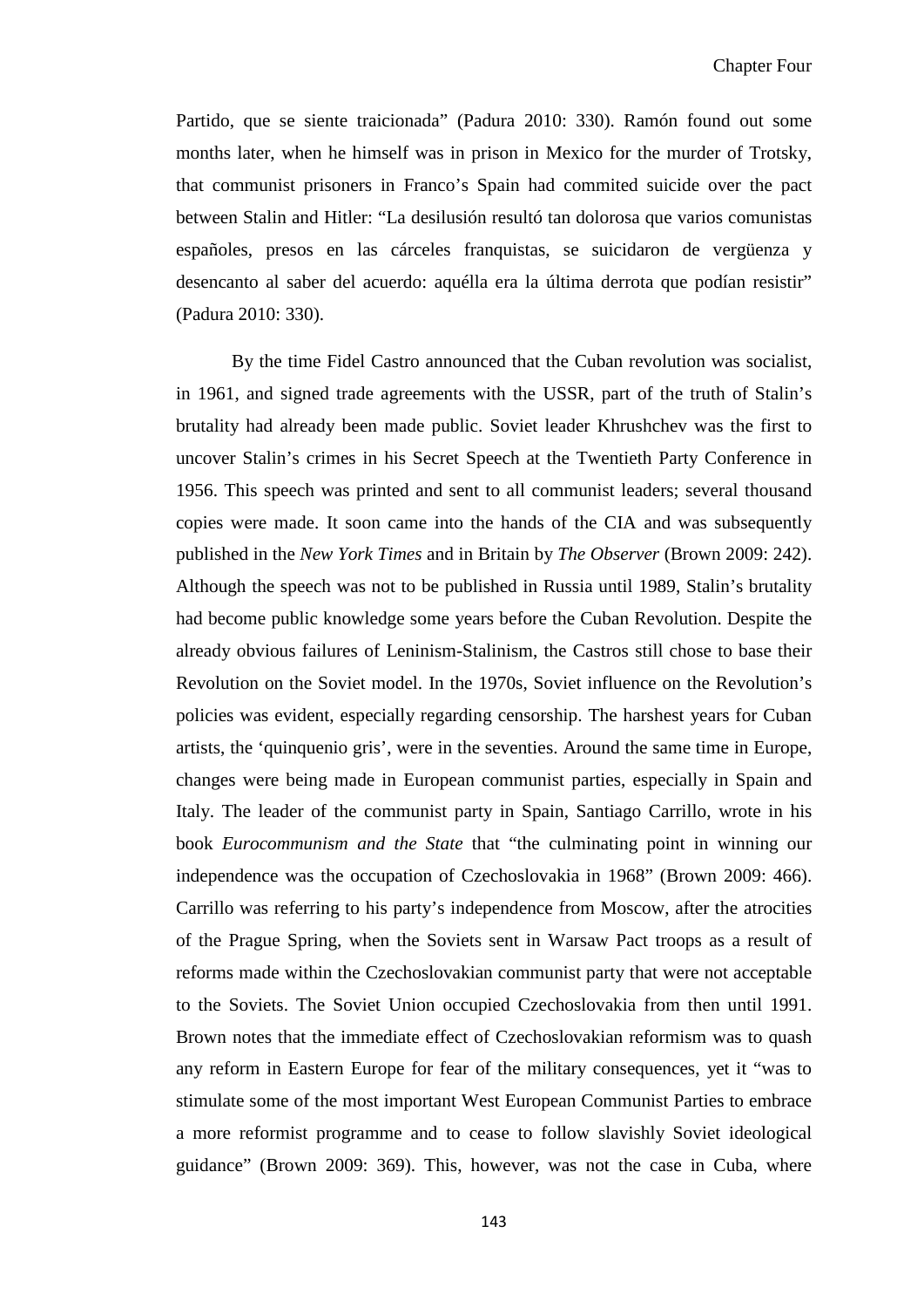Partido, que se siente traicionada" (Padura 2010: 330). Ramón found out some months later, when he himself was in prison in Mexico for the murder of Trotsky, that communist prisoners in Franco's Spain had commited suicide over the pact between Stalin and Hitler: "La desilusión resultó tan dolorosa que varios comunistas españoles, presos en las cárceles franquistas, se suicidaron de vergüenza y desencanto al saber del acuerdo: aquélla era la última derrota que podían resistir" (Padura 2010: 330).

By the time Fidel Castro announced that the Cuban revolution was socialist, in 1961, and signed trade agreements with the USSR, part of the truth of Stalin's brutality had already been made public. Soviet leader Khrushchev was the first to uncover Stalin's crimes in his Secret Speech at the Twentieth Party Conference in 1956. This speech was printed and sent to all communist leaders; several thousand copies were made. It soon came into the hands of the CIA and was subsequently published in the *New York Times* and in Britain by *The Observer* (Brown 2009: 242). Although the speech was not to be published in Russia until 1989, Stalin's brutality had become public knowledge some years before the Cuban Revolution. Despite the already obvious failures of Leninism-Stalinism, the Castros still chose to base their Revolution on the Soviet model. In the 1970s, Soviet influence on the Revolution's policies was evident, especially regarding censorship. The harshest years for Cuban artists, the 'quinquenio gris', were in the seventies. Around the same time in Europe, changes were being made in European communist parties, especially in Spain and Italy. The leader of the communist party in Spain, Santiago Carrillo, wrote in his book *Eurocommunism and the State* that "the culminating point in winning our independence was the occupation of Czechoslovakia in 1968" (Brown 2009: 466). Carrillo was referring to his party's independence from Moscow, after the atrocities of the Prague Spring, when the Soviets sent in Warsaw Pact troops as a result of reforms made within the Czechoslovakian communist party that were not acceptable to the Soviets. The Soviet Union occupied Czechoslovakia from then until 1991. Brown notes that the immediate effect of Czechoslovakian reformism was to quash any reform in Eastern Europe for fear of the military consequences, yet it "was to stimulate some of the most important West European Communist Parties to embrace a more reformist programme and to cease to follow slavishly Soviet ideological guidance" (Brown 2009: 369). This, however, was not the case in Cuba, where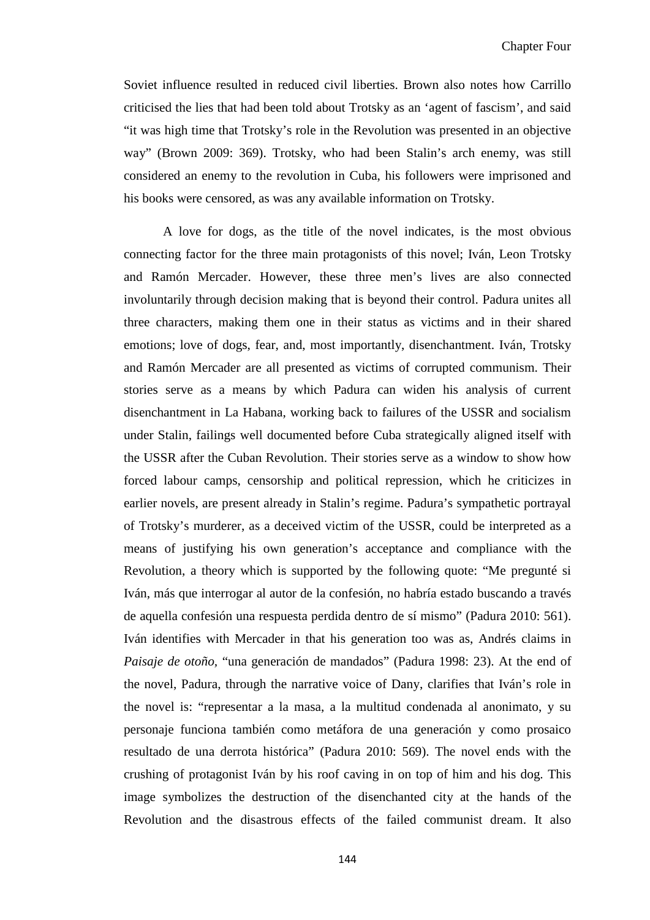Soviet influence resulted in reduced civil liberties. Brown also notes how Carrillo criticised the lies that had been told about Trotsky as an 'agent of fascism', and said "it was high time that Trotsky's role in the Revolution was presented in an objective way" (Brown 2009: 369). Trotsky, who had been Stalin's arch enemy, was still considered an enemy to the revolution in Cuba, his followers were imprisoned and his books were censored, as was any available information on Trotsky.

A love for dogs, as the title of the novel indicates, is the most obvious connecting factor for the three main protagonists of this novel; Iván, Leon Trotsky and Ramón Mercader. However, these three men's lives are also connected involuntarily through decision making that is beyond their control. Padura unites all three characters, making them one in their status as victims and in their shared emotions; love of dogs, fear, and, most importantly, disenchantment. Iván, Trotsky and Ramón Mercader are all presented as victims of corrupted communism. Their stories serve as a means by which Padura can widen his analysis of current disenchantment in La Habana, working back to failures of the USSR and socialism under Stalin, failings well documented before Cuba strategically aligned itself with the USSR after the Cuban Revolution. Their stories serve as a window to show how forced labour camps, censorship and political repression, which he criticizes in earlier novels, are present already in Stalin's regime. Padura's sympathetic portrayal of Trotsky's murderer, as a deceived victim of the USSR, could be interpreted as a means of justifying his own generation's acceptance and compliance with the Revolution, a theory which is supported by the following quote: "Me pregunté si Iván, más que interrogar al autor de la confesión, no habría estado buscando a través de aquella confesión una respuesta perdida dentro de sí mismo" (Padura 2010: 561). Iván identifies with Mercader in that his generation too was as, Andrés claims in *Paisaje de otoño*, "una generación de mandados" (Padura 1998: 23). At the end of the novel, Padura, through the narrative voice of Dany, clarifies that Iván's role in the novel is: "representar a la masa, a la multitud condenada al anonimato, y su personaje funciona también como metáfora de una generación y como prosaico resultado de una derrota histórica" (Padura 2010: 569). The novel ends with the crushing of protagonist Iván by his roof caving in on top of him and his dog. This image symbolizes the destruction of the disenchanted city at the hands of the Revolution and the disastrous effects of the failed communist dream. It also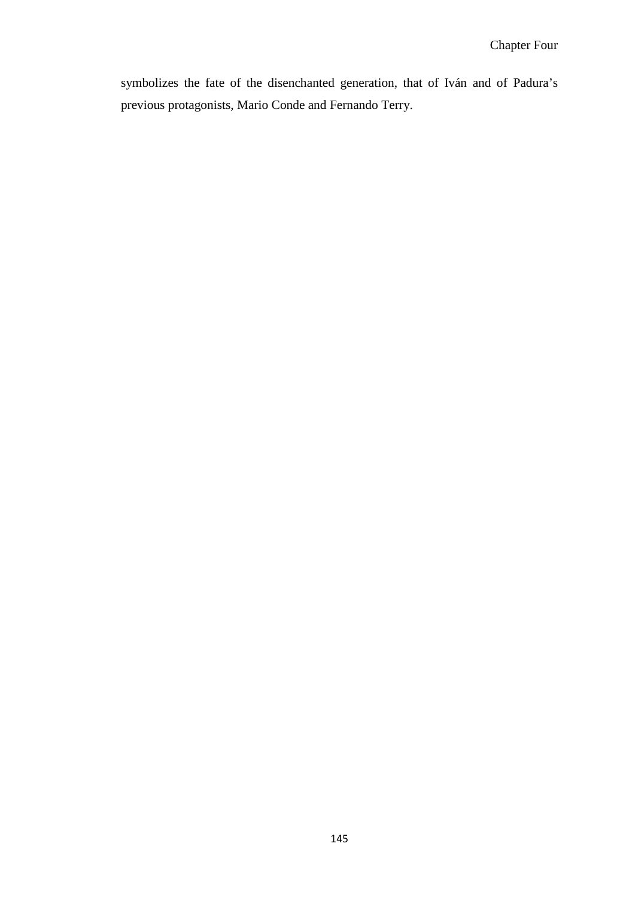symbolizes the fate of the disenchanted generation, that of Iván and of Padura's previous protagonists, Mario Conde and Fernando Terry.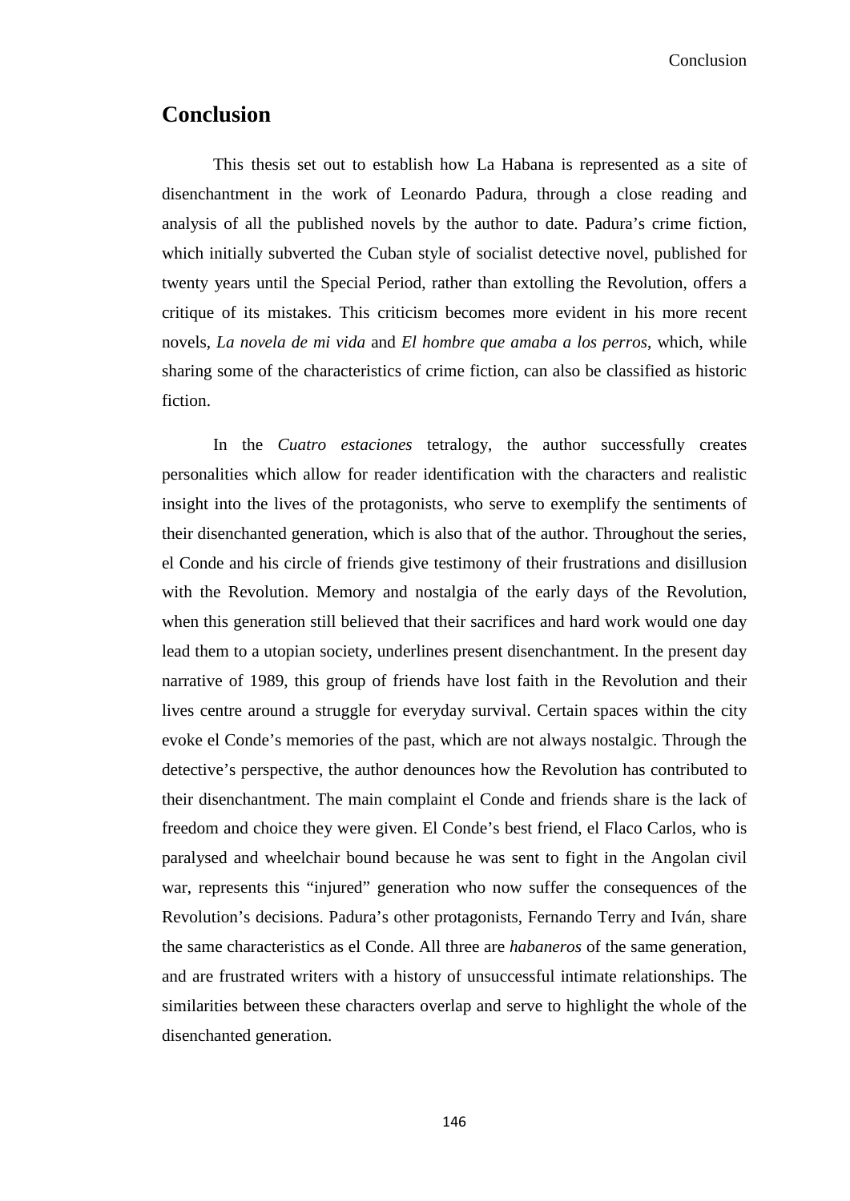# Conclusion

This thesis set out to establish how La Habana is represented as a site of disenchantment in the work of Leonardo Padura, through a close reading and analysis of all the published novels by the author to date. Padura's crime fiction, which initially subverted the Cuban style of socialist detective novel, published for twenty years until the Special Period, rather than extolling the Revolution, offers a critique of its mistakes. This criticism becomes more evident in his more recent novels, *La novela de mi vida* and *El hombre que amaba a los perros*, which, while sharing some of the characteristics of crime fiction, can also be classified as historic fiction.

In the *Cuatro estaciones* tetralogy, the author successfully creates personalities which allow for reader identification with the characters and realistic insight into the lives of the protagonists, who serve to exemplify the sentiments of their disenchanted generation, which is also that of the author. Throughout the series, el Conde and his circle of friends give testimony of their frustrations and disillusion with the Revolution. Memory and nostalgia of the early days of the Revolution, when this generation still believed that their sacrifices and hard work would one day lead them to a utopian society, underlines present disenchantment. In the present day narrative of 1989, this group of friends have lost faith in the Revolution and their lives centre around a struggle for everyday survival. Certain spaces within the city evoke el Conde's memories of the past, which are not always nostalgic. Through the detective's perspective, the author denounces how the Revolution has contributed to their disenchantment. The main complaint el Conde and friends share is the lack of freedom and choice they were given. El Conde's best friend, el Flaco Carlos, who is paralysed and wheelchair bound because he was sent to fight in the Angolan civil war, represents this "injured" generation who now suffer the consequences of the Revolution's decisions. Padura's other protagonists, Fernando Terry and Iván, share the same characteristics as el Conde. All three are *habaneros* of the same generation, and are frustrated writers with a history of unsuccessful intimate relationships. The similarities between these characters overlap and serve to highlight the whole of the disenchanted generation.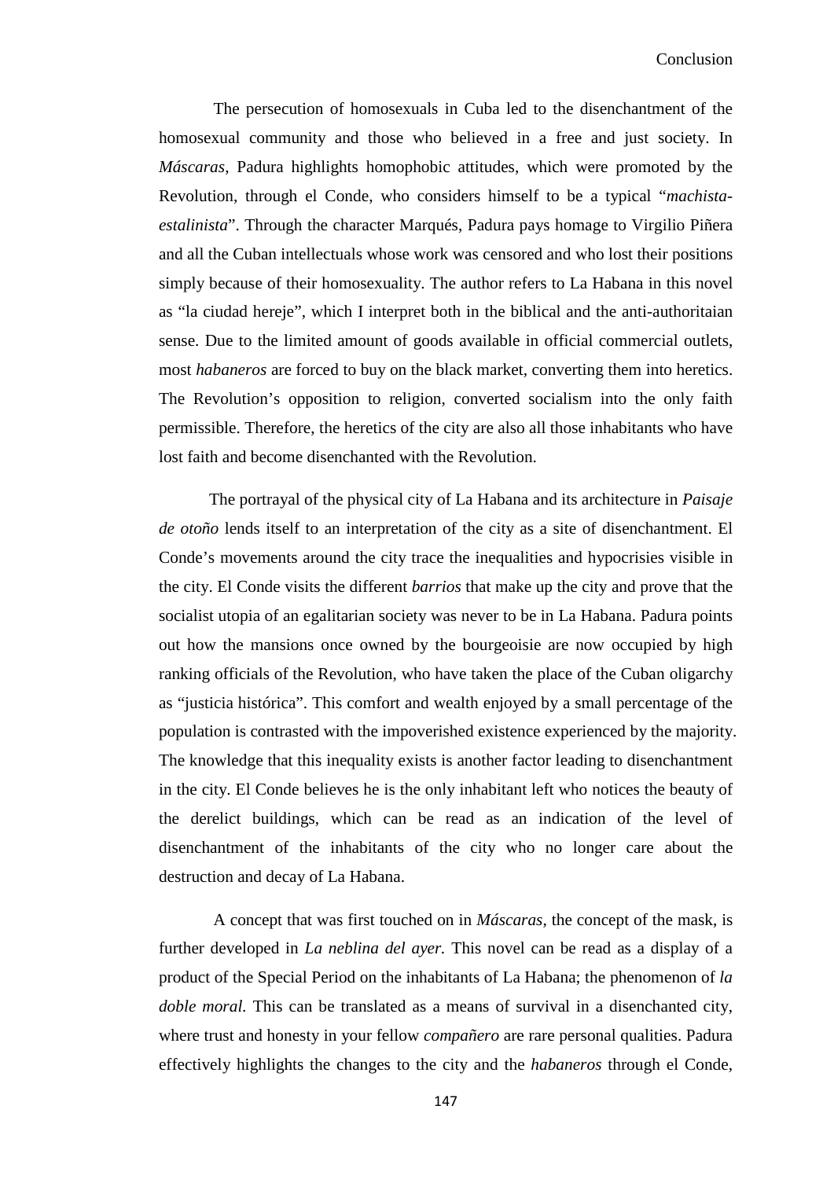The persecution of homosexuals in Cuba led to the disenchantment of the homosexual community and those who believed in a free and just society. In *Máscaras*, Padura highlights homophobic attitudes, which were promoted by the Revolution, through el Conde, who considers himself to be a typical "*machista-estalinista*". Through the character Marqués, Padura pays homage to Virgilio Piñera and all the Cuban intellectuals whose work was censored and who lost their positions simply because of their homosexuality. The author refers to La Habana in this novel as "la ciudad hereje", which I interpret both in the biblical and the anti-authoritaian sense. Due to the limited amount of goods available in official commercial outlets, most *habaneros* are forced to buy on the black market, converting them into heretics. The Revolution's opposition to religion, converted socialism into the only faith permissible. Therefore, the heretics of the city are also all those inhabitants who have lost faith and become disenchanted with the Revolution.

The portrayal of the physical city of La Habana and its architecture in *Paisaje de otoño* lends itself to an interpretation of the city as a site of disenchantment. El Conde's movements around the city trace the inequalities and hypocrisies visible in the city. El Conde visits the different *barrios* that make up the city and prove that the socialist utopia of an egalitarian society was never to be in La Habana. Padura points out how the mansions once owned by the bourgeoisie are now occupied by high ranking officials of the Revolution, who have taken the place of the Cuban oligarchy as "justicia histórica". This comfort and wealth enjoyed by a small percentage of the population is contrasted with the impoverished existence experienced by the majority. The knowledge that this inequality exists is another factor leading to disenchantment in the city. El Conde believes he is the only inhabitant left who notices the beauty of the derelict buildings, which can be read as an indication of the level of disenchantment of the inhabitants of the city who no longer care about the destruction and decay of La Habana.

A concept that was first touched on in *Máscaras*, the concept of the mask, is further developed in *La neblina del ayer.* This novel can be read as a display of a product of the Special Period on the inhabitants of La Habana; the phenomenon of *la doble moral.* This can be translated as a means of survival in a disenchanted city, where trust and honesty in your fellow *compañero* are rare personal qualities. Padura effectively highlights the changes to the city and the *habaneros* through el Conde,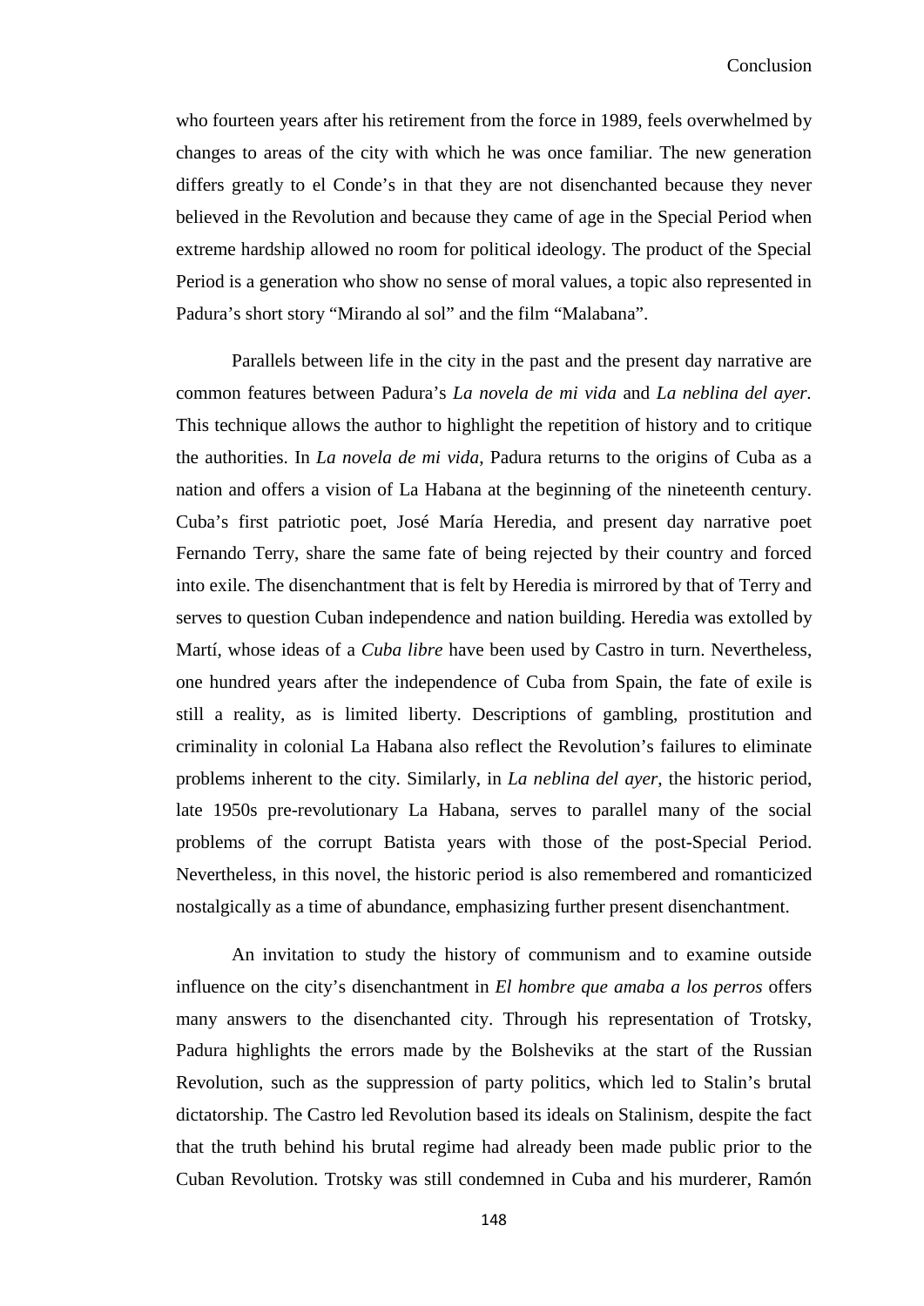who fourteen years after his retirement from the force in 1989, feels overwhelmed by changes to areas of the city with which he was once familiar. The new generation differs greatly to el Conde's in that they are not disenchanted because they never believed in the Revolution and because they came of age in the Special Period when extreme hardship allowed no room for political ideology. The product of the Special Period is a generation who show no sense of moral values, a topic also represented in Padura's short story "Mirando al sol" and the film "Malabana".

Parallels between life in the city in the past and the present day narrative are common features between Padura's *La novela de mi vida* and *La neblina del ayer*. This technique allows the author to highlight the repetition of history and to critique the authorities. In *La novela de mi vida*, Padura returns to the origins of Cuba as a nation and offers a vision of La Habana at the beginning of the nineteenth century. Cuba's first patriotic poet, José María Heredia, and present day narrative poet Fernando Terry, share the same fate of being rejected by their country and forced into exile. The disenchantment that is felt by Heredia is mirrored by that of Terry and serves to question Cuban independence and nation building. Heredia was extolled by Martí, whose ideas of a *Cuba libre* have been used by Castro in turn. Nevertheless, one hundred years after the independence of Cuba from Spain, the fate of exile is still a reality, as is limited liberty. Descriptions of gambling, prostitution and criminality in colonial La Habana also reflect the Revolution's failures to eliminate problems inherent to the city. Similarly, in *La neblina del ayer*, the historic period, late 1950s pre-revolutionary La Habana, serves to parallel many of the social problems of the corrupt Batista years with those of the post-Special Period. Nevertheless, in this novel, the historic period is also remembered and romanticized nostalgically as a time of abundance, emphasizing further present disenchantment.

An invitation to study the history of communism and to examine outside influence on the city's disenchantment in *El hombre que amaba a los perros* offers many answers to the disenchanted city. Through his representation of Trotsky, Padura highlights the errors made by the Bolsheviks at the start of the Russian Revolution, such as the suppression of party politics, which led to Stalin's brutal dictatorship. The Castro led Revolution based its ideals on Stalinism, despite the fact that the truth behind his brutal regime had already been made public prior to the Cuban Revolution. Trotsky was still condemned in Cuba and his murderer, Ramón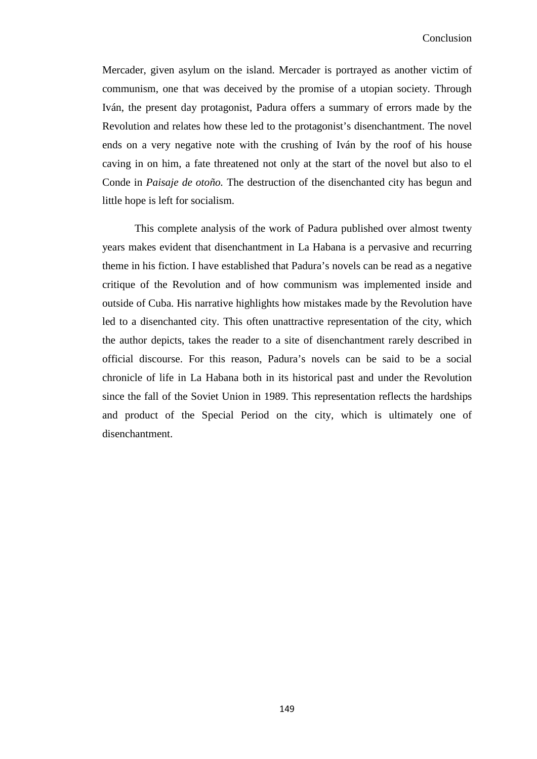Mercader, given asylum on the island. Mercader is portrayed as another victim of communism, one that was deceived by the promise of a utopian society. Through Iván, the present day protagonist, Padura offers a summary of errors made by the Revolution and relates how these led to the protagonist's disenchantment. The novel ends on a very negative note with the crushing of Iván by the roof of his house caving in on him, a fate threatened not only at the start of the novel but also to el Conde in *Paisaje de otoño.* The destruction of the disenchanted city has begun and little hope is left for socialism.

This complete analysis of the work of Padura published over almost twenty years makes evident that disenchantment in La Habana is a pervasive and recurring theme in his fiction. I have established that Padura's novels can be read as a negative critique of the Revolution and of how communism was implemented inside and outside of Cuba. His narrative highlights how mistakes made by the Revolution have led to a disenchanted city. This often unattractive representation of the city, which the author depicts, takes the reader to a site of disenchantment rarely described in official discourse. For this reason, Padura's novels can be said to be a social chronicle of life in La Habana both in its historical past and under the Revolution since the fall of the Soviet Union in 1989. This representation reflects the hardships and product of the Special Period on the city, which is ultimately one of disenchantment.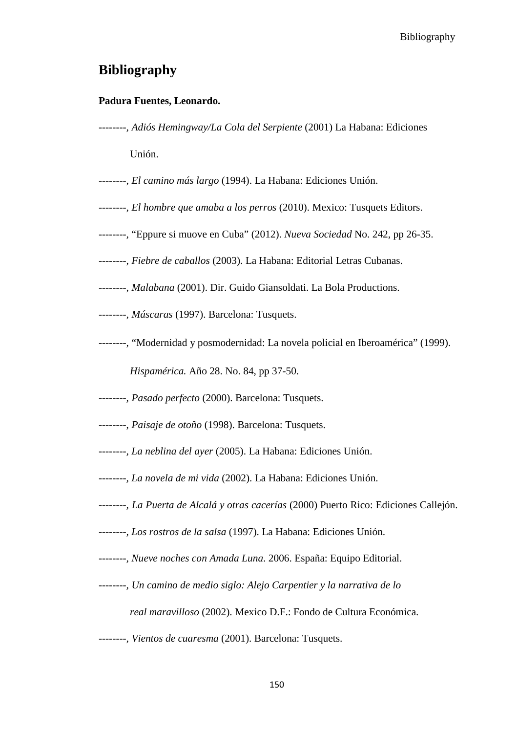# Bibliography

**Padura Fuentes, Leonardo.**

--------, *Adiós Hemingway/La Cola del Serpiente* (2001) La Habana: Ediciones Unión.

--------, *El camino más largo* (1994). La Habana: Ediciones Unión.

--------, *El hombre que amaba a los perros* (2010). Mexico: Tusquets Editors.

--------, "Eppure si muove en Cuba" (2012). *Nueva Sociedad* No. 242, pp 26-35.

--------, *Fiebre de caballos* (2003). La Habana: Editorial Letras Cubanas.

--------, *Malabana* (2001). Dir. Guido Giansoldati. La Bola Productions.

--------, *Máscaras* (1997). Barcelona: Tusquets.

--------, "Modernidad y posmodernidad: La novela policial en Iberoamérica" (1999). *Hispamérica.* Año 28. No. 84, pp 37-50.

--------, *Pasado perfecto* (2000). Barcelona: Tusquets.

--------, *Paisaje de otoño* (1998). Barcelona: Tusquets.

--------, *La neblina del ayer* (2005). La Habana: Ediciones Unión.

--------, *La novela de mi vida* (2002). La Habana: Ediciones Unión.

--------, *La Puerta de Alcalá y otras cacerías* (2000) Puerto Rico: Ediciones Callejón.

--------, *Los rostros de la salsa* (1997). La Habana: Ediciones Unión.

--------, *Nueve noches con Amada Luna*. 2006. España: Equipo Editorial.

--------, *Un camino de medio siglo: Alejo Carpentier y la narrativa de lo real maravilloso* (2002). Mexico D.F.: Fondo de Cultura Económica.

--------, *Vientos de cuaresma* (2001). Barcelona: Tusquets.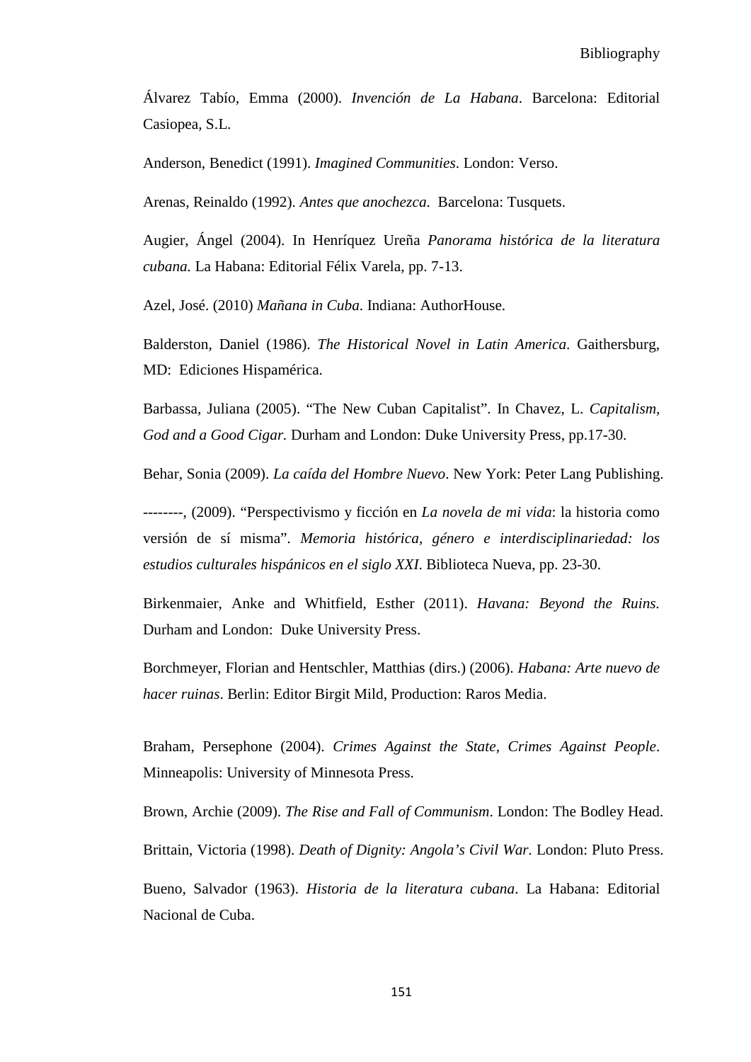Álvarez Tabío, Emma (2000). *Invención de La Habana*. Barcelona: Editorial Casiopea, S.L.

Anderson, Benedict (1991). *Imagined Communities*. London: Verso.

Arenas, Reinaldo (1992). *Antes que anochezca.* Barcelona: Tusquets.

Augier, Ángel (2004). In Henríquez Ureña *Panorama histórica de la literatura cubana.* La Habana: Editorial Félix Varela, pp. 7-13.

Azel, José. (2010) *Mañana in Cuba*. Indiana: AuthorHouse.

Balderston, Daniel (1986). *The Historical Novel in Latin America*. Gaithersburg, MD: Ediciones Hispamérica.

Barbassa, Juliana (2005). "The New Cuban Capitalist". In Chavez, L. *Capitalism, God and a Good Cigar.* Durham and London: Duke University Press, pp.17-30.

Behar, Sonia (2009). *La caída del Hombre Nuevo*. New York: Peter Lang Publishing.

--------, (2009). "Perspectivismo y ficción en *La novela de mi vida*: la historia como versión de sí misma". *Memoria histórica, género e interdisciplinariedad: los estudios culturales hispánicos en el siglo XXI*. Biblioteca Nueva, pp. 23-30.

Birkenmaier, Anke and Whitfield, Esther (2011). *Havana: Beyond the Ruins.* Durham and London: Duke University Press.

Borchmeyer, Florian and Hentschler, Matthias (dirs.) (2006). *Habana: Arte nuevo de hacer ruinas*. Berlin: Editor Birgit Mild, Production: Raros Media.

Braham, Persephone (2004). *Crimes Against the State, Crimes Against People*. Minneapolis: University of Minnesota Press.

Brown, Archie (2009). *The Rise and Fall of Communism*. London: The Bodley Head.

Brittain, Victoria (1998). *Death of Dignity: Angola's Civil War.* London: Pluto Press.

Bueno, Salvador (1963). *Historia de la literatura cubana*. La Habana: Editorial Nacional de Cuba.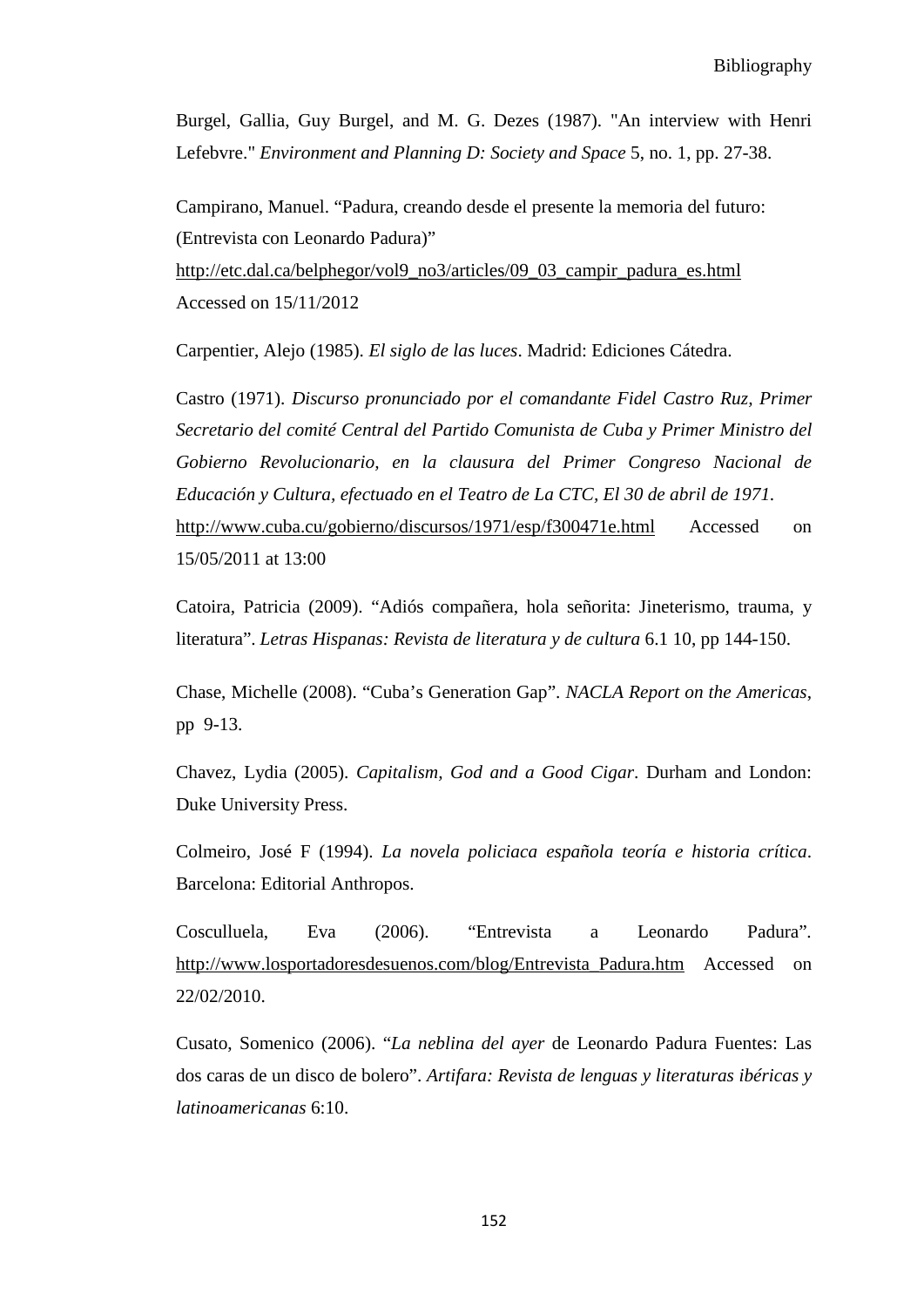Burgel, Gallia, Guy Burgel, and M. G. Dezes (1987). "An interview with Henri Lefebvre." *Environment and Planning D: Society and Space* 5, no. 1, pp. 27-38.

Campirano, Manuel. "Padura, creando desde el presente la memoria del futuro: (Entrevista con Leonardo Padura)" http://etc.dal.ca/belphegor/vol9_no3/articles/09_03_campir_padura_es.html Accessed on 15/11/2012

Carpentier, Alejo (1985). *El siglo de las luces*. Madrid: Ediciones Cátedra.

Castro (1971). *Discurso pronunciado por el comandante Fidel Castro Ruz, Primer Secretario del comité Central del Partido Comunista de Cuba y Primer Ministro del Gobierno Revolucionario, en la clausura del Primer Congreso Nacional de Educación y Cultura, efectuado en el Teatro de La CTC, El 30 de abril de 1971.* http://www.cuba.cu/gobierno/discursos/1971/esp/f300471e.html Accessed on 15/05/2011 at 13:00

Catoira, Patricia (2009). "Adiós compañera, hola señorita: Jineterismo, trauma, y literatura". *Letras Hispanas: Revista de literatura y de cultura* 6.1 10, pp 144-150.

Chase, Michelle (2008). "Cuba's Generation Gap". *NACLA Report on the Americas*, pp 9-13.

Chavez, Lydia (2005). *Capitalism, God and a Good Cigar*. Durham and London: Duke University Press.

Colmeiro, José F (1994). *La novela policiaca española teoría e historia crítica*. Barcelona: Editorial Anthropos.

Cosculluela, Eva (2006). "Entrevista a Leonardo Padura". http://www.losportadoresdesuenos.com/blog/Entrevista_Padura.htm Accessed on 22/02/2010.

Cusato, Somenico (2006). "*La neblina del ayer* de Leonardo Padura Fuentes: Las dos caras de un disco de bolero". *Artifara: Revista de lenguas y literaturas ibéricas y latinoamericanas* 6:10.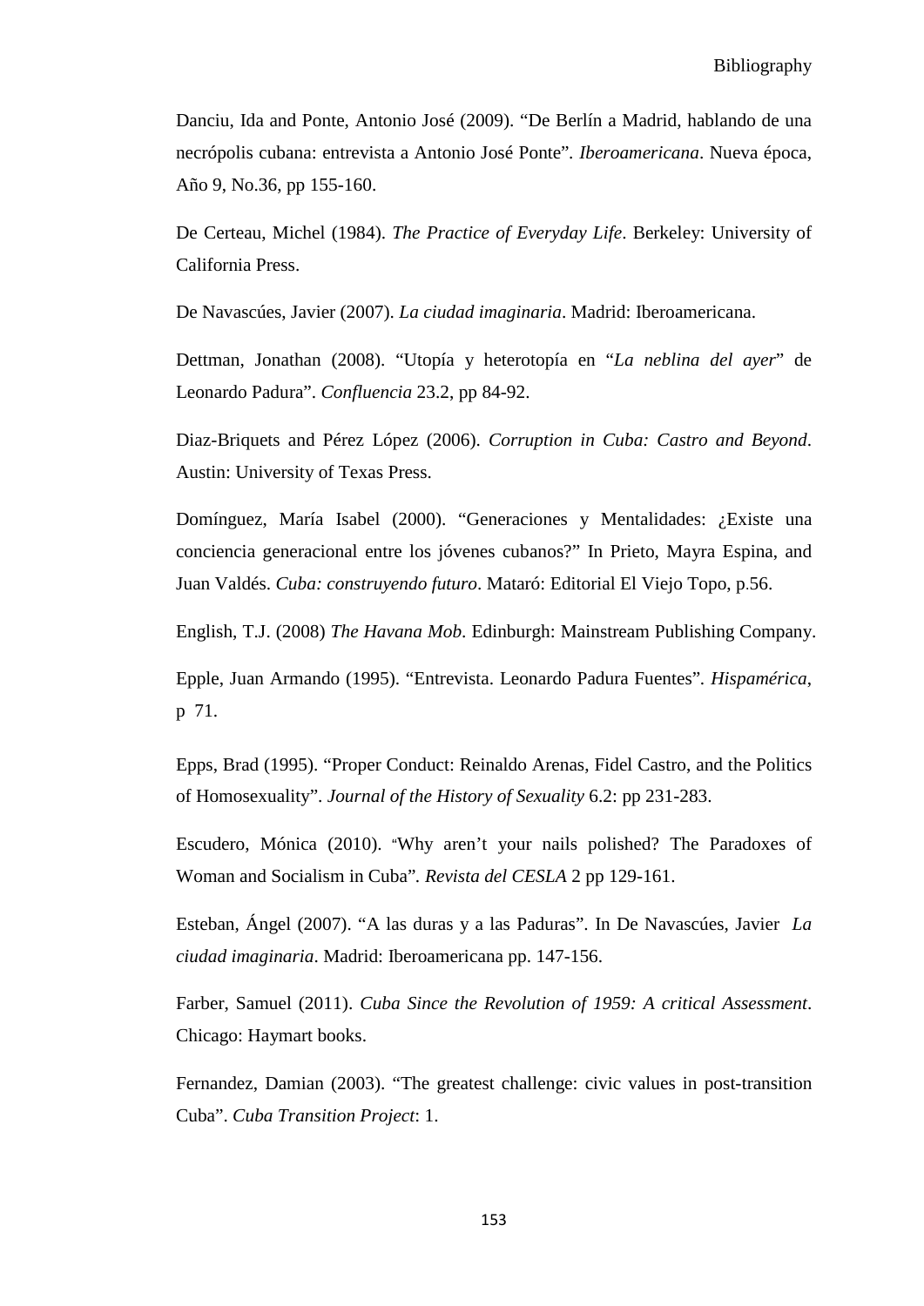Danciu, Ida and Ponte, Antonio José (2009). "De Berlín a Madrid, hablando de una necrópolis cubana: entrevista a Antonio José Ponte". *Iberoamericana*. Nueva época, Año 9, No.36, pp 155-160.

De Certeau, Michel (1984). *The Practice of Everyday Life*. Berkeley: University of California Press.

De Navascúes, Javier (2007). *La ciudad imaginaria*. Madrid: Iberoamericana.

Dettman, Jonathan (2008). "Utopía y heterotopía en "*La neblina del ayer*" de Leonardo Padura". *Confluencia* 23.2, pp 84-92.

Diaz-Briquets and Pérez López (2006). *Corruption in Cuba: Castro and Beyond*. Austin: University of Texas Press.

Domínguez, María Isabel (2000). "Generaciones y Mentalidades: ¿Existe una conciencia generacional entre los jóvenes cubanos?" In Prieto, Mayra Espina, and Juan Valdés. *Cuba: construyendo futuro*. Mataró: Editorial El Viejo Topo, p.56.

English, T.J. (2008) *The Havana Mob*. Edinburgh: Mainstream Publishing Company.

Epple, Juan Armando (1995). "Entrevista. Leonardo Padura Fuentes". *Hispamérica*, p 71.

Epps, Brad (1995). "Proper Conduct: Reinaldo Arenas, Fidel Castro, and the Politics of Homosexuality". *Journal of the History of Sexuality* 6.2: pp 231-283.

Escudero, Mónica (2010). "Why aren't your nails polished? The Paradoxes of Woman and Socialism in Cuba". *Revista del CESLA* 2 pp 129-161.

Esteban, Ángel (2007). "A las duras y a las Paduras". In De Navascúes, Javier *La ciudad imaginaria*. Madrid: Iberoamericana pp. 147-156.

Farber, Samuel (2011). *Cuba Since the Revolution of 1959: A critical Assessment*. Chicago: Haymart books.

Fernandez, Damian (2003). "The greatest challenge: civic values in post-transition Cuba". *Cuba Transition Project*: 1.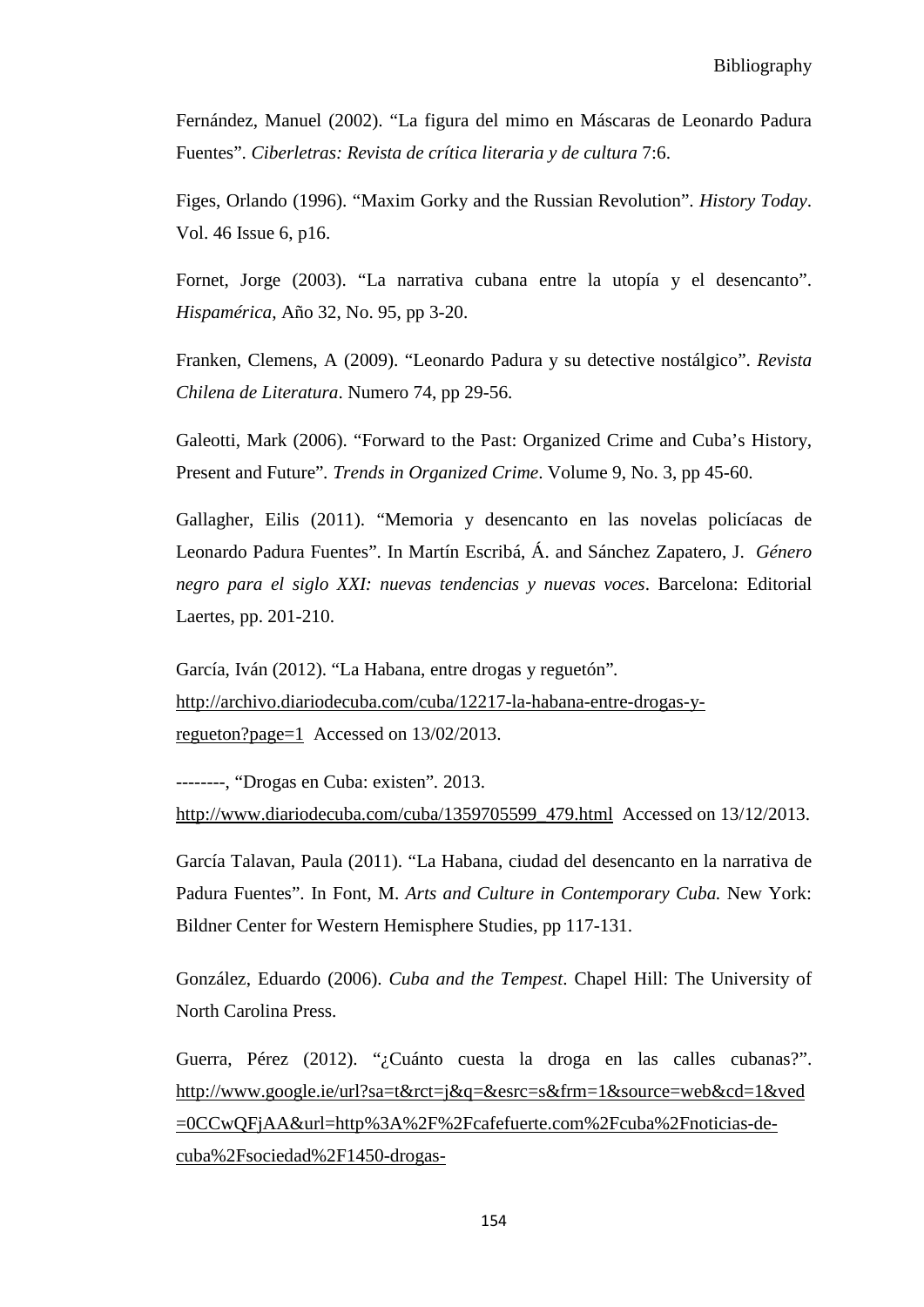Fernández, Manuel (2002). "La figura del mimo en Máscaras de Leonardo Padura Fuentes". *Ciberletras: Revista de crítica literaria y de cultura* 7:6.

Figes, Orlando (1996). "Maxim Gorky and the Russian Revolution". *History Today*. Vol. 46 Issue 6, p16.

Fornet, Jorge (2003). "La narrativa cubana entre la utopía y el desencanto". *Hispamérica*, Año 32, No. 95, pp 3-20.

Franken, Clemens, A (2009). "Leonardo Padura y su detective nostálgico". *Revista Chilena de Literatura*. Numero 74, pp 29-56.

Galeotti, Mark (2006). "Forward to the Past: Organized Crime and Cuba's History, Present and Future". *Trends in Organized Crime*. Volume 9, No. 3, pp 45-60.

Gallagher, Eilis (2011). "Memoria y desencanto en las novelas policíacas de Leonardo Padura Fuentes". In Martín Escribá, Á. and Sánchez Zapatero, J. *Género negro para el siglo XXI: nuevas tendencias y nuevas voces*. Barcelona: Editorial Laertes, pp. 201-210.

García, Iván (2012). "La Habana, entre drogas y reguetón". http://archivo.diariodecuba.com/cuba/12217-la-habana-entre-drogas-y-regueton?page=1 Accessed on 13/02/2013.

--------, "Drogas en Cuba: existen". 2013. http://www.diariodecuba.com/cuba/1359705599_479.html Accessed on 13/12/2013.

García Talavan, Paula (2011). "La Habana, ciudad del desencanto en la narrativa de Padura Fuentes". In Font, M. *Arts and Culture in Contemporary Cuba.* New York: Bildner Center for Western Hemisphere Studies, pp 117-131.

González, Eduardo (2006). *Cuba and the Tempest*. Chapel Hill: The University of North Carolina Press.

Guerra, Pérez (2012). "¿Cuánto cuesta la droga en las calles cubanas?". http://www.google.ie/url?sa=t&rct=j&q=&esrc=s&frm=1&source=web&cd=1&ved=0CCwQFjAA&url=http%3A%2F%2Fcafefuerte.com%2Fcuba%2Fnoticias-de-cuba%2Fsociedad%2F1450-drogas-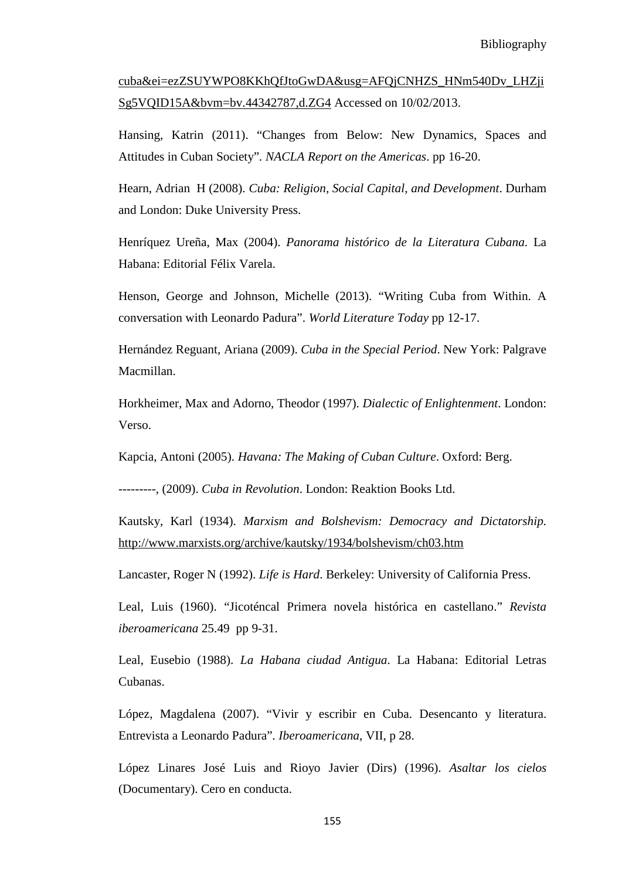cuba&ei=ezZSUYWPO8KKhQfJtoGwDA&usg=AFQjCNHZS_HNm540Dv_LHZjiSg5VQID15A&bvm=bv.44342787,d.ZG4 Accessed on 10/02/2013.

Hansing, Katrin (2011). "Changes from Below: New Dynamics, Spaces and Attitudes in Cuban Society". *NACLA Report on the Americas*. pp 16-20.

Hearn, Adrian H (2008). *Cuba: Religion, Social Capital, and Development*. Durham and London: Duke University Press.

Henríquez Ureña, Max (2004). *Panorama histórico de la Literatura Cubana*. La Habana: Editorial Félix Varela.

Henson, George and Johnson, Michelle (2013). "Writing Cuba from Within. A conversation with Leonardo Padura". *World Literature Today* pp 12-17.

Hernández Reguant, Ariana (2009). *Cuba in the Special Period*. New York: Palgrave Macmillan.

Horkheimer, Max and Adorno, Theodor (1997). *Dialectic of Enlightenment*. London: Verso.

Kapcia, Antoni (2005). *Havana: The Making of Cuban Culture*. Oxford: Berg.

---------, (2009). *Cuba in Revolution*. London: Reaktion Books Ltd.

Kautsky, Karl (1934). *Marxism and Bolshevism: Democracy and Dictatorship.* http://www.marxists.org/archive/kautsky/1934/bolshevism/ch03.htm

Lancaster, Roger N (1992). *Life is Hard*. Berkeley: University of California Press.

Leal, Luis (1960). "Jicoténcal Primera novela histórica en castellano." *Revista iberoamericana* 25.49 pp 9-31.

Leal, Eusebio (1988). *La Habana ciudad Antigua*. La Habana: Editorial Letras Cubanas.

López, Magdalena (2007). "Vivir y escribir en Cuba. Desencanto y literatura. Entrevista a Leonardo Padura". *Iberoamericana*, VII, p 28.

López Linares José Luis and Rioyo Javier (Dirs) (1996). *Asaltar los cielos* (Documentary). Cero en conducta.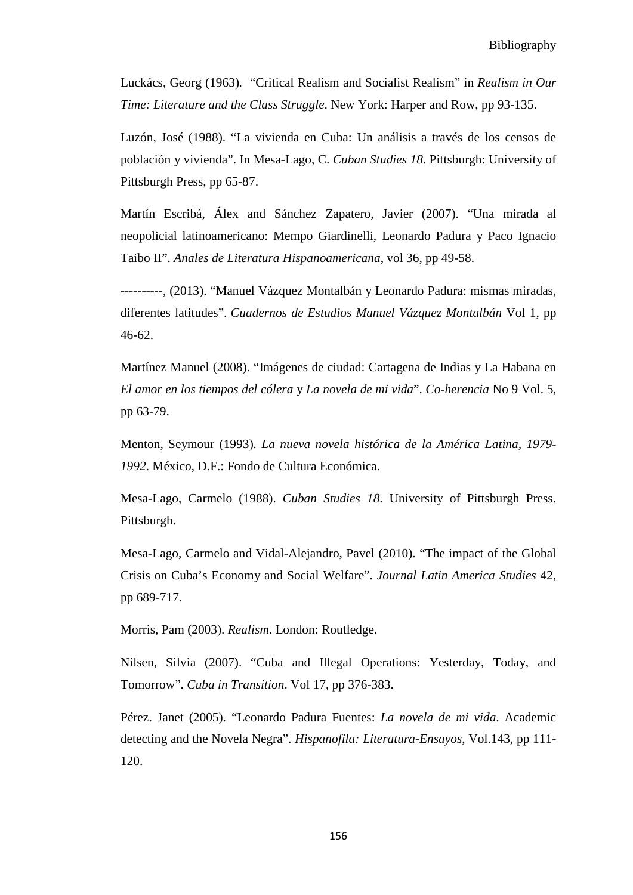Luckács, Georg (1963). "Critical Realism and Socialist Realism" in *Realism in Our Time: Literature and the Class Struggle*. New York: Harper and Row, pp 93-135.

Luzón, José (1988). "La vivienda en Cuba: Un análisis a través de los censos de población y vivienda". In Mesa-Lago, C. *Cuban Studies 18*. Pittsburgh: University of Pittsburgh Press, pp 65-87.

Martín Escribá, Álex and Sánchez Zapatero, Javier (2007). "Una mirada al neopolicial latinoamericano: Mempo Giardinelli, Leonardo Padura y Paco Ignacio Taibo II". *Anales de Literatura Hispanoamericana*, vol 36, pp 49-58.

----------, (2013). "Manuel Vázquez Montalbán y Leonardo Padura: mismas miradas, diferentes latitudes". *Cuadernos de Estudios Manuel Vázquez Montalbán* Vol 1, pp 46-62.

Martínez Manuel (2008). "Imágenes de ciudad: Cartagena de Indias y La Habana en *El amor en los tiempos del cólera* y *La novela de mi vida*". *Co-herencia* No 9 Vol. 5, pp 63-79.

Menton, Seymour (1993). *La nueva novela histórica de la América Latina, 1979-1992*. México, D.F.: Fondo de Cultura Económica.

Mesa-Lago, Carmelo (1988). *Cuban Studies 18*. University of Pittsburgh Press. Pittsburgh.

Mesa-Lago, Carmelo and Vidal-Alejandro, Pavel (2010). "The impact of the Global Crisis on Cuba's Economy and Social Welfare". *Journal Latin America Studies* 42, pp 689-717.

Morris, Pam (2003). *Realism*. London: Routledge.

Nilsen, Silvia (2007). "Cuba and Illegal Operations: Yesterday, Today, and Tomorrow". *Cuba in Transition*. Vol 17, pp 376-383.

Pérez. Janet (2005). "Leonardo Padura Fuentes: *La novela de mi vida*. Academic detecting and the Novela Negra". *Hispanofila: Literatura-Ensayos*, Vol.143, pp 111-120.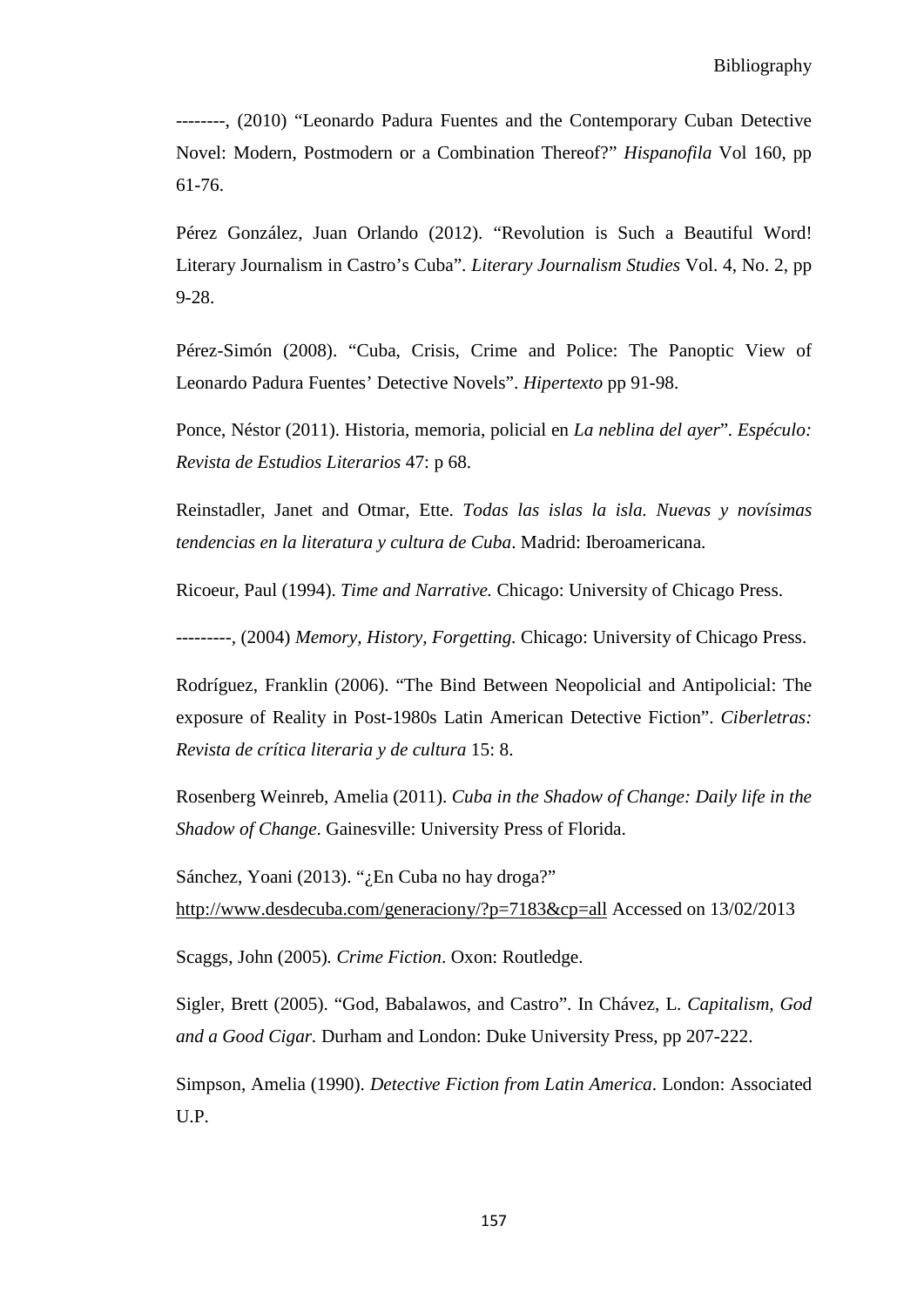--------, (2010) "Leonardo Padura Fuentes and the Contemporary Cuban Detective Novel: Modern, Postmodern or a Combination Thereof?" *Hispanofila* Vol 160, pp 61-76.

Pérez González, Juan Orlando (2012). "Revolution is Such a Beautiful Word! Literary Journalism in Castro's Cuba". *Literary Journalism Studies* Vol. 4, No. 2, pp 9-28.

Pérez-Simón (2008). "Cuba, Crisis, Crime and Police: The Panoptic View of Leonardo Padura Fuentes' Detective Novels". *Hipertexto* pp 91-98.

Ponce, Néstor (2011). Historia, memoria, policial en *La neblina del ayer*". *Espéculo: Revista de Estudios Literarios* 47: p 68.

Reinstadler, Janet and Otmar, Ette. *Todas las islas la isla. Nuevas y novísimas tendencias en la literatura y cultura de Cuba*. Madrid: Iberoamericana.

Ricoeur, Paul (1994). *Time and Narrative.* Chicago: University of Chicago Press.

---------, (2004) *Memory, History, Forgetting.* Chicago: University of Chicago Press.

Rodríguez, Franklin (2006). "The Bind Between Neopolicial and Antipolicial: The exposure of Reality in Post-1980s Latin American Detective Fiction". *Ciberletras: Revista de crítica literaria y de cultura* 15: 8.

Rosenberg Weinreb, Amelia (2011). *Cuba in the Shadow of Change: Daily life in the Shadow of Change*. Gainesville: University Press of Florida.

Sánchez, Yoani (2013). "¿En Cuba no hay droga?" http://www.desdecuba.com/generaciony/?p=7183&cp=all Accessed on 13/02/2013

Scaggs, John (2005). *Crime Fiction*. Oxon: Routledge.

Sigler, Brett (2005). "God, Babalawos, and Castro". In Chávez, L. *Capitalism, God and a Good Cigar*. Durham and London: Duke University Press, pp 207-222.

Simpson, Amelia (1990). *Detective Fiction from Latin America*. London: Associated U.P.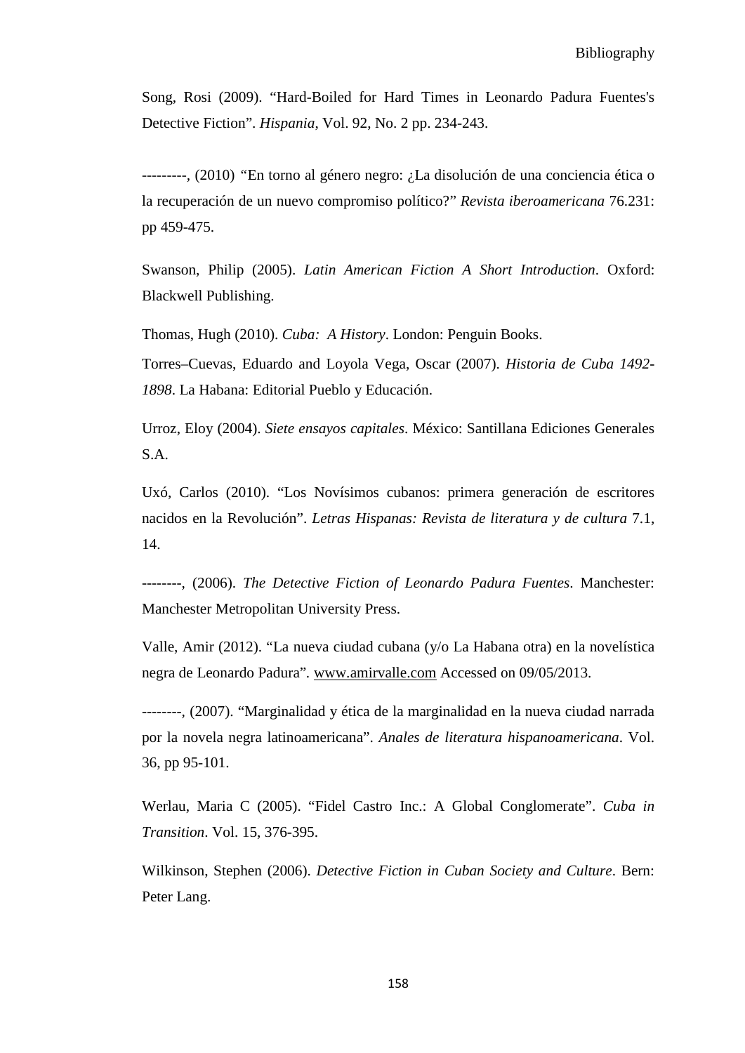Song, Rosi (2009). "Hard-Boiled for Hard Times in Leonardo Padura Fuentes's Detective Fiction". *Hispania*, Vol. 92, No. 2 pp. 234-243.

---------, (2010) "En torno al género negro: ¿La disolución de una conciencia ética o la recuperación de un nuevo compromiso político?" *Revista iberoamericana* 76.231: pp 459-475.

Swanson, Philip (2005). *Latin American Fiction A Short Introduction*. Oxford: Blackwell Publishing.

Thomas, Hugh (2010). *Cuba: A History*. London: Penguin Books.

Torres–Cuevas, Eduardo and Loyola Vega, Oscar (2007). *Historia de Cuba 1492-1898*. La Habana: Editorial Pueblo y Educación.

Urroz, Eloy (2004). *Siete ensayos capitales*. México: Santillana Ediciones Generales S.A.

Uxó, Carlos (2010). "Los Novísimos cubanos: primera generación de escritores nacidos en la Revolución". *Letras Hispanas: Revista de literatura y de cultura* 7.1, 14.

--------, (2006). *The Detective Fiction of Leonardo Padura Fuentes*. Manchester: Manchester Metropolitan University Press.

Valle, Amir (2012). "La nueva ciudad cubana (y/o La Habana otra) en la novelística negra de Leonardo Padura". www.amirvalle.com Accessed on 09/05/2013.

--------, (2007). "Marginalidad y ética de la marginalidad en la nueva ciudad narrada por la novela negra latinoamericana". *Anales de literatura hispanoamericana*. Vol. 36, pp 95-101.

Werlau, Maria C (2005). "Fidel Castro Inc.: A Global Conglomerate". *Cuba in Transition*. Vol. 15, 376-395.

Wilkinson, Stephen (2006). *Detective Fiction in Cuban Society and Culture*. Bern: Peter Lang.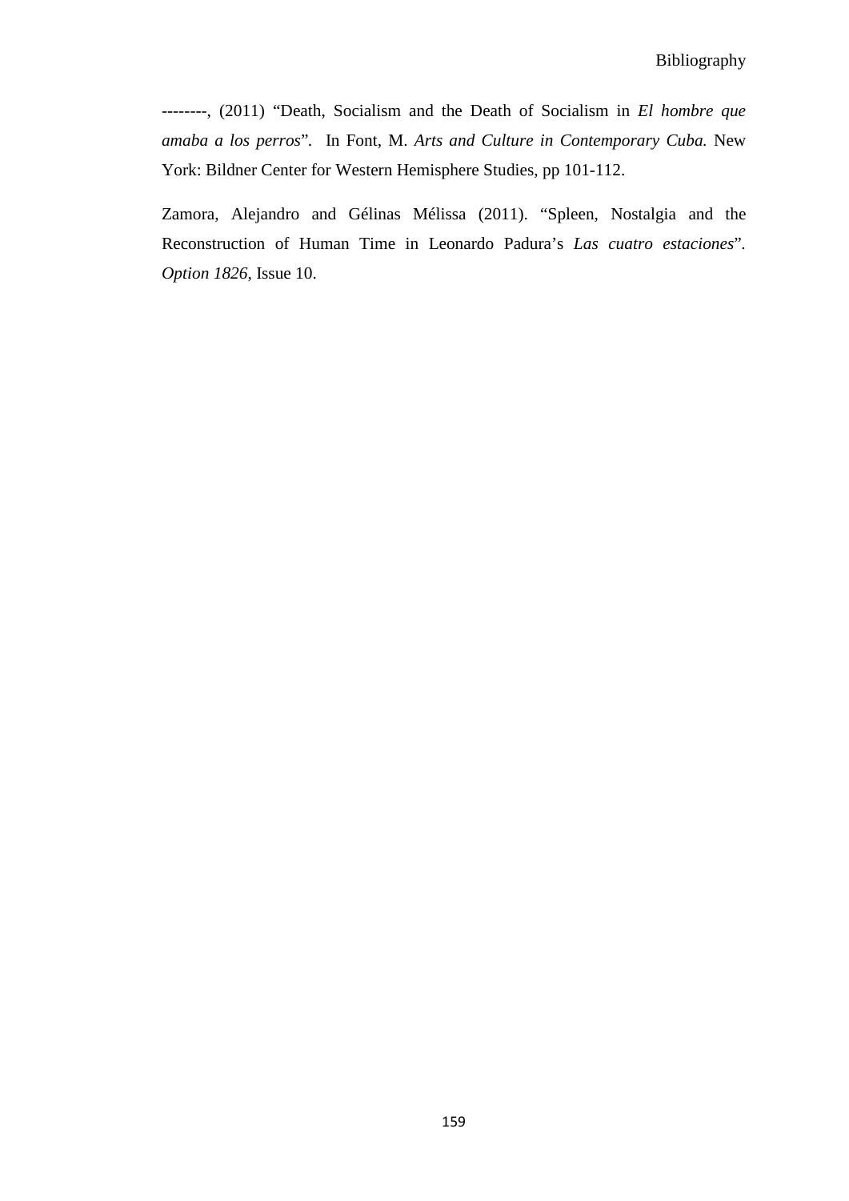--------, (2011) “Death, Socialism and the Death of Socialism in *El hombre que amaba a los perros*”. In Font, M. *Arts and Culture in Contemporary Cuba.* New York: Bildner Center for Western Hemisphere Studies, pp 101-112.

Zamora, Alejandro and Gélinas Mélissa (2011). “Spleen, Nostalgia and the Reconstruction of Human Time in Leonardo Padura’s *Las cuatro estaciones*”. *Option 1826*, Issue 10.